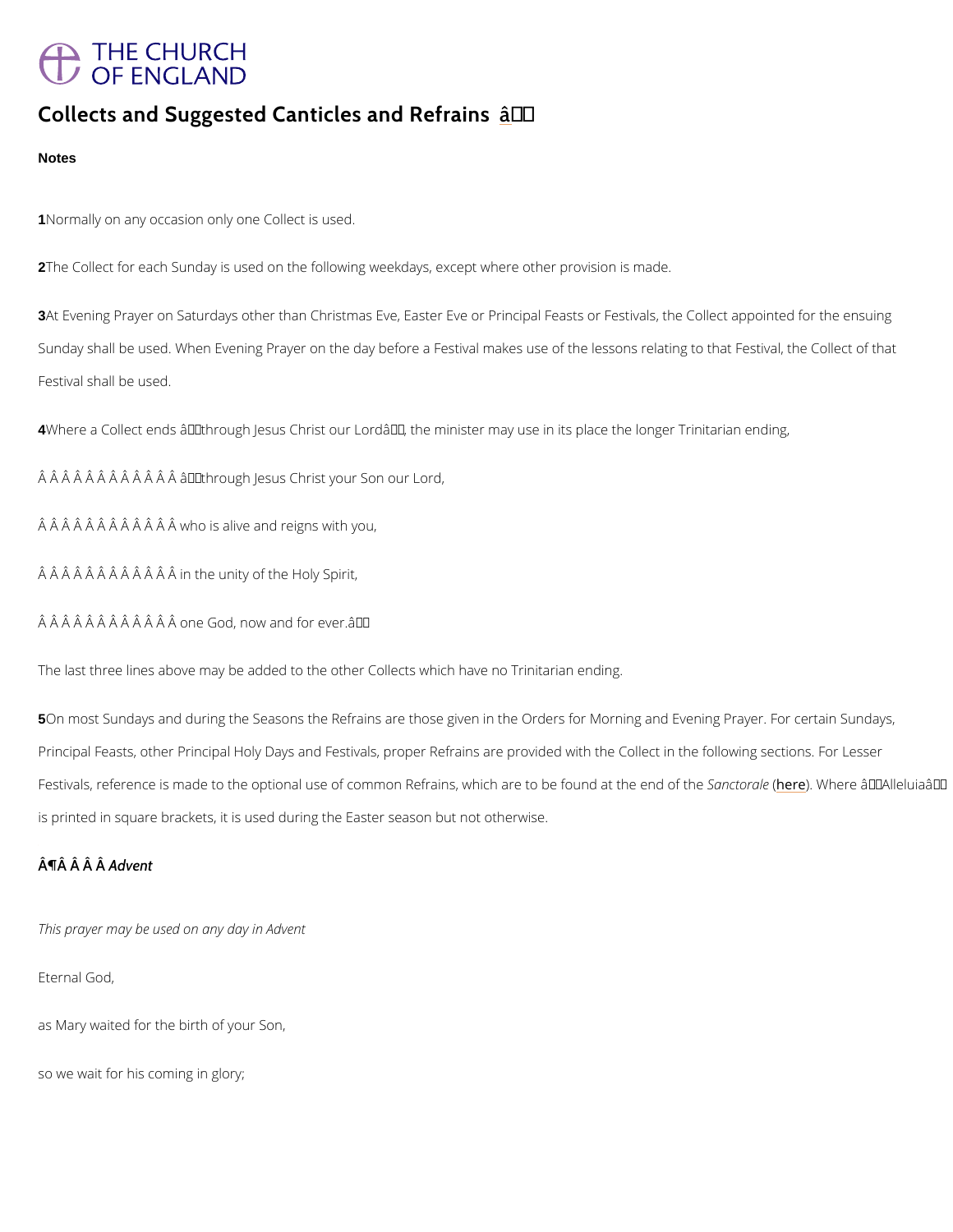# Collects and Suggested Canticles and Refrains

**Notes**

**1** Normally on any occasion only one Collect is used.

**2** The Collect for each Sunday is used on the following weekdays, except where other provision is made.

**3** At Evening Prayer on Saturdays other than Christmas Eve, Easter Eve or Principal Feasts or Festivals, the Collect appointed for the ensuing Sunday shall be used. When Evening Prayer on the day before a Festival makes use of the lessons relating to that Festival, the Collect of that Festival shall be used.

**4** Where a Collect ends 'through Jesus Christ our Lord', the minister may use in its place the longer Trinitarian ending,

'through Jesus Christ your Son our Lord,
who is alive and reigns with you,
in the unity of the Holy Spirit,
one God, now and for ever.'

The last three lines above may be added to the other Collects which have no Trinitarian ending.

**5** On most Sundays and during the Seasons the Refrains are those given in the Orders for Morning and Evening Prayer. For certain Sundays, Principal Feasts, other Principal Holy Days and Festivals, proper Refrains are provided with the Collect in the following sections. For Lesser Festivals, reference is made to the optional use of common Refrains, which are to be found at the end of the *Sanctorale* (here). Where 'Alleluia' is printed in square brackets, it is used during the Easter season but not otherwise.

## *Advent*

*This prayer may be used on any day in Advent*

Eternal God,

as Mary waited for the birth of your Son,

so we wait for his coming in glory;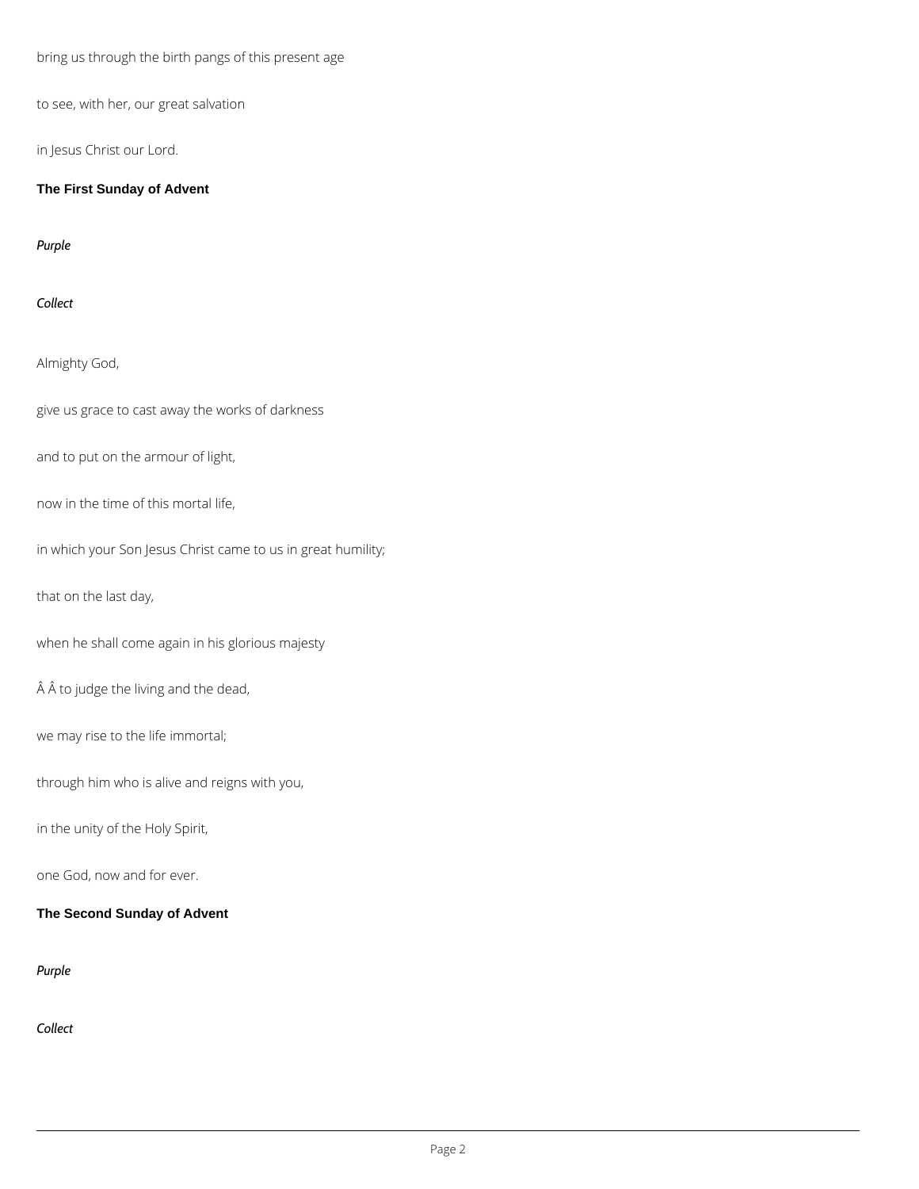bring us through the birth pangs of this present age

to see, with her, our great salvation

in Jesus Christ our Lord.

**The First Sunday of Advent**

*Purple*

*Collect*

Almighty God,

give us grace to cast away the works of darkness

and to put on the armour of light,

now in the time of this mortal life,

in which your Son Jesus Christ came to us in great humility;

that on the last day,

when he shall come again in his glorious majesty

Â Â to judge the living and the dead,

we may rise to the life immortal;

through him who is alive and reigns with you,

in the unity of the Holy Spirit,

one God, now and for ever.

**The Second Sunday of Advent**

*Purple*

*Collect*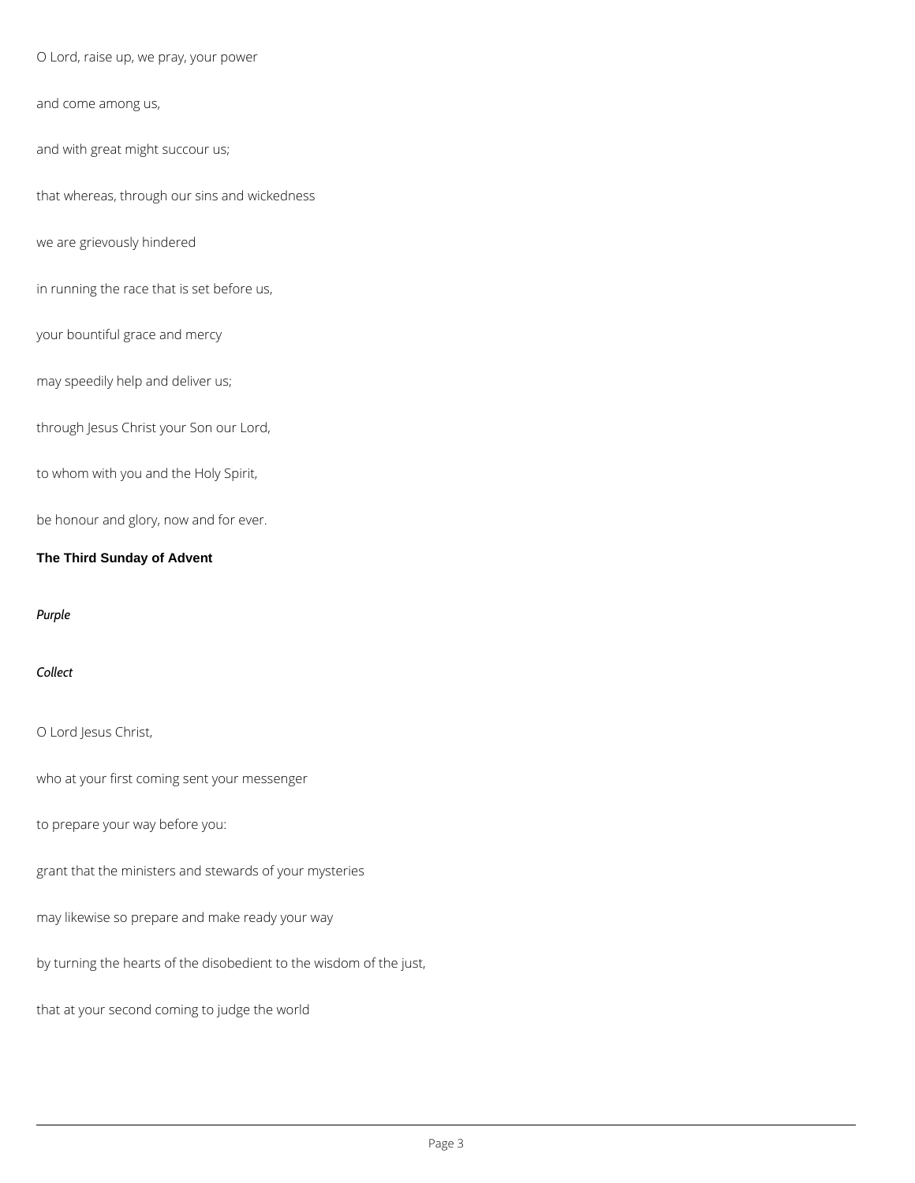O Lord, raise up, we pray, your power

and come among us,

and with great might succour us;

that whereas, through our sins and wickedness

we are grievously hindered

in running the race that is set before us,

your bountiful grace and mercy

may speedily help and deliver us;

through Jesus Christ your Son our Lord,

to whom with you and the Holy Spirit,

be honour and glory, now and for ever.

**The Third Sunday of Advent**

*Purple*

*Collect*

O Lord Jesus Christ,

who at your first coming sent your messenger

to prepare your way before you:

grant that the ministers and stewards of your mysteries

may likewise so prepare and make ready your way

by turning the hearts of the disobedient to the wisdom of the just,

that at your second coming to judge the world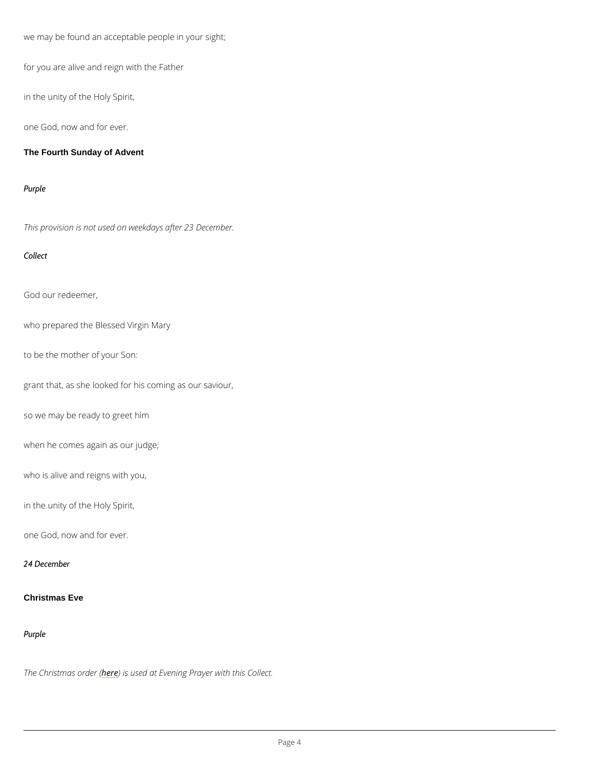we may be found an acceptable people in your sight;

for you are alive and reign with the Father

in the unity of the Holy Spirit,

one God, now and for ever.

**The Fourth Sunday of Advent**

*Purple*

*This provision is not used on weekdays after 23 December.*

*Collect*

God our redeemer,

who prepared the Blessed Virgin Mary

to be the mother of your Son:

grant that, as she looked for his coming as our saviour,

so we may be ready to greet him

when he comes again as our judge;

who is alive and reigns with you,

in the unity of the Holy Spirit,

one God, now and for ever.

*24 December*

**Christmas Eve**

*Purple*

*The Christmas order (here) is used at Evening Prayer with this Collect.*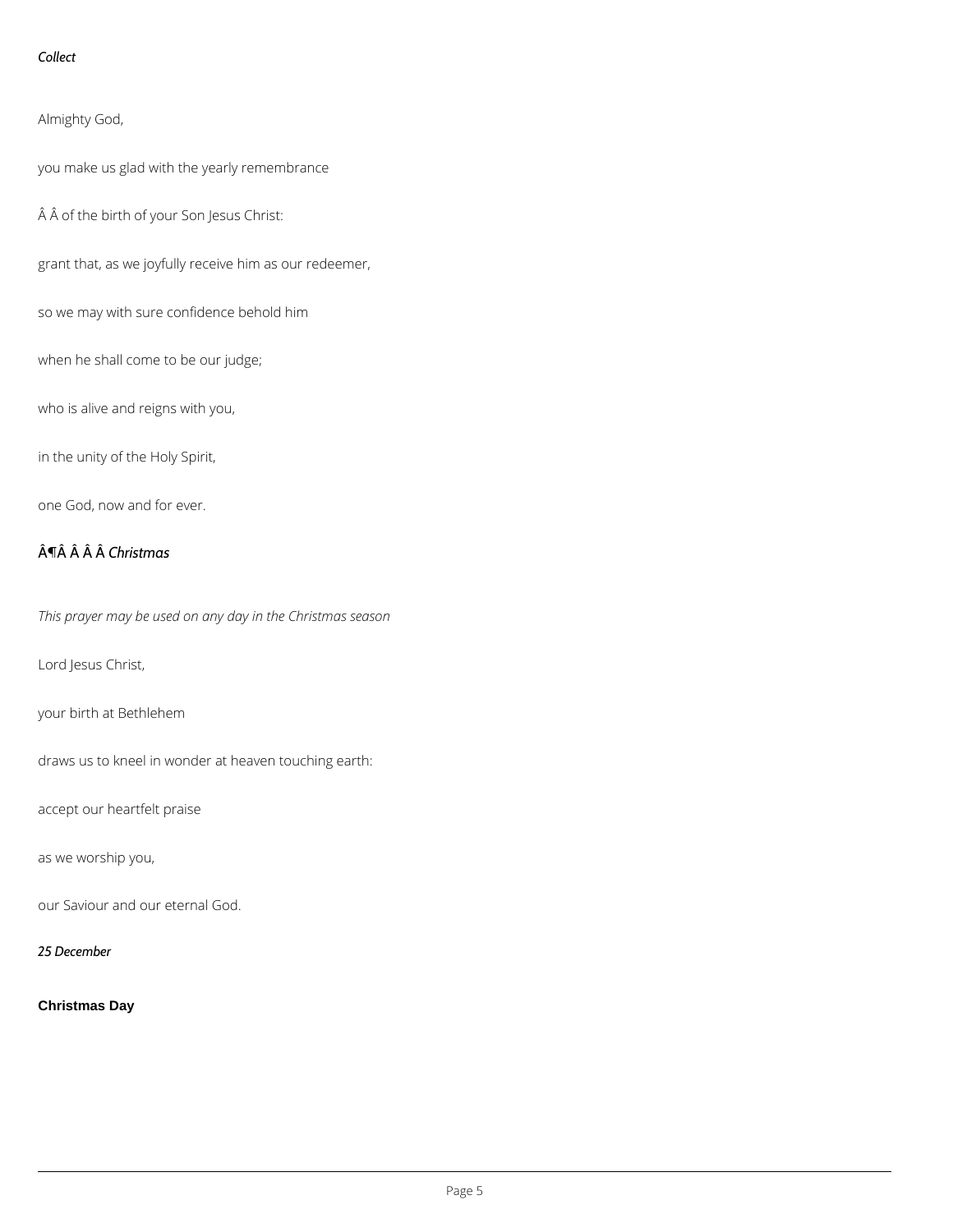*Collect*

Almighty God,

you make us glad with the yearly remembrance

Â Â of the birth of your Son Jesus Christ:

grant that, as we joyfully receive him as our redeemer,

so we may with sure confidence behold him

when he shall come to be our judge;

who is alive and reigns with you,

in the unity of the Holy Spirit,

one God, now and for ever.

### Â¶Â Â Â Â *Christmas*

*This prayer may be used on any day in the Christmas season*

Lord Jesus Christ,

your birth at Bethlehem

draws us to kneel in wonder at heaven touching earth:

accept our heartfelt praise

as we worship you,

our Saviour and our eternal God.

***25 December***

**Christmas Day**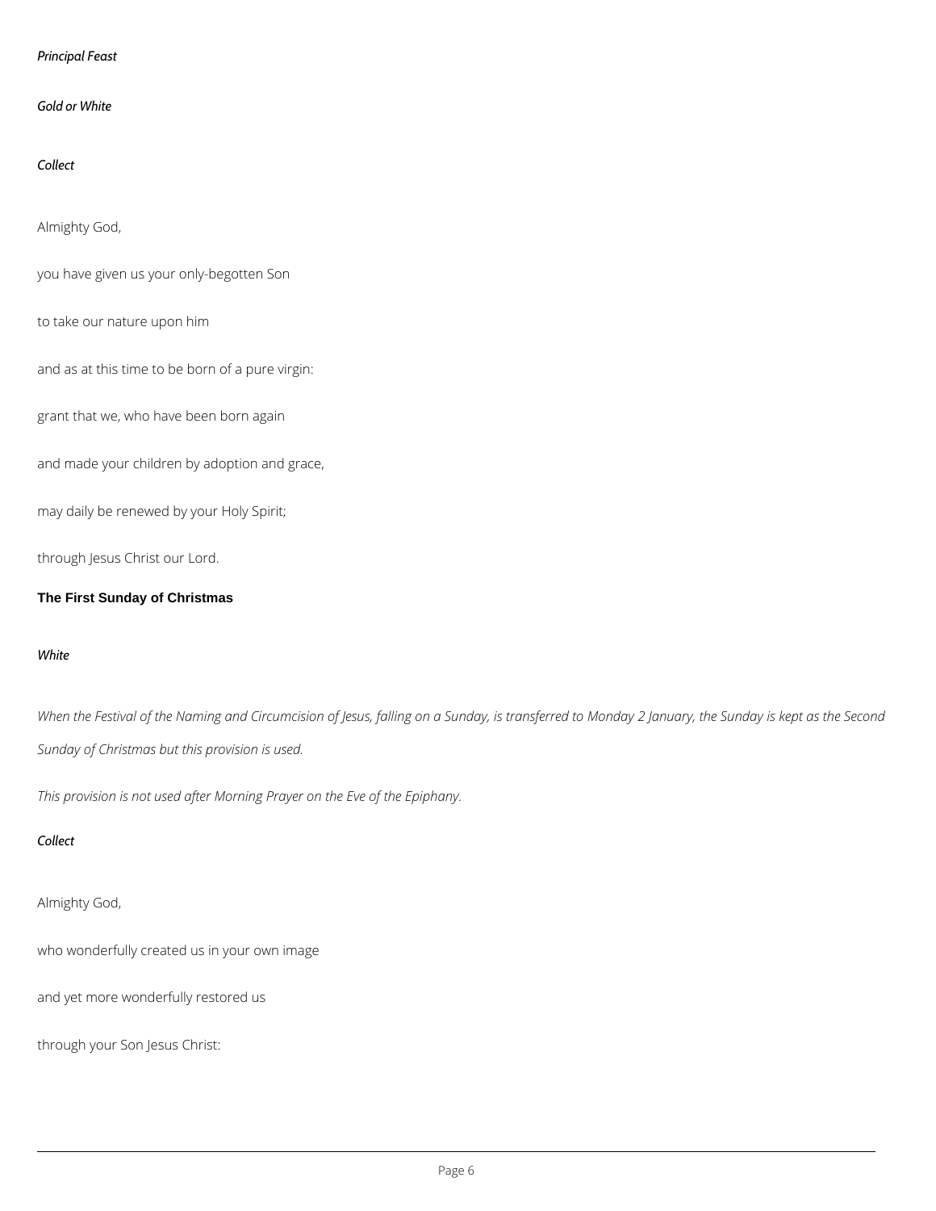*Principal Feast*

*Gold or White*

*Collect*

Almighty God,

you have given us your only-begotten Son

to take our nature upon him

and as at this time to be born of a pure virgin:

grant that we, who have been born again

and made your children by adoption and grace,

may daily be renewed by your Holy Spirit;

through Jesus Christ our Lord.

## The First Sunday of Christmas

*White*

*When the Festival of the Naming and Circumcision of Jesus, falling on a Sunday, is transferred to Monday 2 January, the Sunday is kept as the Second Sunday of Christmas but this provision is used.*

*This provision is not used after Morning Prayer on the Eve of the Epiphany.*

*Collect*

Almighty God,

who wonderfully created us in your own image

and yet more wonderfully restored us

through your Son Jesus Christ: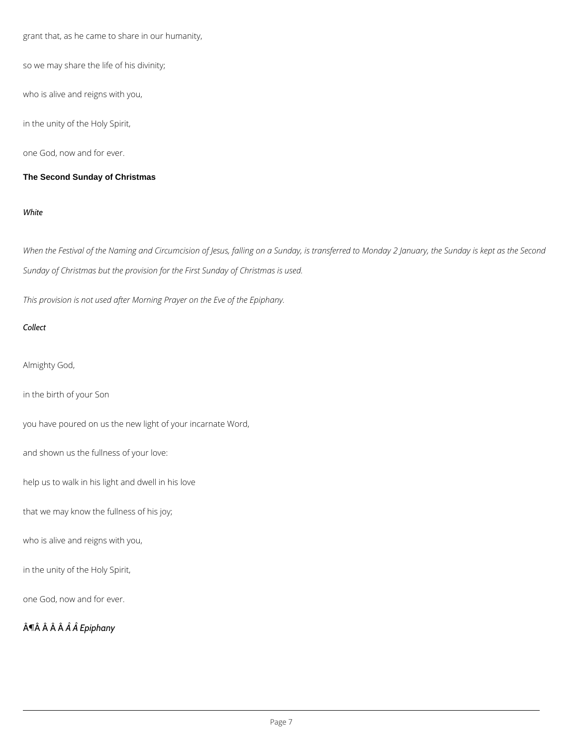grant that, as he came to share in our humanity,

so we may share the life of his divinity;

who is alive and reigns with you,

in the unity of the Holy Spirit,

one God, now and for ever.

## The Second Sunday of Christmas

*White*

*When the Festival of the Naming and Circumcision of Jesus, falling on a Sunday, is transferred to Monday 2 January, the Sunday is kept as the Second Sunday of Christmas but the provision for the First Sunday of Christmas is used.*

*This provision is not used after Morning Prayer on the Eve of the Epiphany.*

*Collect*

Almighty God,

in the birth of your Son

you have poured on us the new light of your incarnate Word,

and shown us the fullness of your love:

help us to walk in his light and dwell in his love

that we may know the fullness of his joy;

who is alive and reigns with you,

in the unity of the Holy Spirit,

one God, now and for ever.

Â¶Â Â Â *Â Â Epiphany*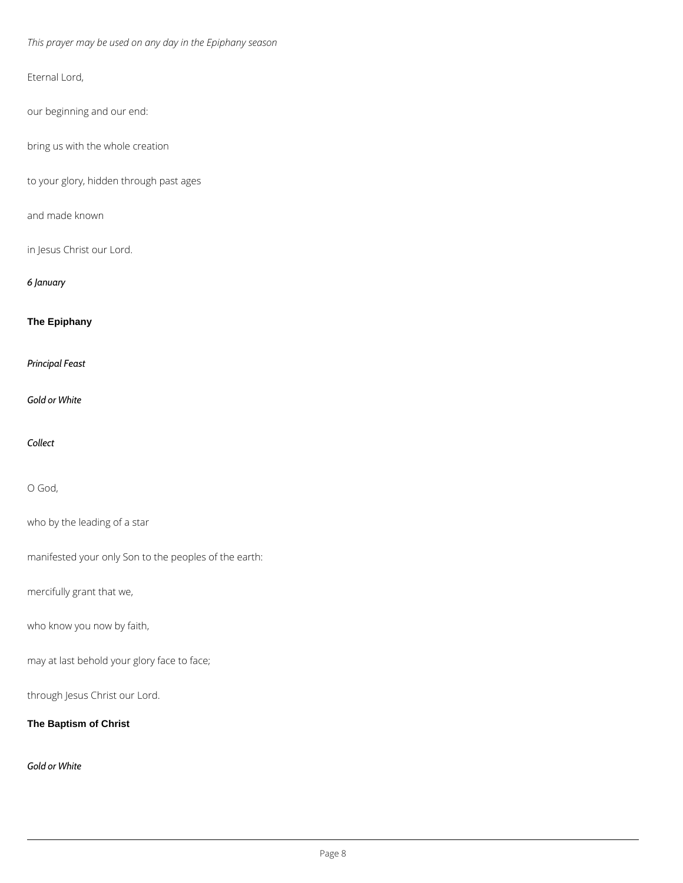*This prayer may be used on any day in the Epiphany season*

Eternal Lord,

our beginning and our end:

bring us with the whole creation

to your glory, hidden through past ages

and made known

in Jesus Christ our Lord.

*6 January*

## The Epiphany

*Principal Feast*

*Gold or White*

*Collect*

O God,

who by the leading of a star

manifested your only Son to the peoples of the earth:

mercifully grant that we,

who know you now by faith,

may at last behold your glory face to face;

through Jesus Christ our Lord.

## The Baptism of Christ

*Gold or White*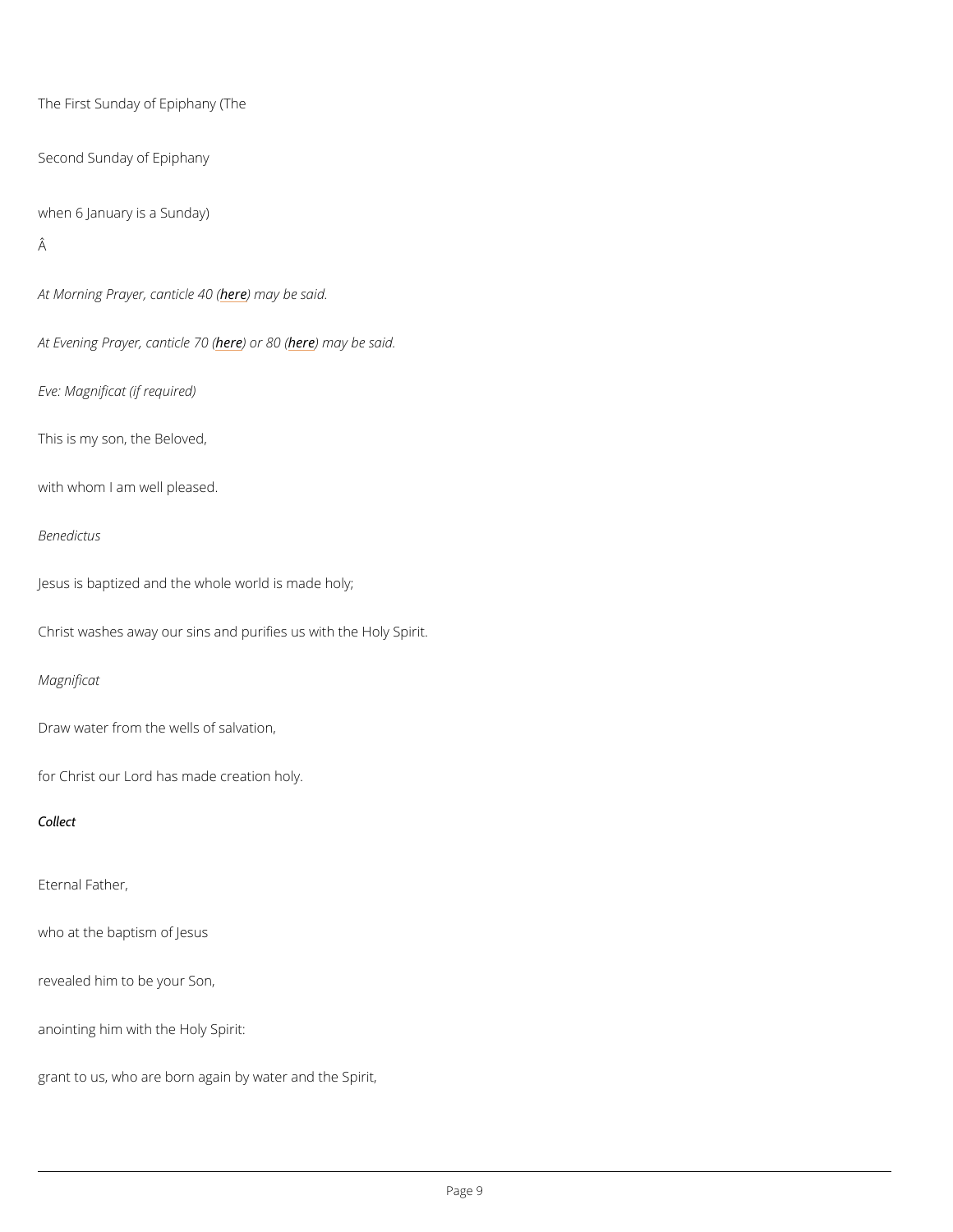The First Sunday of Epiphany (The

Second Sunday of Epiphany

when 6 January is a Sunday)

Â

*At Morning Prayer, canticle 40 (here) may be said.*

*At Evening Prayer, canticle 70 (here) or 80 (here) may be said.*

*Eve: Magnificat (if required)*

This is my son, the Beloved,

with whom I am well pleased.

*Benedictus*

Jesus is baptized and the whole world is made holy;

Christ washes away our sins and purifies us with the Holy Spirit.

*Magnificat*

Draw water from the wells of salvation,

for Christ our Lord has made creation holy.

*Collect*

Eternal Father,

who at the baptism of Jesus

revealed him to be your Son,

anointing him with the Holy Spirit:

grant to us, who are born again by water and the Spirit,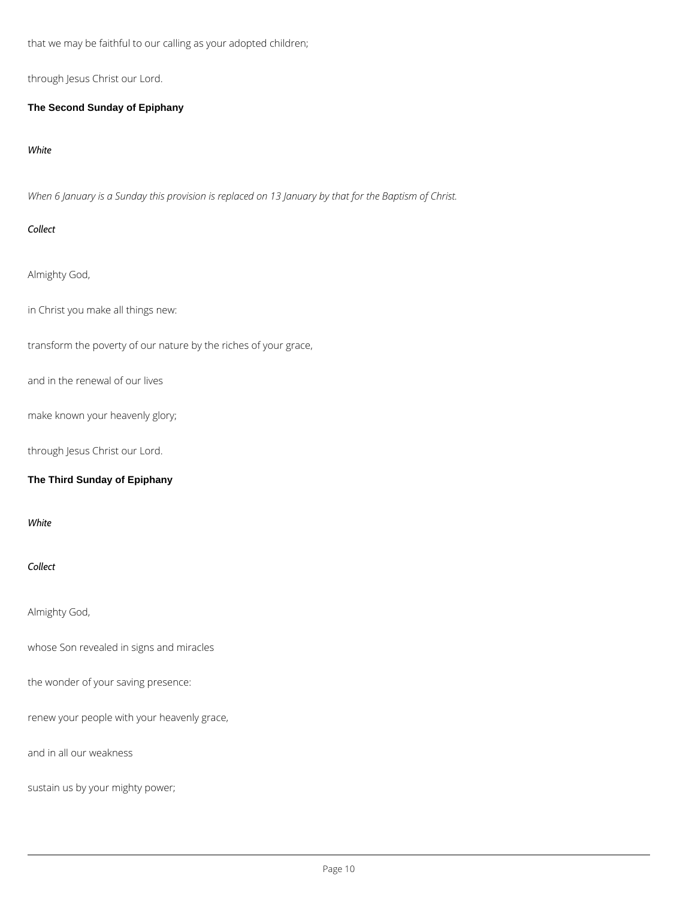that we may be faithful to our calling as your adopted children;

through Jesus Christ our Lord.

## The Second Sunday of Epiphany

*White*

*When 6 January is a Sunday this provision is replaced on 13 January by that for the Baptism of Christ.*

*Collect*

Almighty God,

in Christ you make all things new:

transform the poverty of our nature by the riches of your grace,

and in the renewal of our lives

make known your heavenly glory;

through Jesus Christ our Lord.

## The Third Sunday of Epiphany

*White*

*Collect*

Almighty God,

whose Son revealed in signs and miracles

the wonder of your saving presence:

renew your people with your heavenly grace,

and in all our weakness

sustain us by your mighty power;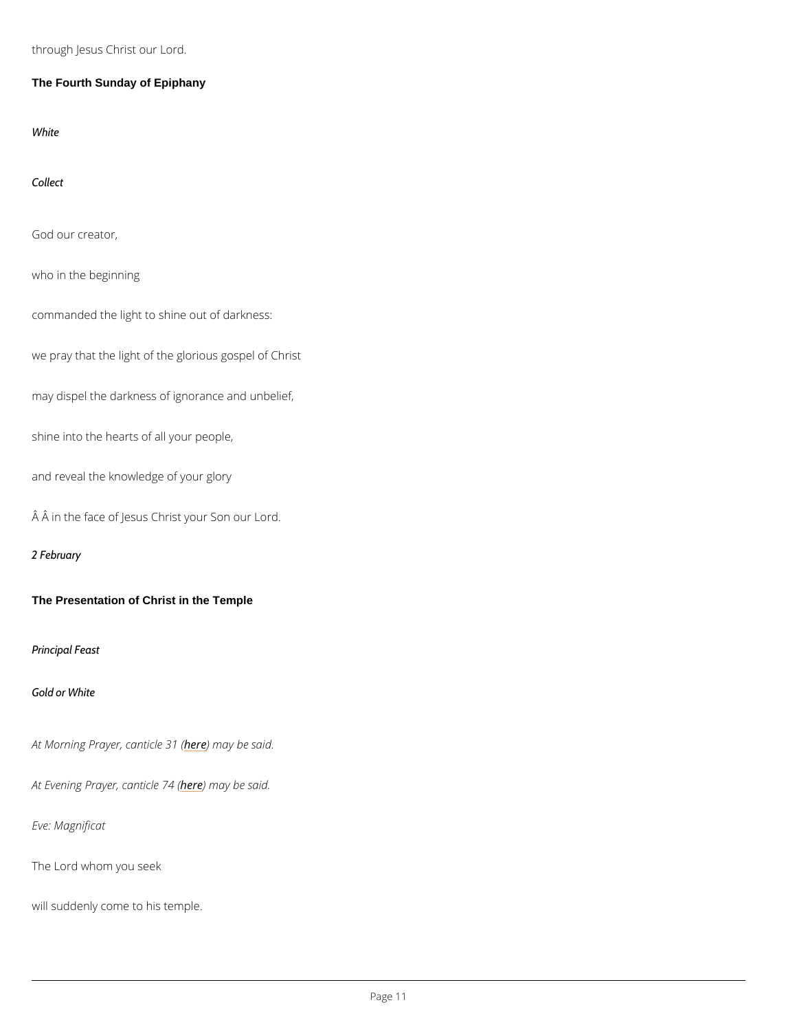through Jesus Christ our Lord.

### The Fourth Sunday of Epiphany

*White*

*Collect*

God our creator,

who in the beginning

commanded the light to shine out of darkness:

we pray that the light of the glorious gospel of Christ

may dispel the darkness of ignorance and unbelief,

shine into the hearts of all your people,

and reveal the knowledge of your glory

Â Â in the face of Jesus Christ your Son our Lord.

*2 February*

### The Presentation of Christ in the Temple

*Principal Feast*

*Gold or White*

*At Morning Prayer, canticle 31 (here) may be said.*

*At Evening Prayer, canticle 74 (here) may be said.*

*Eve: Magnificat*

The Lord whom you seek

will suddenly come to his temple.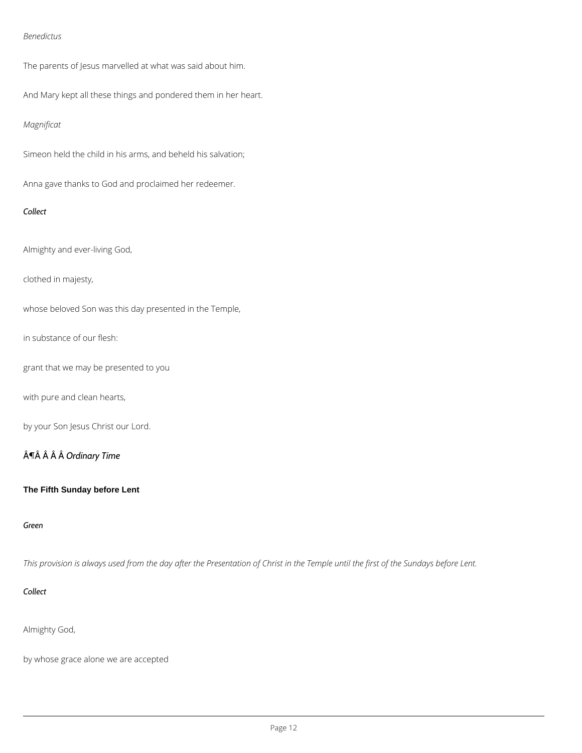*Benedictus*

The parents of Jesus marvelled at what was said about him.

And Mary kept all these things and pondered them in her heart.

*Magnificat*

Simeon held the child in his arms, and beheld his salvation;

Anna gave thanks to God and proclaimed her redeemer.

***Collect***

Almighty and ever-living God,

clothed in majesty,

whose beloved Son was this day presented in the Temple,

in substance of our flesh:

grant that we may be presented to you

with pure and clean hearts,

by your Son Jesus Christ our Lord.

## Â¶Â Â Â Â *Ordinary Time*

**The Fifth Sunday before Lent**

***Green***

*This provision is always used from the day after the Presentation of Christ in the Temple until the first of the Sundays before Lent.*

***Collect***

Almighty God,

by whose grace alone we are accepted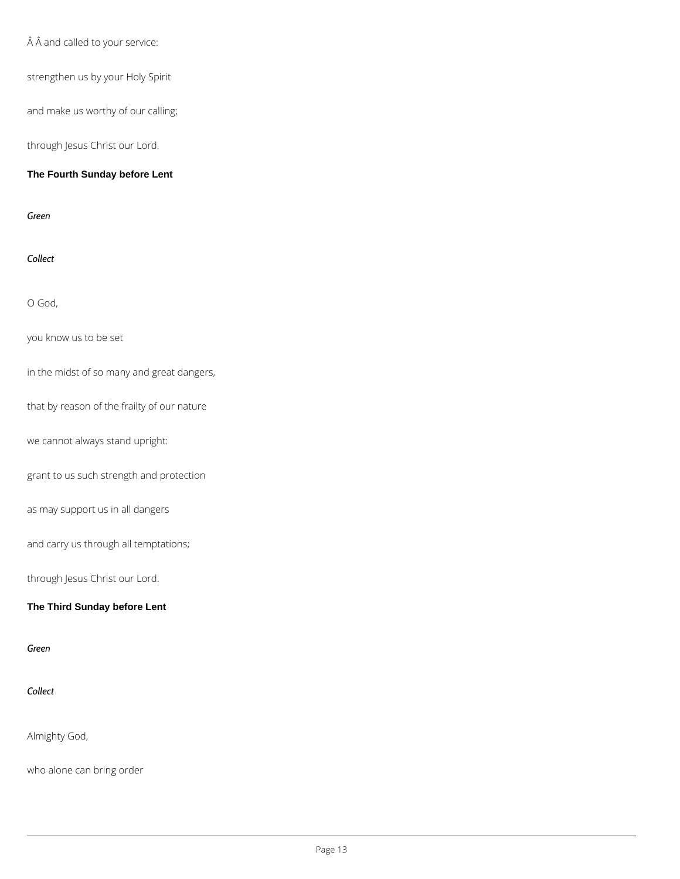Â Â and called to your service:

strengthen us by your Holy Spirit

and make us worthy of our calling;

through Jesus Christ our Lord.

**The Fourth Sunday before Lent**

*Green*

*Collect*

O God,

you know us to be set

in the midst of so many and great dangers,

that by reason of the frailty of our nature

we cannot always stand upright:

grant to us such strength and protection

as may support us in all dangers

and carry us through all temptations;

through Jesus Christ our Lord.

**The Third Sunday before Lent**

*Green*

*Collect*

Almighty God,

who alone can bring order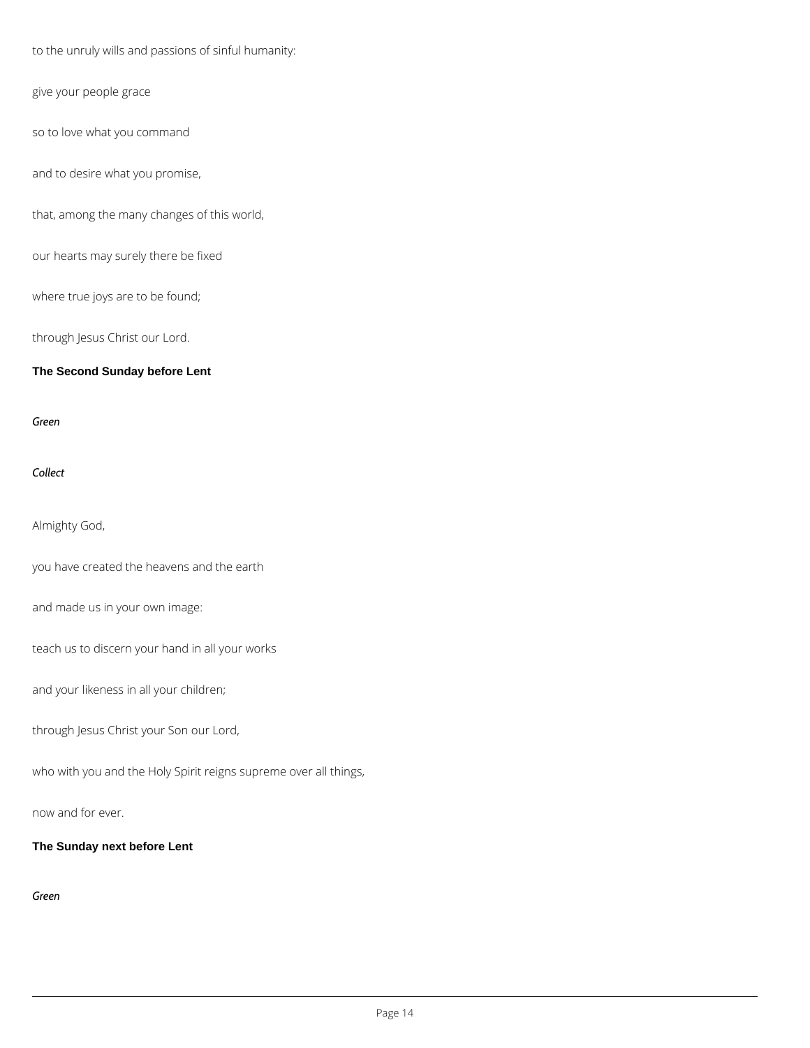to the unruly wills and passions of sinful humanity:

give your people grace

so to love what you command

and to desire what you promise,

that, among the many changes of this world,

our hearts may surely there be fixed

where true joys are to be found;

through Jesus Christ our Lord.

### The Second Sunday before Lent

*Green*

*Collect*

Almighty God,

you have created the heavens and the earth

and made us in your own image:

teach us to discern your hand in all your works

and your likeness in all your children;

through Jesus Christ your Son our Lord,

who with you and the Holy Spirit reigns supreme over all things,

now and for ever.

### The Sunday next before Lent

*Green*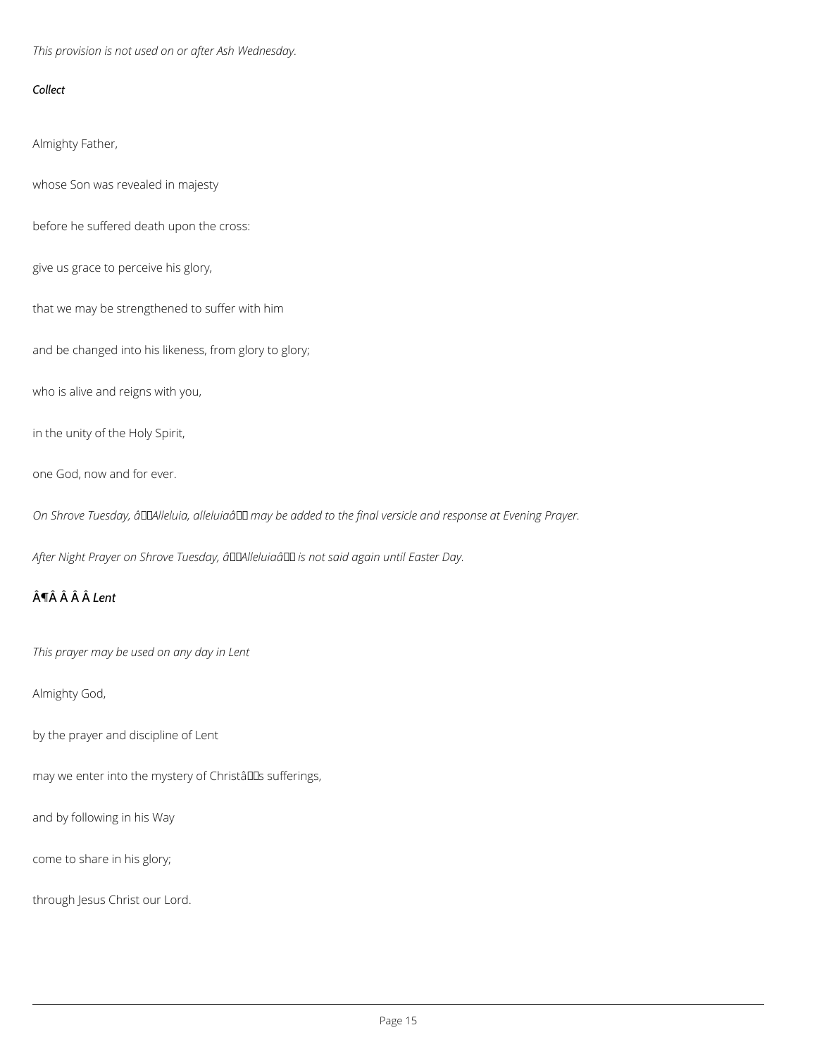*This provision is not used on or after Ash Wednesday.*

***Collect***

Almighty Father,

whose Son was revealed in majesty

before he suffered death upon the cross:

give us grace to perceive his glory,

that we may be strengthened to suffer with him

and be changed into his likeness, from glory to glory;

who is alive and reigns with you,

in the unity of the Holy Spirit,

one God, now and for ever.

*On Shrove Tuesday, âAlleluia, alleluiaâ may be added to the final versicle and response at Evening Prayer.*

*After Night Prayer on Shrove Tuesday, âAlleluiaâ is not said again until Easter Day.*

## Â¶Â Â Â Â *Lent*

*This prayer may be used on any day in Lent*

Almighty God,

by the prayer and discipline of Lent

may we enter into the mystery of Christâs sufferings,

and by following in his Way

come to share in his glory;

through Jesus Christ our Lord.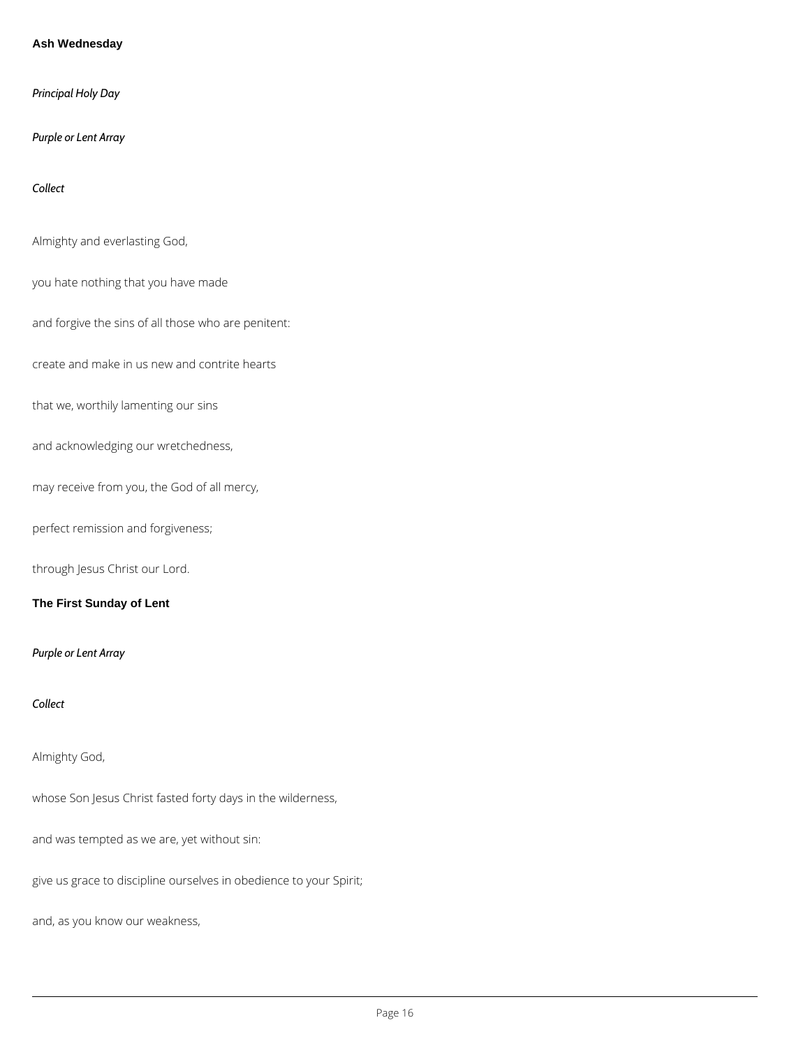## Ash Wednesday

*Principal Holy Day*

*Purple or Lent Array*

*Collect*

Almighty and everlasting God,

you hate nothing that you have made

and forgive the sins of all those who are penitent:

create and make in us new and contrite hearts

that we, worthily lamenting our sins

and acknowledging our wretchedness,

may receive from you, the God of all mercy,

perfect remission and forgiveness;

through Jesus Christ our Lord.

## The First Sunday of Lent

*Purple or Lent Array*

*Collect*

Almighty God,

whose Son Jesus Christ fasted forty days in the wilderness,

and was tempted as we are, yet without sin:

give us grace to discipline ourselves in obedience to your Spirit;

and, as you know our weakness,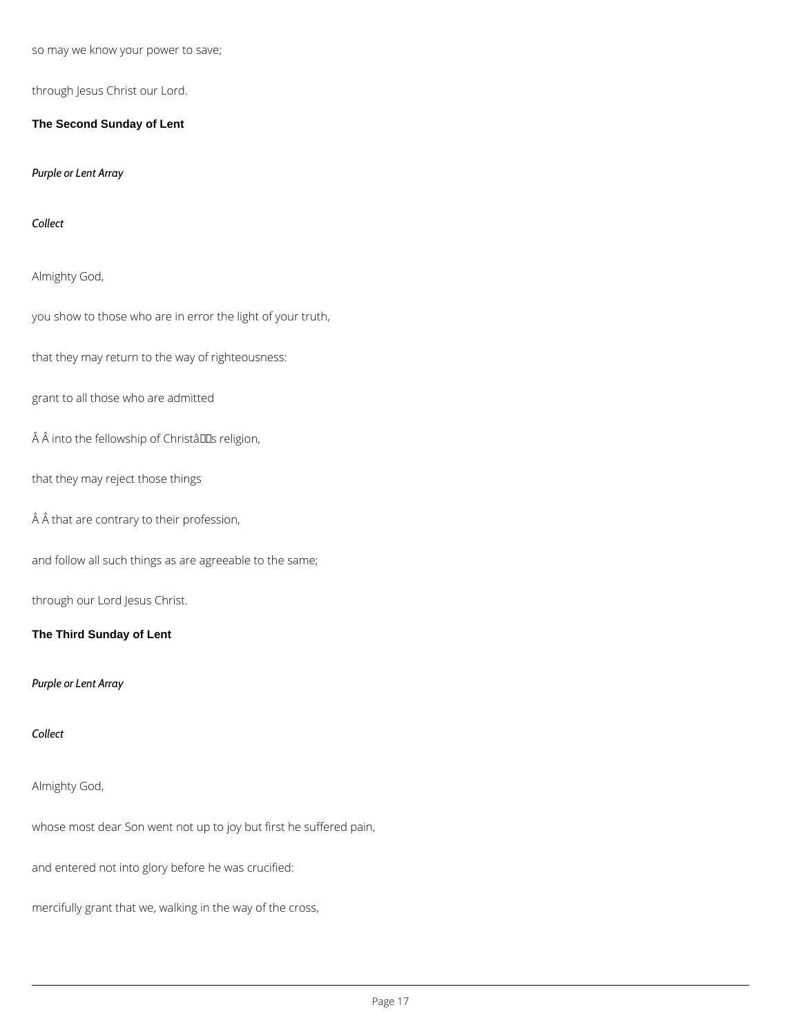so may we know your power to save;

through Jesus Christ our Lord.

## The Second Sunday of Lent

*Purple or Lent Array*

*Collect*

Almighty God,

you show to those who are in error the light of your truth,

that they may return to the way of righteousness:

grant to all those who are admitted

Â Â into the fellowship of Christâs religion,

that they may reject those things

Â Â that are contrary to their profession,

and follow all such things as are agreeable to the same;

through our Lord Jesus Christ.

## The Third Sunday of Lent

*Purple or Lent Array*

*Collect*

Almighty God,

whose most dear Son went not up to joy but first he suffered pain,

and entered not into glory before he was crucified:

mercifully grant that we, walking in the way of the cross,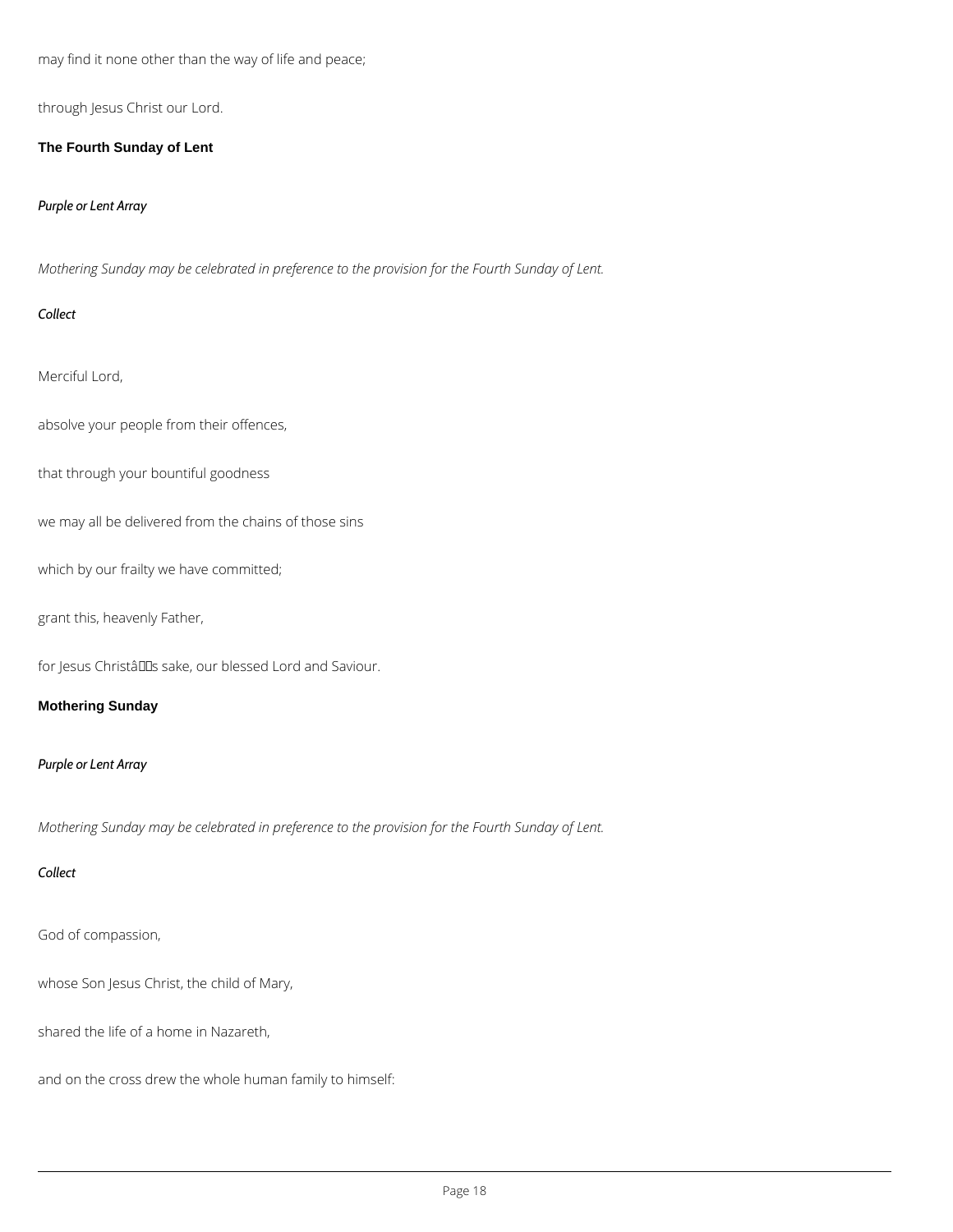may find it none other than the way of life and peace;

through Jesus Christ our Lord.

### The Fourth Sunday of Lent

*Purple or Lent Array*

*Mothering Sunday may be celebrated in preference to the provision for the Fourth Sunday of Lent.*

*Collect*

Merciful Lord,

absolve your people from their offences,

that through your bountiful goodness

we may all be delivered from the chains of those sins

which by our frailty we have committed;

grant this, heavenly Father,

for Jesus Christâs sake, our blessed Lord and Saviour.

### Mothering Sunday

*Purple or Lent Array*

*Mothering Sunday may be celebrated in preference to the provision for the Fourth Sunday of Lent.*

*Collect*

God of compassion,

whose Son Jesus Christ, the child of Mary,

shared the life of a home in Nazareth,

and on the cross drew the whole human family to himself: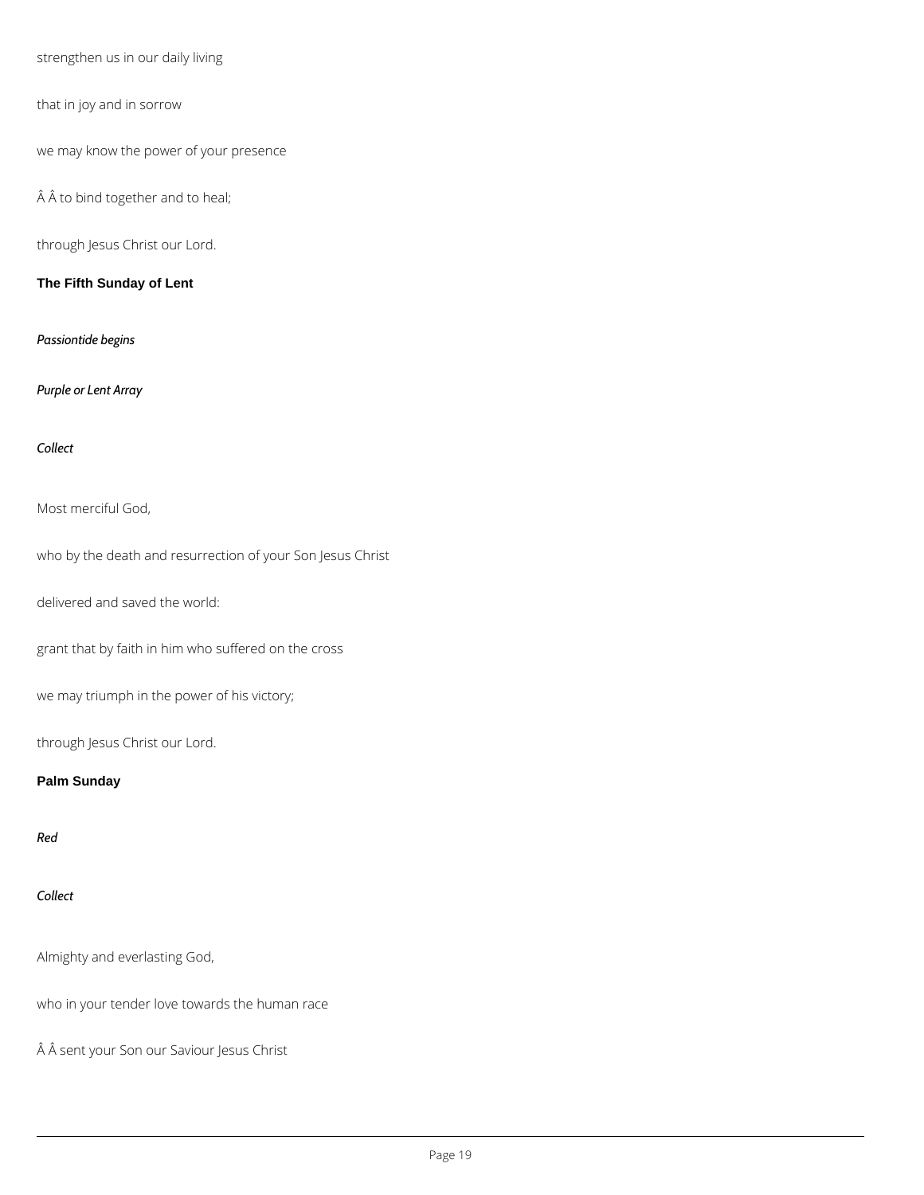strengthen us in our daily living

that in joy and in sorrow

we may know the power of your presence

Â Â to bind together and to heal;

through Jesus Christ our Lord.

## The Fifth Sunday of Lent

*Passiontide begins*

*Purple or Lent Array*

*Collect*

Most merciful God,

who by the death and resurrection of your Son Jesus Christ

delivered and saved the world:

grant that by faith in him who suffered on the cross

we may triumph in the power of his victory;

through Jesus Christ our Lord.

## Palm Sunday

*Red*

*Collect*

Almighty and everlasting God,

who in your tender love towards the human race

Â Â sent your Son our Saviour Jesus Christ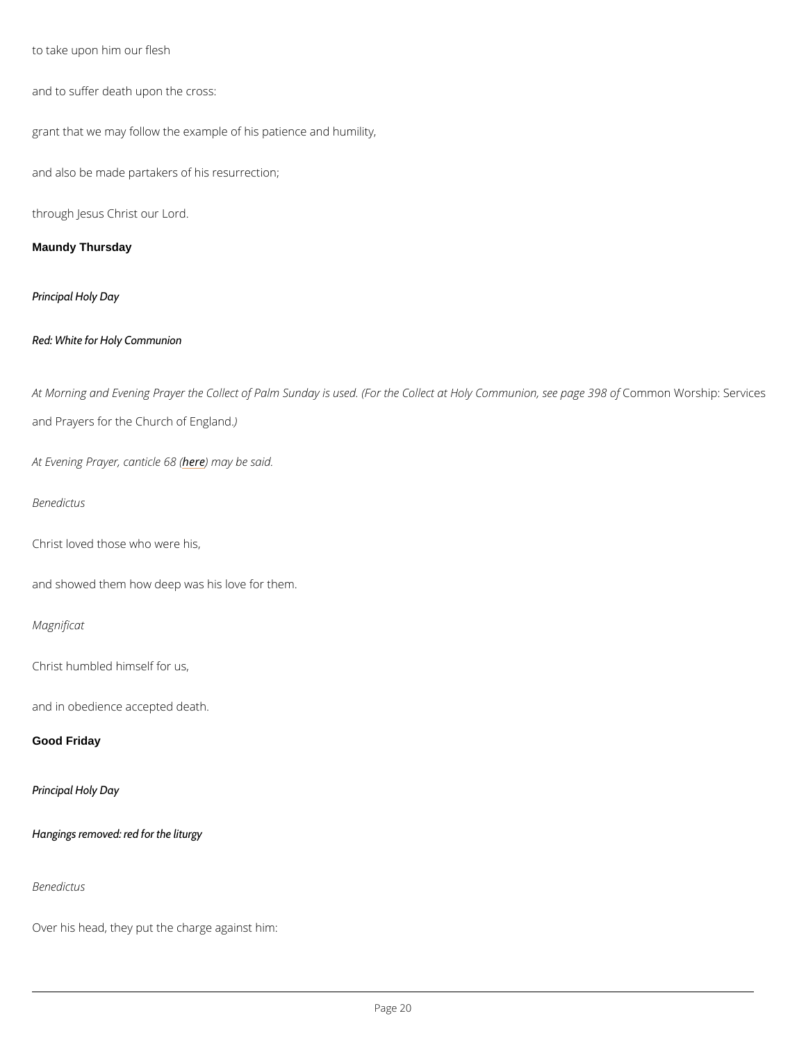to take upon him our flesh

and to suffer death upon the cross:

grant that we may follow the example of his patience and humility,

and also be made partakers of his resurrection;

through Jesus Christ our Lord.

## Maundy Thursday

*Principal Holy Day*

*Red: White for Holy Communion*

*At Morning and Evening Prayer the Collect of Palm Sunday is used. (For the Collect at Holy Communion, see page 398 of* Common Worship: Services and Prayers for the Church of England.*)*

*At Evening Prayer, canticle 68 (here) may be said.*

*Benedictus*

Christ loved those who were his,

and showed them how deep was his love for them.

*Magnificat*

Christ humbled himself for us,

and in obedience accepted death.

## Good Friday

*Principal Holy Day*

*Hangings removed: red for the liturgy*

*Benedictus*

Over his head, they put the charge against him: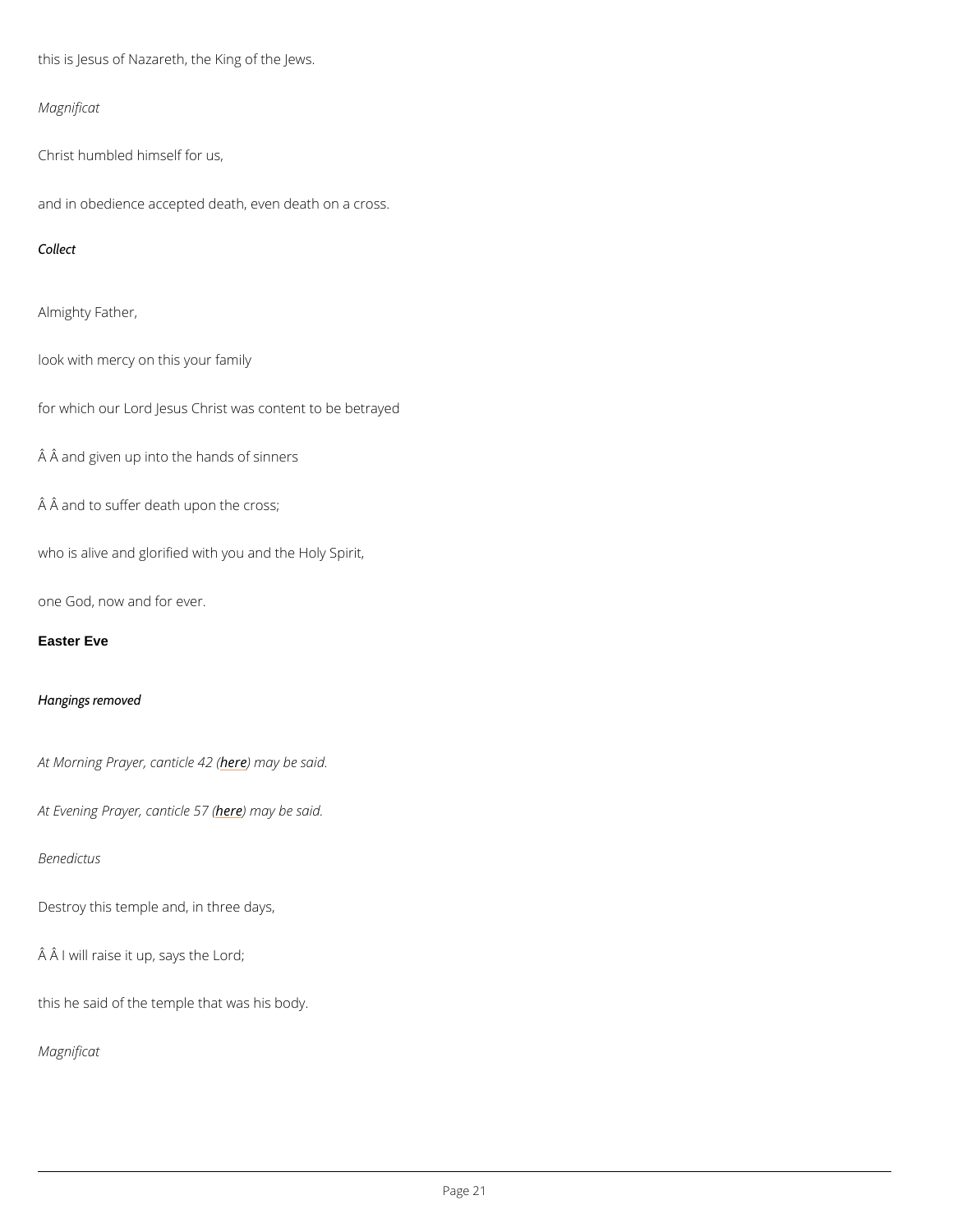this is Jesus of Nazareth, the King of the Jews.

*Magnificat*

Christ humbled himself for us,

and in obedience accepted death, even death on a cross.

*Collect*

Almighty Father,

look with mercy on this your family

for which our Lord Jesus Christ was content to be betrayed

Â Â and given up into the hands of sinners

Â Â and to suffer death upon the cross;

who is alive and glorified with you and the Holy Spirit,

one God, now and for ever.

**Easter Eve**

*Hangings removed*

*At Morning Prayer, canticle 42 (here) may be said.*

*At Evening Prayer, canticle 57 (here) may be said.*

*Benedictus*

Destroy this temple and, in three days,

Â Â I will raise it up, says the Lord;

this he said of the temple that was his body.

*Magnificat*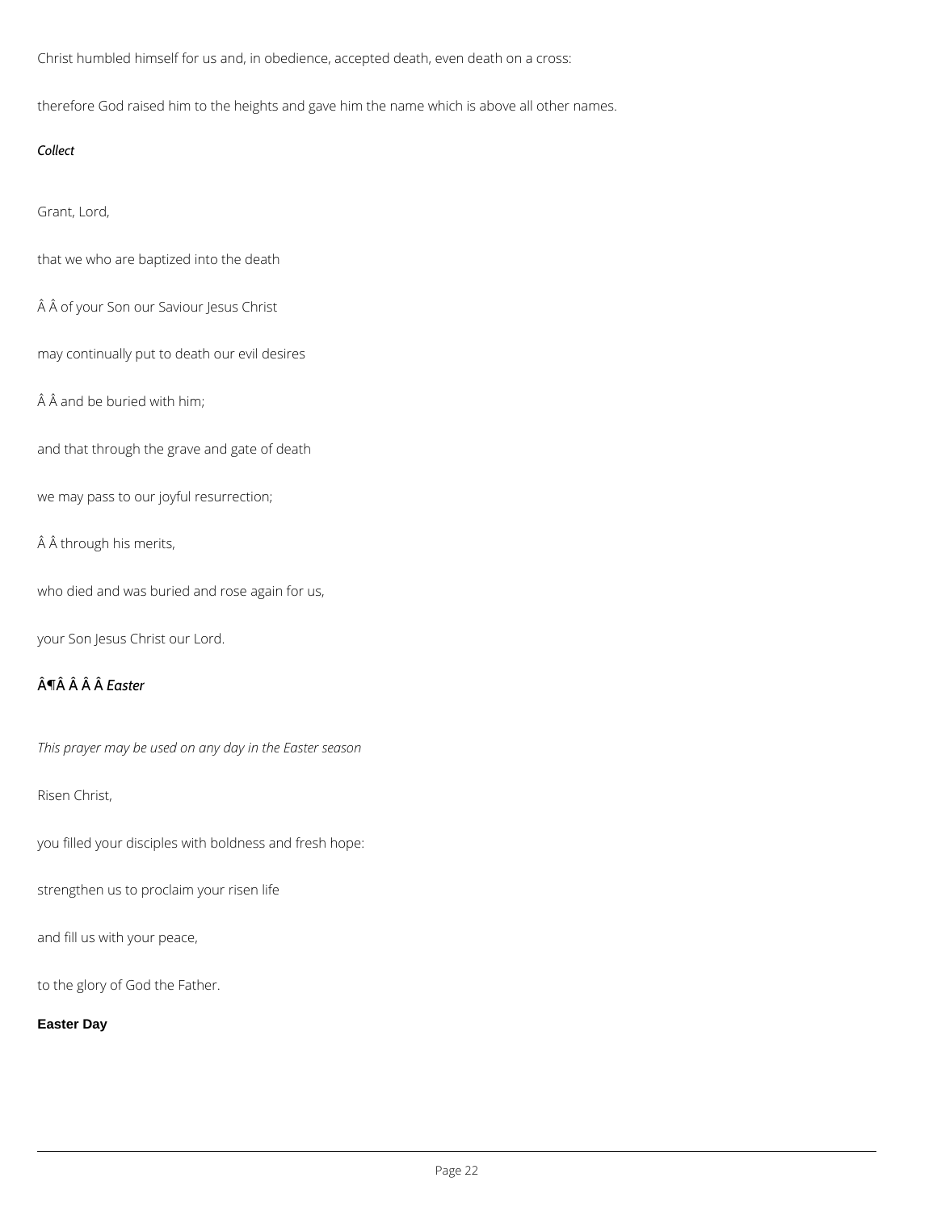Christ humbled himself for us and, in obedience, accepted death, even death on a cross:

therefore God raised him to the heights and gave him the name which is above all other names.

*Collect*

Grant, Lord,

that we who are baptized into the death

Â Â of your Son our Saviour Jesus Christ

may continually put to death our evil desires

Â Â and be buried with him;

and that through the grave and gate of death

we may pass to our joyful resurrection;

Â Â through his merits,

who died and was buried and rose again for us,

your Son Jesus Christ our Lord.

### Â¶Â Â Â Â *Easter*

*This prayer may be used on any day in the Easter season*

Risen Christ,

you filled your disciples with boldness and fresh hope:

strengthen us to proclaim your risen life

and fill us with your peace,

to the glory of God the Father.

**Easter Day**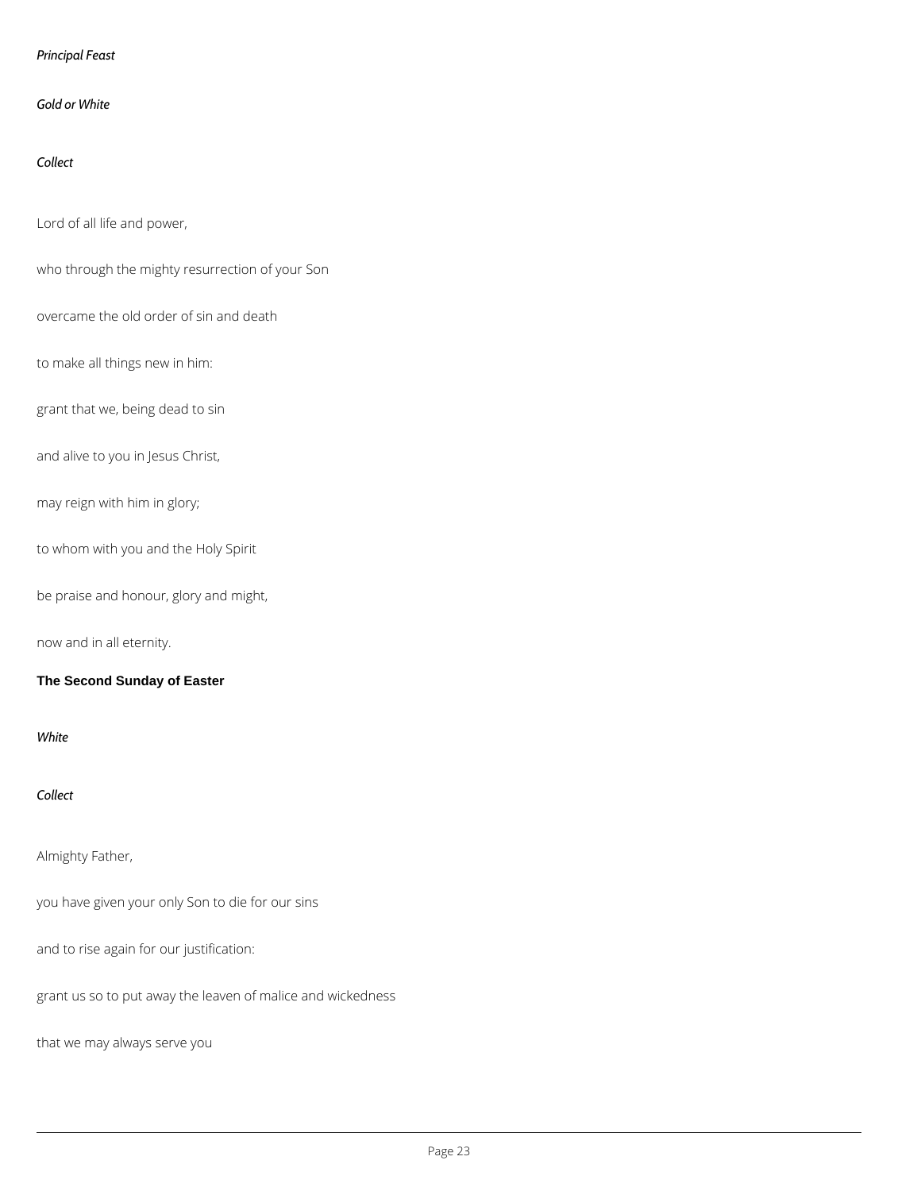*Principal Feast*

*Gold or White*

*Collect*

Lord of all life and power,

who through the mighty resurrection of your Son

overcame the old order of sin and death

to make all things new in him:

grant that we, being dead to sin

and alive to you in Jesus Christ,

may reign with him in glory;

to whom with you and the Holy Spirit

be praise and honour, glory and might,

now and in all eternity.

**The Second Sunday of Easter**

*White*

*Collect*

Almighty Father,

you have given your only Son to die for our sins

and to rise again for our justification:

grant us so to put away the leaven of malice and wickedness

that we may always serve you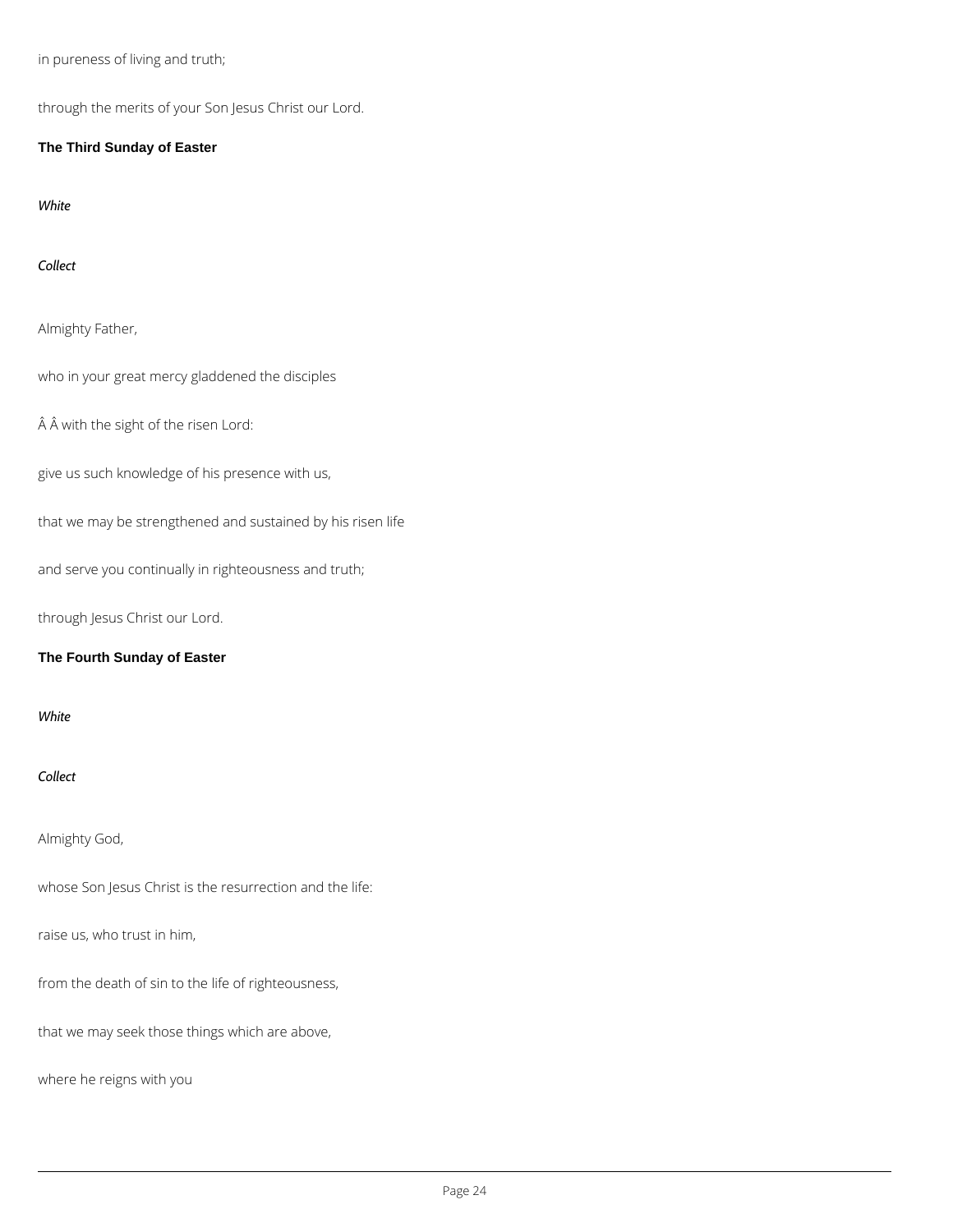in pureness of living and truth;

through the merits of your Son Jesus Christ our Lord.

### The Third Sunday of Easter

*White*

*Collect*

Almighty Father,

who in your great mercy gladdened the disciples

Â Â with the sight of the risen Lord:

give us such knowledge of his presence with us,

that we may be strengthened and sustained by his risen life

and serve you continually in righteousness and truth;

through Jesus Christ our Lord.

### The Fourth Sunday of Easter

*White*

*Collect*

Almighty God,

whose Son Jesus Christ is the resurrection and the life:

raise us, who trust in him,

from the death of sin to the life of righteousness,

that we may seek those things which are above,

where he reigns with you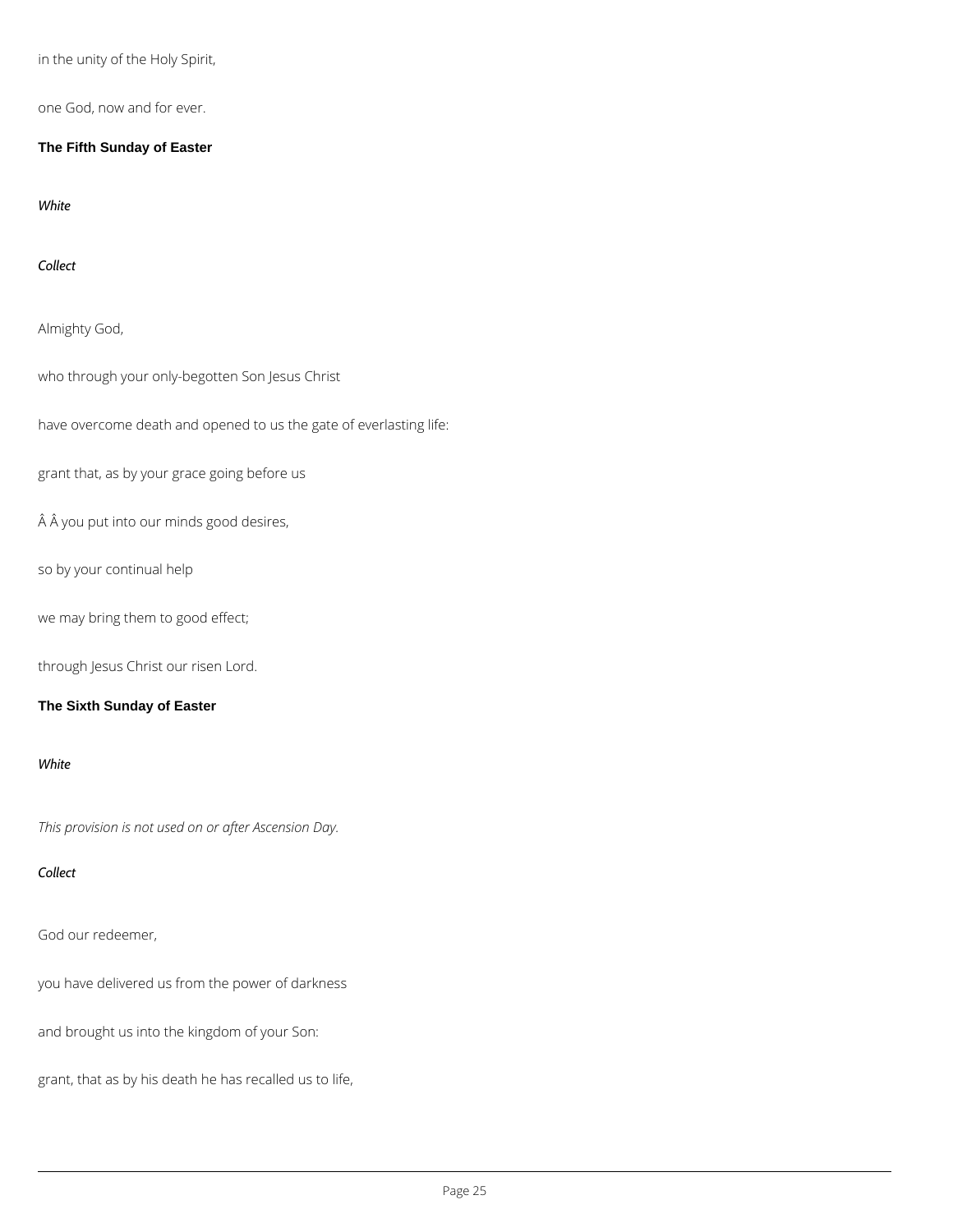in the unity of the Holy Spirit,

one God, now and for ever.

**The Fifth Sunday of Easter**

*White*

*Collect*

Almighty God,

who through your only-begotten Son Jesus Christ

have overcome death and opened to us the gate of everlasting life:

grant that, as by your grace going before us

Â Â you put into our minds good desires,

so by your continual help

we may bring them to good effect;

through Jesus Christ our risen Lord.

**The Sixth Sunday of Easter**

*White*

*This provision is not used on or after Ascension Day.*

*Collect*

God our redeemer,

you have delivered us from the power of darkness

and brought us into the kingdom of your Son:

grant, that as by his death he has recalled us to life,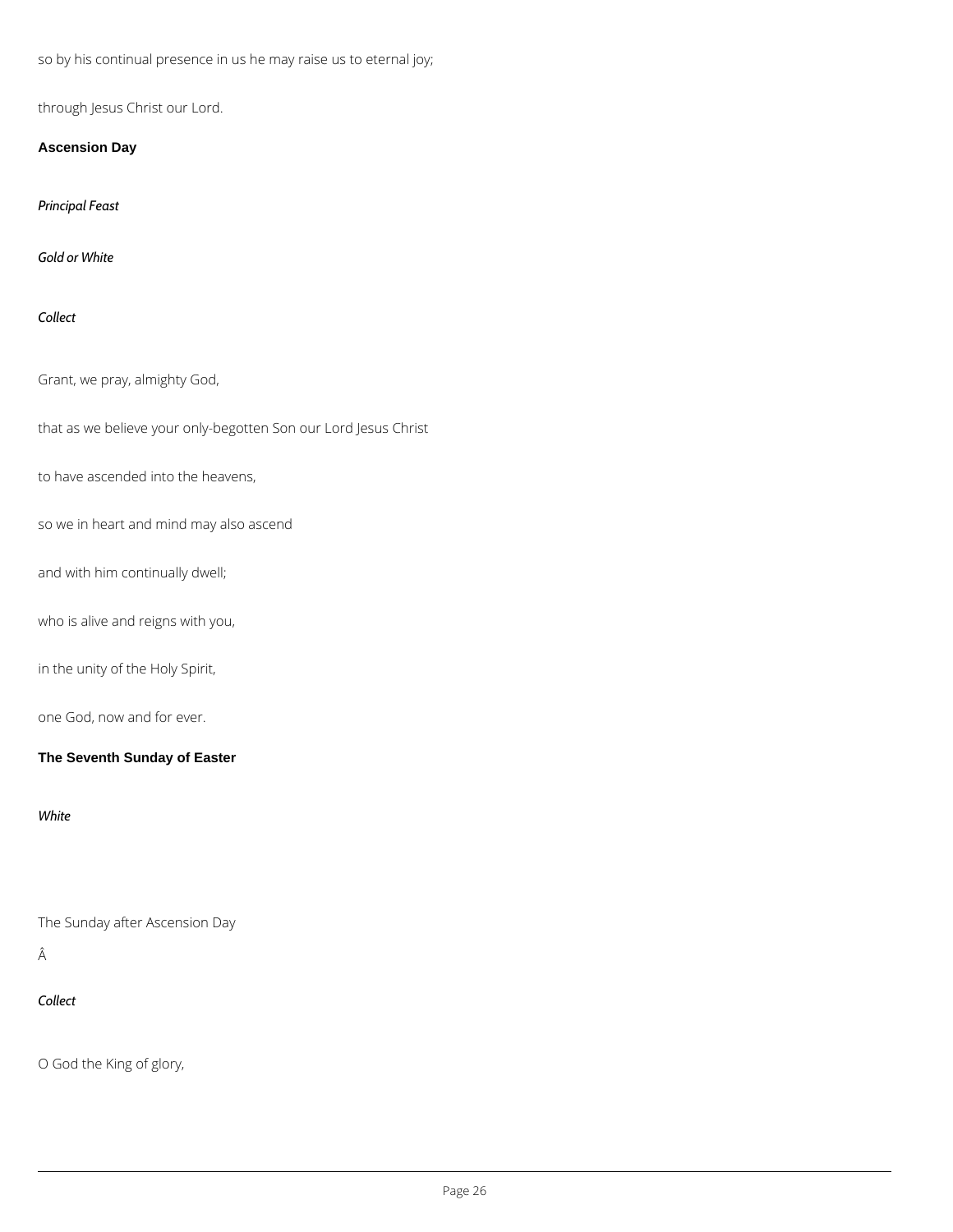so by his continual presence in us he may raise us to eternal joy;

through Jesus Christ our Lord.

### Ascension Day

*Principal Feast*

*Gold or White*

*Collect*

Grant, we pray, almighty God,

that as we believe your only-begotten Son our Lord Jesus Christ

to have ascended into the heavens,

so we in heart and mind may also ascend

and with him continually dwell;

who is alive and reigns with you,

in the unity of the Holy Spirit,

one God, now and for ever.

### The Seventh Sunday of Easter

*White*

The Sunday after Ascension Day

Â

*Collect*

O God the King of glory,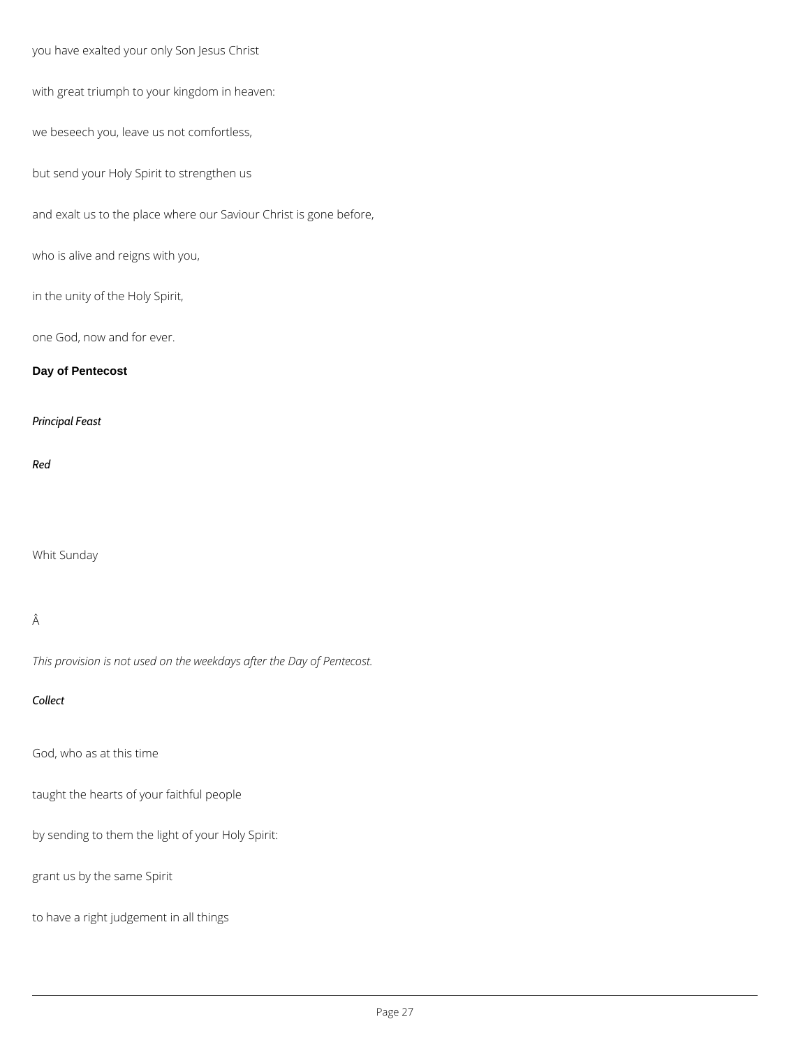you have exalted your only Son Jesus Christ

with great triumph to your kingdom in heaven:

we beseech you, leave us not comfortless,

but send your Holy Spirit to strengthen us

and exalt us to the place where our Saviour Christ is gone before,

who is alive and reigns with you,

in the unity of the Holy Spirit,

one God, now and for ever.

### Day of Pentecost

*Principal Feast*

*Red*

Whit Sunday

Â

*This provision is not used on the weekdays after the Day of Pentecost.*

*Collect*

God, who as at this time

taught the hearts of your faithful people

by sending to them the light of your Holy Spirit:

grant us by the same Spirit

to have a right judgement in all things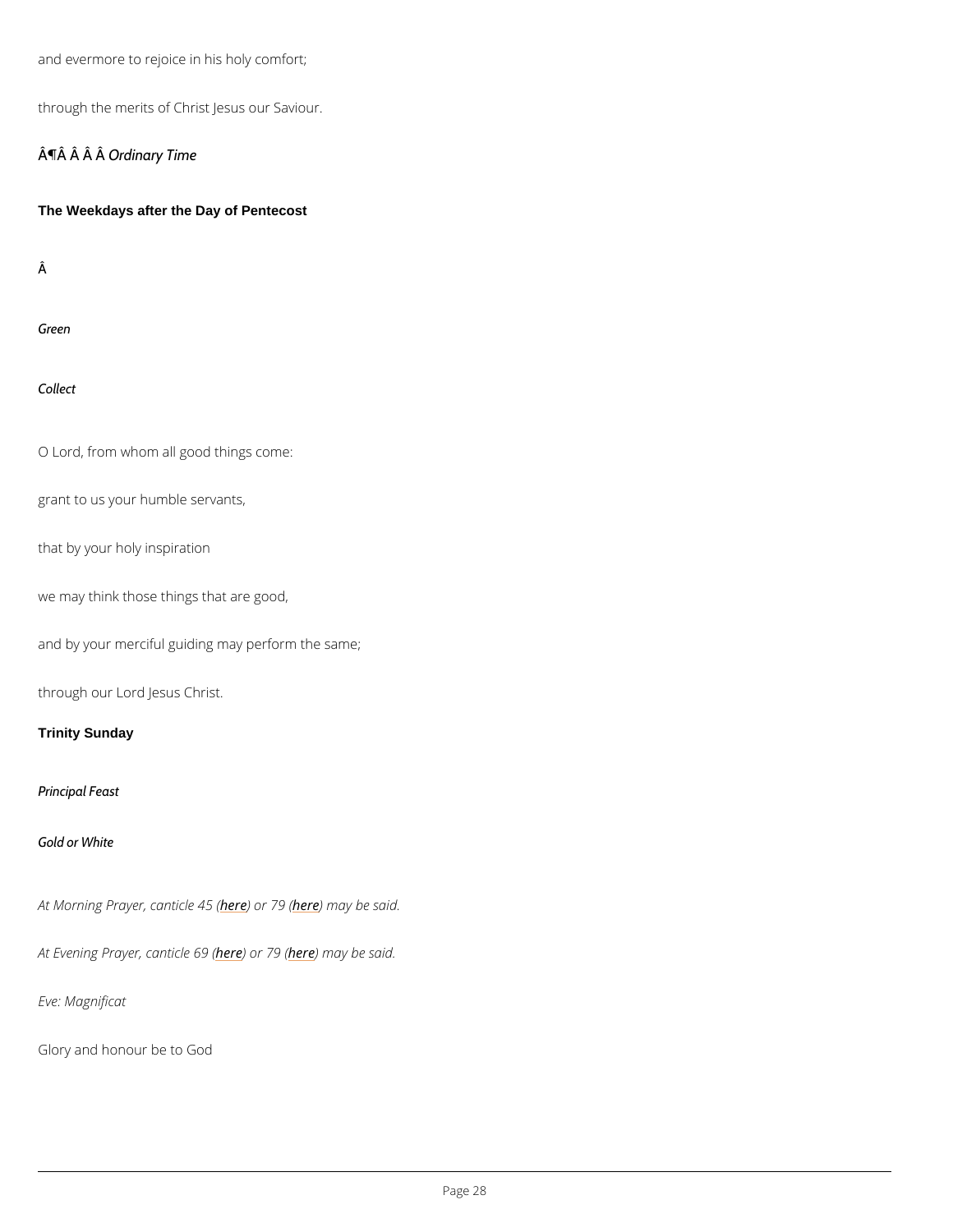and evermore to rejoice in his holy comfort;

through the merits of Christ Jesus our Saviour.

Â¶Â Â Â *Ordinary Time*

**The Weekdays after the Day of Pentecost**

Â

*Green*

*Collect*

O Lord, from whom all good things come:

grant to us your humble servants,

that by your holy inspiration

we may think those things that are good,

and by your merciful guiding may perform the same;

through our Lord Jesus Christ.

**Trinity Sunday**

*Principal Feast*

*Gold or White*

*At Morning Prayer, canticle 45 (here) or 79 (here) may be said.*

*At Evening Prayer, canticle 69 (here) or 79 (here) may be said.*

*Eve: Magnificat*

Glory and honour be to God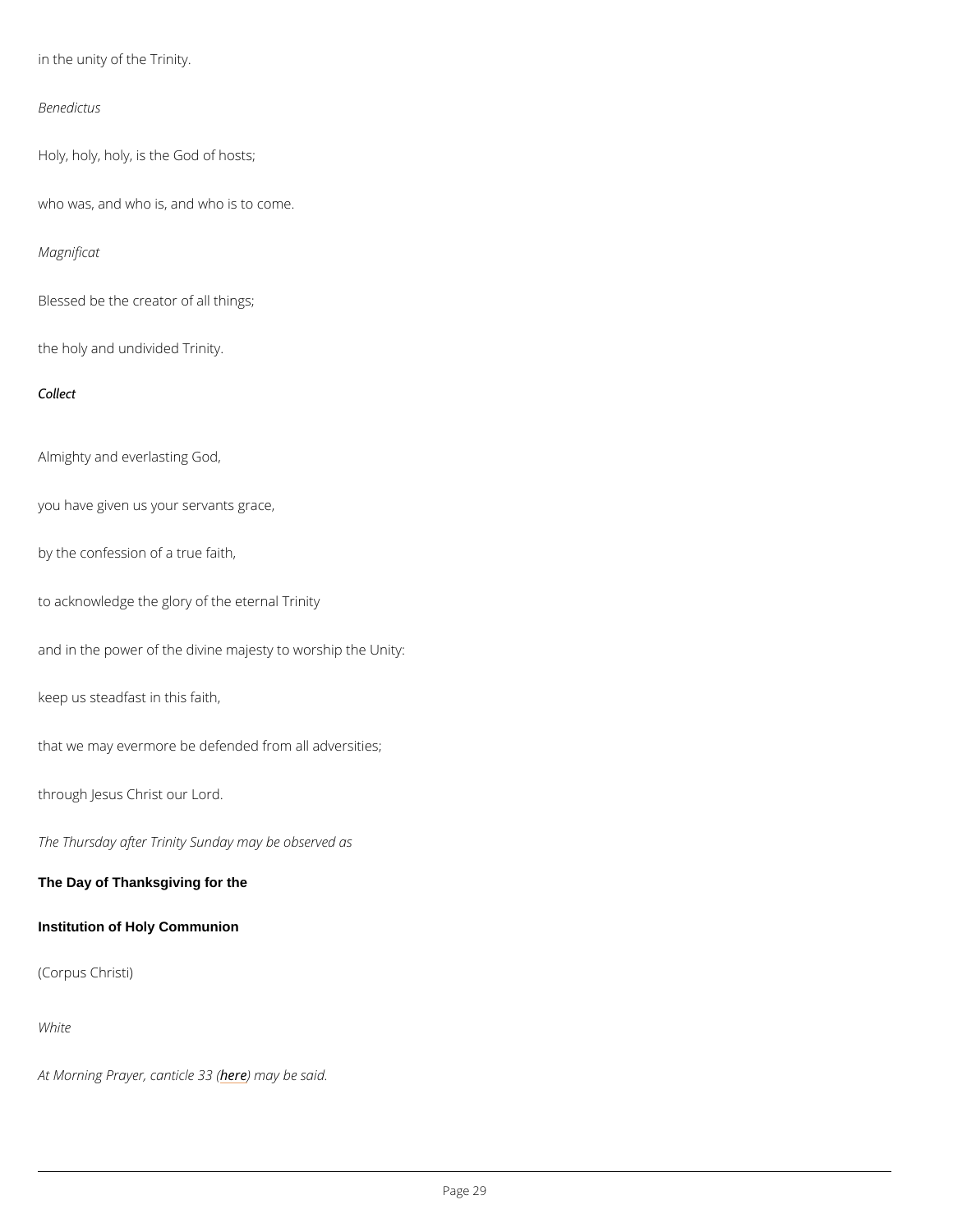in the unity of the Trinity.

*Benedictus*

Holy, holy, holy, is the God of hosts;

who was, and who is, and who is to come.

*Magnificat*

Blessed be the creator of all things;

the holy and undivided Trinity.

*Collect*

Almighty and everlasting God,

you have given us your servants grace,

by the confession of a true faith,

to acknowledge the glory of the eternal Trinity

and in the power of the divine majesty to worship the Unity:

keep us steadfast in this faith,

that we may evermore be defended from all adversities;

through Jesus Christ our Lord.

*The Thursday after Trinity Sunday may be observed as*

**The Day of Thanksgiving for the**

**Institution of Holy Communion**

(Corpus Christi)

*White*

*At Morning Prayer, canticle 33 (here) may be said.*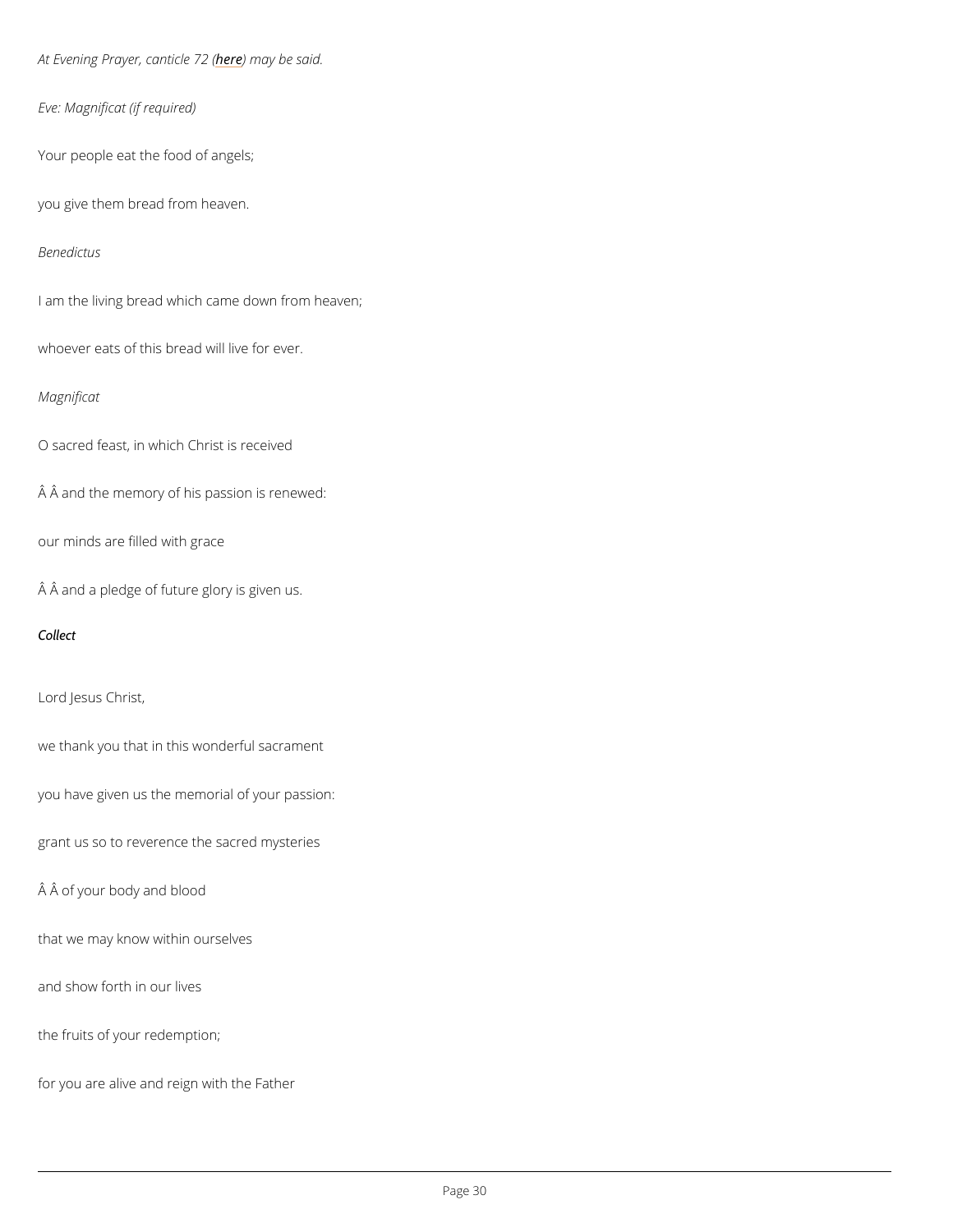*At Evening Prayer, canticle 72 (here) may be said.*

*Eve: Magnificat (if required)*

Your people eat the food of angels;

you give them bread from heaven.

*Benedictus*

I am the living bread which came down from heaven;

whoever eats of this bread will live for ever.

*Magnificat*

O sacred feast, in which Christ is received

Â Â and the memory of his passion is renewed:

our minds are filled with grace

Â Â and a pledge of future glory is given us.

***Collect***

Lord Jesus Christ,

we thank you that in this wonderful sacrament

you have given us the memorial of your passion:

grant us so to reverence the sacred mysteries

Â Â of your body and blood

that we may know within ourselves

and show forth in our lives

the fruits of your redemption;

for you are alive and reign with the Father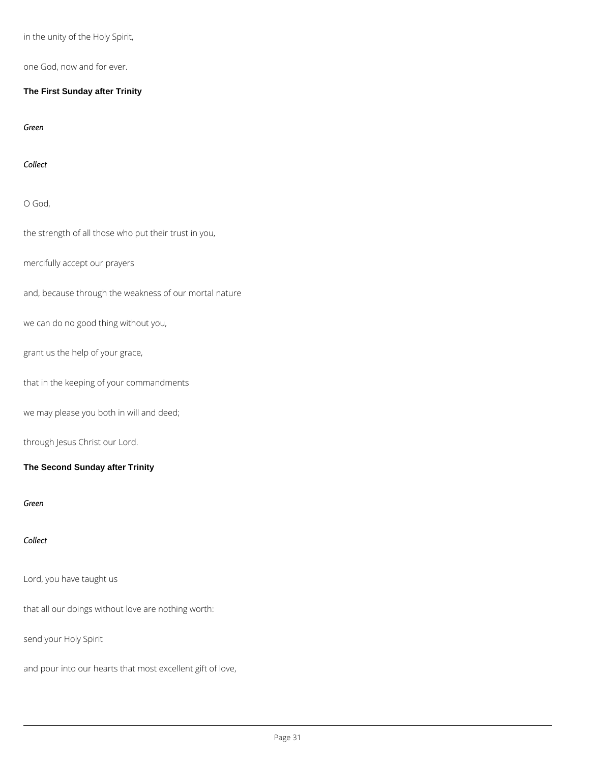in the unity of the Holy Spirit,

one God, now and for ever.

**The First Sunday after Trinity**

*Green*

*Collect*

O God,

the strength of all those who put their trust in you,

mercifully accept our prayers

and, because through the weakness of our mortal nature

we can do no good thing without you,

grant us the help of your grace,

that in the keeping of your commandments

we may please you both in will and deed;

through Jesus Christ our Lord.

**The Second Sunday after Trinity**

*Green*

*Collect*

Lord, you have taught us

that all our doings without love are nothing worth:

send your Holy Spirit

and pour into our hearts that most excellent gift of love,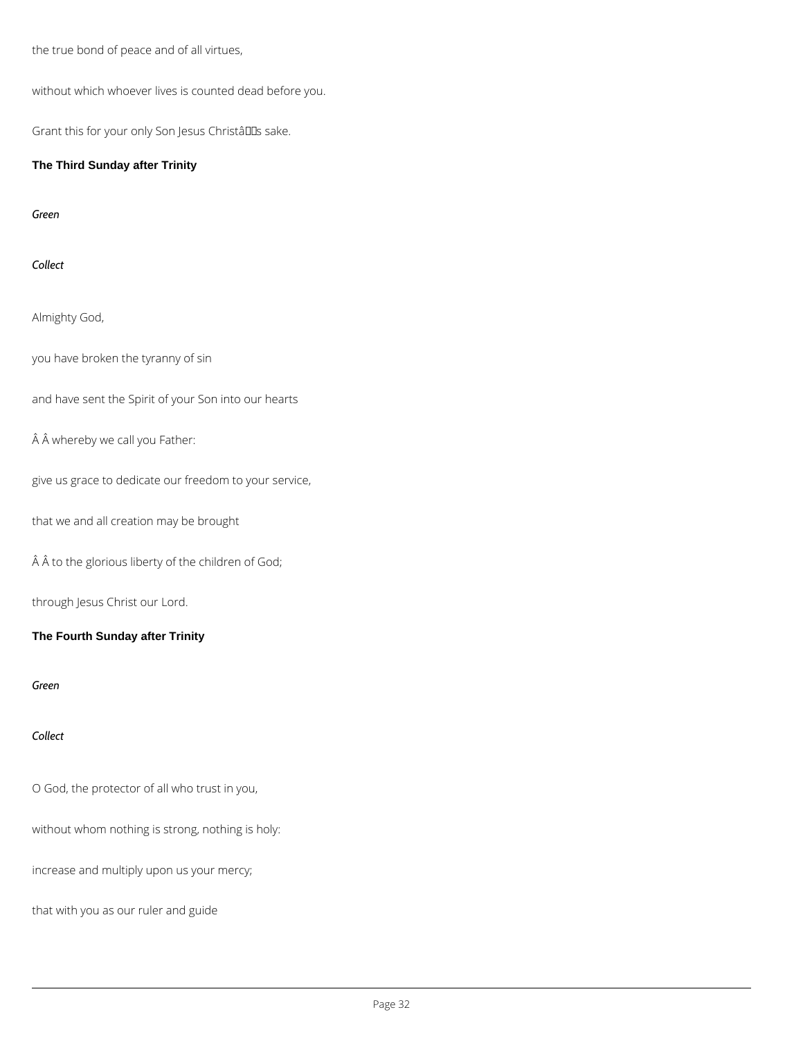the true bond of peace and of all virtues,

without which whoever lives is counted dead before you.

Grant this for your only Son Jesus Christâs sake.

**The Third Sunday after Trinity**

*Green*

*Collect*

Almighty God,

you have broken the tyranny of sin

and have sent the Spirit of your Son into our hearts

Â Â whereby we call you Father:

give us grace to dedicate our freedom to your service,

that we and all creation may be brought

Â Â to the glorious liberty of the children of God;

through Jesus Christ our Lord.

**The Fourth Sunday after Trinity**

*Green*

*Collect*

O God, the protector of all who trust in you,

without whom nothing is strong, nothing is holy:

increase and multiply upon us your mercy;

that with you as our ruler and guide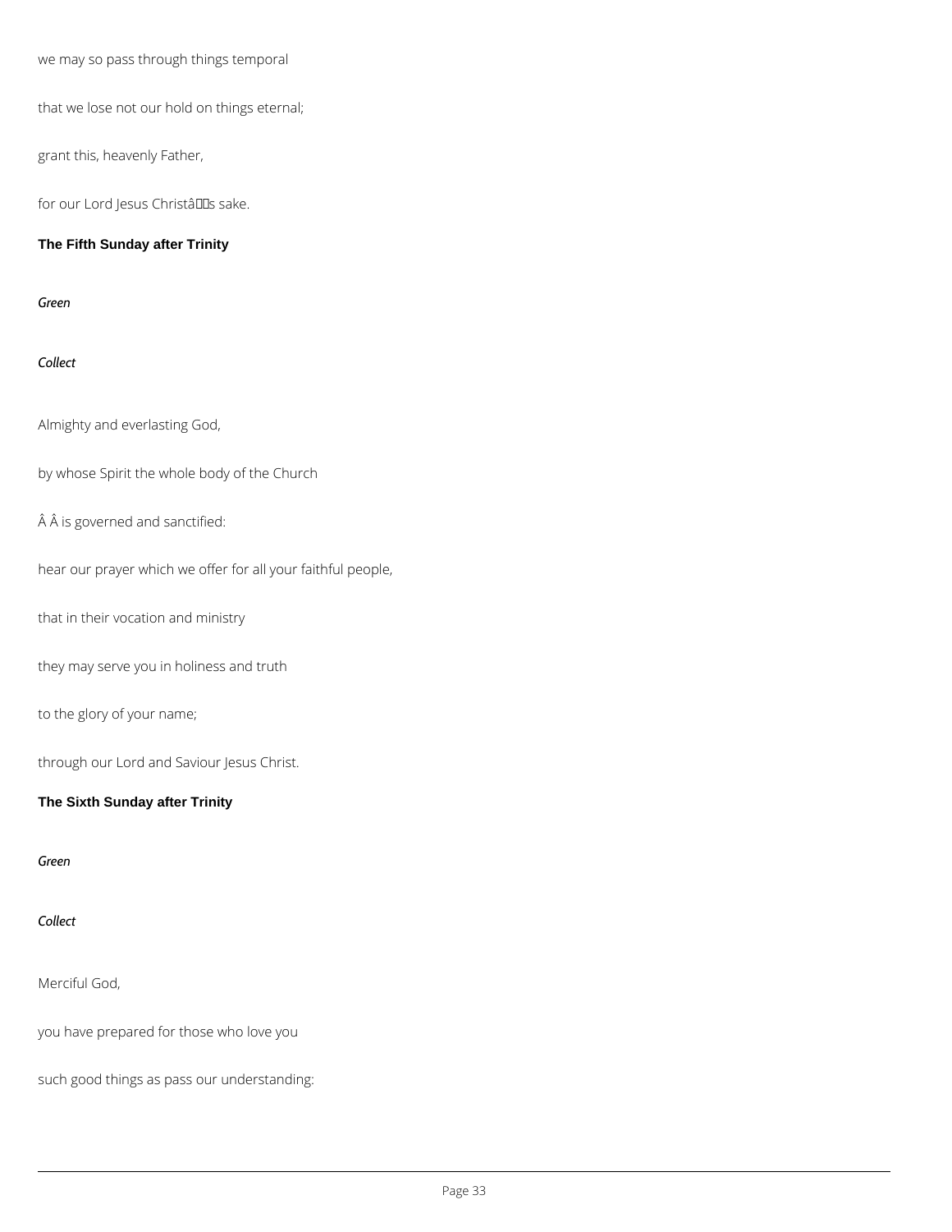we may so pass through things temporal

that we lose not our hold on things eternal;

grant this, heavenly Father,

for our Lord Jesus Christâs sake.

## The Fifth Sunday after Trinity

*Green*

*Collect*

Almighty and everlasting God,

by whose Spirit the whole body of the Church

Â Â is governed and sanctified:

hear our prayer which we offer for all your faithful people,

that in their vocation and ministry

they may serve you in holiness and truth

to the glory of your name;

through our Lord and Saviour Jesus Christ.

## The Sixth Sunday after Trinity

*Green*

*Collect*

Merciful God,

you have prepared for those who love you

such good things as pass our understanding: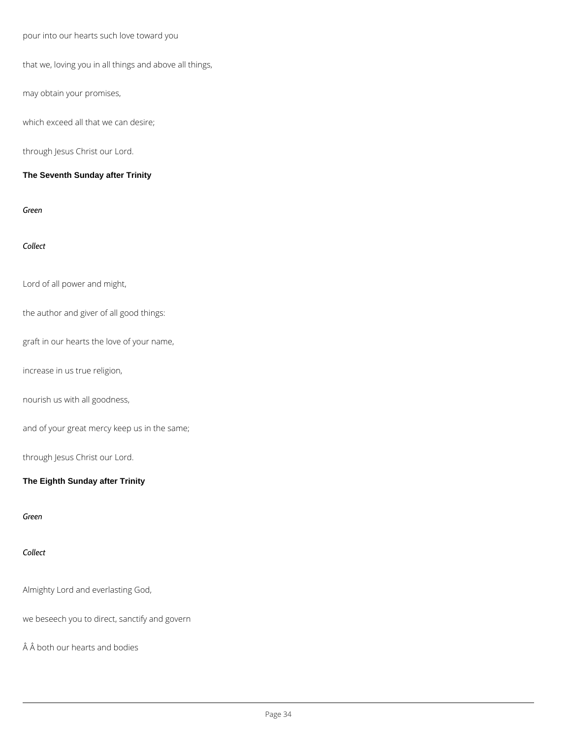pour into our hearts such love toward you

that we, loving you in all things and above all things,

may obtain your promises,

which exceed all that we can desire;

through Jesus Christ our Lord.

## The Seventh Sunday after Trinity

*Green*

*Collect*

Lord of all power and might,

the author and giver of all good things:

graft in our hearts the love of your name,

increase in us true religion,

nourish us with all goodness,

and of your great mercy keep us in the same;

through Jesus Christ our Lord.

## The Eighth Sunday after Trinity

*Green*

*Collect*

Almighty Lord and everlasting God,

we beseech you to direct, sanctify and govern

Â Â both our hearts and bodies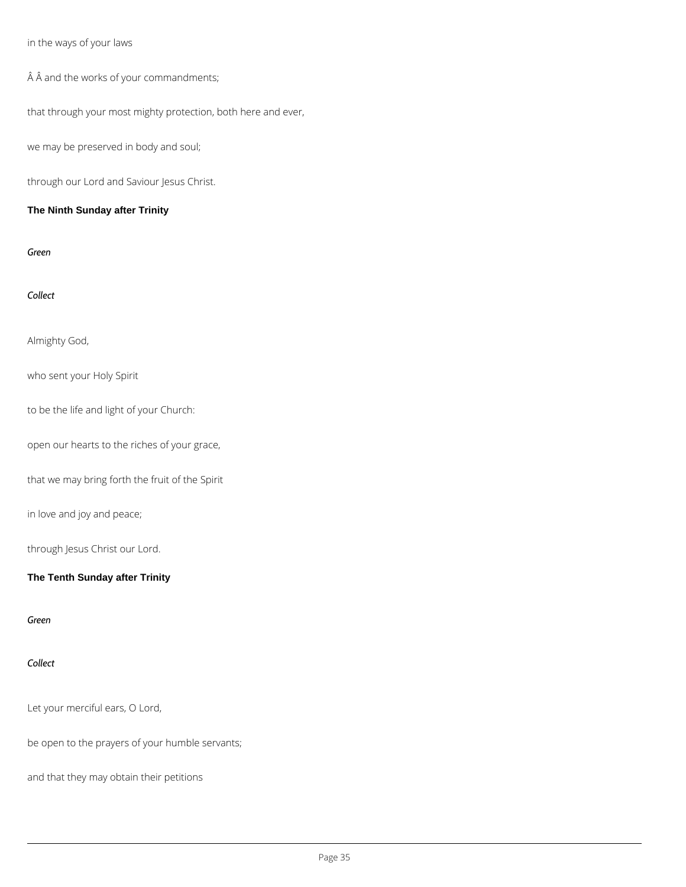in the ways of your laws

Â Â and the works of your commandments;

that through your most mighty protection, both here and ever,

we may be preserved in body and soul;

through our Lord and Saviour Jesus Christ.

**The Ninth Sunday after Trinity**

*Green*

*Collect*

Almighty God,

who sent your Holy Spirit

to be the life and light of your Church:

open our hearts to the riches of your grace,

that we may bring forth the fruit of the Spirit

in love and joy and peace;

through Jesus Christ our Lord.

**The Tenth Sunday after Trinity**

*Green*

*Collect*

Let your merciful ears, O Lord,

be open to the prayers of your humble servants;

and that they may obtain their petitions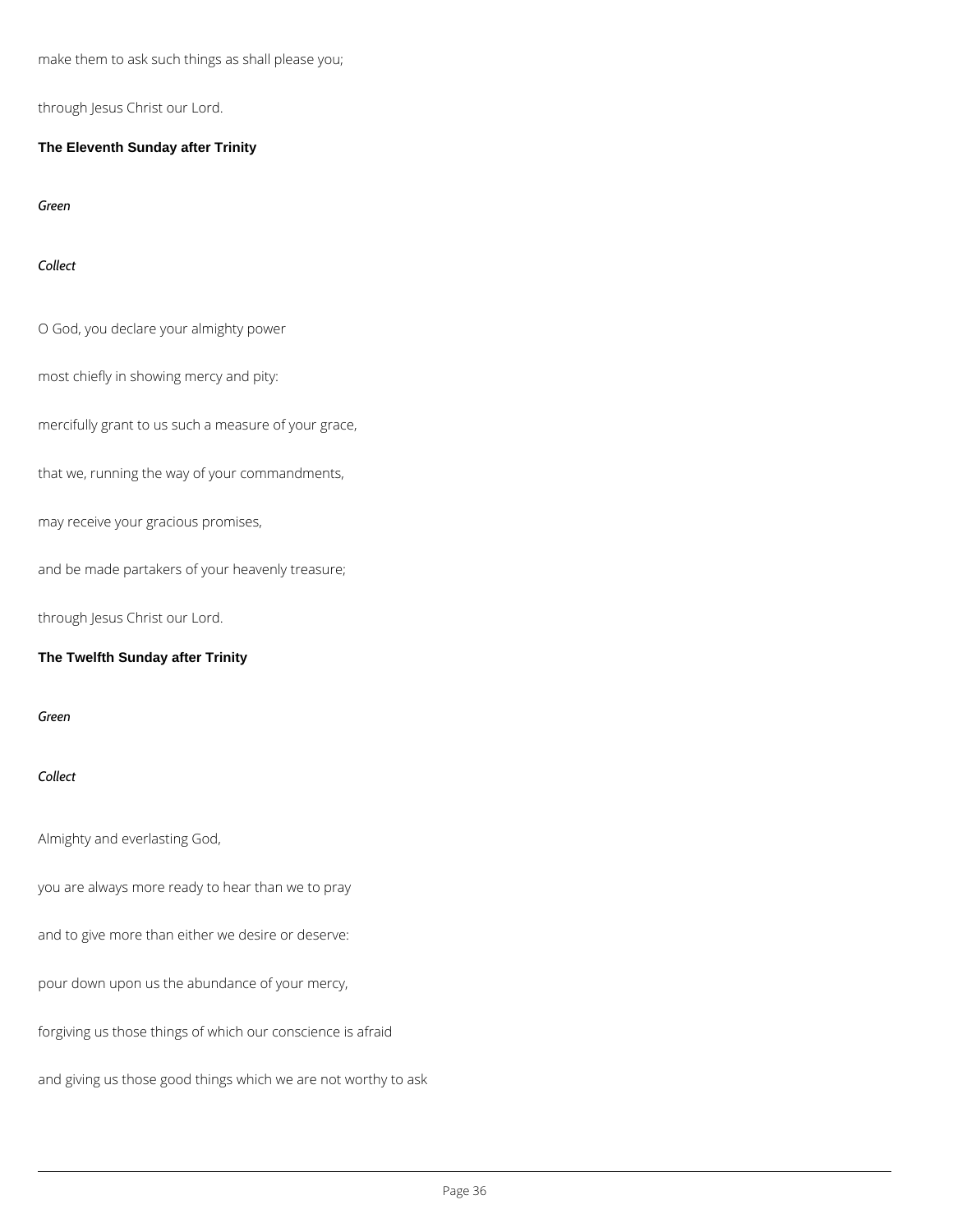make them to ask such things as shall please you;

through Jesus Christ our Lord.

### The Eleventh Sunday after Trinity

*Green*

*Collect*

O God, you declare your almighty power

most chiefly in showing mercy and pity:

mercifully grant to us such a measure of your grace,

that we, running the way of your commandments,

may receive your gracious promises,

and be made partakers of your heavenly treasure;

through Jesus Christ our Lord.

### The Twelfth Sunday after Trinity

*Green*

*Collect*

Almighty and everlasting God,

you are always more ready to hear than we to pray

and to give more than either we desire or deserve:

pour down upon us the abundance of your mercy,

forgiving us those things of which our conscience is afraid

and giving us those good things which we are not worthy to ask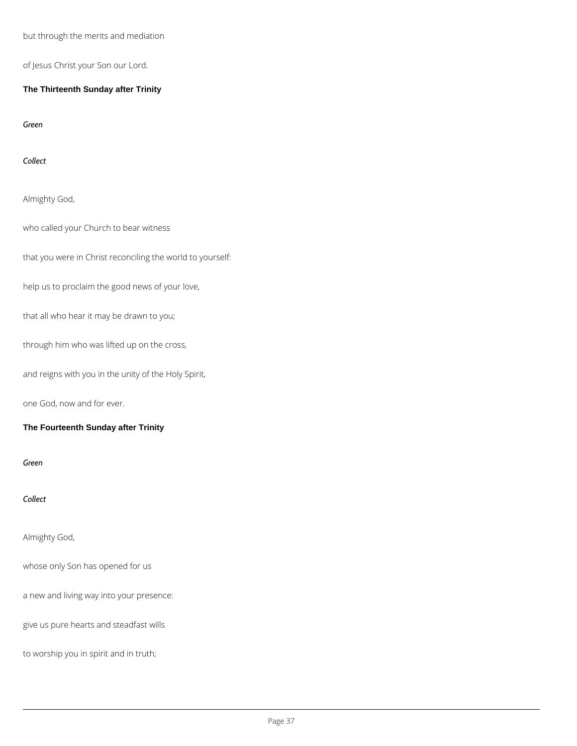but through the merits and mediation

of Jesus Christ your Son our Lord.

**The Thirteenth Sunday after Trinity**

*Green*

*Collect*

Almighty God,

who called your Church to bear witness

that you were in Christ reconciling the world to yourself:

help us to proclaim the good news of your love,

that all who hear it may be drawn to you;

through him who was lifted up on the cross,

and reigns with you in the unity of the Holy Spirit,

one God, now and for ever.

**The Fourteenth Sunday after Trinity**

*Green*

*Collect*

Almighty God,

whose only Son has opened for us

a new and living way into your presence:

give us pure hearts and steadfast wills

to worship you in spirit and in truth;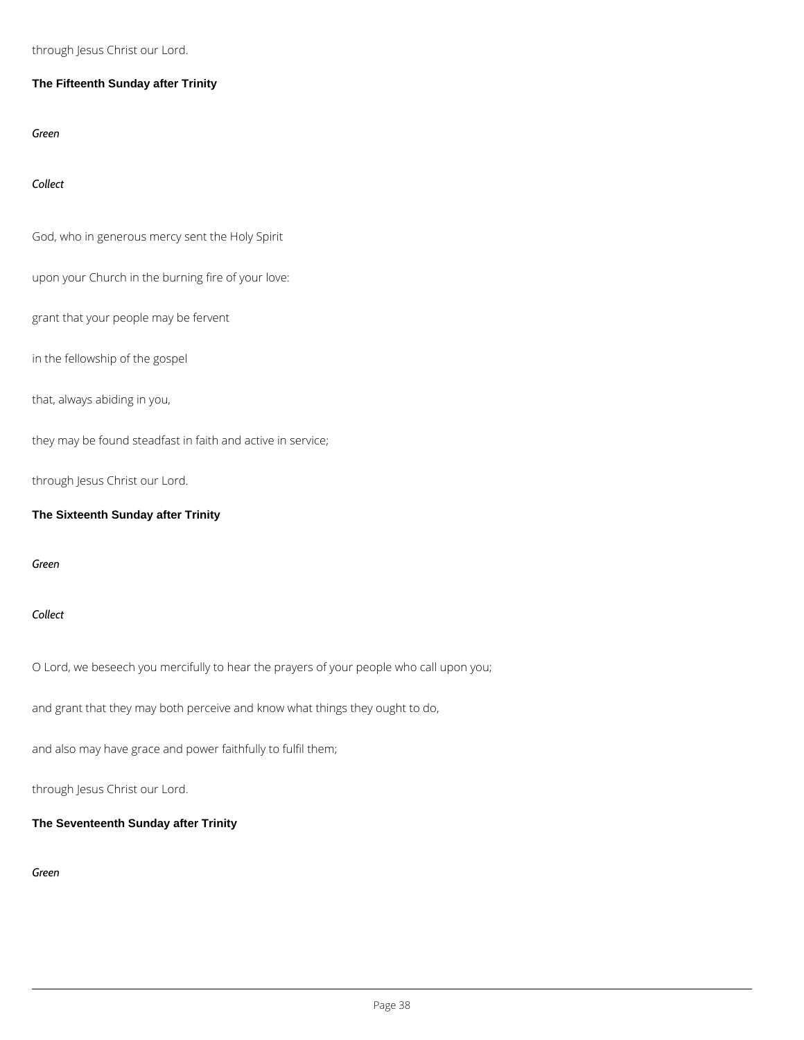through Jesus Christ our Lord.

**The Fifteenth Sunday after Trinity**

*Green*

*Collect*

God, who in generous mercy sent the Holy Spirit

upon your Church in the burning fire of your love:

grant that your people may be fervent

in the fellowship of the gospel

that, always abiding in you,

they may be found steadfast in faith and active in service;

through Jesus Christ our Lord.

**The Sixteenth Sunday after Trinity**

*Green*

*Collect*

O Lord, we beseech you mercifully to hear the prayers of your people who call upon you;

and grant that they may both perceive and know what things they ought to do,

and also may have grace and power faithfully to fulfil them;

through Jesus Christ our Lord.

**The Seventeenth Sunday after Trinity**

*Green*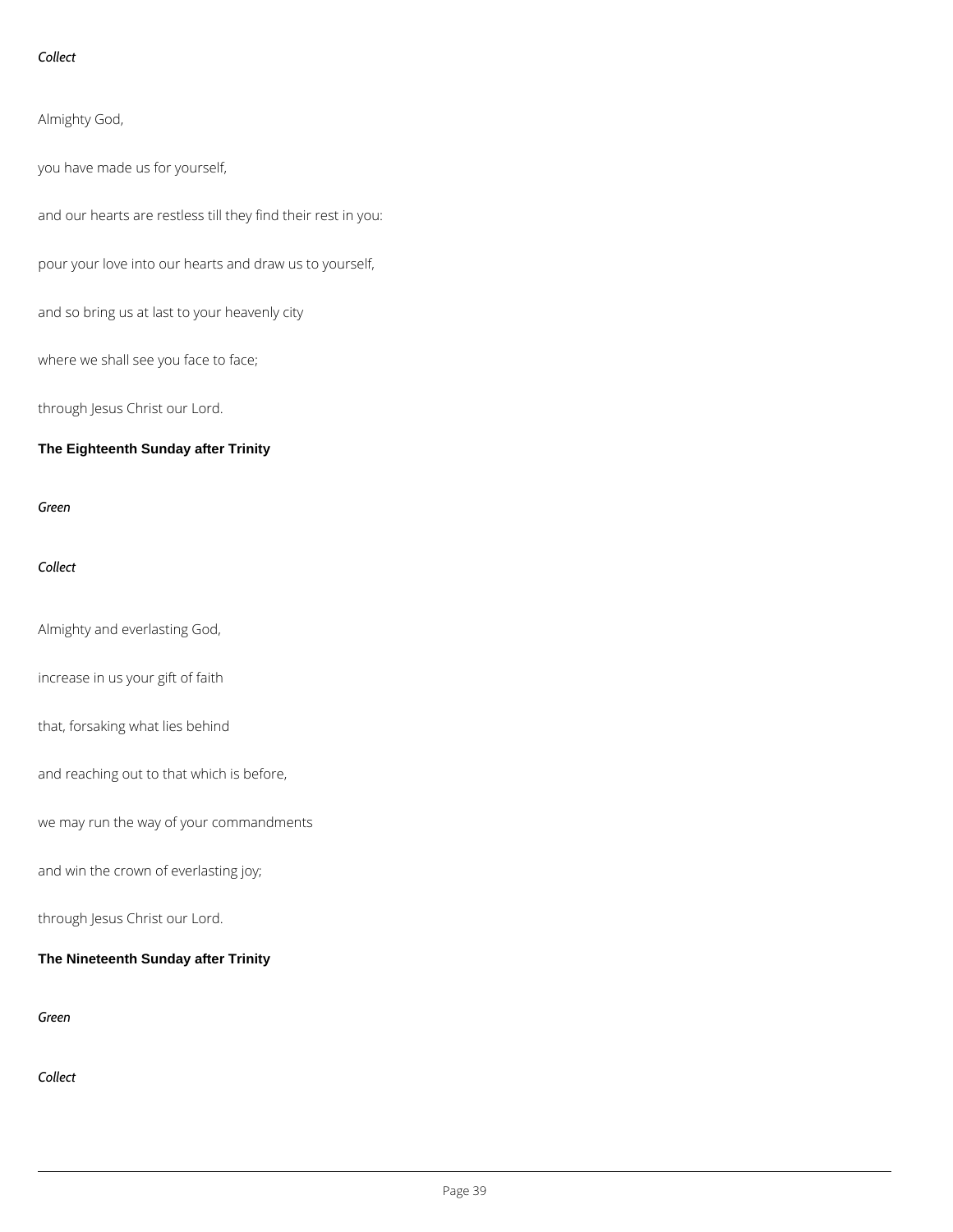*Collect*

Almighty God,

you have made us for yourself,

and our hearts are restless till they find their rest in you:

pour your love into our hearts and draw us to yourself,

and so bring us at last to your heavenly city

where we shall see you face to face;

through Jesus Christ our Lord.

## The Eighteenth Sunday after Trinity

*Green*

*Collect*

Almighty and everlasting God,

increase in us your gift of faith

that, forsaking what lies behind

and reaching out to that which is before,

we may run the way of your commandments

and win the crown of everlasting joy;

through Jesus Christ our Lord.

## The Nineteenth Sunday after Trinity

*Green*

*Collect*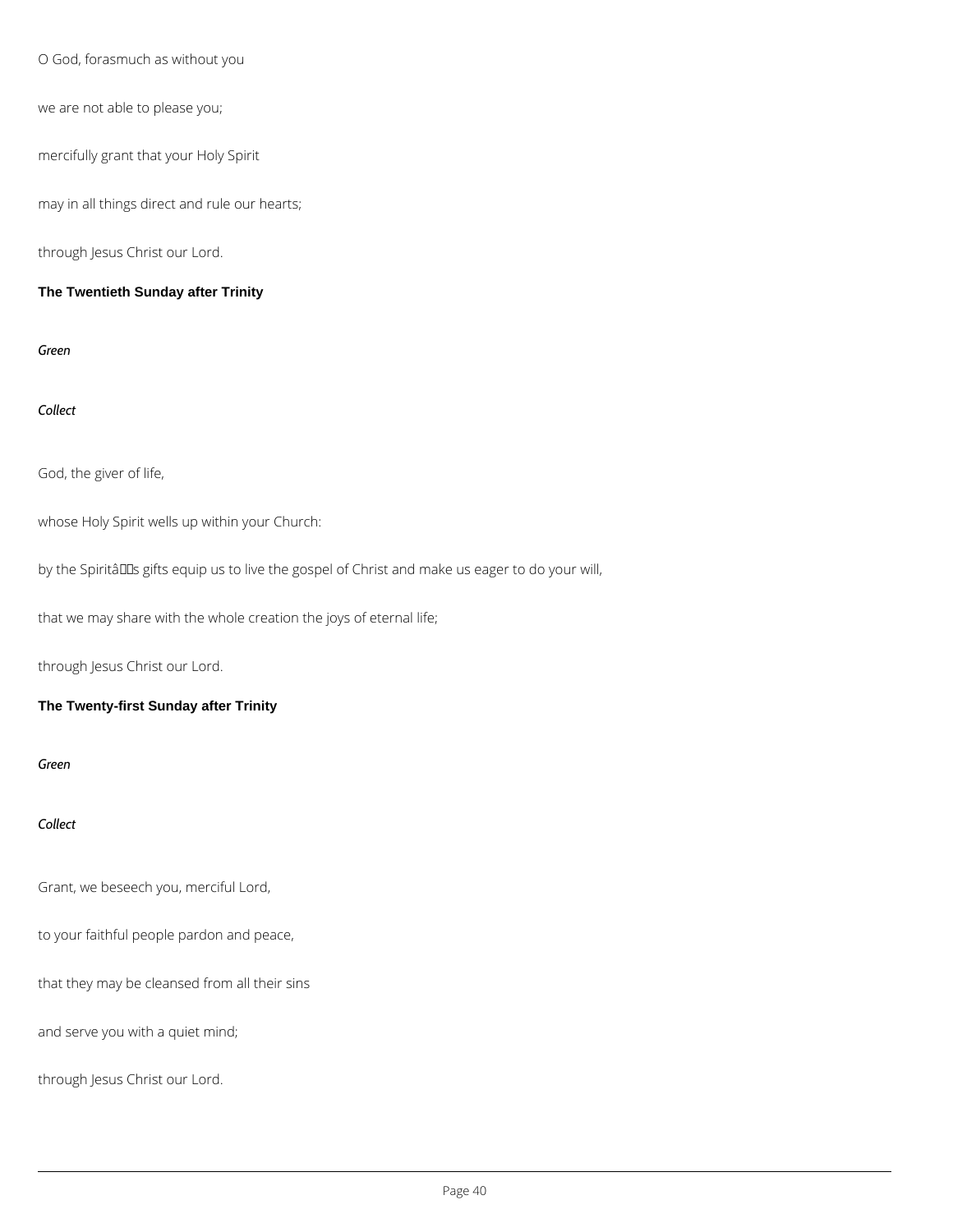O God, forasmuch as without you

we are not able to please you;

mercifully grant that your Holy Spirit

may in all things direct and rule our hearts;

through Jesus Christ our Lord.

### The Twentieth Sunday after Trinity

*Green*

*Collect*

God, the giver of life,

whose Holy Spirit wells up within your Church:

by the Spiritâs gifts equip us to live the gospel of Christ and make us eager to do your will,

that we may share with the whole creation the joys of eternal life;

through Jesus Christ our Lord.

### The Twenty-first Sunday after Trinity

*Green*

*Collect*

Grant, we beseech you, merciful Lord,

to your faithful people pardon and peace,

that they may be cleansed from all their sins

and serve you with a quiet mind;

through Jesus Christ our Lord.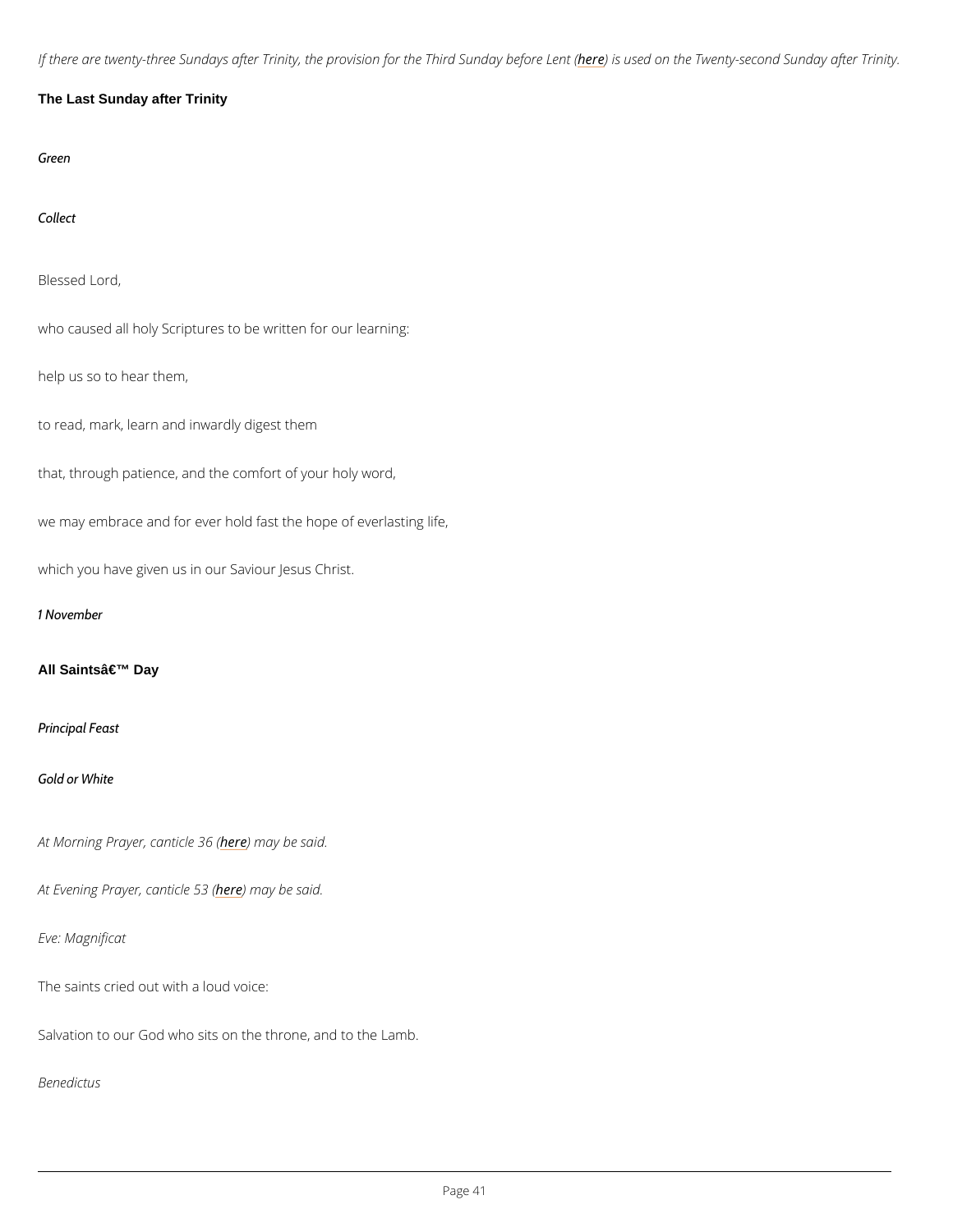*If there are twenty-three Sundays after Trinity, the provision for the Third Sunday before Lent (here) is used on the Twenty-second Sunday after Trinity.*

**The Last Sunday after Trinity**

*Green*

*Collect*

Blessed Lord,

who caused all holy Scriptures to be written for our learning:

help us so to hear them,

to read, mark, learn and inwardly digest them

that, through patience, and the comfort of your holy word,

we may embrace and for ever hold fast the hope of everlasting life,

which you have given us in our Saviour Jesus Christ.

*1 November*

**All Saintsâ€™ Day**

*Principal Feast*

*Gold or White*

*At Morning Prayer, canticle 36 (here) may be said.*

*At Evening Prayer, canticle 53 (here) may be said.*

*Eve: Magnificat*

The saints cried out with a loud voice:

Salvation to our God who sits on the throne, and to the Lamb.

*Benedictus*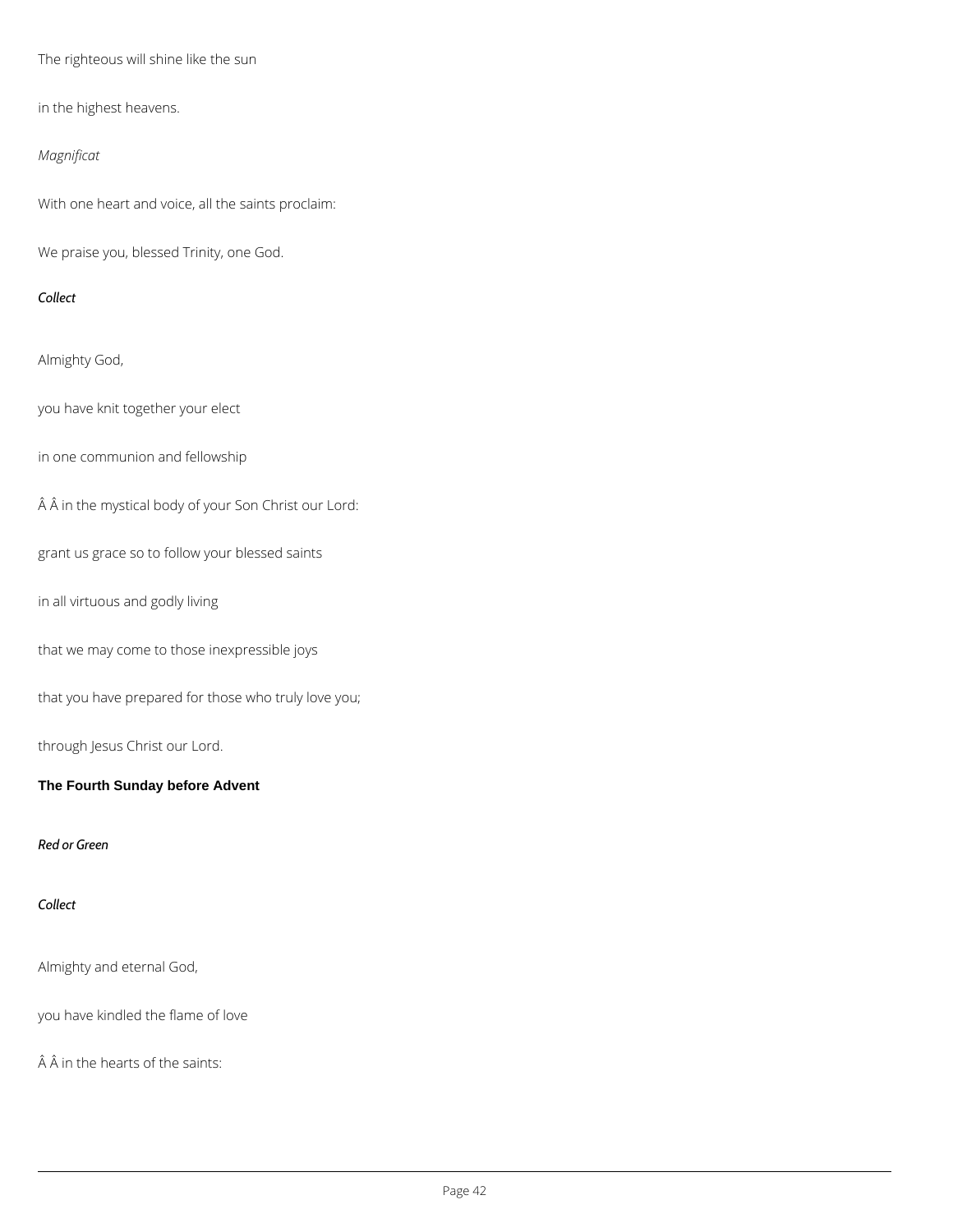The righteous will shine like the sun

in the highest heavens.

*Magnificat*

With one heart and voice, all the saints proclaim:

We praise you, blessed Trinity, one God.

***Collect***

Almighty God,

you have knit together your elect

in one communion and fellowship

Â Â in the mystical body of your Son Christ our Lord:

grant us grace so to follow your blessed saints

in all virtuous and godly living

that we may come to those inexpressible joys

that you have prepared for those who truly love you;

through Jesus Christ our Lord.

**The Fourth Sunday before Advent**

***Red or Green***

***Collect***

Almighty and eternal God,

you have kindled the flame of love

Â Â in the hearts of the saints: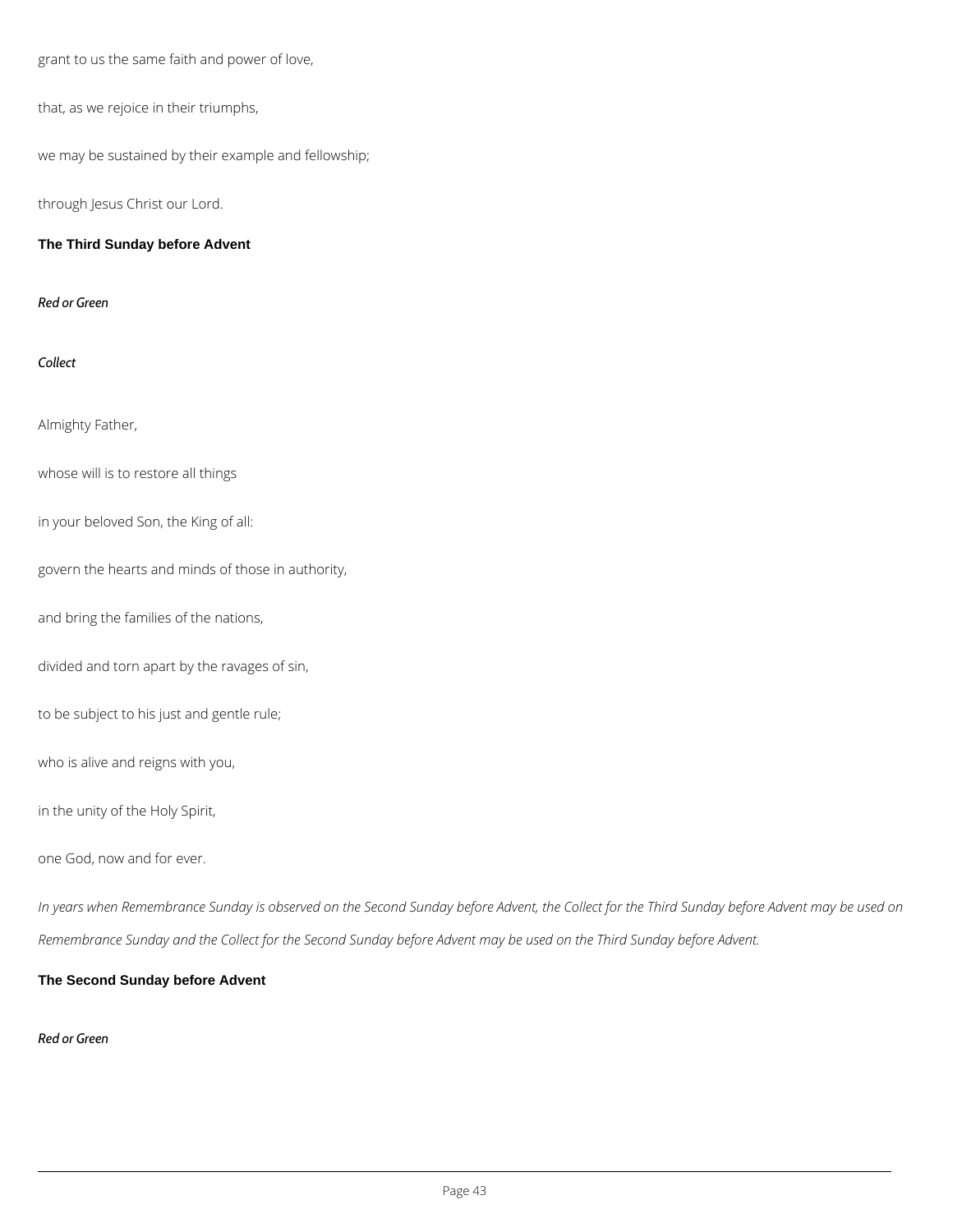grant to us the same faith and power of love,

that, as we rejoice in their triumphs,

we may be sustained by their example and fellowship;

through Jesus Christ our Lord.

## The Third Sunday before Advent

*Red or Green*

*Collect*

Almighty Father,

whose will is to restore all things

in your beloved Son, the King of all:

govern the hearts and minds of those in authority,

and bring the families of the nations,

divided and torn apart by the ravages of sin,

to be subject to his just and gentle rule;

who is alive and reigns with you,

in the unity of the Holy Spirit,

one God, now and for ever.

*In years when Remembrance Sunday is observed on the Second Sunday before Advent, the Collect for the Third Sunday before Advent may be used on Remembrance Sunday and the Collect for the Second Sunday before Advent may be used on the Third Sunday before Advent.*

## The Second Sunday before Advent

*Red or Green*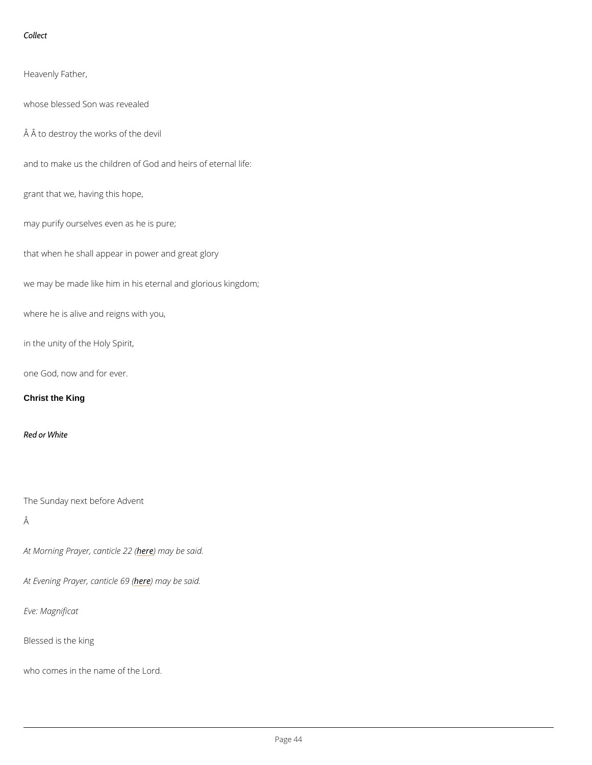*Collect*

Heavenly Father,

whose blessed Son was revealed

Â Â to destroy the works of the devil

and to make us the children of God and heirs of eternal life:

grant that we, having this hope,

may purify ourselves even as he is pure;

that when he shall appear in power and great glory

we may be made like him in his eternal and glorious kingdom;

where he is alive and reigns with you,

in the unity of the Holy Spirit,

one God, now and for ever.

## Christ the King

*Red or White*

The Sunday next before Advent

Â

*At Morning Prayer, canticle 22 (here) may be said.*

*At Evening Prayer, canticle 69 (here) may be said.*

*Eve: Magnificat*

Blessed is the king

who comes in the name of the Lord.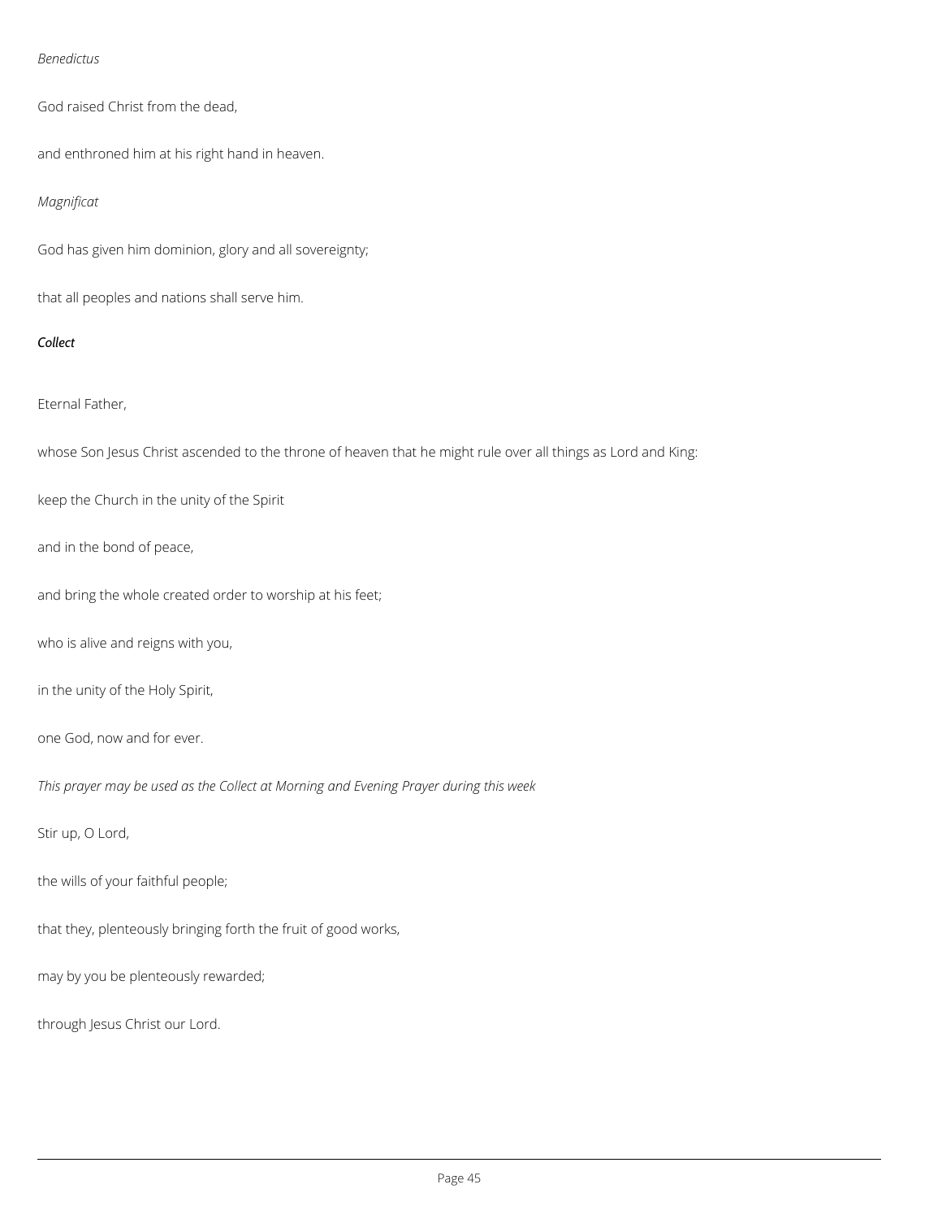*Benedictus*

God raised Christ from the dead,

and enthroned him at his right hand in heaven.

*Magnificat*

God has given him dominion, glory and all sovereignty;

that all peoples and nations shall serve him.

***Collect***

Eternal Father,

whose Son Jesus Christ ascended to the throne of heaven that he might rule over all things as Lord and King:

keep the Church in the unity of the Spirit

and in the bond of peace,

and bring the whole created order to worship at his feet;

who is alive and reigns with you,

in the unity of the Holy Spirit,

one God, now and for ever.

*This prayer may be used as the Collect at Morning and Evening Prayer during this week*

Stir up, O Lord,

the wills of your faithful people;

that they, plenteously bringing forth the fruit of good works,

may by you be plenteously rewarded;

through Jesus Christ our Lord.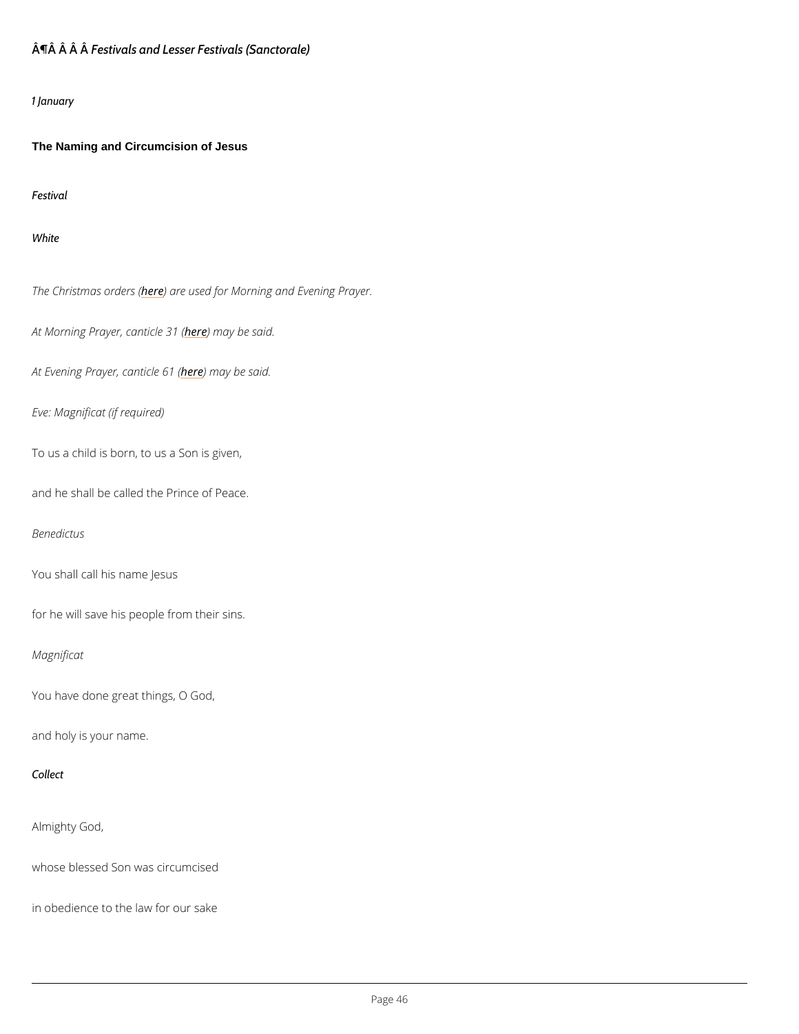¶Â Â Â Â *Festivals and Lesser Festivals (Sanctorale)*

*1 January*

## The Naming and Circumcision of Jesus

*Festival*

*White*

*The Christmas orders (here) are used for Morning and Evening Prayer.*

*At Morning Prayer, canticle 31 (here) may be said.*

*At Evening Prayer, canticle 61 (here) may be said.*

*Eve: Magnificat (if required)*

To us a child is born, to us a Son is given,

and he shall be called the Prince of Peace.

*Benedictus*

You shall call his name Jesus

for he will save his people from their sins.

*Magnificat*

You have done great things, O God,

and holy is your name.

*Collect*

Almighty God,

whose blessed Son was circumcised

in obedience to the law for our sake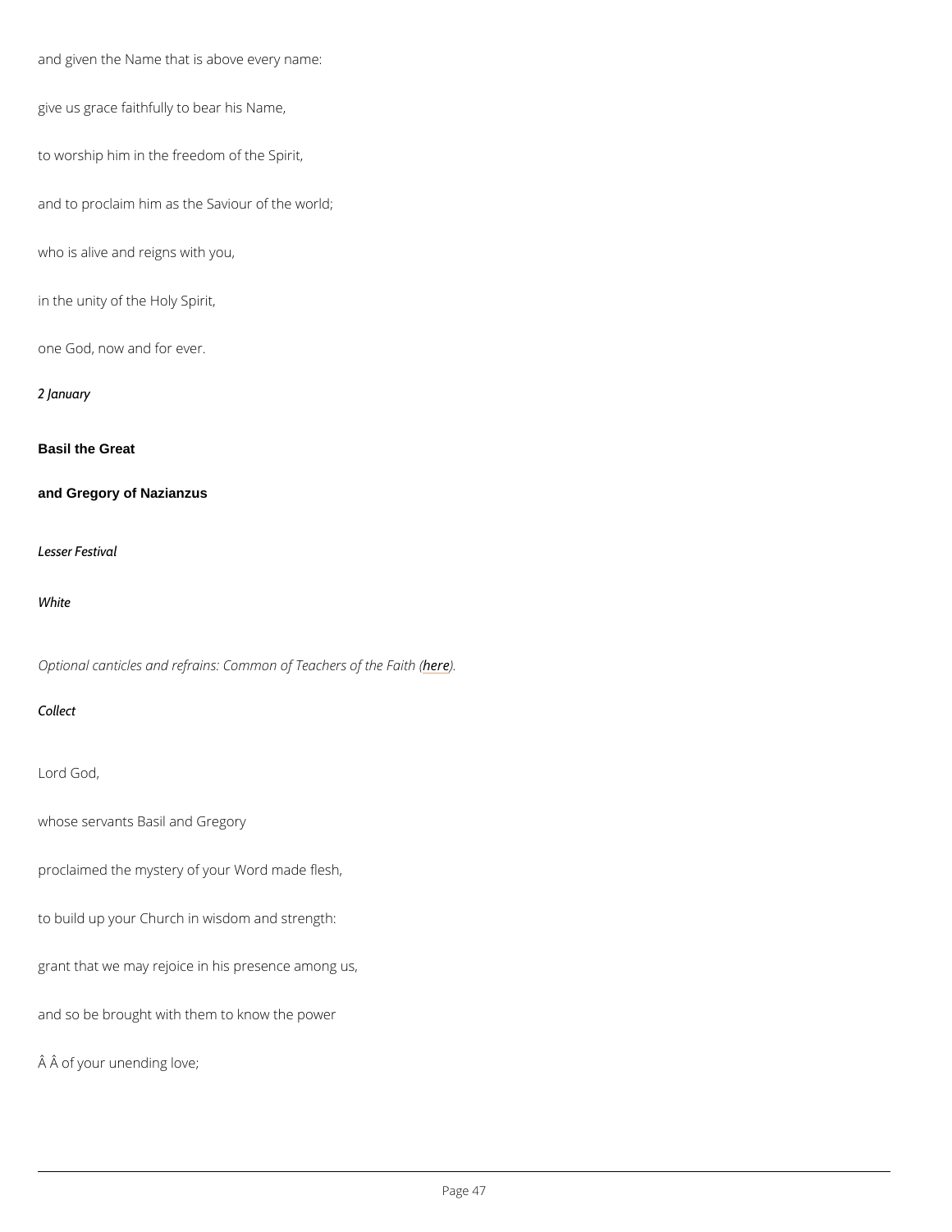and given the Name that is above every name:

give us grace faithfully to bear his Name,

to worship him in the freedom of the Spirit,

and to proclaim him as the Saviour of the world;

who is alive and reigns with you,

in the unity of the Holy Spirit,

one God, now and for ever.

*2 January*

**Basil the Great**

**and Gregory of Nazianzus**

*Lesser Festival*

*White*

*Optional canticles and refrains: Common of Teachers of the Faith (here).*

*Collect*

Lord God,

whose servants Basil and Gregory

proclaimed the mystery of your Word made flesh,

to build up your Church in wisdom and strength:

grant that we may rejoice in his presence among us,

and so be brought with them to know the power

Â Â of your unending love;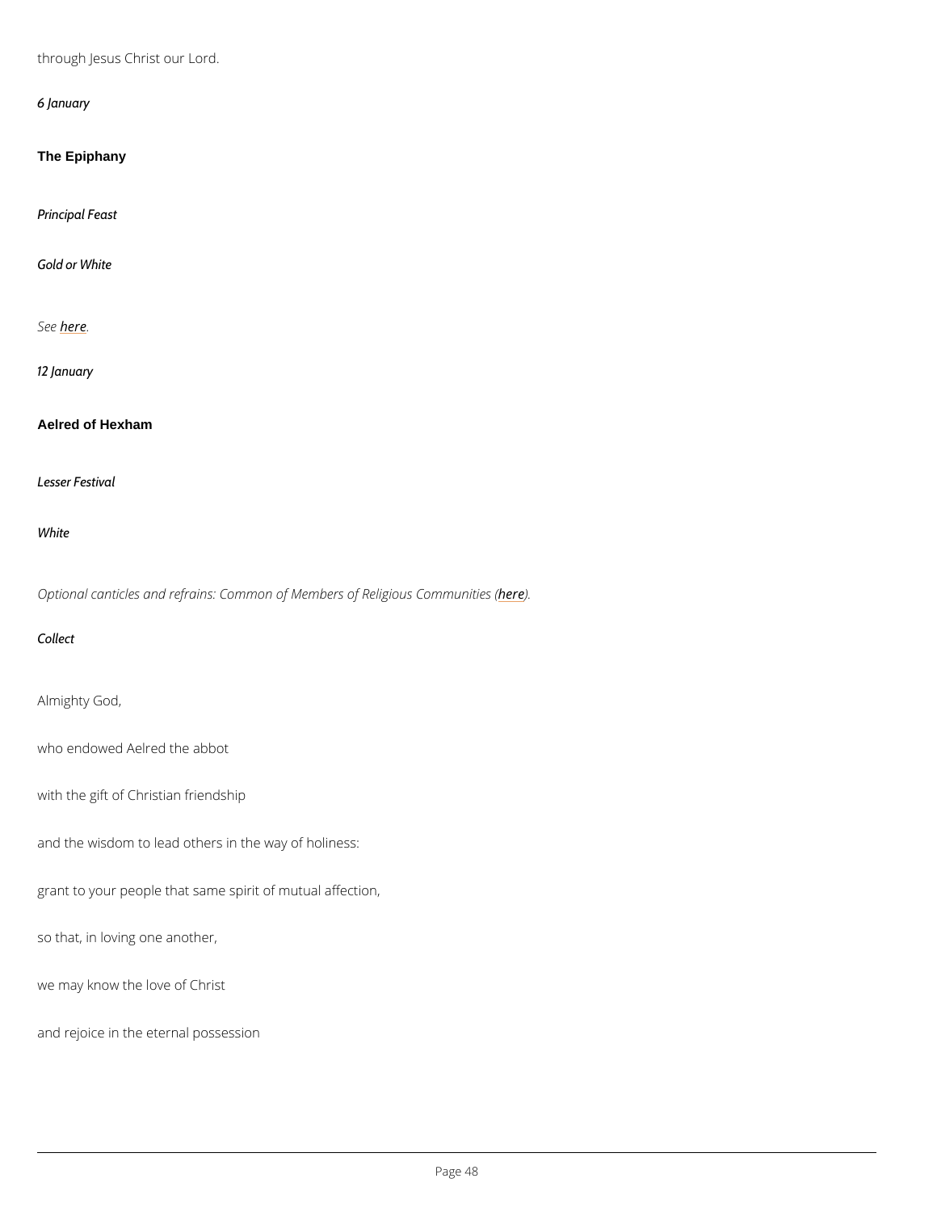through Jesus Christ our Lord.

*6 January*

## The Epiphany

*Principal Feast*

*Gold or White*

*See here.*

*12 January*

## Aelred of Hexham

*Lesser Festival*

*White*

*Optional canticles and refrains: Common of Members of Religious Communities (here).*

*Collect*

Almighty God,

who endowed Aelred the abbot

with the gift of Christian friendship

and the wisdom to lead others in the way of holiness:

grant to your people that same spirit of mutual affection,

so that, in loving one another,

we may know the love of Christ

and rejoice in the eternal possession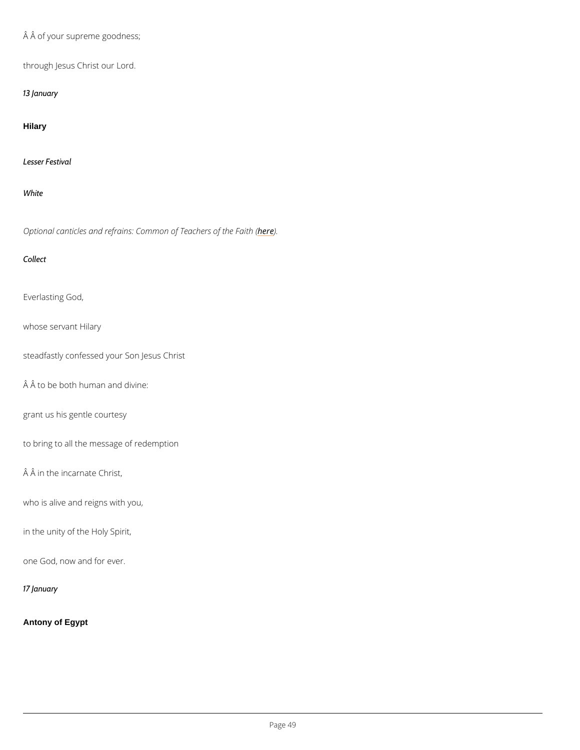Â Â of your supreme goodness;

through Jesus Christ our Lord.

*13 January*

### Hilary

*Lesser Festival*

*White*

*Optional canticles and refrains: Common of Teachers of the Faith (here).*

*Collect*

Everlasting God,

whose servant Hilary

steadfastly confessed your Son Jesus Christ

Â Â to be both human and divine:

grant us his gentle courtesy

to bring to all the message of redemption

Â Â in the incarnate Christ,

who is alive and reigns with you,

in the unity of the Holy Spirit,

one God, now and for ever.

*17 January*

### Antony of Egypt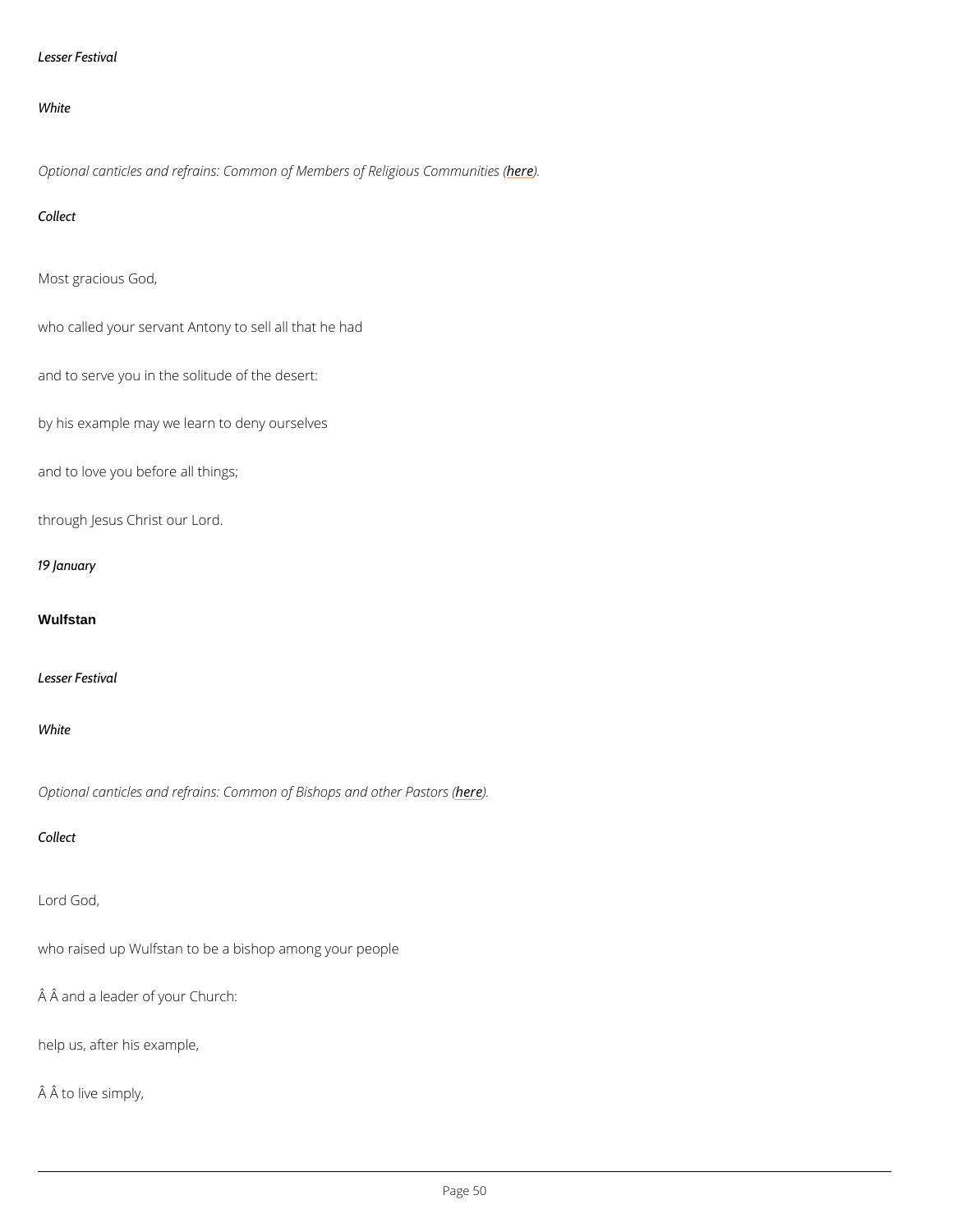*Lesser Festival*

*White*

*Optional canticles and refrains: Common of Members of Religious Communities (here).*

*Collect*

Most gracious God,

who called your servant Antony to sell all that he had

and to serve you in the solitude of the desert:

by his example may we learn to deny ourselves

and to love you before all things;

through Jesus Christ our Lord.

*19 January*

**Wulfstan**

*Lesser Festival*

*White*

*Optional canticles and refrains: Common of Bishops and other Pastors (here).*

*Collect*

Lord God,

who raised up Wulfstan to be a bishop among your people

Â Â and a leader of your Church:

help us, after his example,

Â Â to live simply,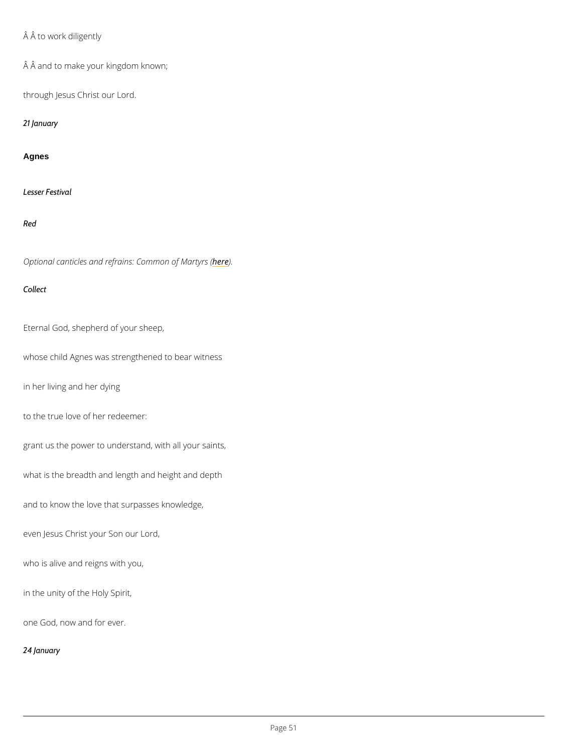Â Â to work diligently

Â Â and to make your kingdom known;

through Jesus Christ our Lord.

*21 January*

## Agnes

*Lesser Festival*

*Red*

*Optional canticles and refrains: Common of Martyrs (here).*

*Collect*

Eternal God, shepherd of your sheep,

whose child Agnes was strengthened to bear witness

in her living and her dying

to the true love of her redeemer:

grant us the power to understand, with all your saints,

what is the breadth and length and height and depth

and to know the love that surpasses knowledge,

even Jesus Christ your Son our Lord,

who is alive and reigns with you,

in the unity of the Holy Spirit,

one God, now and for ever.

*24 January*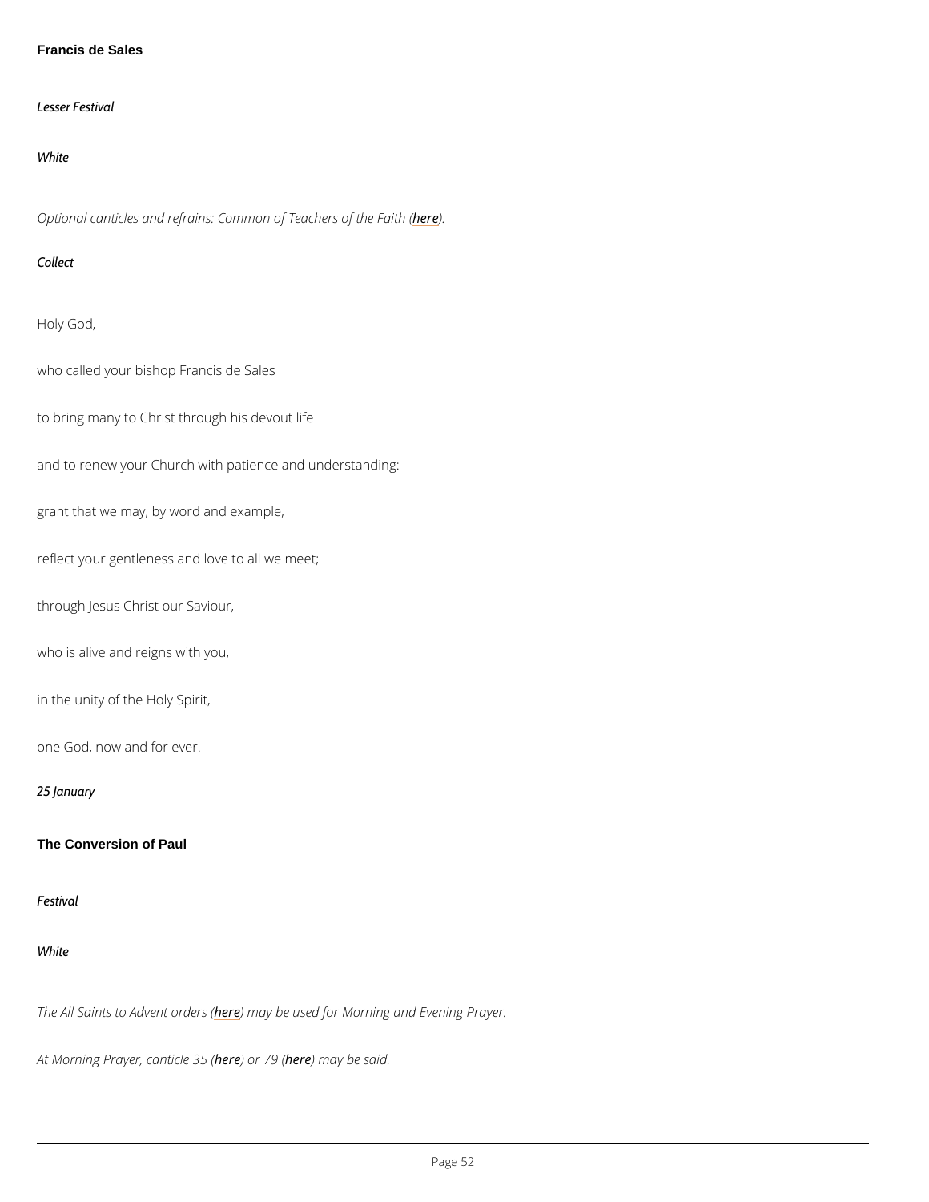## Francis de Sales

*Lesser Festival*

*White*

*Optional canticles and refrains: Common of Teachers of the Faith (here).*

*Collect*

Holy God,

who called your bishop Francis de Sales

to bring many to Christ through his devout life

and to renew your Church with patience and understanding:

grant that we may, by word and example,

reflect your gentleness and love to all we meet;

through Jesus Christ our Saviour,

who is alive and reigns with you,

in the unity of the Holy Spirit,

one God, now and for ever.

*25 January*

## The Conversion of Paul

*Festival*

*White*

*The All Saints to Advent orders (here) may be used for Morning and Evening Prayer.*

*At Morning Prayer, canticle 35 (here) or 79 (here) may be said.*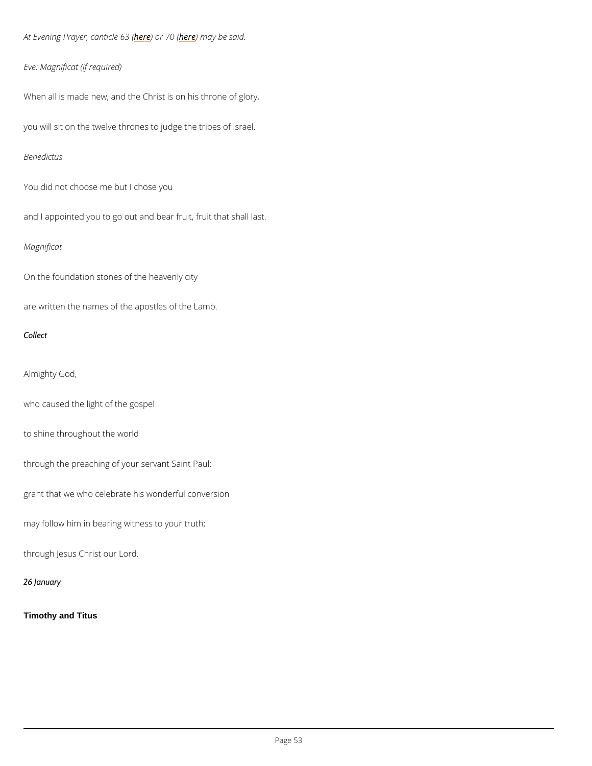*At Evening Prayer, canticle 63 (here) or 70 (here) may be said.*

*Eve: Magnificat (if required)*

When all is made new, and the Christ is on his throne of glory,

you will sit on the twelve thrones to judge the tribes of Israel.

*Benedictus*

You did not choose me but I chose you

and I appointed you to go out and bear fruit, fruit that shall last.

*Magnificat*

On the foundation stones of the heavenly city

are written the names of the apostles of the Lamb.

*Collect*

Almighty God,

who caused the light of the gospel

to shine throughout the world

through the preaching of your servant Saint Paul:

grant that we who celebrate his wonderful conversion

may follow him in bearing witness to your truth;

through Jesus Christ our Lord.

*26 January*

**Timothy and Titus**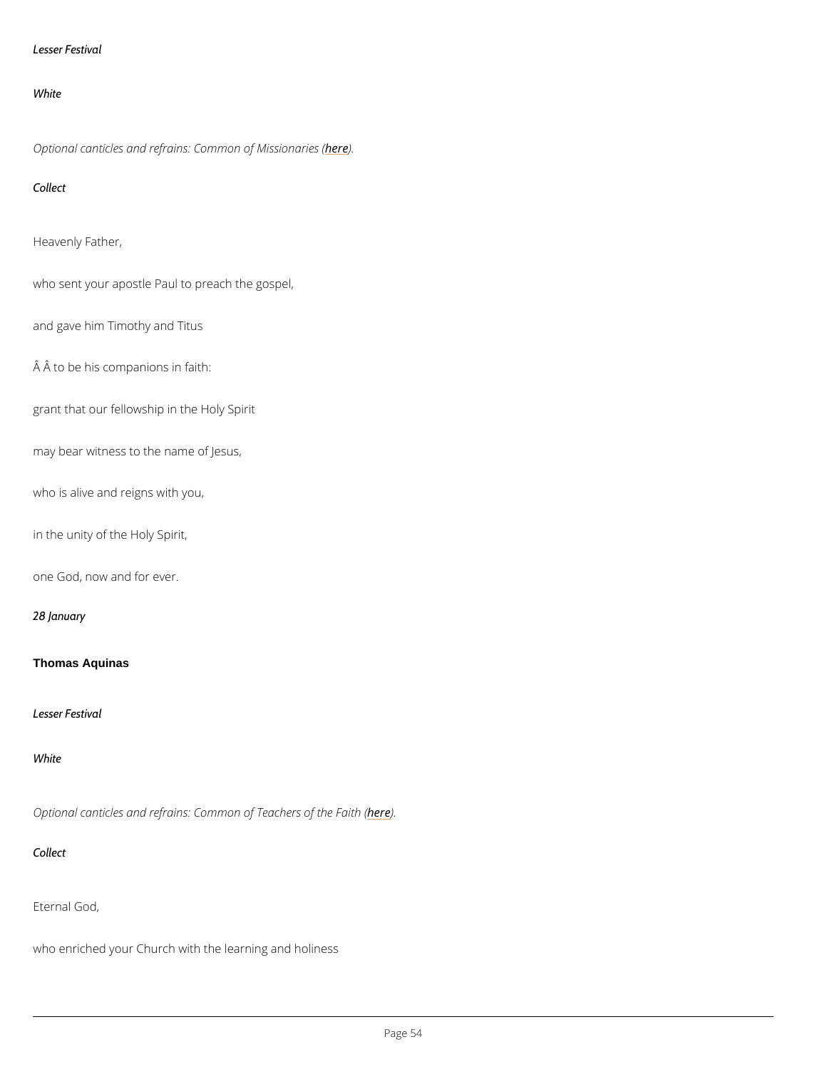*Lesser Festival*

*White*

*Optional canticles and refrains: Common of Missionaries (here).*

*Collect*

Heavenly Father,

who sent your apostle Paul to preach the gospel,

and gave him Timothy and Titus

Â Â to be his companions in faith:

grant that our fellowship in the Holy Spirit

may bear witness to the name of Jesus,

who is alive and reigns with you,

in the unity of the Holy Spirit,

one God, now and for ever.

*28 January*

**Thomas Aquinas**

*Lesser Festival*

*White*

*Optional canticles and refrains: Common of Teachers of the Faith (here).*

*Collect*

Eternal God,

who enriched your Church with the learning and holiness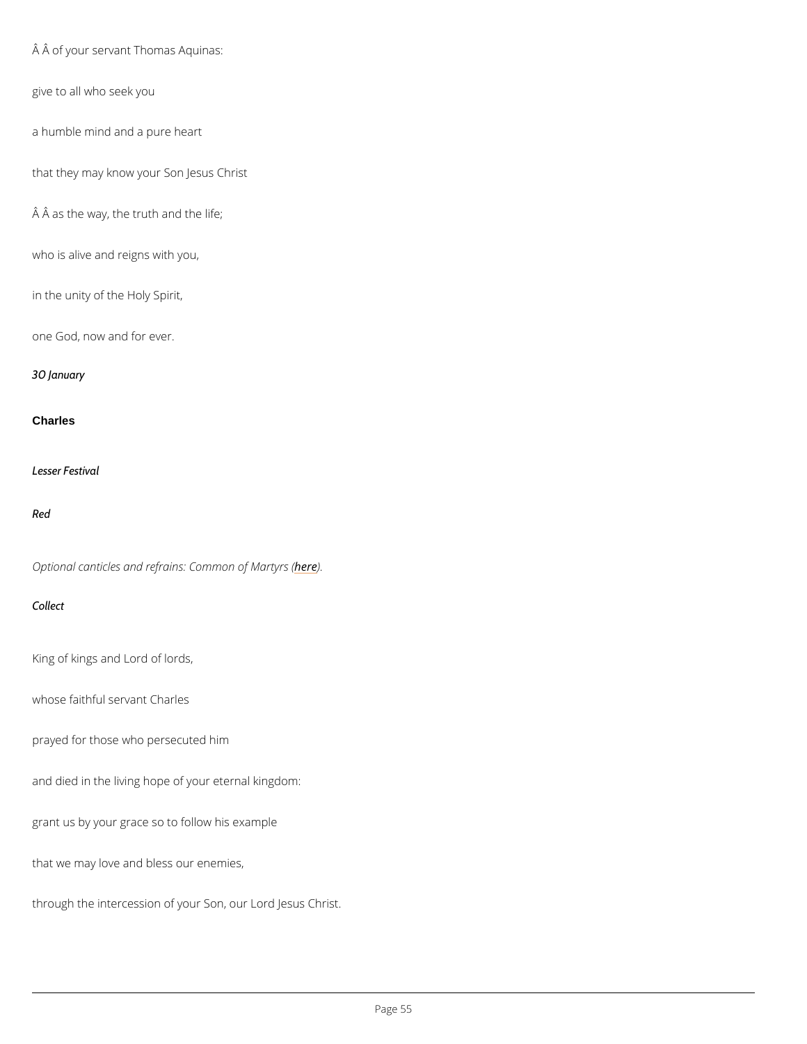Â Â of your servant Thomas Aquinas:

give to all who seek you

a humble mind and a pure heart

that they may know your Son Jesus Christ

Â Â as the way, the truth and the life;

who is alive and reigns with you,

in the unity of the Holy Spirit,

one God, now and for ever.

*30 January*

## Charles

*Lesser Festival*

*Red*

*Optional canticles and refrains: Common of Martyrs (here).*

*Collect*

King of kings and Lord of lords,

whose faithful servant Charles

prayed for those who persecuted him

and died in the living hope of your eternal kingdom:

grant us by your grace so to follow his example

that we may love and bless our enemies,

through the intercession of your Son, our Lord Jesus Christ.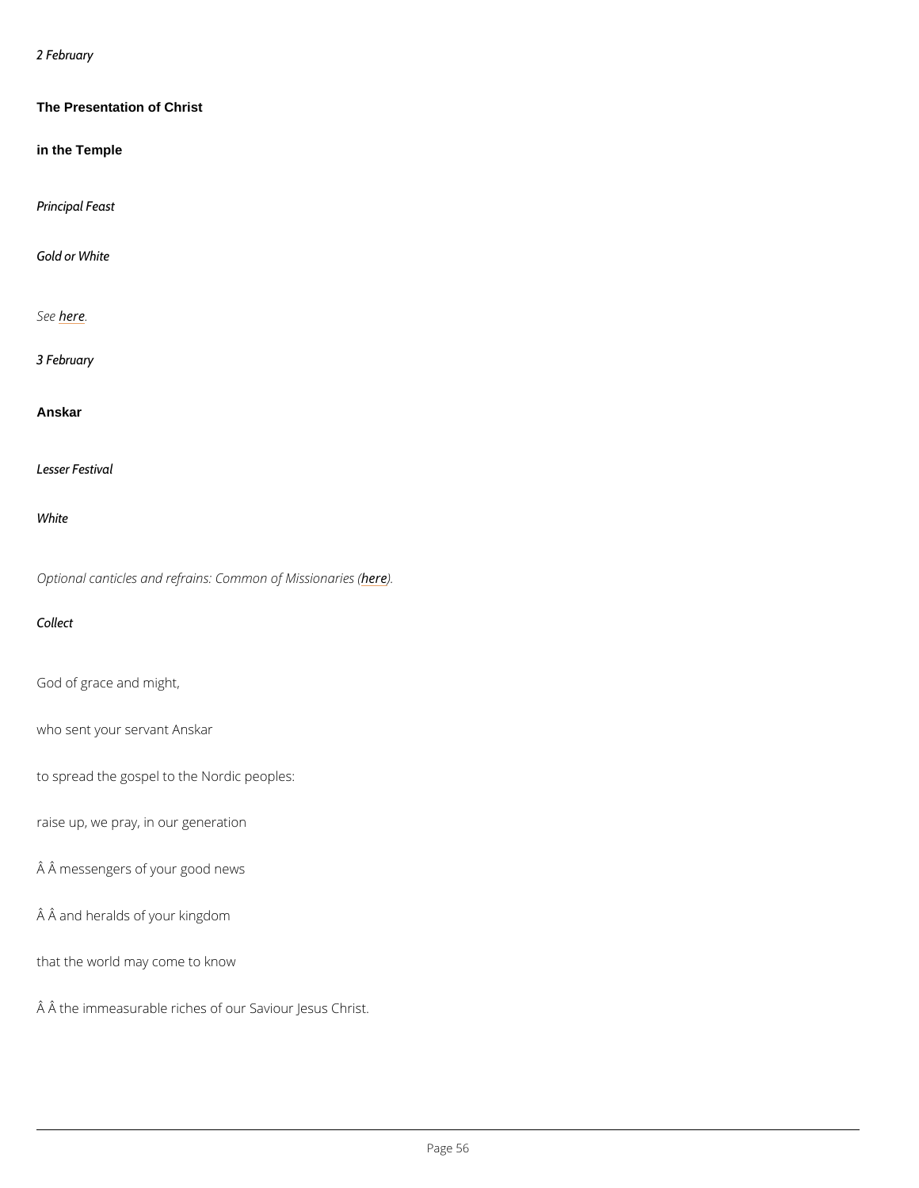*2 February*

## The Presentation of Christ

## in the Temple

*Principal Feast*

*Gold or White*

*See here.*

*3 February*

## Anskar

*Lesser Festival*

*White*

*Optional canticles and refrains: Common of Missionaries (here).*

*Collect*

God of grace and might,

who sent your servant Anskar

to spread the gospel to the Nordic peoples:

raise up, we pray, in our generation

Â Â messengers of your good news

Â Â and heralds of your kingdom

that the world may come to know

Â Â the immeasurable riches of our Saviour Jesus Christ.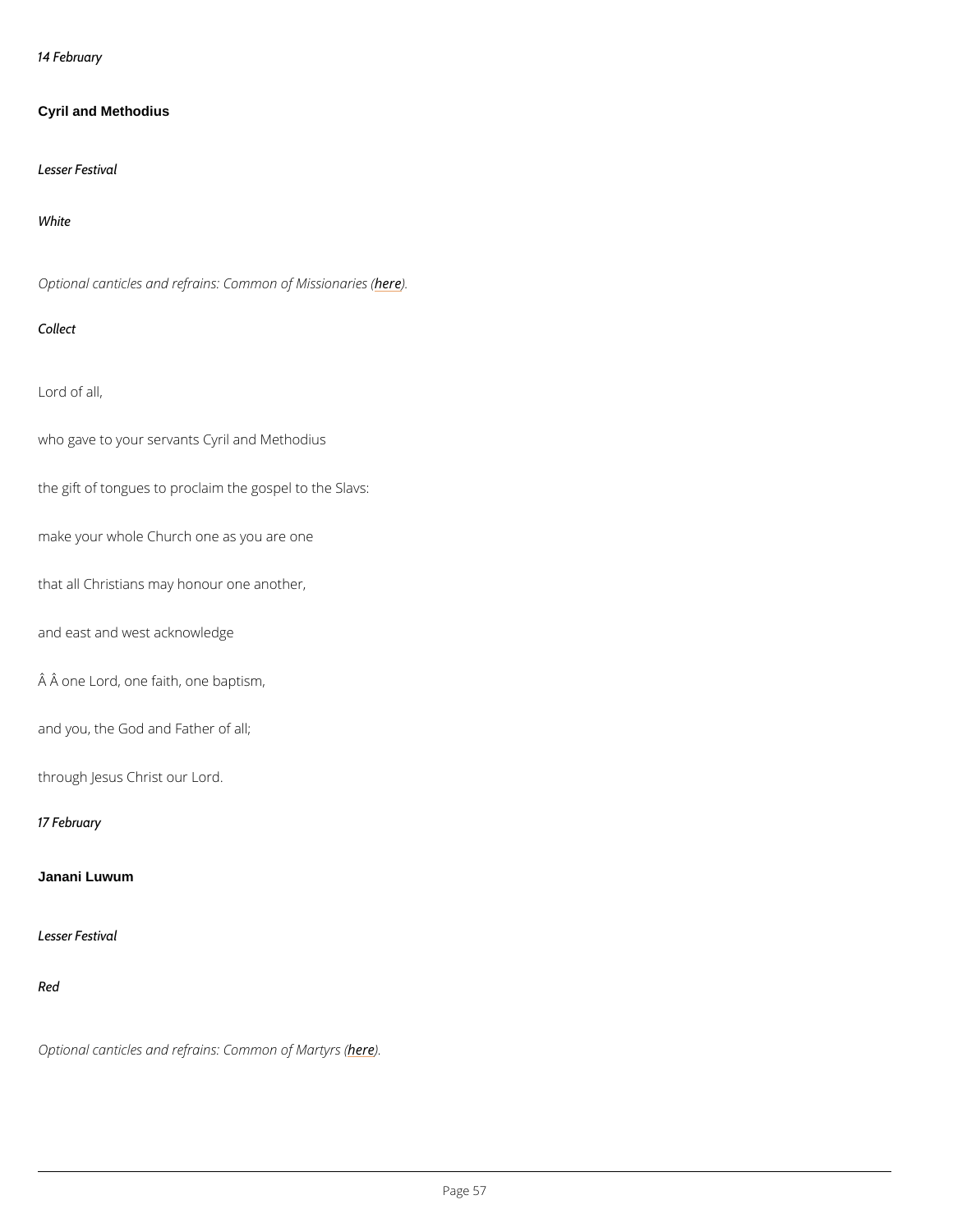*14 February*

## Cyril and Methodius

*Lesser Festival*

*White*

*Optional canticles and refrains: Common of Missionaries (here).*

*Collect*

Lord of all,

who gave to your servants Cyril and Methodius

the gift of tongues to proclaim the gospel to the Slavs:

make your whole Church one as you are one

that all Christians may honour one another,

and east and west acknowledge

Â Â one Lord, one faith, one baptism,

and you, the God and Father of all;

through Jesus Christ our Lord.

*17 February*

## Janani Luwum

*Lesser Festival*

*Red*

*Optional canticles and refrains: Common of Martyrs (here).*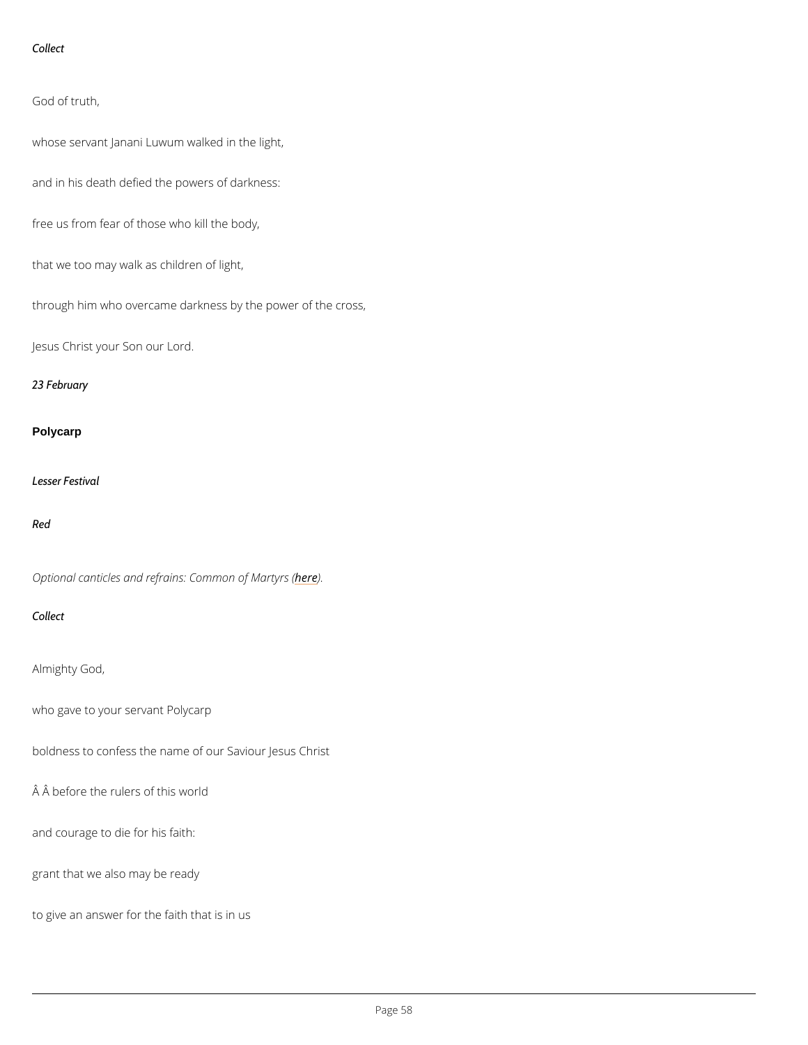*Collect*

God of truth,

whose servant Janani Luwum walked in the light,

and in his death defied the powers of darkness:

free us from fear of those who kill the body,

that we too may walk as children of light,

through him who overcame darkness by the power of the cross,

Jesus Christ your Son our Lord.

*23 February*

**Polycarp**

*Lesser Festival*

*Red*

*Optional canticles and refrains: Common of Martyrs (here).*

*Collect*

Almighty God,

who gave to your servant Polycarp

boldness to confess the name of our Saviour Jesus Christ

Â Â before the rulers of this world

and courage to die for his faith:

grant that we also may be ready

to give an answer for the faith that is in us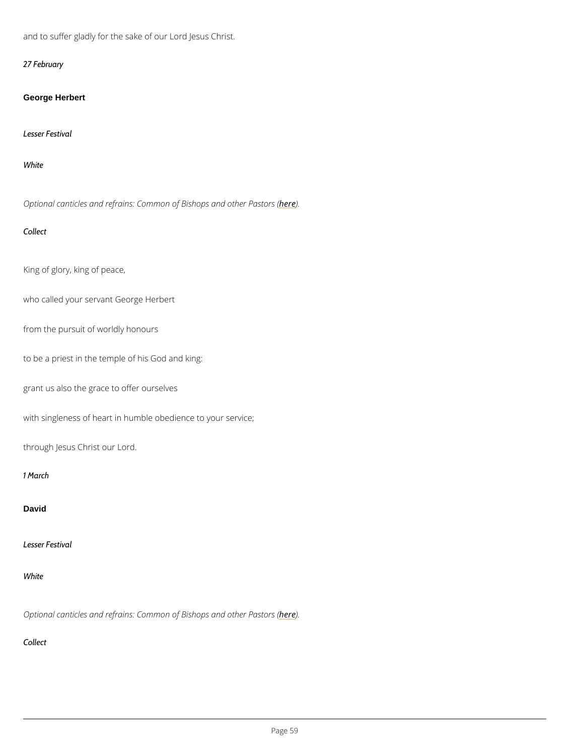and to suffer gladly for the sake of our Lord Jesus Christ.

*27 February*

## George Herbert

*Lesser Festival*

*White*

*Optional canticles and refrains: Common of Bishops and other Pastors (here).*

*Collect*

King of glory, king of peace,

who called your servant George Herbert

from the pursuit of worldly honours

to be a priest in the temple of his God and king:

grant us also the grace to offer ourselves

with singleness of heart in humble obedience to your service;

through Jesus Christ our Lord.

*1 March*

## David

*Lesser Festival*

*White*

*Optional canticles and refrains: Common of Bishops and other Pastors (here).*

*Collect*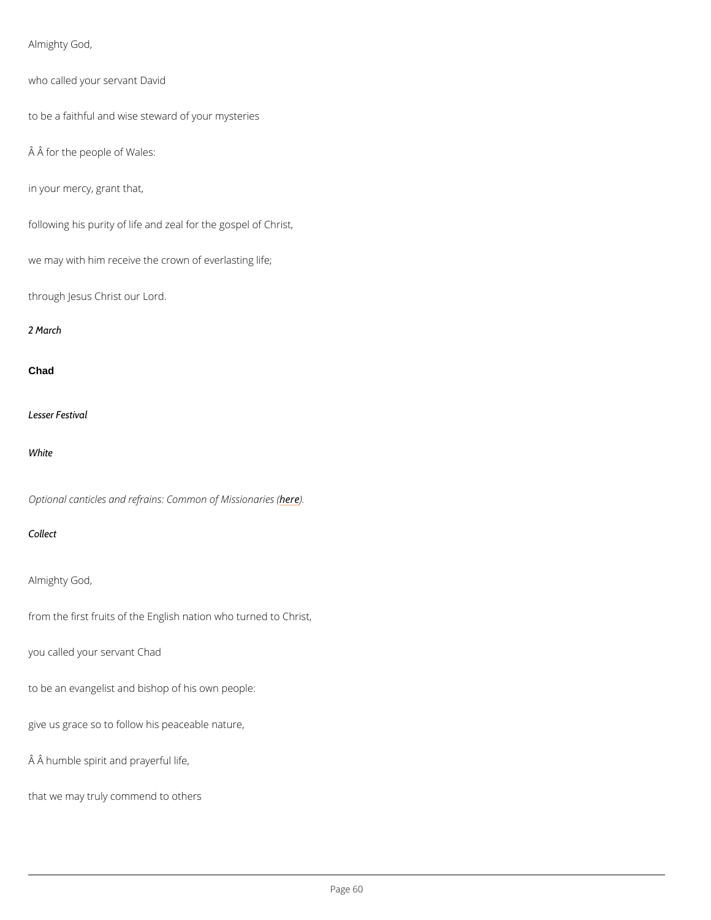Almighty God,

who called your servant David

to be a faithful and wise steward of your mysteries

Â Â for the people of Wales:

in your mercy, grant that,

following his purity of life and zeal for the gospel of Christ,

we may with him receive the crown of everlasting life;

through Jesus Christ our Lord.

*2 March*

## Chad

*Lesser Festival*

*White*

*Optional canticles and refrains: Common of Missionaries (here).*

*Collect*

Almighty God,

from the first fruits of the English nation who turned to Christ,

you called your servant Chad

to be an evangelist and bishop of his own people:

give us grace so to follow his peaceable nature,

Â Â humble spirit and prayerful life,

that we may truly commend to others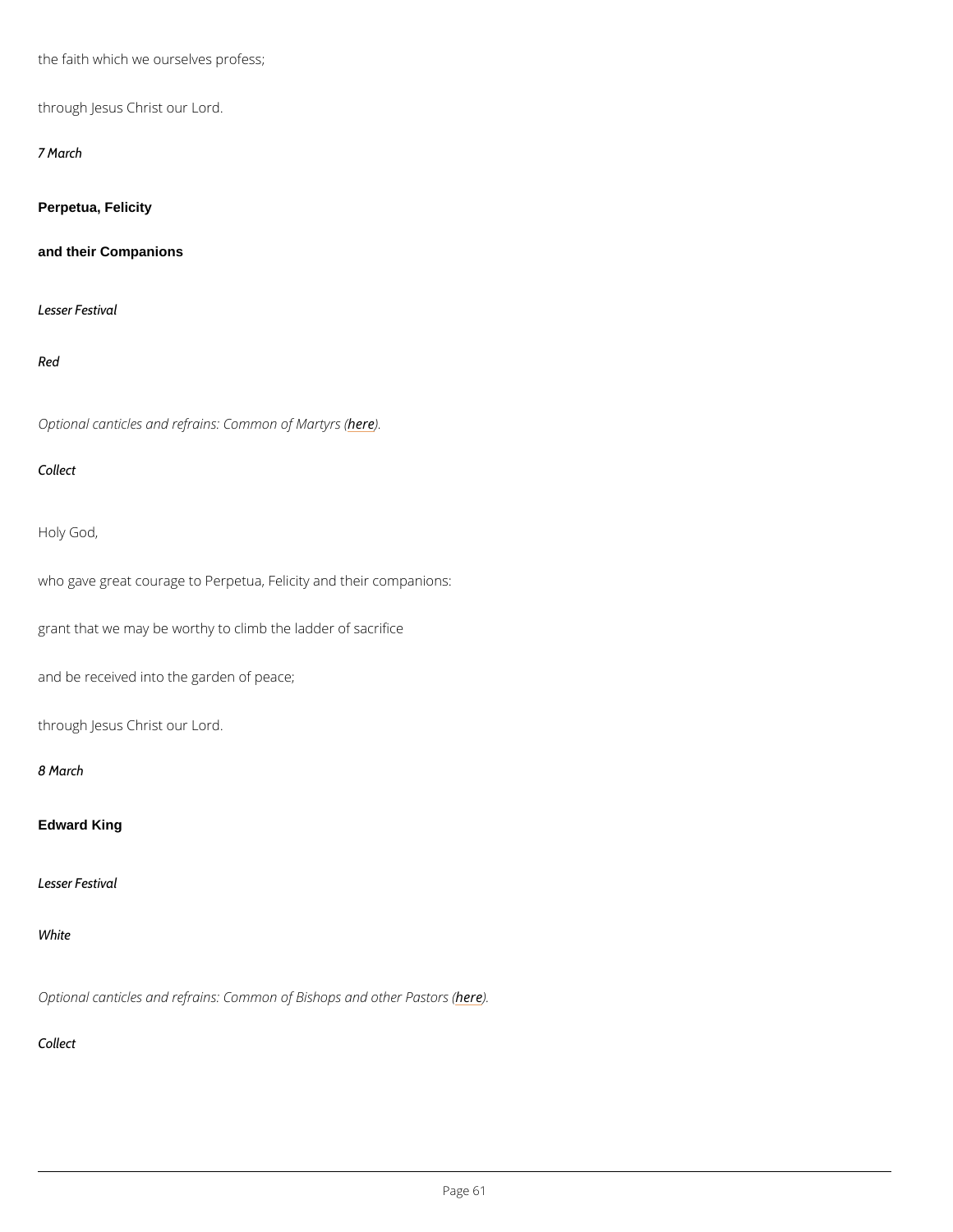the faith which we ourselves profess;

through Jesus Christ our Lord.

*7 March*

**Perpetua, Felicity**

**and their Companions**

*Lesser Festival*

*Red*

*Optional canticles and refrains: Common of Martyrs (here).*

*Collect*

Holy God,

who gave great courage to Perpetua, Felicity and their companions:

grant that we may be worthy to climb the ladder of sacrifice

and be received into the garden of peace;

through Jesus Christ our Lord.

*8 March*

**Edward King**

*Lesser Festival*

*White*

*Optional canticles and refrains: Common of Bishops and other Pastors (here).*

*Collect*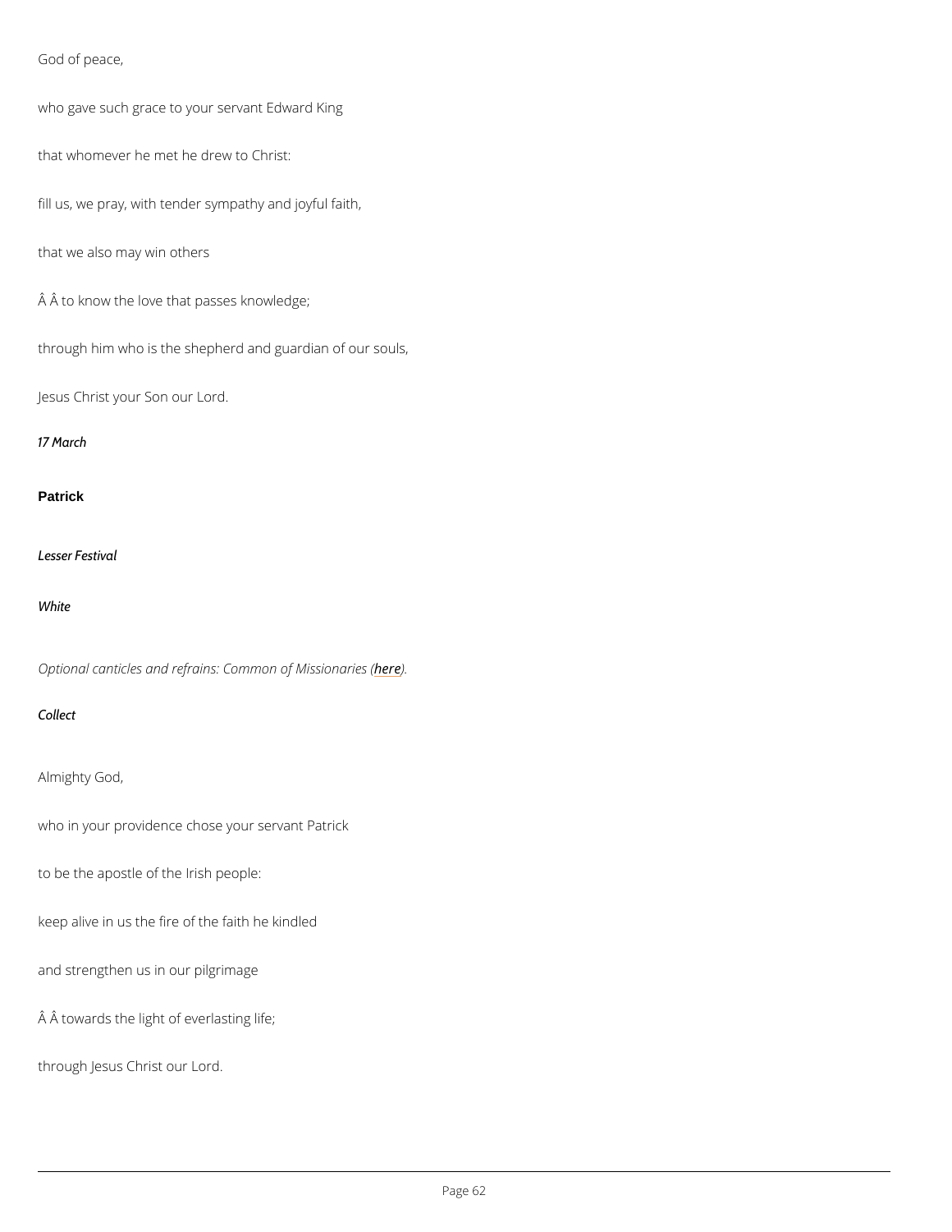God of peace,

who gave such grace to your servant Edward King

that whomever he met he drew to Christ:

fill us, we pray, with tender sympathy and joyful faith,

that we also may win others

Â Â to know the love that passes knowledge;

through him who is the shepherd and guardian of our souls,

Jesus Christ your Son our Lord.

*17 March*

## Patrick

*Lesser Festival*

*White*

*Optional canticles and refrains: Common of Missionaries (here).*

*Collect*

Almighty God,

who in your providence chose your servant Patrick

to be the apostle of the Irish people:

keep alive in us the fire of the faith he kindled

and strengthen us in our pilgrimage

Â Â towards the light of everlasting life;

through Jesus Christ our Lord.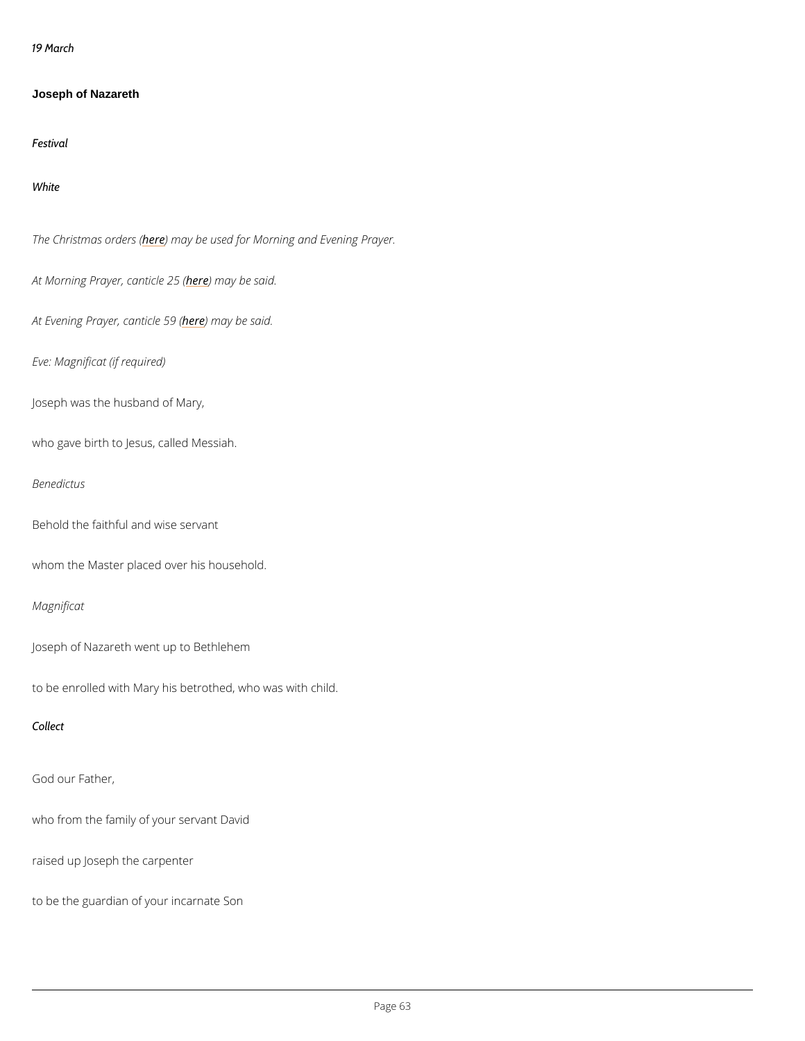*19 March*

## Joseph of Nazareth

*Festival*

*White*

*The Christmas orders (here) may be used for Morning and Evening Prayer.*

*At Morning Prayer, canticle 25 (here) may be said.*

*At Evening Prayer, canticle 59 (here) may be said.*

*Eve: Magnificat (if required)*

Joseph was the husband of Mary,

who gave birth to Jesus, called Messiah.

*Benedictus*

Behold the faithful and wise servant

whom the Master placed over his household.

*Magnificat*

Joseph of Nazareth went up to Bethlehem

to be enrolled with Mary his betrothed, who was with child.

*Collect*

God our Father,

who from the family of your servant David

raised up Joseph the carpenter

to be the guardian of your incarnate Son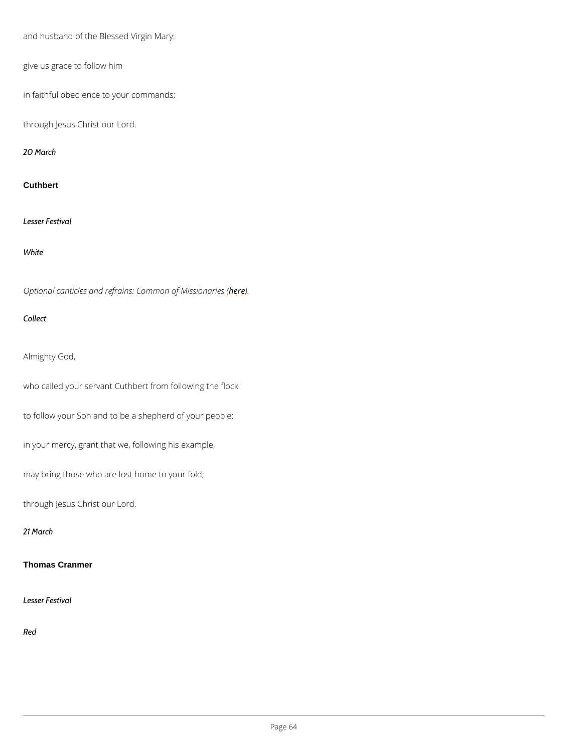and husband of the Blessed Virgin Mary:

give us grace to follow him

in faithful obedience to your commands;

through Jesus Christ our Lord.

*20 March*

### Cuthbert

*Lesser Festival*

*White*

*Optional canticles and refrains: Common of Missionaries (here).*

*Collect*

Almighty God,

who called your servant Cuthbert from following the flock

to follow your Son and to be a shepherd of your people:

in your mercy, grant that we, following his example,

may bring those who are lost home to your fold;

through Jesus Christ our Lord.

*21 March*

### Thomas Cranmer

*Lesser Festival*

*Red*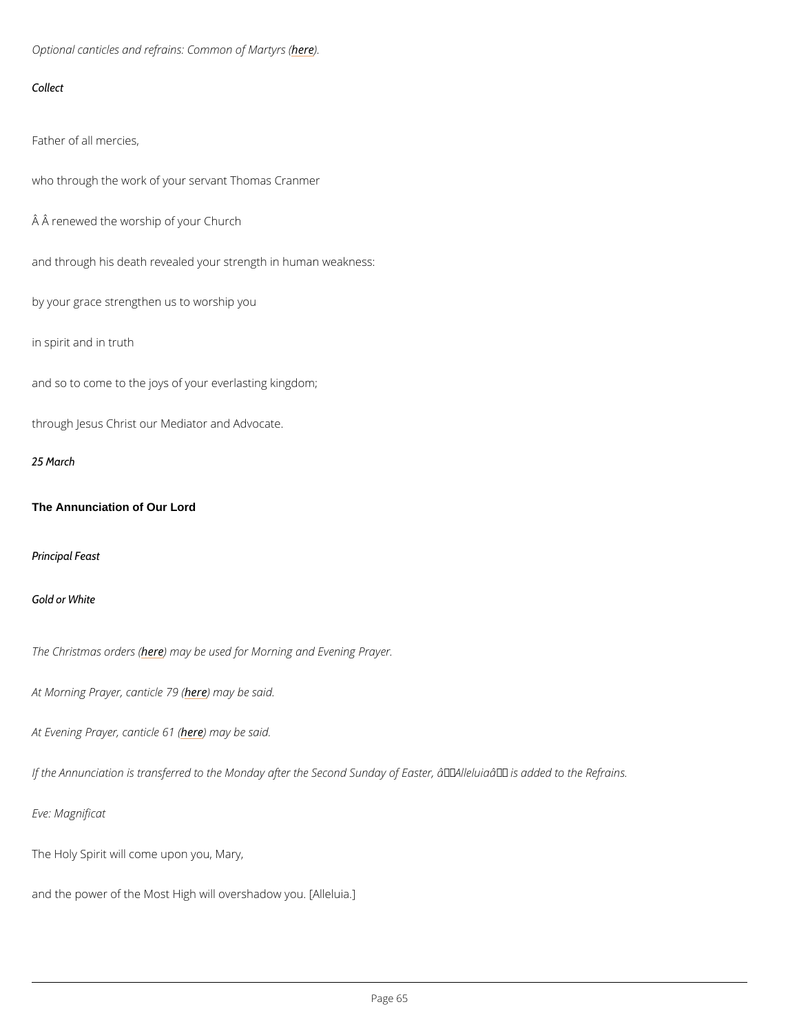*Optional canticles and refrains: Common of Martyrs (here).*

*Collect*

Father of all mercies,

who through the work of your servant Thomas Cranmer

Â Â renewed the worship of your Church

and through his death revealed your strength in human weakness:

by your grace strengthen us to worship you

in spirit and in truth

and so to come to the joys of your everlasting kingdom;

through Jesus Christ our Mediator and Advocate.

*25 March*

**The Annunciation of Our Lord**

*Principal Feast*

*Gold or White*

*The Christmas orders (here) may be used for Morning and Evening Prayer.*

*At Morning Prayer, canticle 79 (here) may be said.*

*At Evening Prayer, canticle 61 (here) may be said.*

*If the Annunciation is transferred to the Monday after the Second Sunday of Easter, â Alleluiaâ is added to the Refrains.*

*Eve: Magnificat*

The Holy Spirit will come upon you, Mary,

and the power of the Most High will overshadow you. [Alleluia.]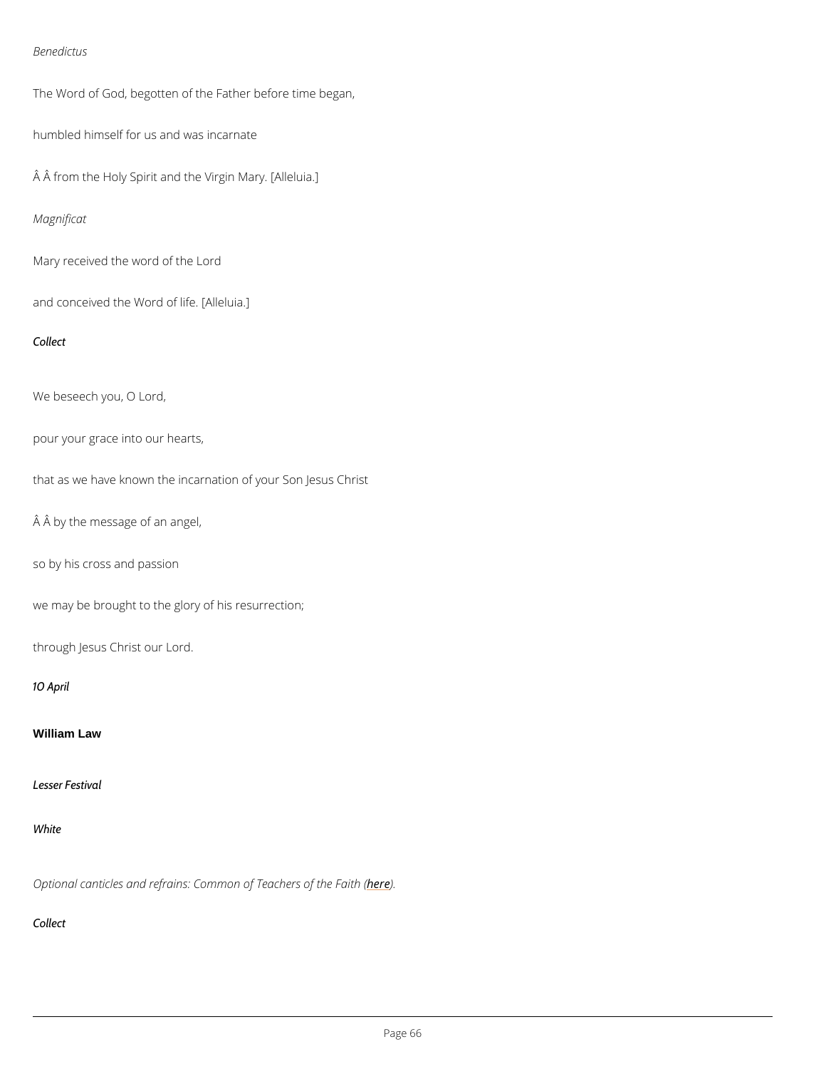*Benedictus*

The Word of God, begotten of the Father before time began,

humbled himself for us and was incarnate

Â Â from the Holy Spirit and the Virgin Mary. [Alleluia.]

*Magnificat*

Mary received the word of the Lord

and conceived the Word of life. [Alleluia.]

*Collect*

We beseech you, O Lord,

pour your grace into our hearts,

that as we have known the incarnation of your Son Jesus Christ

Â Â by the message of an angel,

so by his cross and passion

we may be brought to the glory of his resurrection;

through Jesus Christ our Lord.

*10 April*

**William Law**

*Lesser Festival*

*White*

*Optional canticles and refrains: Common of Teachers of the Faith (here).*

*Collect*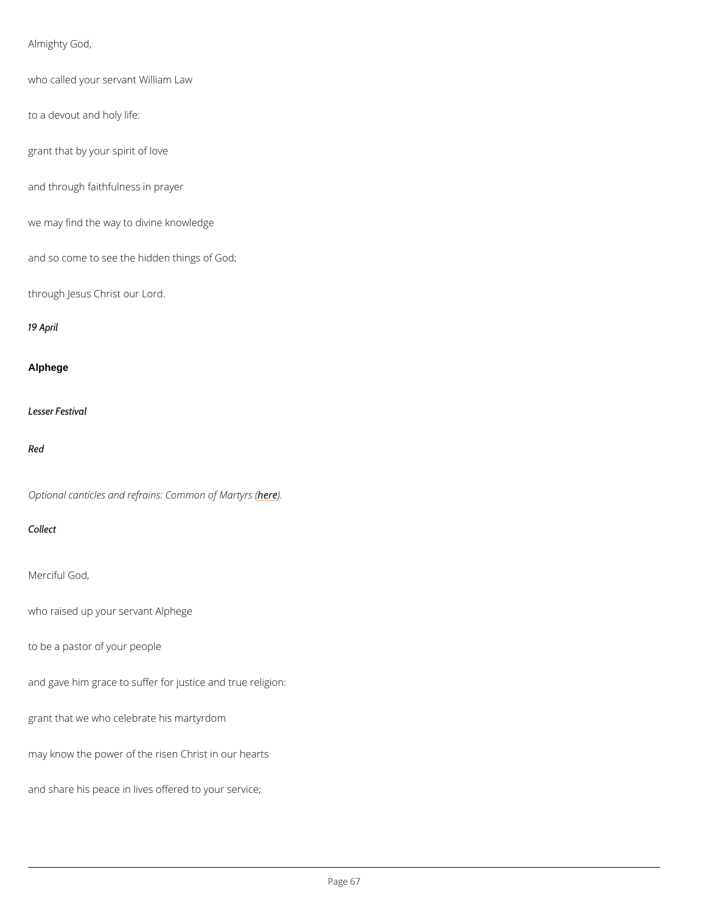Almighty God,

who called your servant William Law

to a devout and holy life:

grant that by your spirit of love

and through faithfulness in prayer

we may find the way to divine knowledge

and so come to see the hidden things of God;

through Jesus Christ our Lord.

*19 April*

## Alphege

*Lesser Festival*

*Red*

*Optional canticles and refrains: Common of Martyrs (here).*

*Collect*

Merciful God,

who raised up your servant Alphege

to be a pastor of your people

and gave him grace to suffer for justice and true religion:

grant that we who celebrate his martyrdom

may know the power of the risen Christ in our hearts

and share his peace in lives offered to your service;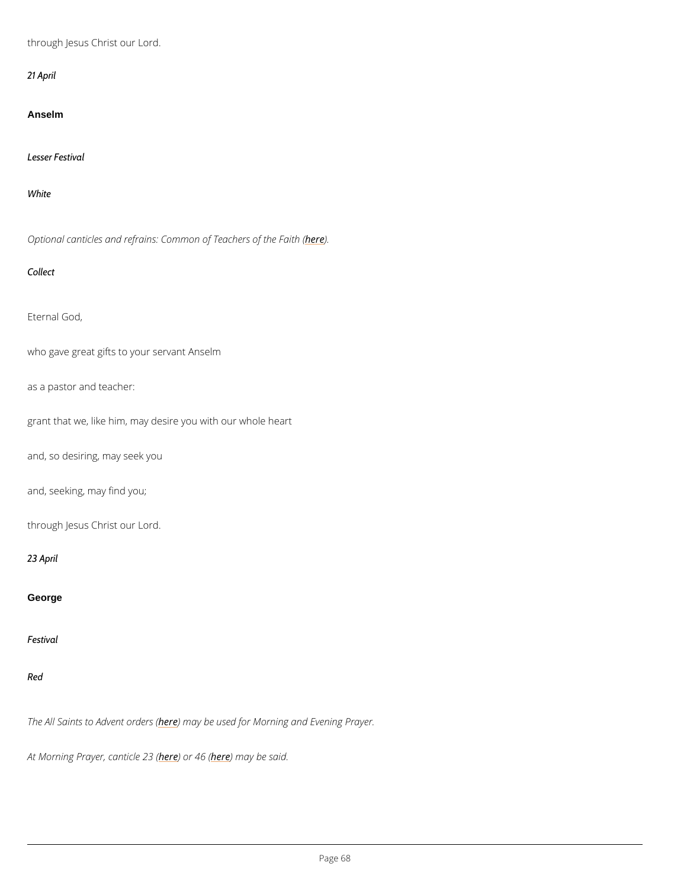through Jesus Christ our Lord.

*21 April*

## Anselm

*Lesser Festival*

*White*

*Optional canticles and refrains: Common of Teachers of the Faith (here).*

*Collect*

Eternal God,

who gave great gifts to your servant Anselm

as a pastor and teacher:

grant that we, like him, may desire you with our whole heart

and, so desiring, may seek you

and, seeking, may find you;

through Jesus Christ our Lord.

*23 April*

## George

*Festival*

*Red*

*The All Saints to Advent orders (here) may be used for Morning and Evening Prayer.*

*At Morning Prayer, canticle 23 (here) or 46 (here) may be said.*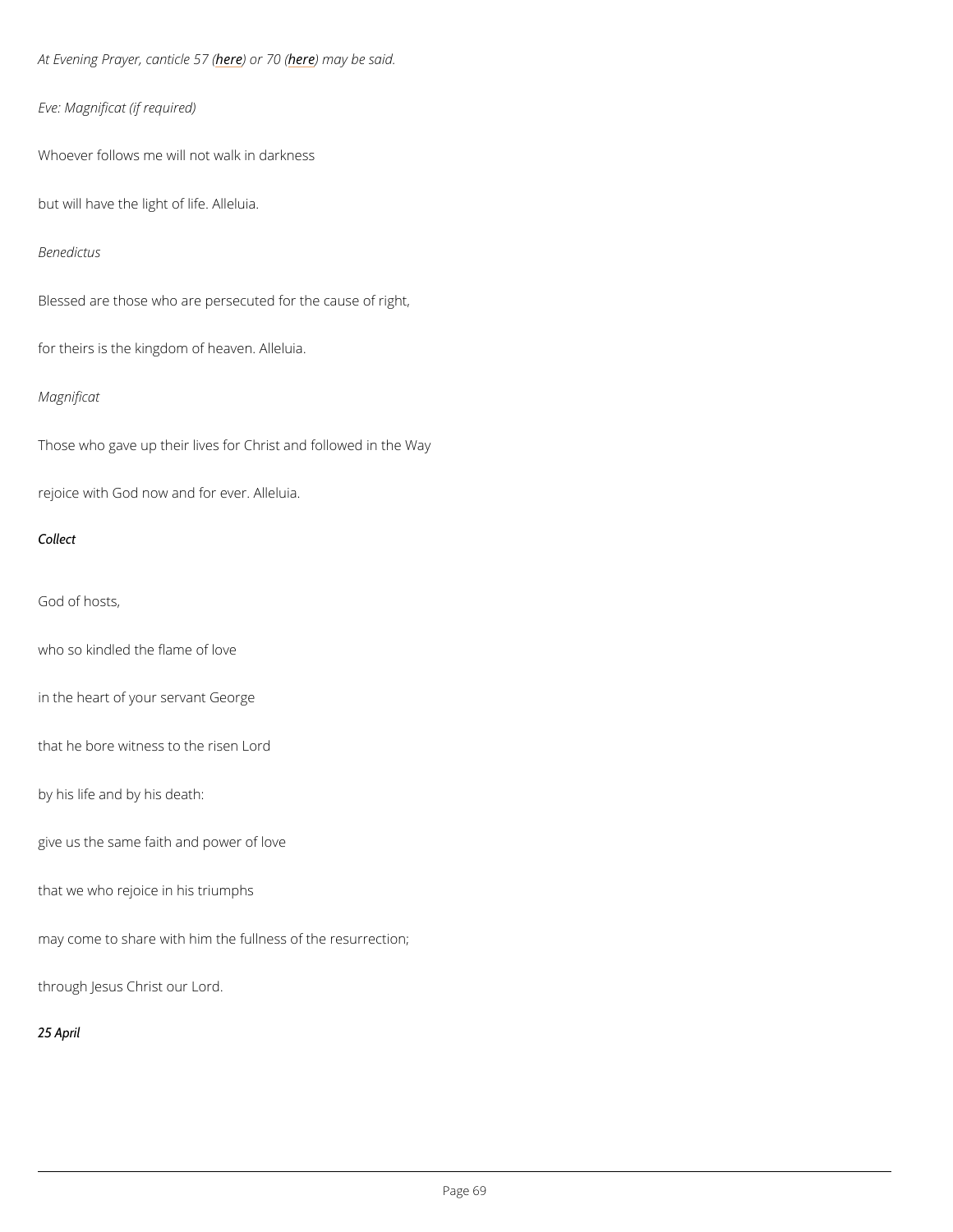*At Evening Prayer, canticle 57 (here) or 70 (here) may be said.*

*Eve: Magnificat (if required)*

Whoever follows me will not walk in darkness

but will have the light of life. Alleluia.

*Benedictus*

Blessed are those who are persecuted for the cause of right,

for theirs is the kingdom of heaven. Alleluia.

*Magnificat*

Those who gave up their lives for Christ and followed in the Way

rejoice with God now and for ever. Alleluia.

***Collect***

God of hosts,

who so kindled the flame of love

in the heart of your servant George

that he bore witness to the risen Lord

by his life and by his death:

give us the same faith and power of love

that we who rejoice in his triumphs

may come to share with him the fullness of the resurrection;

through Jesus Christ our Lord.

***25 April***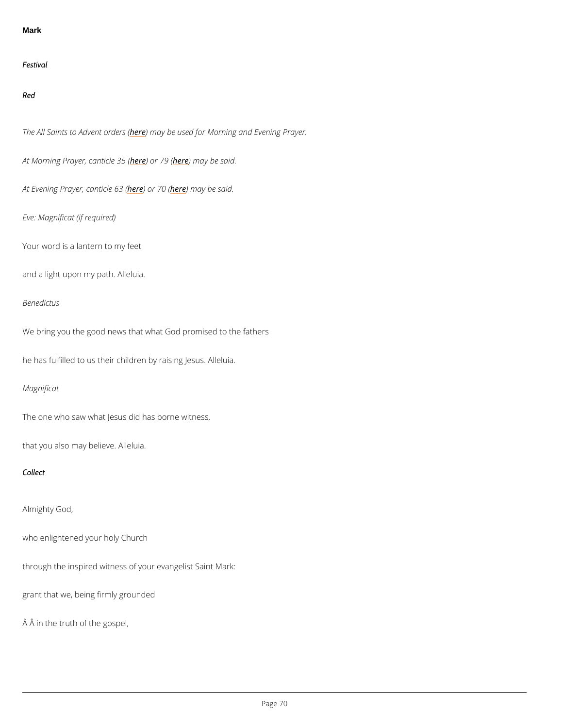**Mark**

*Festival*

*Red*

*The All Saints to Advent orders (here) may be used for Morning and Evening Prayer.*

*At Morning Prayer, canticle 35 (here) or 79 (here) may be said.*

*At Evening Prayer, canticle 63 (here) or 70 (here) may be said.*

*Eve: Magnificat (if required)*

Your word is a lantern to my feet

and a light upon my path. Alleluia.

*Benedictus*

We bring you the good news that what God promised to the fathers

he has fulfilled to us their children by raising Jesus. Alleluia.

*Magnificat*

The one who saw what Jesus did has borne witness,

that you also may believe. Alleluia.

*Collect*

Almighty God,

who enlightened your holy Church

through the inspired witness of your evangelist Saint Mark:

grant that we, being firmly grounded

Â Â in the truth of the gospel,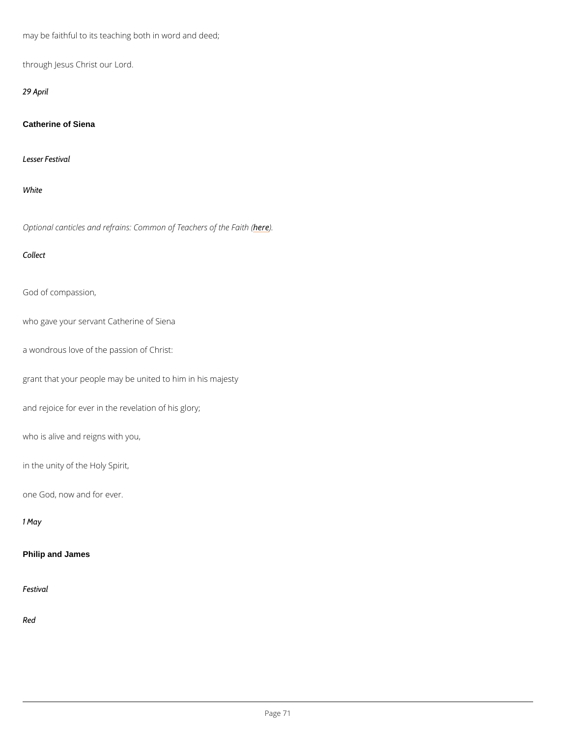may be faithful to its teaching both in word and deed;

through Jesus Christ our Lord.

*29 April*

## Catherine of Siena

*Lesser Festival*

*White*

*Optional canticles and refrains: Common of Teachers of the Faith (here).*

*Collect*

God of compassion,

who gave your servant Catherine of Siena

a wondrous love of the passion of Christ:

grant that your people may be united to him in his majesty

and rejoice for ever in the revelation of his glory;

who is alive and reigns with you,

in the unity of the Holy Spirit,

one God, now and for ever.

*1 May*

## Philip and James

*Festival*

*Red*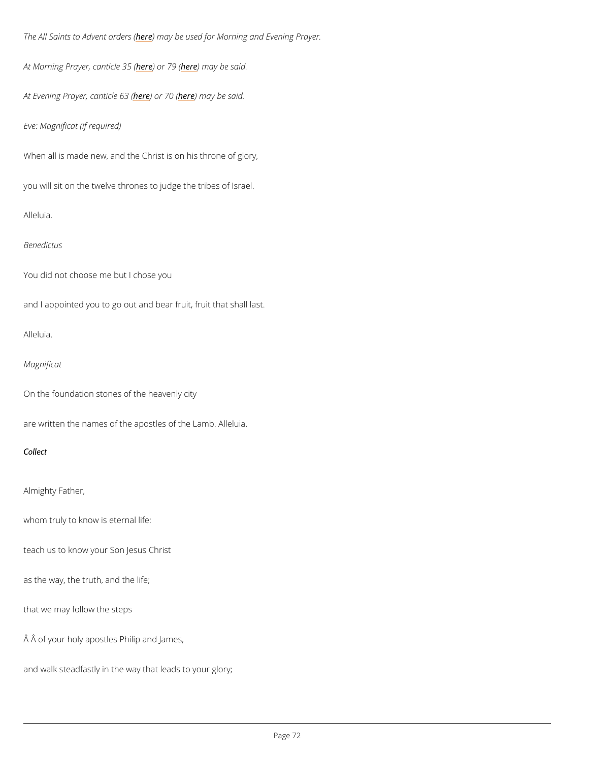*The All Saints to Advent orders (here) may be used for Morning and Evening Prayer.*

*At Morning Prayer, canticle 35 (here) or 79 (here) may be said.*

*At Evening Prayer, canticle 63 (here) or 70 (here) may be said.*

*Eve: Magnificat (if required)*

When all is made new, and the Christ is on his throne of glory,

you will sit on the twelve thrones to judge the tribes of Israel.

Alleluia.

*Benedictus*

You did not choose me but I chose you

and I appointed you to go out and bear fruit, fruit that shall last.

Alleluia.

*Magnificat*

On the foundation stones of the heavenly city

are written the names of the apostles of the Lamb. Alleluia.

***Collect***

Almighty Father,

whom truly to know is eternal life:

teach us to know your Son Jesus Christ

as the way, the truth, and the life;

that we may follow the steps

Â Â of your holy apostles Philip and James,

and walk steadfastly in the way that leads to your glory;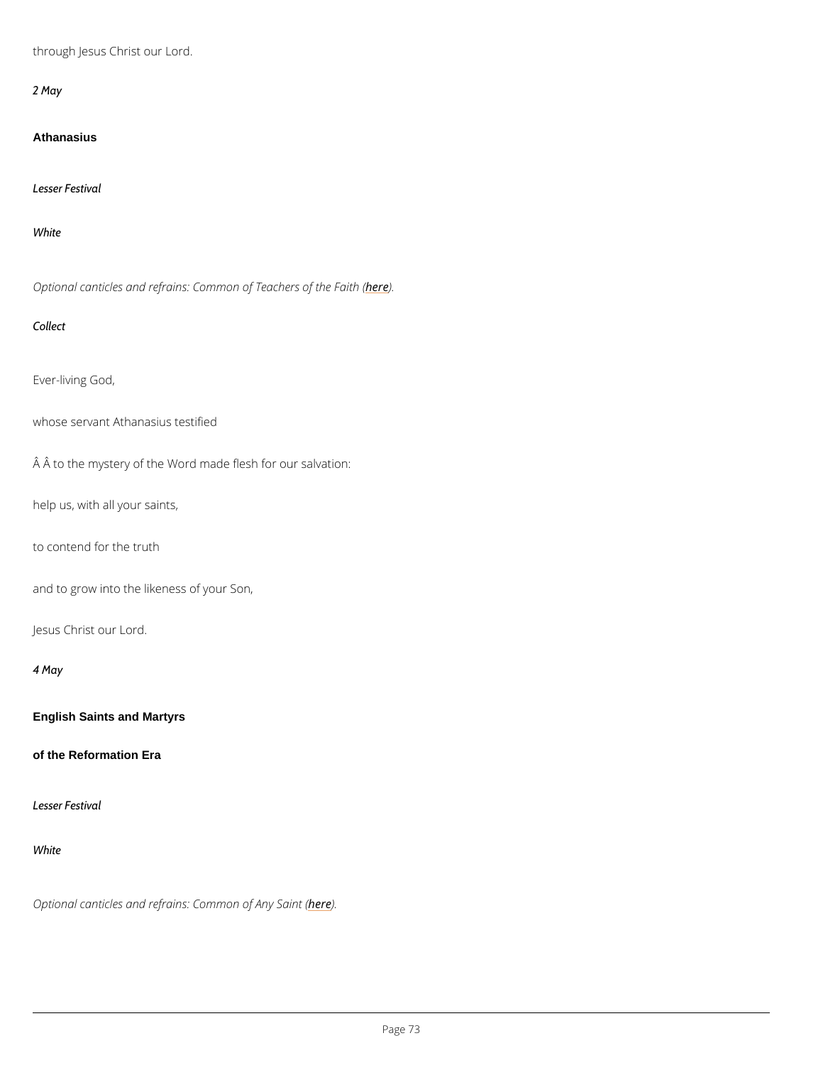through Jesus Christ our Lord.

*2 May*

## Athanasius

*Lesser Festival*

*White*

*Optional canticles and refrains: Common of Teachers of the Faith (here).*

*Collect*

Ever-living God,

whose servant Athanasius testified

Â Â to the mystery of the Word made flesh for our salvation:

help us, with all your saints,

to contend for the truth

and to grow into the likeness of your Son,

Jesus Christ our Lord.

*4 May*

## English Saints and Martyrs of the Reformation Era

*Lesser Festival*

*White*

*Optional canticles and refrains: Common of Any Saint (here).*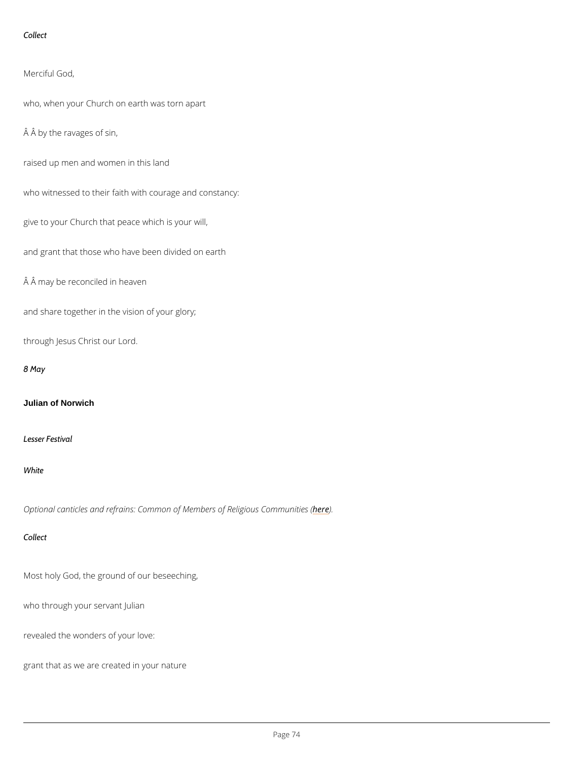*Collect*

Merciful God,

who, when your Church on earth was torn apart

Â Â by the ravages of sin,

raised up men and women in this land

who witnessed to their faith with courage and constancy:

give to your Church that peace which is your will,

and grant that those who have been divided on earth

Â Â may be reconciled in heaven

and share together in the vision of your glory;

through Jesus Christ our Lord.

*8 May*

**Julian of Norwich**

*Lesser Festival*

*White*

*Optional canticles and refrains: Common of Members of Religious Communities (here).*

*Collect*

Most holy God, the ground of our beseeching,

who through your servant Julian

revealed the wonders of your love:

grant that as we are created in your nature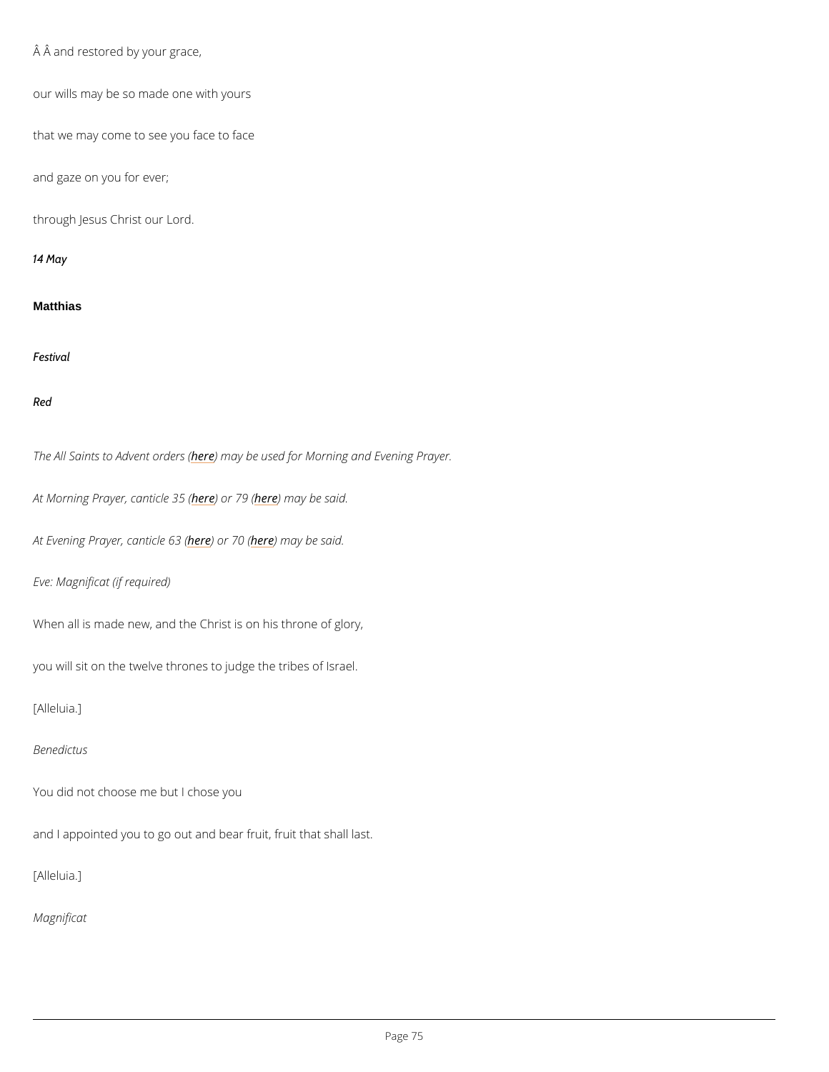Â Â and restored by your grace,

our wills may be so made one with yours

that we may come to see you face to face

and gaze on you for ever;

through Jesus Christ our Lord.

*14 May*

## Matthias

*Festival*

*Red*

*The All Saints to Advent orders (here) may be used for Morning and Evening Prayer.*

*At Morning Prayer, canticle 35 (here) or 79 (here) may be said.*

*At Evening Prayer, canticle 63 (here) or 70 (here) may be said.*

*Eve: Magnificat (if required)*

When all is made new, and the Christ is on his throne of glory,

you will sit on the twelve thrones to judge the tribes of Israel.

[Alleluia.]

*Benedictus*

You did not choose me but I chose you

and I appointed you to go out and bear fruit, fruit that shall last.

[Alleluia.]

*Magnificat*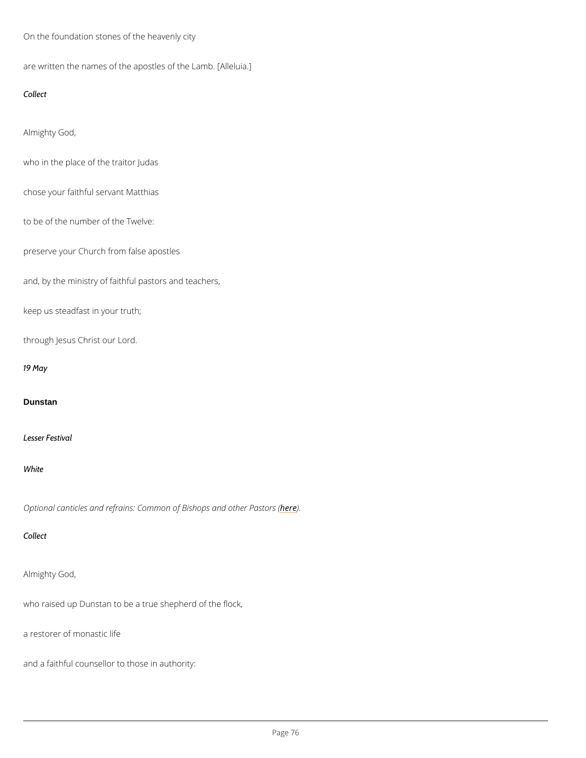On the foundation stones of the heavenly city

are written the names of the apostles of the Lamb. [Alleluia.]

*Collect*

Almighty God,

who in the place of the traitor Judas

chose your faithful servant Matthias

to be of the number of the Twelve:

preserve your Church from false apostles

and, by the ministry of faithful pastors and teachers,

keep us steadfast in your truth;

through Jesus Christ our Lord.

*19 May*

## Dunstan

*Lesser Festival*

*White*

*Optional canticles and refrains: Common of Bishops and other Pastors (here).*

*Collect*

Almighty God,

who raised up Dunstan to be a true shepherd of the flock,

a restorer of monastic life

and a faithful counsellor to those in authority: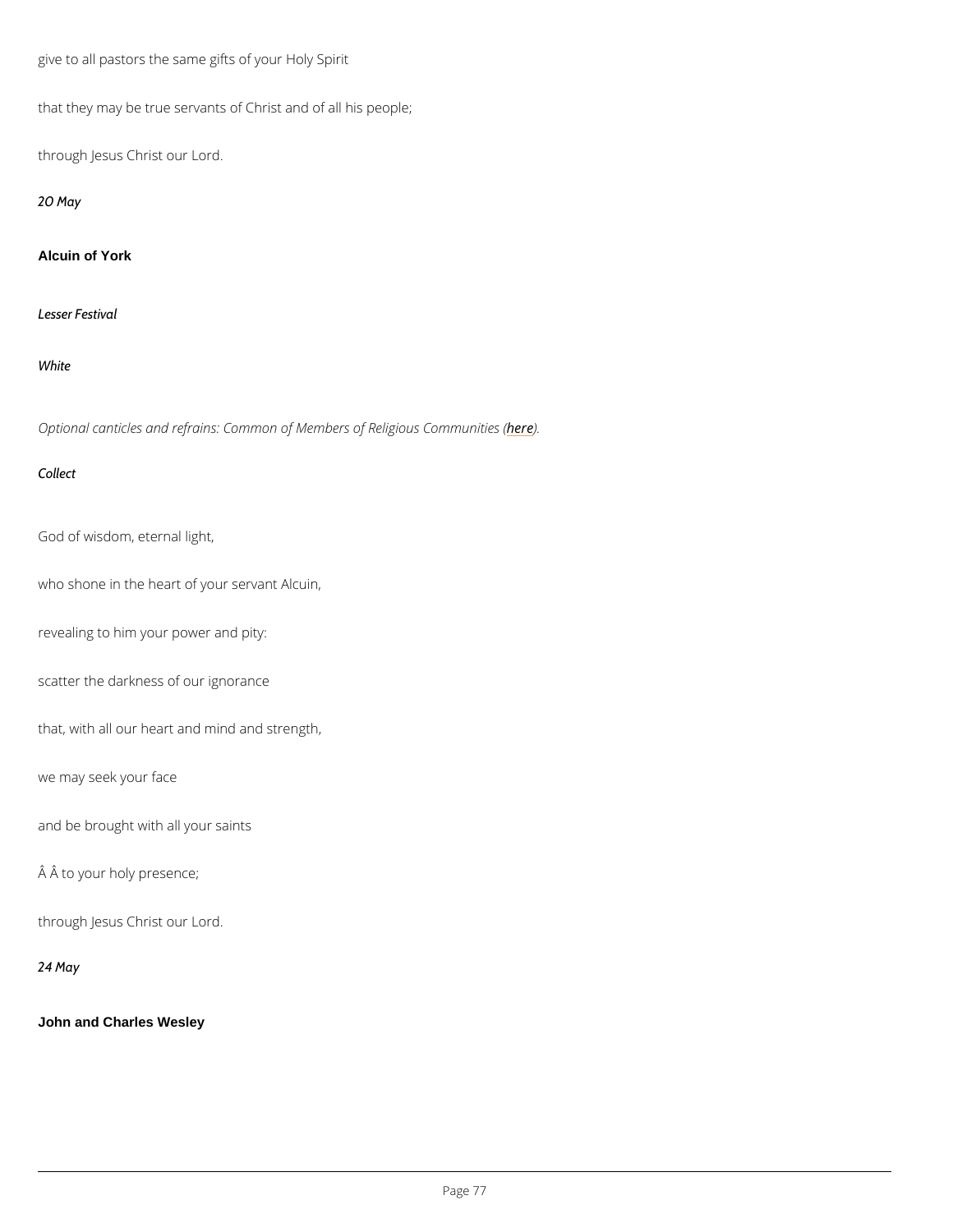give to all pastors the same gifts of your Holy Spirit

that they may be true servants of Christ and of all his people;

through Jesus Christ our Lord.

*20 May*

**Alcuin of York**

*Lesser Festival*

*White*

*Optional canticles and refrains: Common of Members of Religious Communities (here).*

*Collect*

God of wisdom, eternal light,

who shone in the heart of your servant Alcuin,

revealing to him your power and pity:

scatter the darkness of our ignorance

that, with all our heart and mind and strength,

we may seek your face

and be brought with all your saints

Â Â to your holy presence;

through Jesus Christ our Lord.

*24 May*

**John and Charles Wesley**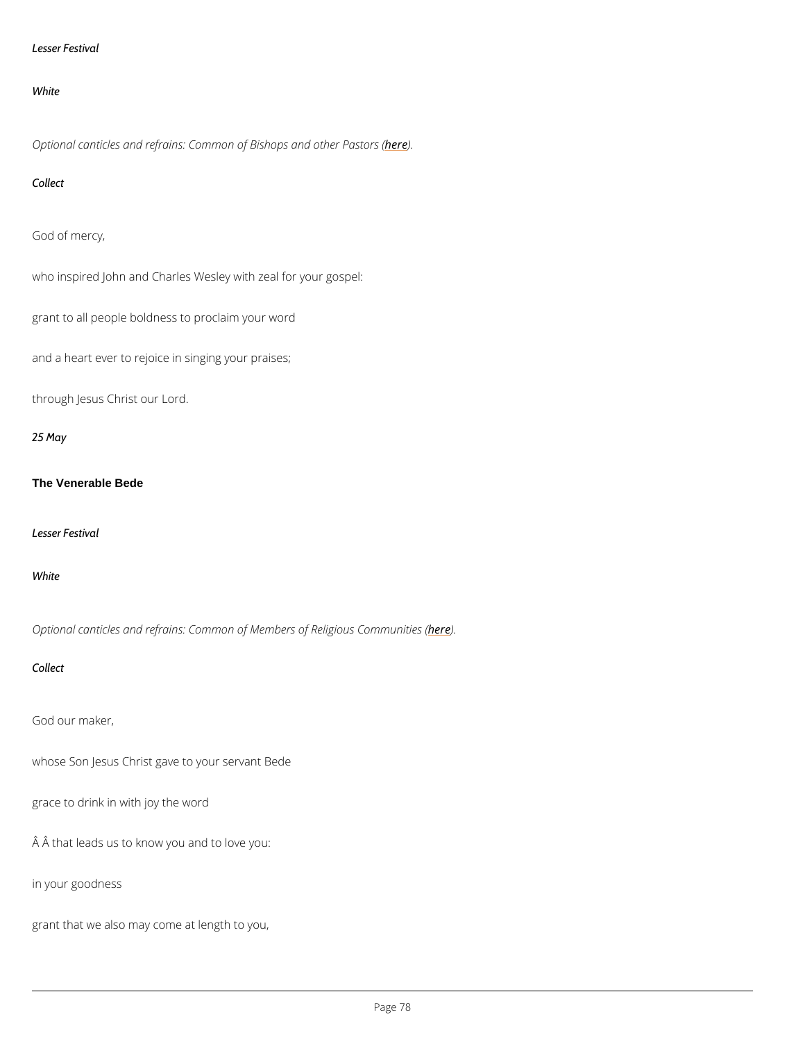*Lesser Festival*

*White*

*Optional canticles and refrains: Common of Bishops and other Pastors (here).*

*Collect*

God of mercy,

who inspired John and Charles Wesley with zeal for your gospel:

grant to all people boldness to proclaim your word

and a heart ever to rejoice in singing your praises;

through Jesus Christ our Lord.

*25 May*

**The Venerable Bede**

*Lesser Festival*

*White*

*Optional canticles and refrains: Common of Members of Religious Communities (here).*

*Collect*

God our maker,

whose Son Jesus Christ gave to your servant Bede

grace to drink in with joy the word

Â Â that leads us to know you and to love you:

in your goodness

grant that we also may come at length to you,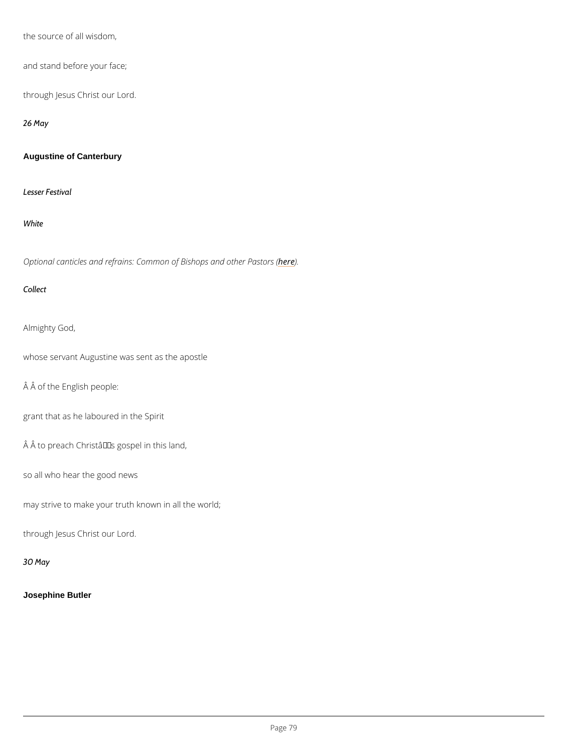the source of all wisdom,

and stand before your face;

through Jesus Christ our Lord.

*26 May*

**Augustine of Canterbury**

*Lesser Festival*

*White*

*Optional canticles and refrains: Common of Bishops and other Pastors (here).*

*Collect*

Almighty God,

whose servant Augustine was sent as the apostle

Â Â of the English people:

grant that as he laboured in the Spirit

Â Â to preach Christâs gospel in this land,

so all who hear the good news

may strive to make your truth known in all the world;

through Jesus Christ our Lord.

*30 May*

**Josephine Butler**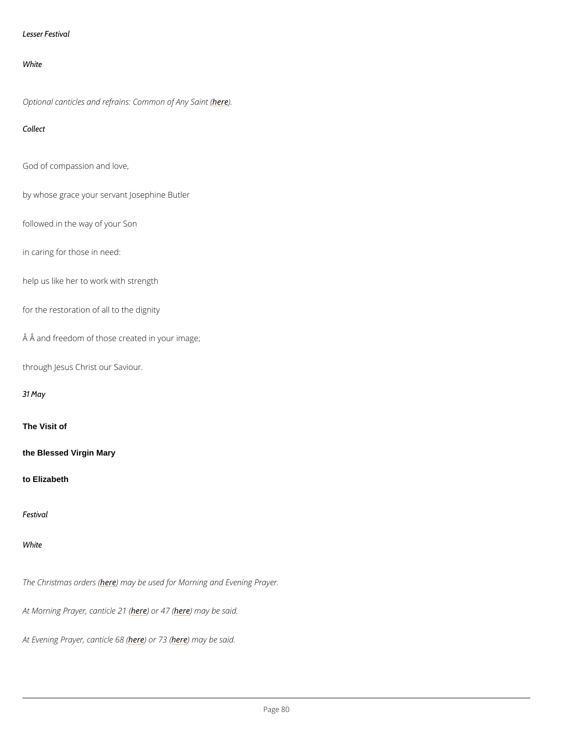*Lesser Festival*

*White*

*Optional canticles and refrains: Common of Any Saint (here).*

*Collect*

God of compassion and love,

by whose grace your servant Josephine Butler

followed in the way of your Son

in caring for those in need:

help us like her to work with strength

for the restoration of all to the dignity

Â Â and freedom of those created in your image;

through Jesus Christ our Saviour.

*31 May*

**The Visit of**

**the Blessed Virgin Mary**

**to Elizabeth**

*Festival*

*White*

*The Christmas orders (here) may be used for Morning and Evening Prayer.*

*At Morning Prayer, canticle 21 (here) or 47 (here) may be said.*

*At Evening Prayer, canticle 68 (here) or 73 (here) may be said.*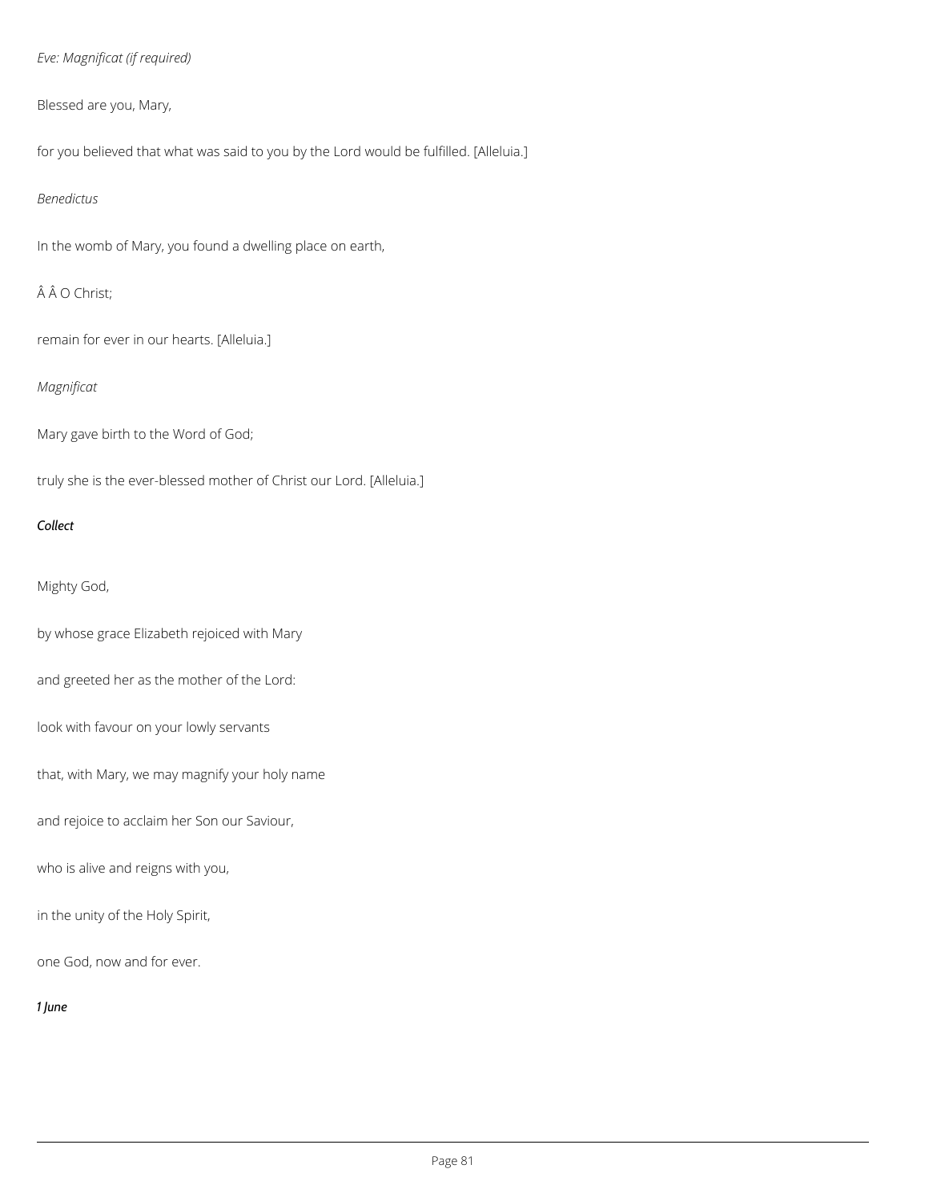*Eve: Magnificat (if required)*

Blessed are you, Mary,

for you believed that what was said to you by the Lord would be fulfilled. [Alleluia.]

*Benedictus*

In the womb of Mary, you found a dwelling place on earth,

Â Â O Christ;

remain for ever in our hearts. [Alleluia.]

*Magnificat*

Mary gave birth to the Word of God;

truly she is the ever-blessed mother of Christ our Lord. [Alleluia.]

***Collect***

Mighty God,

by whose grace Elizabeth rejoiced with Mary

and greeted her as the mother of the Lord:

look with favour on your lowly servants

that, with Mary, we may magnify your holy name

and rejoice to acclaim her Son our Saviour,

who is alive and reigns with you,

in the unity of the Holy Spirit,

one God, now and for ever.

***1 June***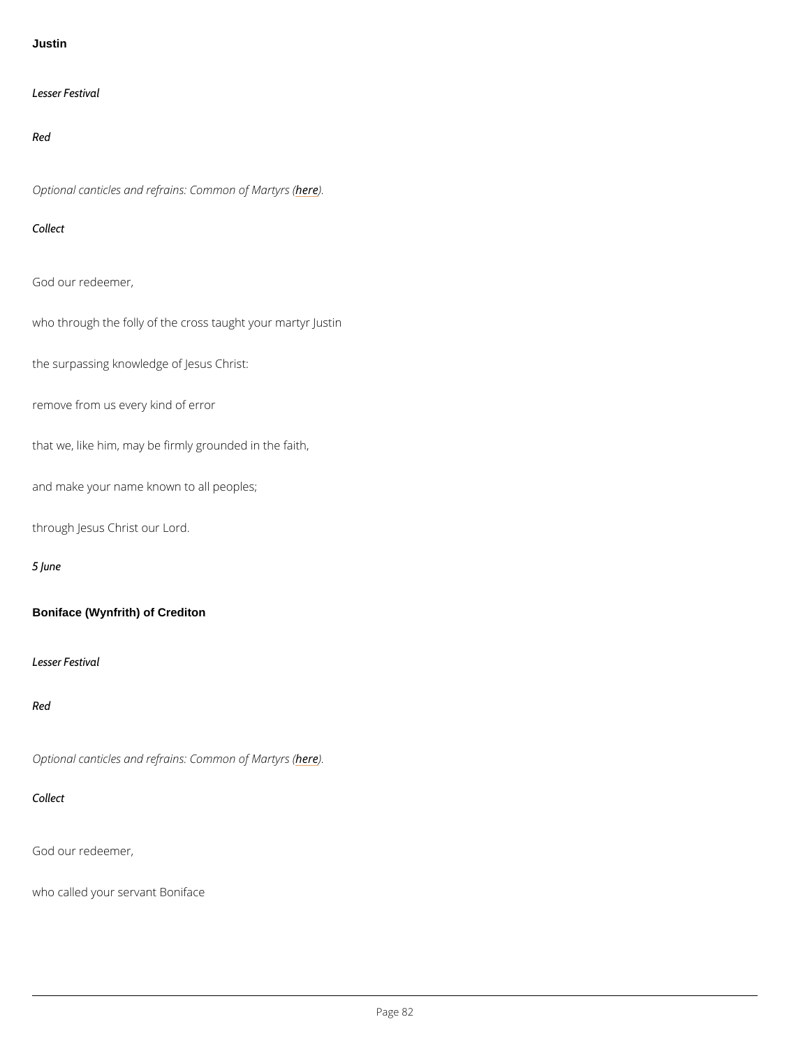### Justin

*Lesser Festival*

*Red*

*Optional canticles and refrains: Common of Martyrs (here).*

*Collect*

God our redeemer,

who through the folly of the cross taught your martyr Justin

the surpassing knowledge of Jesus Christ:

remove from us every kind of error

that we, like him, may be firmly grounded in the faith,

and make your name known to all peoples;

through Jesus Christ our Lord.

*5 June*

### Boniface (Wynfrith) of Crediton

*Lesser Festival*

*Red*

*Optional canticles and refrains: Common of Martyrs (here).*

*Collect*

God our redeemer,

who called your servant Boniface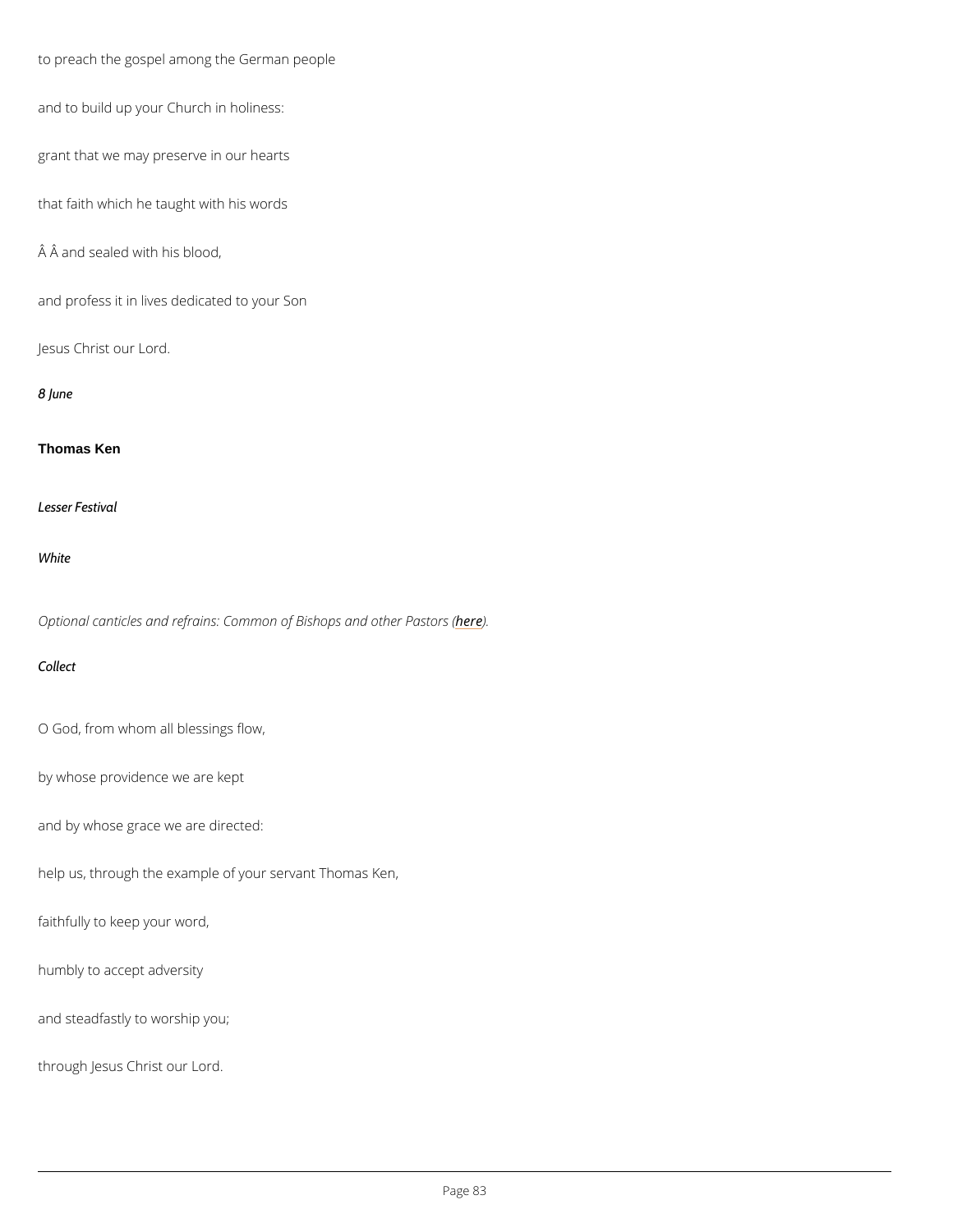to preach the gospel among the German people

and to build up your Church in holiness:

grant that we may preserve in our hearts

that faith which he taught with his words

Â Â and sealed with his blood,

and profess it in lives dedicated to your Son

Jesus Christ our Lord.

*8 June*

### Thomas Ken

*Lesser Festival*

*White*

*Optional canticles and refrains: Common of Bishops and other Pastors (here).*

*Collect*

O God, from whom all blessings flow,

by whose providence we are kept

and by whose grace we are directed:

help us, through the example of your servant Thomas Ken,

faithfully to keep your word,

humbly to accept adversity

and steadfastly to worship you;

through Jesus Christ our Lord.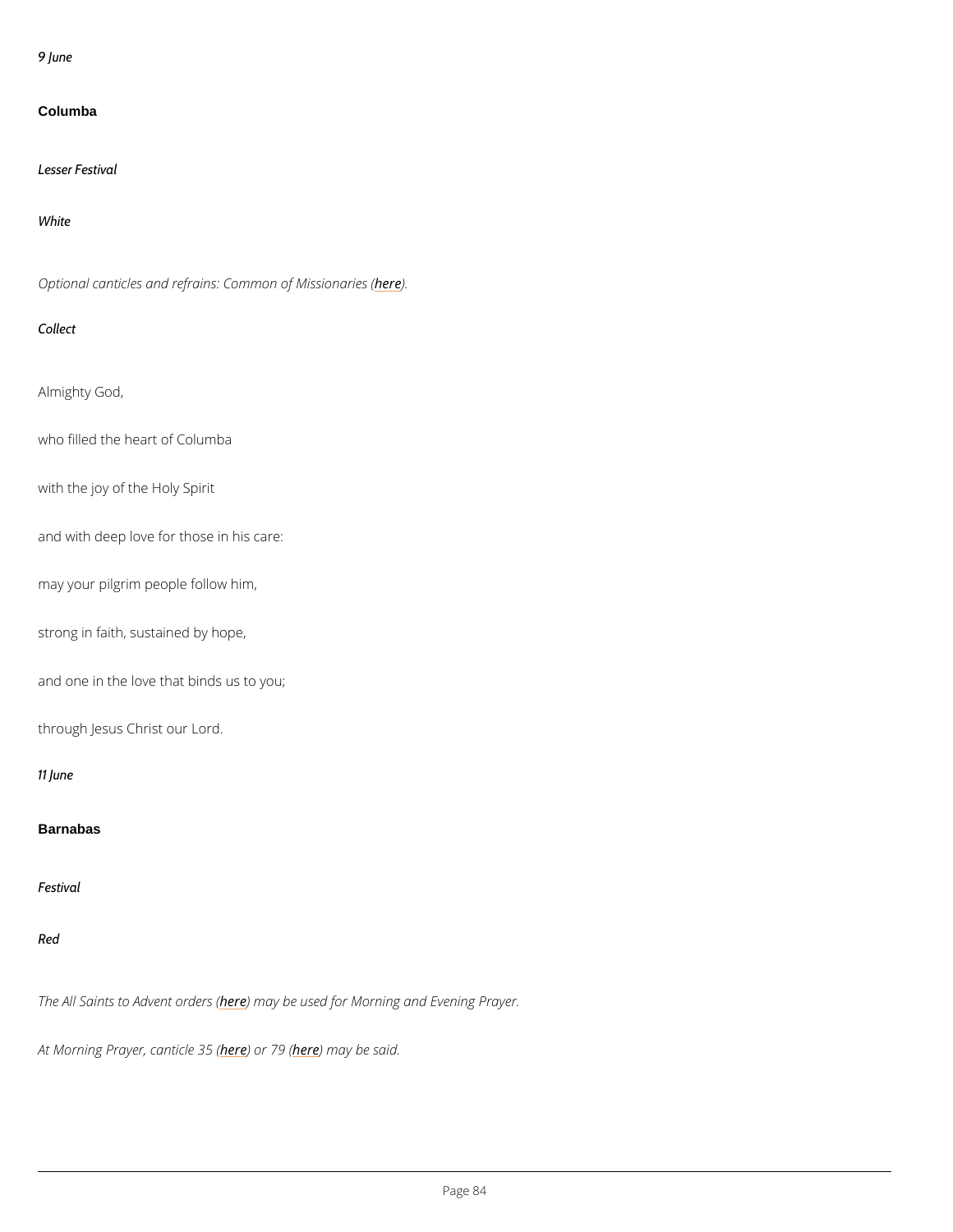*9 June*

## Columba

*Lesser Festival*

*White*

*Optional canticles and refrains: Common of Missionaries (here).*

*Collect*

Almighty God,

who filled the heart of Columba

with the joy of the Holy Spirit

and with deep love for those in his care:

may your pilgrim people follow him,

strong in faith, sustained by hope,

and one in the love that binds us to you;

through Jesus Christ our Lord.

*11 June*

## Barnabas

*Festival*

*Red*

*The All Saints to Advent orders (here) may be used for Morning and Evening Prayer.*

*At Morning Prayer, canticle 35 (here) or 79 (here) may be said.*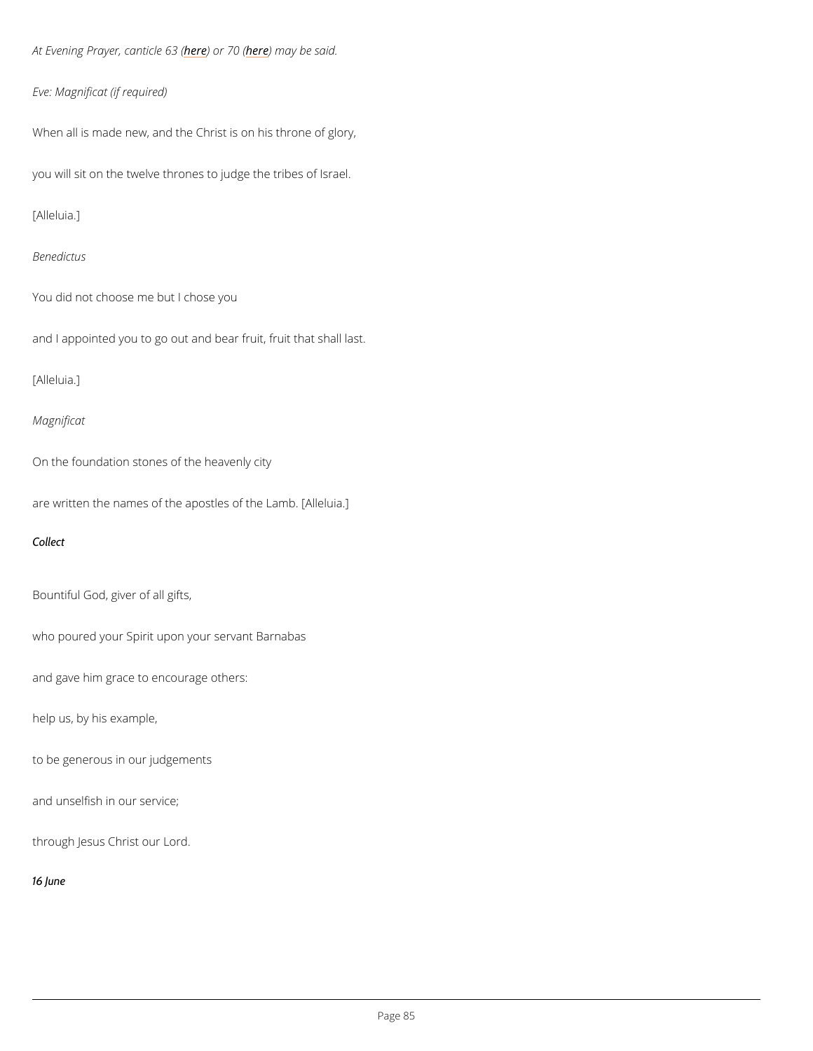*At Evening Prayer, canticle 63 (here) or 70 (here) may be said.*

*Eve: Magnificat (if required)*

When all is made new, and the Christ is on his throne of glory,

you will sit on the twelve thrones to judge the tribes of Israel.

[Alleluia.]

*Benedictus*

You did not choose me but I chose you

and I appointed you to go out and bear fruit, fruit that shall last.

[Alleluia.]

*Magnificat*

On the foundation stones of the heavenly city

are written the names of the apostles of the Lamb. [Alleluia.]

***Collect***

Bountiful God, giver of all gifts,

who poured your Spirit upon your servant Barnabas

and gave him grace to encourage others:

help us, by his example,

to be generous in our judgements

and unselfish in our service;

through Jesus Christ our Lord.

***16 June***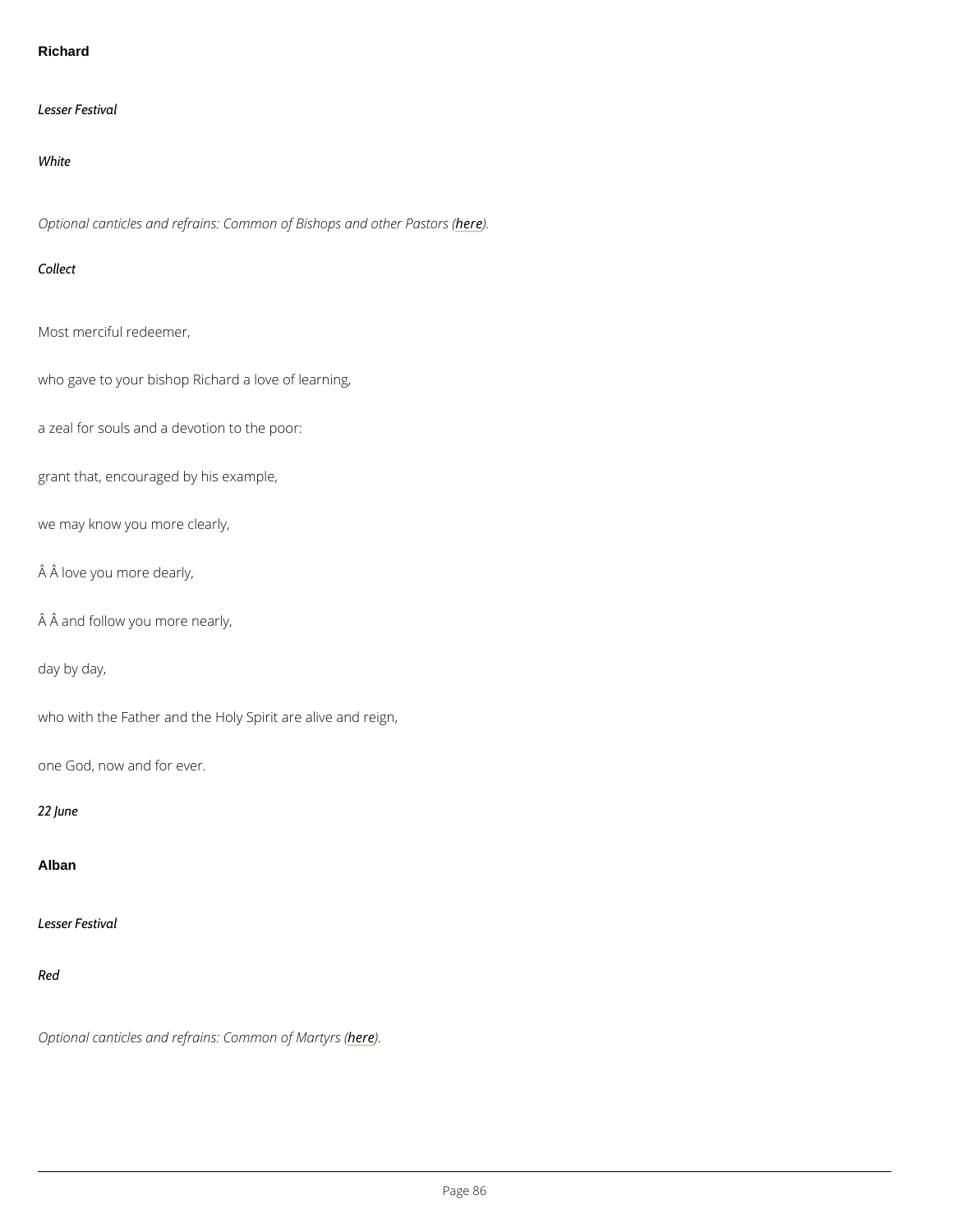## Richard

*Lesser Festival*

*White*

*Optional canticles and refrains: Common of Bishops and other Pastors (here).*

*Collect*

Most merciful redeemer,

who gave to your bishop Richard a love of learning,

a zeal for souls and a devotion to the poor:

grant that, encouraged by his example,

we may know you more clearly,

Â Â love you more dearly,

Â Â and follow you more nearly,

day by day,

who with the Father and the Holy Spirit are alive and reign,

one God, now and for ever.

*22 June*

## Alban

*Lesser Festival*

*Red*

*Optional canticles and refrains: Common of Martyrs (here).*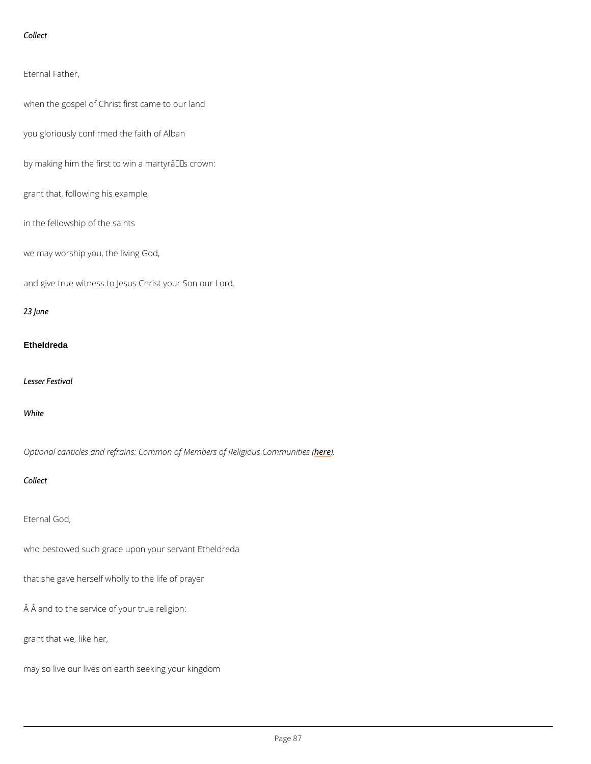*Collect*

Eternal Father,

when the gospel of Christ first came to our land

you gloriously confirmed the faith of Alban

by making him the first to win a martyrâs crown:

grant that, following his example,

in the fellowship of the saints

we may worship you, the living God,

and give true witness to Jesus Christ your Son our Lord.

*23 June*

## Etheldreda

*Lesser Festival*

*White*

*Optional canticles and refrains: Common of Members of Religious Communities (here).*

*Collect*

Eternal God,

who bestowed such grace upon your servant Etheldreda

that she gave herself wholly to the life of prayer

Â Â and to the service of your true religion:

grant that we, like her,

may so live our lives on earth seeking your kingdom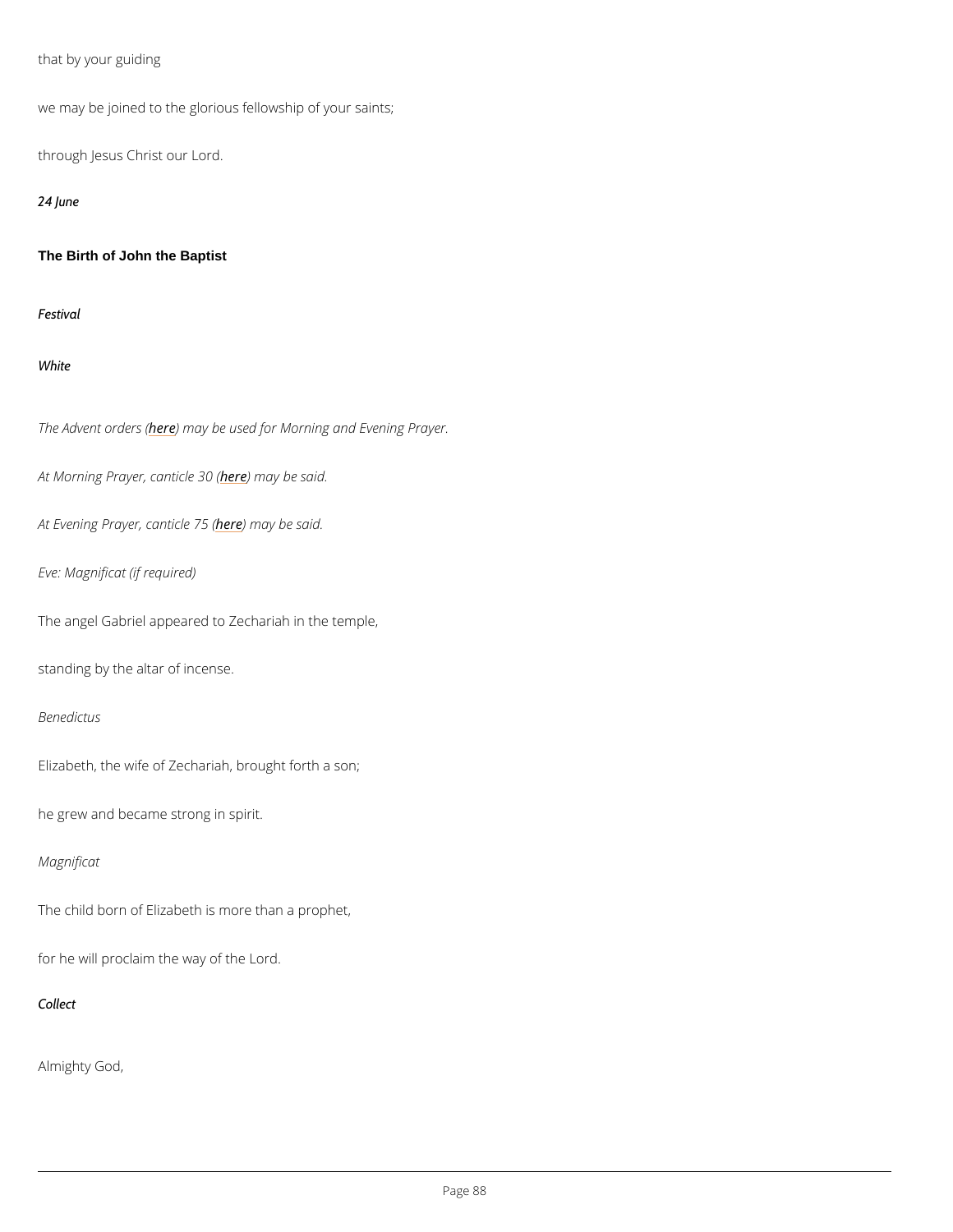that by your guiding

we may be joined to the glorious fellowship of your saints;

through Jesus Christ our Lord.

*24 June*

### The Birth of John the Baptist

*Festival*

*White*

*The Advent orders (here) may be used for Morning and Evening Prayer.*

*At Morning Prayer, canticle 30 (here) may be said.*

*At Evening Prayer, canticle 75 (here) may be said.*

*Eve: Magnificat (if required)*

The angel Gabriel appeared to Zechariah in the temple,

standing by the altar of incense.

*Benedictus*

Elizabeth, the wife of Zechariah, brought forth a son;

he grew and became strong in spirit.

*Magnificat*

The child born of Elizabeth is more than a prophet,

for he will proclaim the way of the Lord.

*Collect*

Almighty God,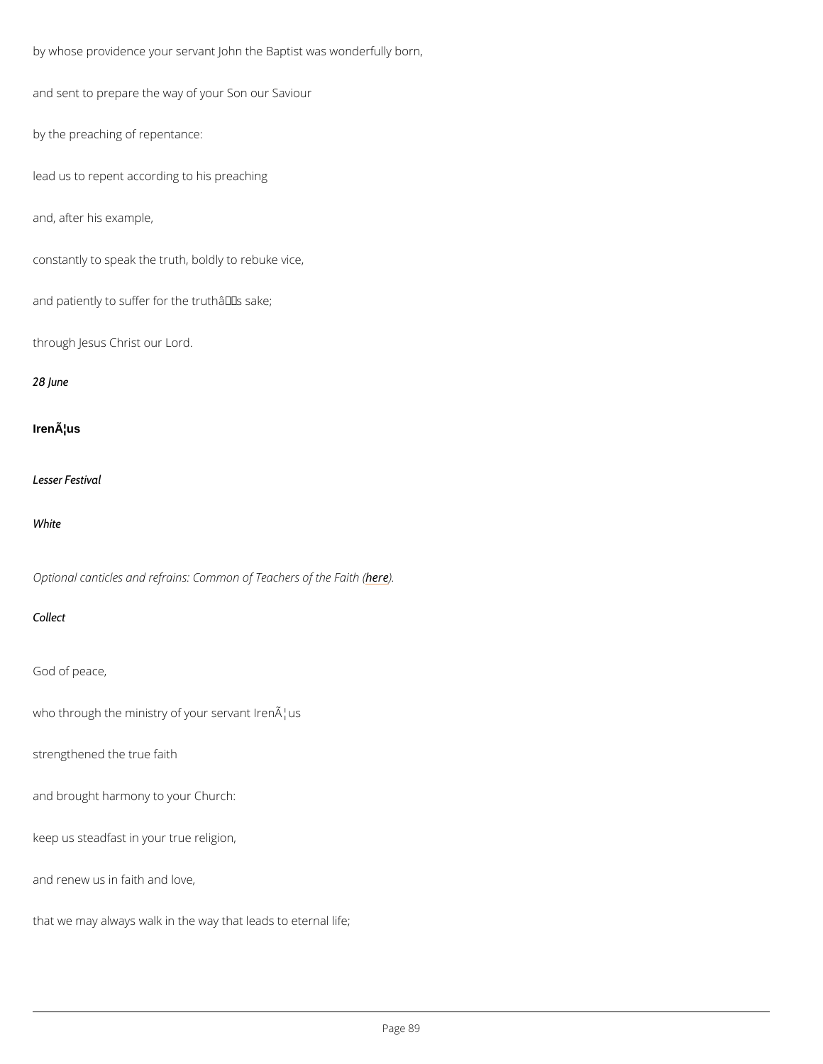by whose providence your servant John the Baptist was wonderfully born,

and sent to prepare the way of your Son our Saviour

by the preaching of repentance:

lead us to repent according to his preaching

and, after his example,

constantly to speak the truth, boldly to rebuke vice,

and patiently to suffer for the truthâs sake;

through Jesus Christ our Lord.

*28 June*

### IrenÃ¦us

*Lesser Festival*

*White*

*Optional canticles and refrains: Common of Teachers of the Faith (here).*

*Collect*

God of peace,

who through the ministry of your servant IrenÃ¦us

strengthened the true faith

and brought harmony to your Church:

keep us steadfast in your true religion,

and renew us in faith and love,

that we may always walk in the way that leads to eternal life;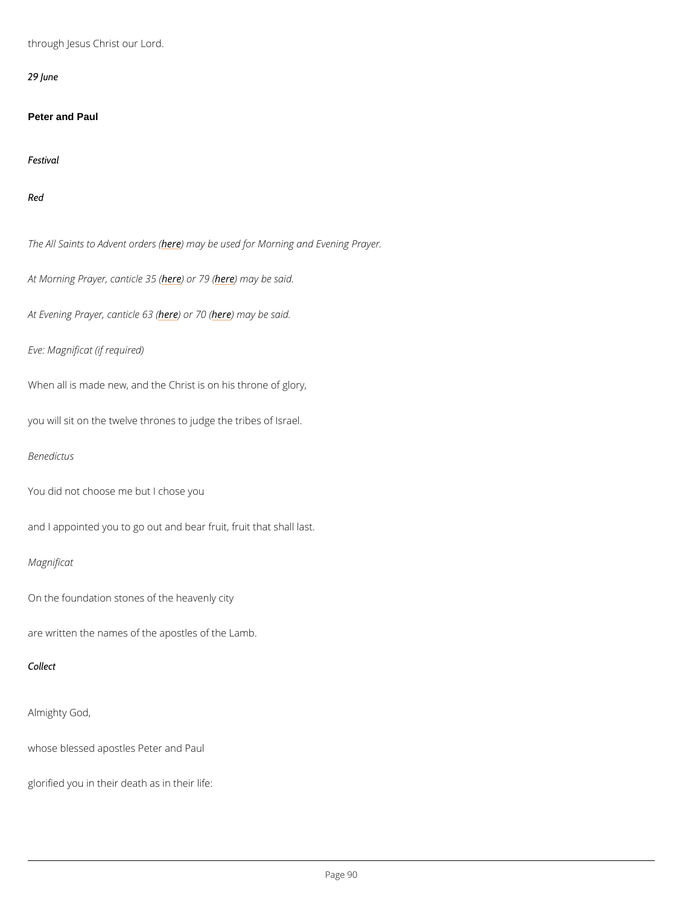through Jesus Christ our Lord.

*29 June*

## Peter and Paul

*Festival*

*Red*

*The All Saints to Advent orders (here) may be used for Morning and Evening Prayer.*

*At Morning Prayer, canticle 35 (here) or 79 (here) may be said.*

*At Evening Prayer, canticle 63 (here) or 70 (here) may be said.*

*Eve: Magnificat (if required)*

When all is made new, and the Christ is on his throne of glory,

you will sit on the twelve thrones to judge the tribes of Israel.

*Benedictus*

You did not choose me but I chose you

and I appointed you to go out and bear fruit, fruit that shall last.

*Magnificat*

On the foundation stones of the heavenly city

are written the names of the apostles of the Lamb.

*Collect*

Almighty God,

whose blessed apostles Peter and Paul

glorified you in their death as in their life: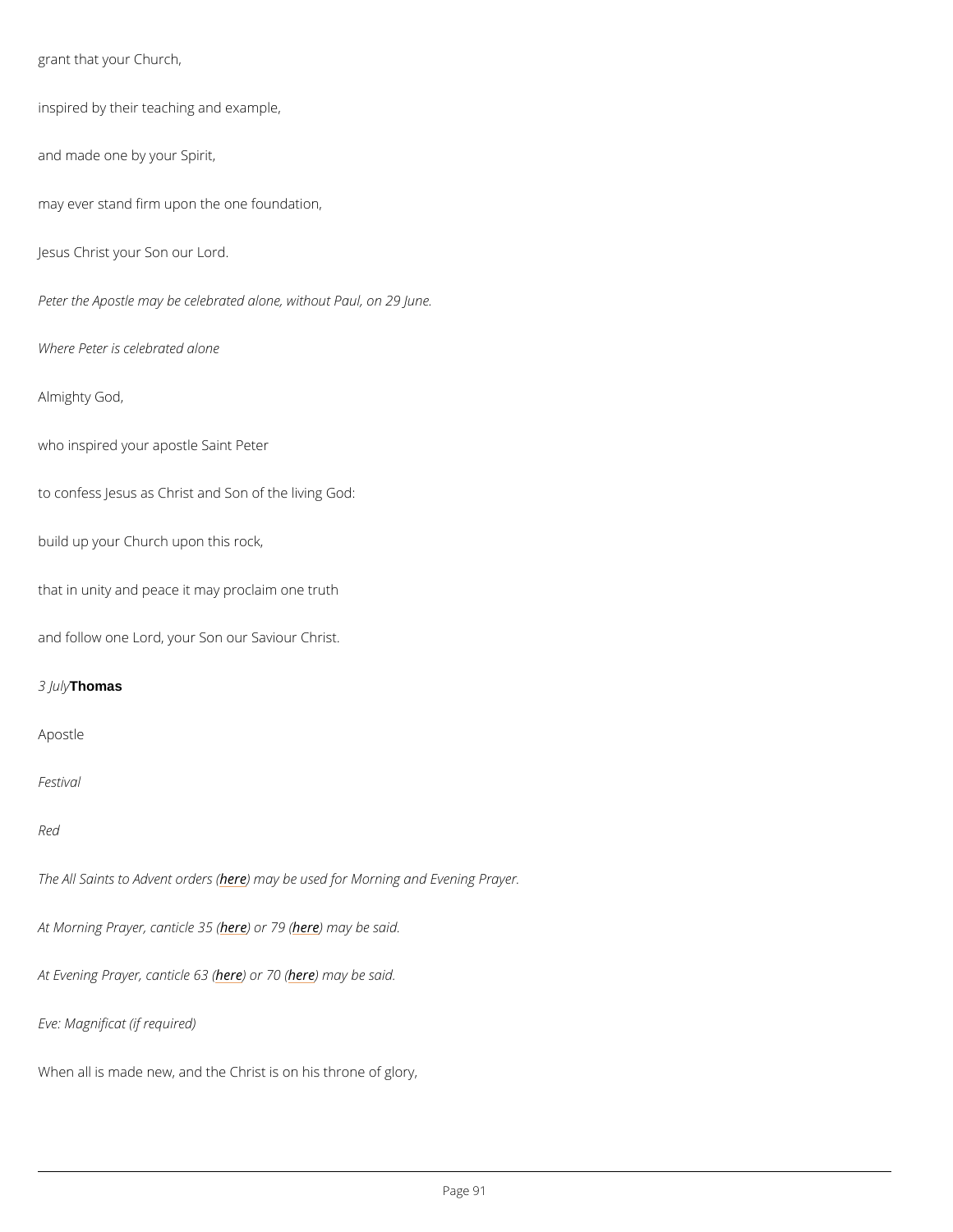grant that your Church,

inspired by their teaching and example,

and made one by your Spirit,

may ever stand firm upon the one foundation,

Jesus Christ your Son our Lord.

*Peter the Apostle may be celebrated alone, without Paul, on 29 June.*

*Where Peter is celebrated alone*

Almighty God,

who inspired your apostle Saint Peter

to confess Jesus as Christ and Son of the living God:

build up your Church upon this rock,

that in unity and peace it may proclaim one truth

and follow one Lord, your Son our Saviour Christ.

*3 July* **Thomas**

Apostle

*Festival*

*Red*

*The All Saints to Advent orders (here) may be used for Morning and Evening Prayer.*

*At Morning Prayer, canticle 35 (here) or 79 (here) may be said.*

*At Evening Prayer, canticle 63 (here) or 70 (here) may be said.*

*Eve: Magnificat (if required)*

When all is made new, and the Christ is on his throne of glory,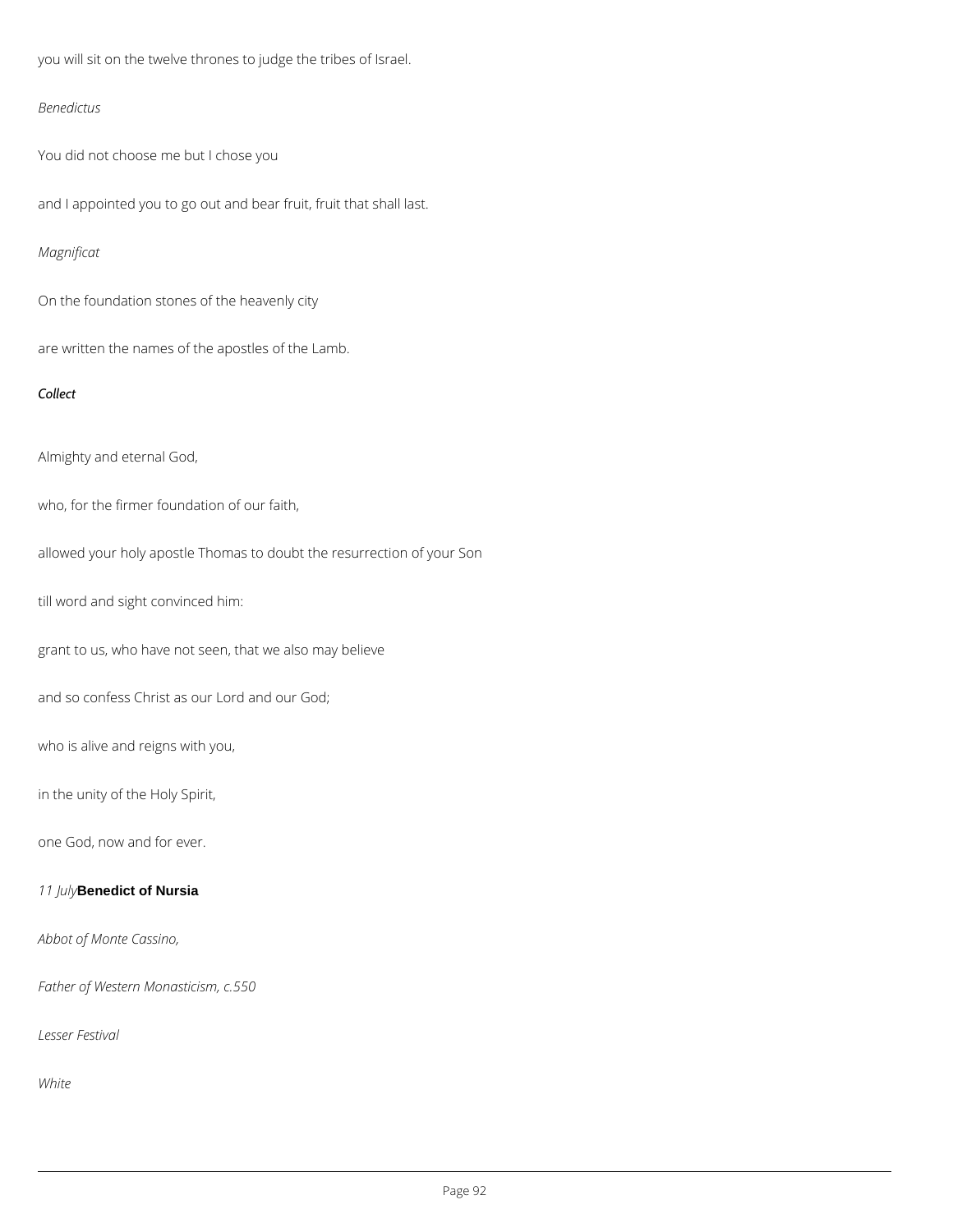you will sit on the twelve thrones to judge the tribes of Israel.

*Benedictus*

You did not choose me but I chose you

and I appointed you to go out and bear fruit, fruit that shall last.

*Magnificat*

On the foundation stones of the heavenly city

are written the names of the apostles of the Lamb.

***Collect***

Almighty and eternal God,

who, for the firmer foundation of our faith,

allowed your holy apostle Thomas to doubt the resurrection of your Son

till word and sight convinced him:

grant to us, who have not seen, that we also may believe

and so confess Christ as our Lord and our God;

who is alive and reigns with you,

in the unity of the Holy Spirit,

one God, now and for ever.

### *11 July* **Benedict of Nursia**

*Abbot of Monte Cassino,*

*Father of Western Monasticism, c.550*

*Lesser Festival*

*White*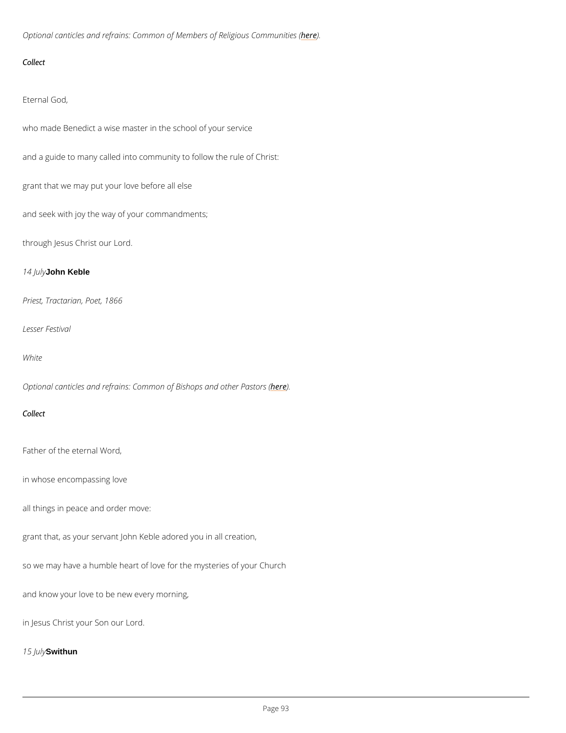*Optional canticles and refrains: Common of Members of Religious Communities (here).*

*Collect*

Eternal God,

who made Benedict a wise master in the school of your service

and a guide to many called into community to follow the rule of Christ:

grant that we may put your love before all else

and seek with joy the way of your commandments;

through Jesus Christ our Lord.

*14 July* **John Keble**

*Priest, Tractarian, Poet, 1866*

*Lesser Festival*

*White*

*Optional canticles and refrains: Common of Bishops and other Pastors (here).*

*Collect*

Father of the eternal Word,

in whose encompassing love

all things in peace and order move:

grant that, as your servant John Keble adored you in all creation,

so we may have a humble heart of love for the mysteries of your Church

and know your love to be new every morning,

in Jesus Christ your Son our Lord.

*15 July* **Swithun**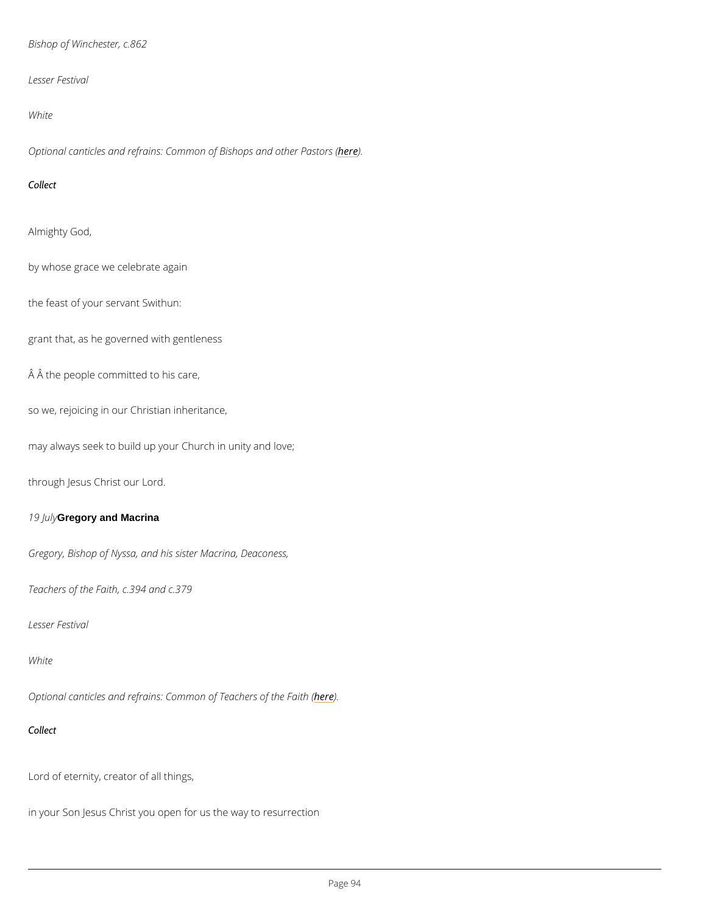*Bishop of Winchester, c.862*

*Lesser Festival*

*White*

*Optional canticles and refrains: Common of Bishops and other Pastors (here).*

*Collect*

Almighty God,

by whose grace we celebrate again

the feast of your servant Swithun:

grant that, as he governed with gentleness

Â Â the people committed to his care,

so we, rejoicing in our Christian inheritance,

may always seek to build up your Church in unity and love;

through Jesus Christ our Lord.

*19 July* **Gregory and Macrina**

*Gregory, Bishop of Nyssa, and his sister Macrina, Deaconess,*

*Teachers of the Faith, c.394 and c.379*

*Lesser Festival*

*White*

*Optional canticles and refrains: Common of Teachers of the Faith (here).*

*Collect*

Lord of eternity, creator of all things,

in your Son Jesus Christ you open for us the way to resurrection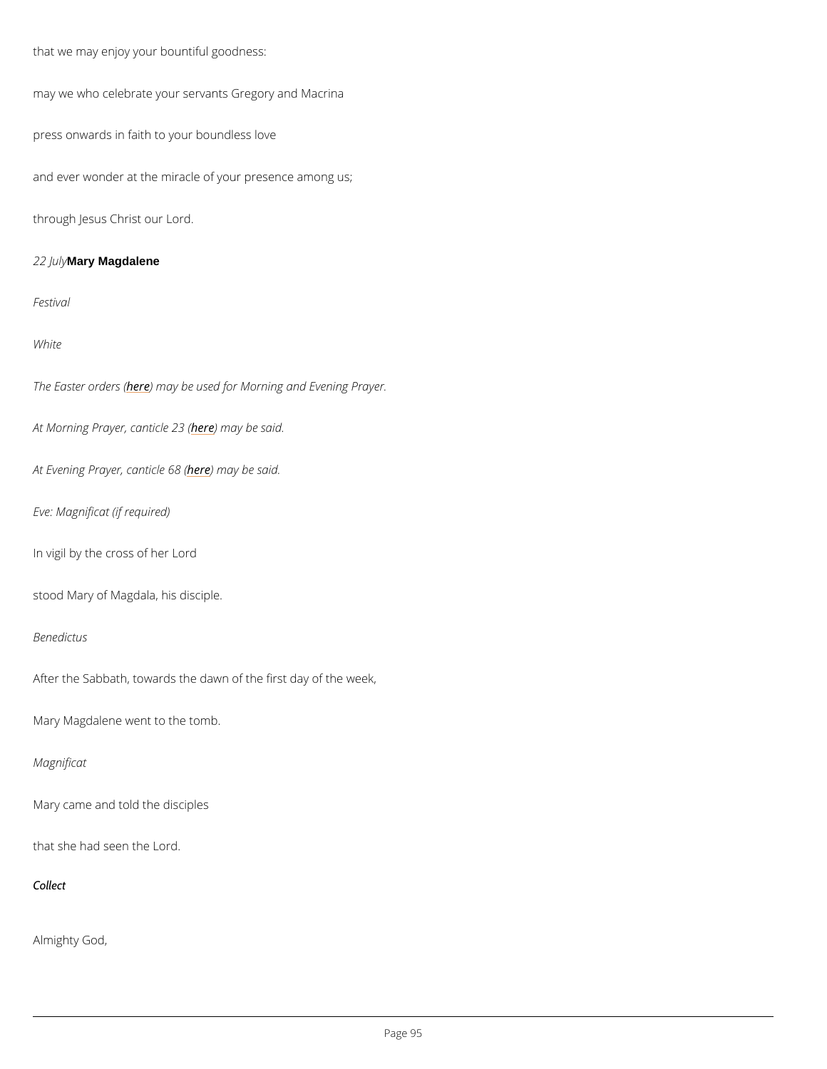that we may enjoy your bountiful goodness:

may we who celebrate your servants Gregory and Macrina

press onwards in faith to your boundless love

and ever wonder at the miracle of your presence among us;

through Jesus Christ our Lord.

*22 July* **Mary Magdalene**

*Festival*

*White*

*The Easter orders (here) may be used for Morning and Evening Prayer.*

*At Morning Prayer, canticle 23 (here) may be said.*

*At Evening Prayer, canticle 68 (here) may be said.*

*Eve: Magnificat (if required)*

In vigil by the cross of her Lord

stood Mary of Magdala, his disciple.

*Benedictus*

After the Sabbath, towards the dawn of the first day of the week,

Mary Magdalene went to the tomb.

*Magnificat*

Mary came and told the disciples

that she had seen the Lord.

*Collect*

Almighty God,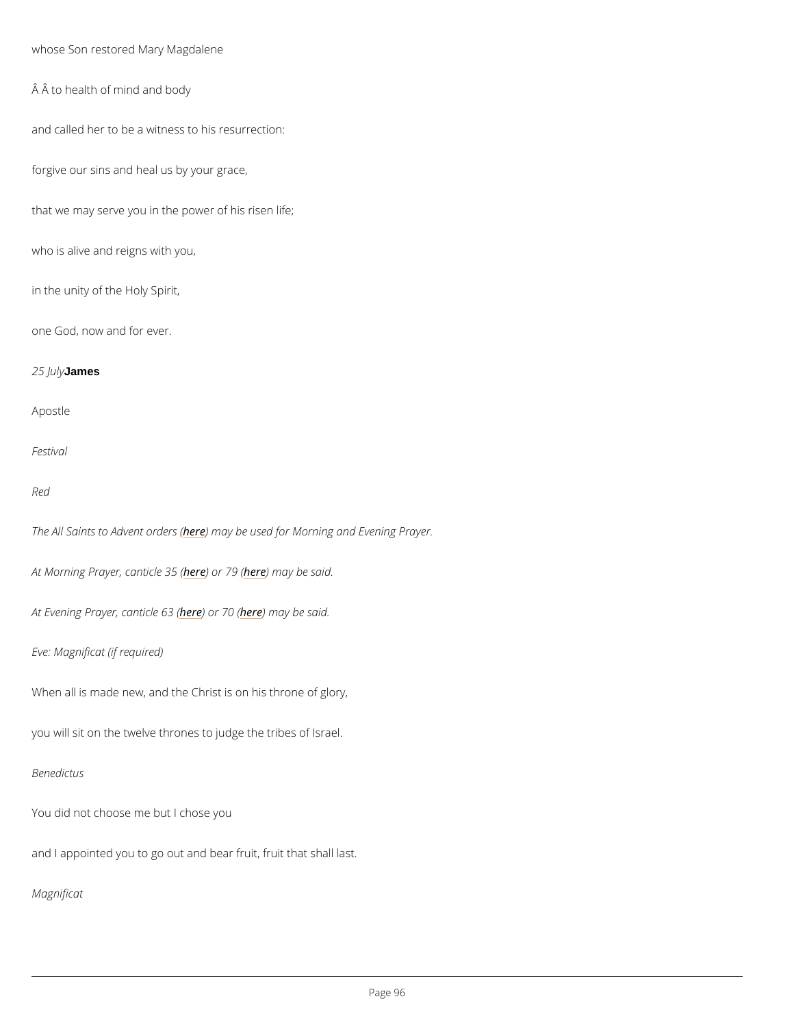whose Son restored Mary Magdalene

Â Â to health of mind and body

and called her to be a witness to his resurrection:

forgive our sins and heal us by your grace,

that we may serve you in the power of his risen life;

who is alive and reigns with you,

in the unity of the Holy Spirit,

one God, now and for ever.

*25 July* **James**

Apostle

*Festival*

*Red*

*The All Saints to Advent orders (here) may be used for Morning and Evening Prayer.*

*At Morning Prayer, canticle 35 (here) or 79 (here) may be said.*

*At Evening Prayer, canticle 63 (here) or 70 (here) may be said.*

*Eve: Magnificat (if required)*

When all is made new, and the Christ is on his throne of glory,

you will sit on the twelve thrones to judge the tribes of Israel.

*Benedictus*

You did not choose me but I chose you

and I appointed you to go out and bear fruit, fruit that shall last.

*Magnificat*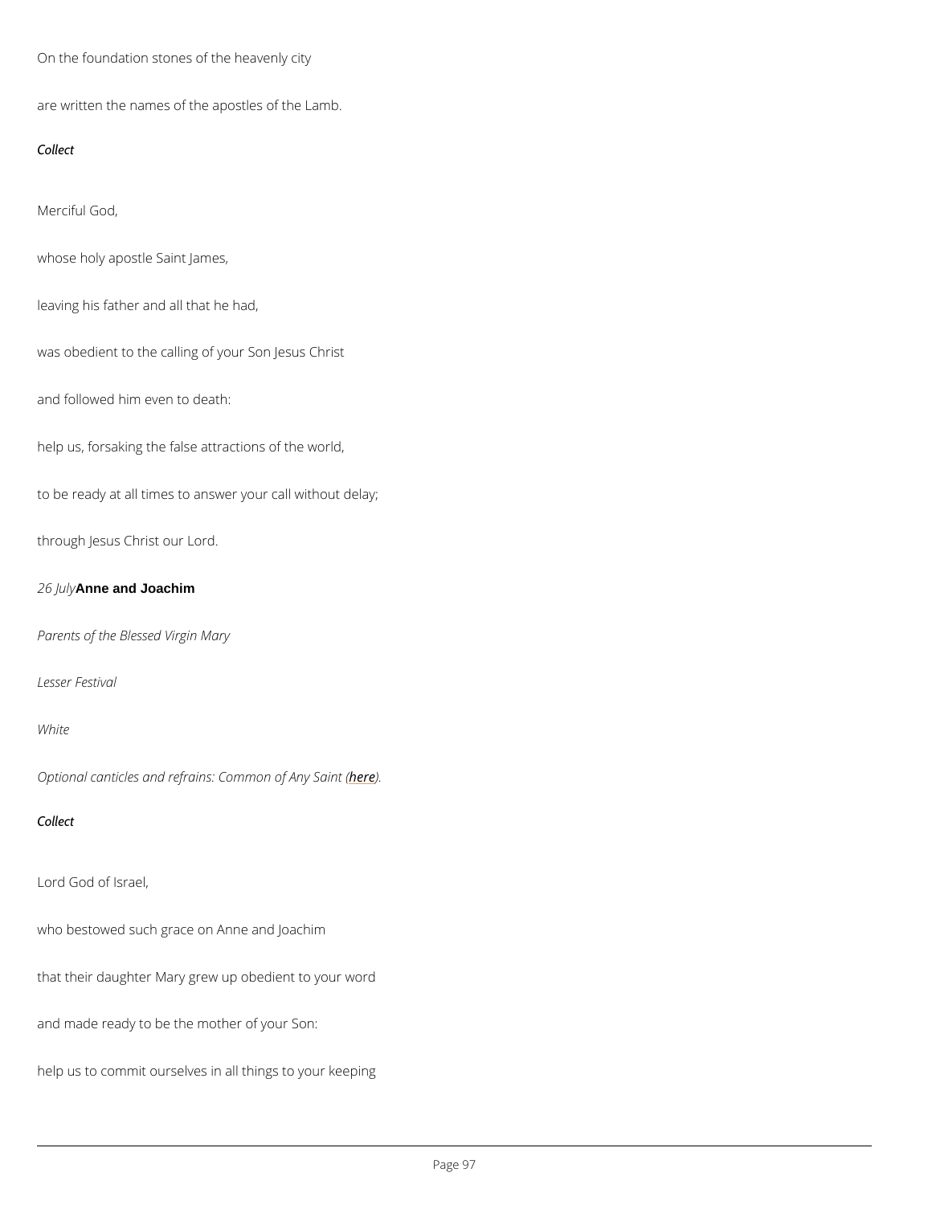On the foundation stones of the heavenly city

are written the names of the apostles of the Lamb.

*Collect*

Merciful God,

whose holy apostle Saint James,

leaving his father and all that he had,

was obedient to the calling of your Son Jesus Christ

and followed him even to death:

help us, forsaking the false attractions of the world,

to be ready at all times to answer your call without delay;

through Jesus Christ our Lord.

*26 July* **Anne and Joachim**

*Parents of the Blessed Virgin Mary*

*Lesser Festival*

*White*

*Optional canticles and refrains: Common of Any Saint (here).*

*Collect*

Lord God of Israel,

who bestowed such grace on Anne and Joachim

that their daughter Mary grew up obedient to your word

and made ready to be the mother of your Son:

help us to commit ourselves in all things to your keeping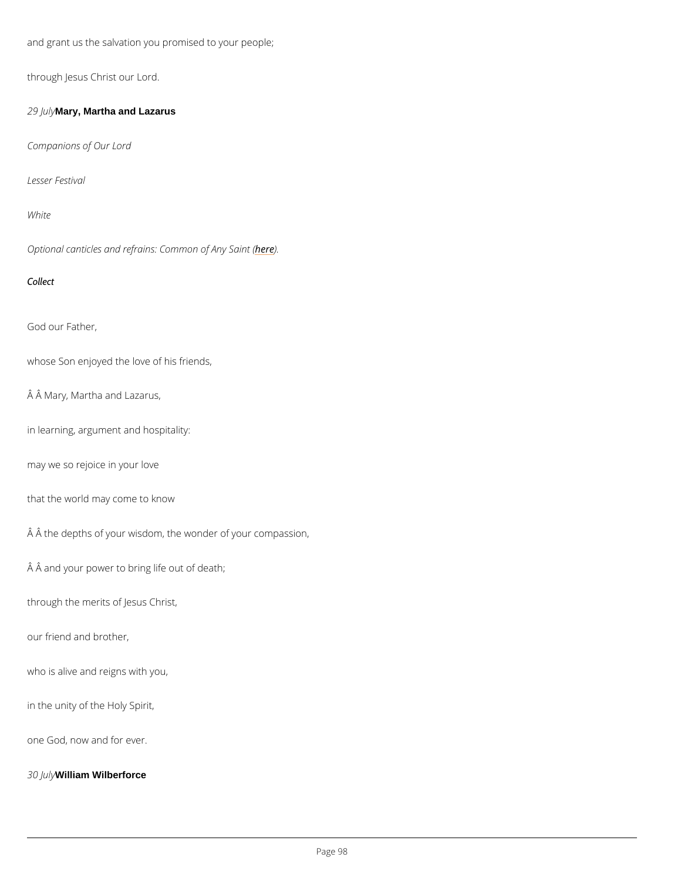and grant us the salvation you promised to your people;

through Jesus Christ our Lord.

*29 July* **Mary, Martha and Lazarus**

*Companions of Our Lord*

*Lesser Festival*

*White*

*Optional canticles and refrains: Common of Any Saint (here).*

*Collect*

God our Father,

whose Son enjoyed the love of his friends,

Â Â Mary, Martha and Lazarus,

in learning, argument and hospitality:

may we so rejoice in your love

that the world may come to know

Â Â the depths of your wisdom, the wonder of your compassion,

Â Â and your power to bring life out of death;

through the merits of Jesus Christ,

our friend and brother,

who is alive and reigns with you,

in the unity of the Holy Spirit,

one God, now and for ever.

*30 July* **William Wilberforce**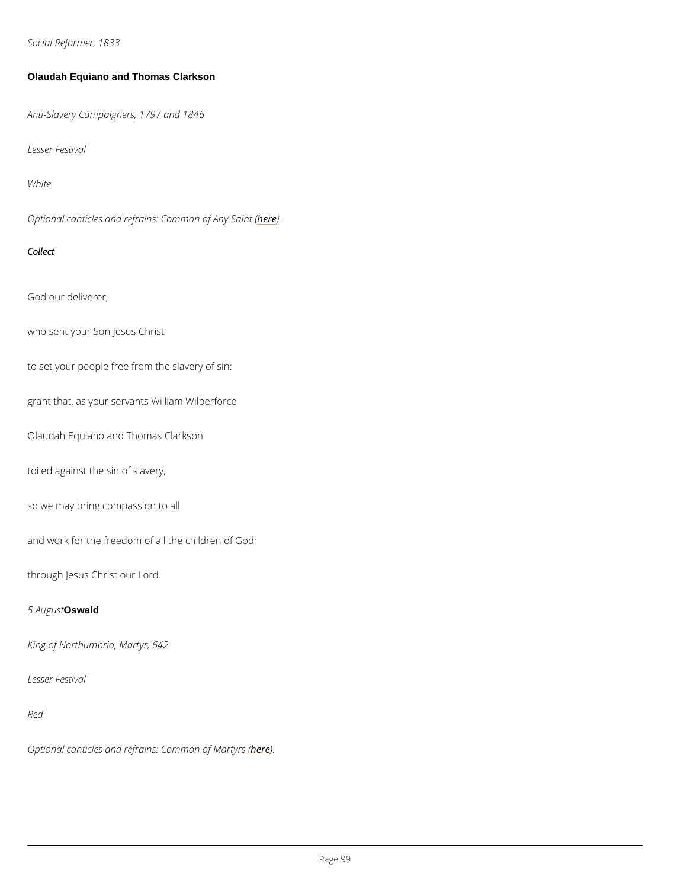*Social Reformer, 1833*

**Olaudah Equiano and Thomas Clarkson**

*Anti-Slavery Campaigners, 1797 and 1846*

*Lesser Festival*

*White*

*Optional canticles and refrains: Common of Any Saint (here).*

*Collect*

God our deliverer,

who sent your Son Jesus Christ

to set your people free from the slavery of sin:

grant that, as your servants William Wilberforce

Olaudah Equiano and Thomas Clarkson

toiled against the sin of slavery,

so we may bring compassion to all

and work for the freedom of all the children of God;

through Jesus Christ our Lord.

*5 August* **Oswald**

*King of Northumbria, Martyr, 642*

*Lesser Festival*

*Red*

*Optional canticles and refrains: Common of Martyrs (here).*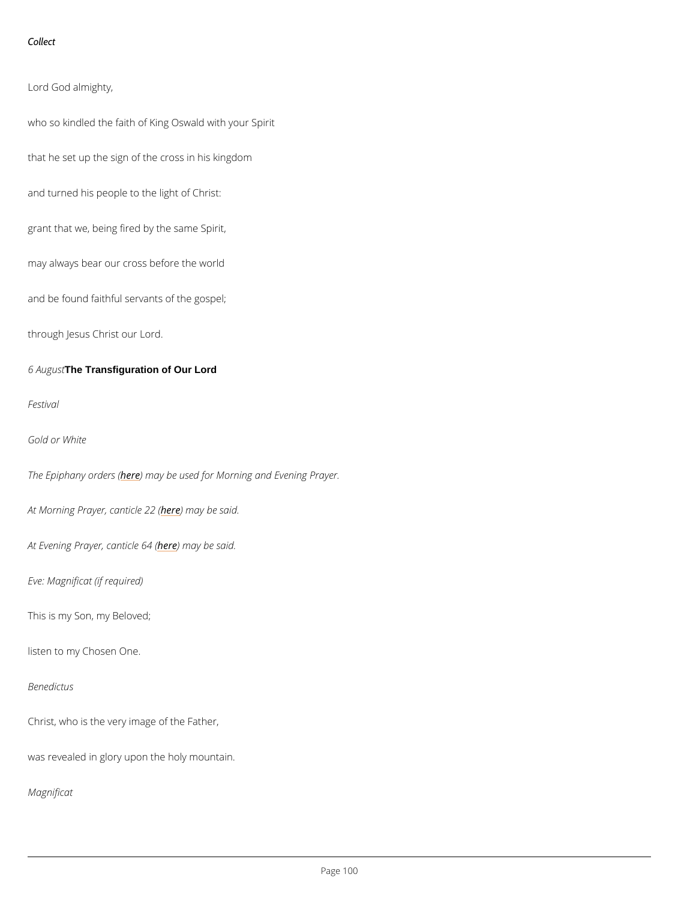*Collect*

Lord God almighty,

who so kindled the faith of King Oswald with your Spirit

that he set up the sign of the cross in his kingdom

and turned his people to the light of Christ:

grant that we, being fired by the same Spirit,

may always bear our cross before the world

and be found faithful servants of the gospel;

through Jesus Christ our Lord.

*6 August* **The Transfiguration of Our Lord**

*Festival*

*Gold or White*

*The Epiphany orders (here) may be used for Morning and Evening Prayer.*

*At Morning Prayer, canticle 22 (here) may be said.*

*At Evening Prayer, canticle 64 (here) may be said.*

*Eve: Magnificat (if required)*

This is my Son, my Beloved;

listen to my Chosen One.

*Benedictus*

Christ, who is the very image of the Father,

was revealed in glory upon the holy mountain.

*Magnificat*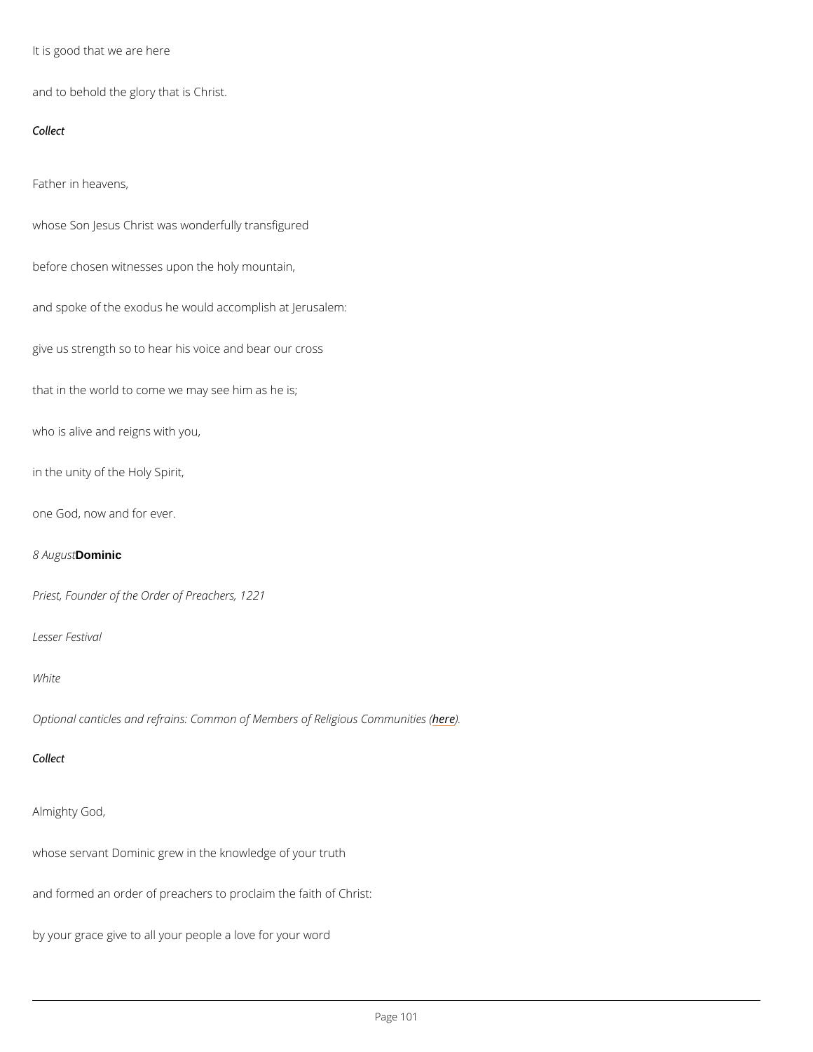It is good that we are here

and to behold the glory that is Christ.

*Collect*

Father in heavens,

whose Son Jesus Christ was wonderfully transfigured

before chosen witnesses upon the holy mountain,

and spoke of the exodus he would accomplish at Jerusalem:

give us strength so to hear his voice and bear our cross

that in the world to come we may see him as he is;

who is alive and reigns with you,

in the unity of the Holy Spirit,

one God, now and for ever.

*8 August* **Dominic**

*Priest, Founder of the Order of Preachers, 1221*

*Lesser Festival*

*White*

*Optional canticles and refrains: Common of Members of Religious Communities (here).*

*Collect*

Almighty God,

whose servant Dominic grew in the knowledge of your truth

and formed an order of preachers to proclaim the faith of Christ:

by your grace give to all your people a love for your word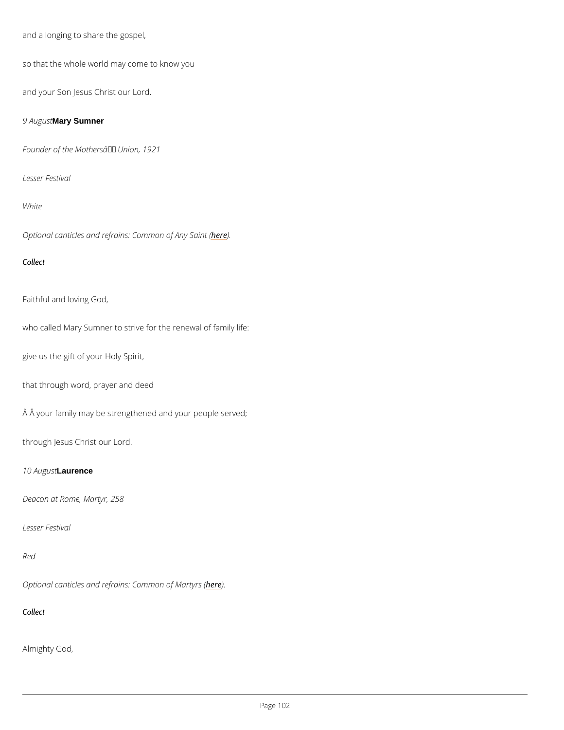and a longing to share the gospel,

so that the whole world may come to know you

and your Son Jesus Christ our Lord.

*9 August* **Mary Sumner**

*Founder of the Mothersâ Union, 1921*

*Lesser Festival*

*White*

*Optional canticles and refrains: Common of Any Saint (here).*

*Collect*

Faithful and loving God,

who called Mary Sumner to strive for the renewal of family life:

give us the gift of your Holy Spirit,

that through word, prayer and deed

Â Â your family may be strengthened and your people served;

through Jesus Christ our Lord.

*10 August* **Laurence**

*Deacon at Rome, Martyr, 258*

*Lesser Festival*

*Red*

*Optional canticles and refrains: Common of Martyrs (here).*

*Collect*

Almighty God,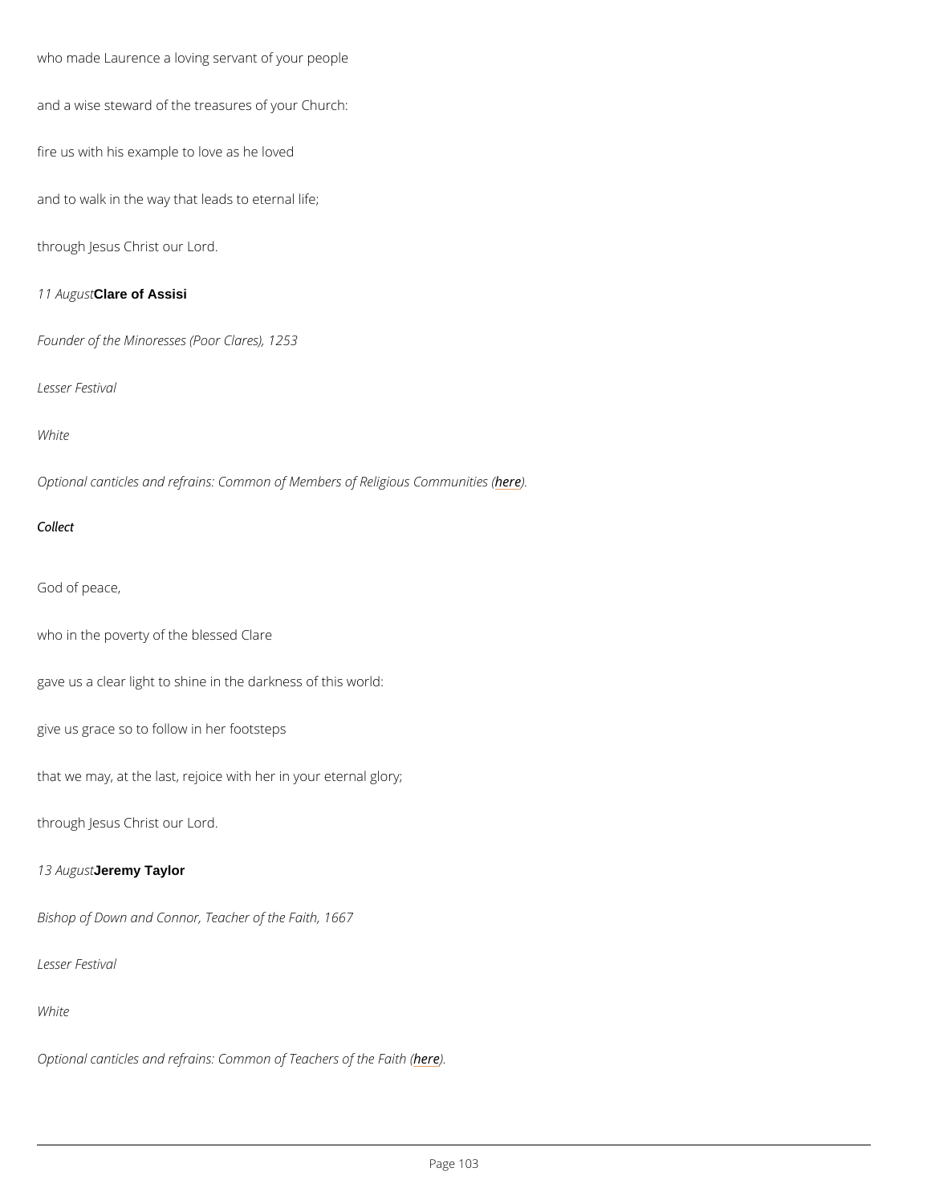who made Laurence a loving servant of your people

and a wise steward of the treasures of your Church:

fire us with his example to love as he loved

and to walk in the way that leads to eternal life;

through Jesus Christ our Lord.

*11 August* **Clare of Assisi**

*Founder of the Minoresses (Poor Clares), 1253*

*Lesser Festival*

*White*

*Optional canticles and refrains: Common of Members of Religious Communities (here).*

*Collect*

God of peace,

who in the poverty of the blessed Clare

gave us a clear light to shine in the darkness of this world:

give us grace so to follow in her footsteps

that we may, at the last, rejoice with her in your eternal glory;

through Jesus Christ our Lord.

*13 August* **Jeremy Taylor**

*Bishop of Down and Connor, Teacher of the Faith, 1667*

*Lesser Festival*

*White*

*Optional canticles and refrains: Common of Teachers of the Faith (here).*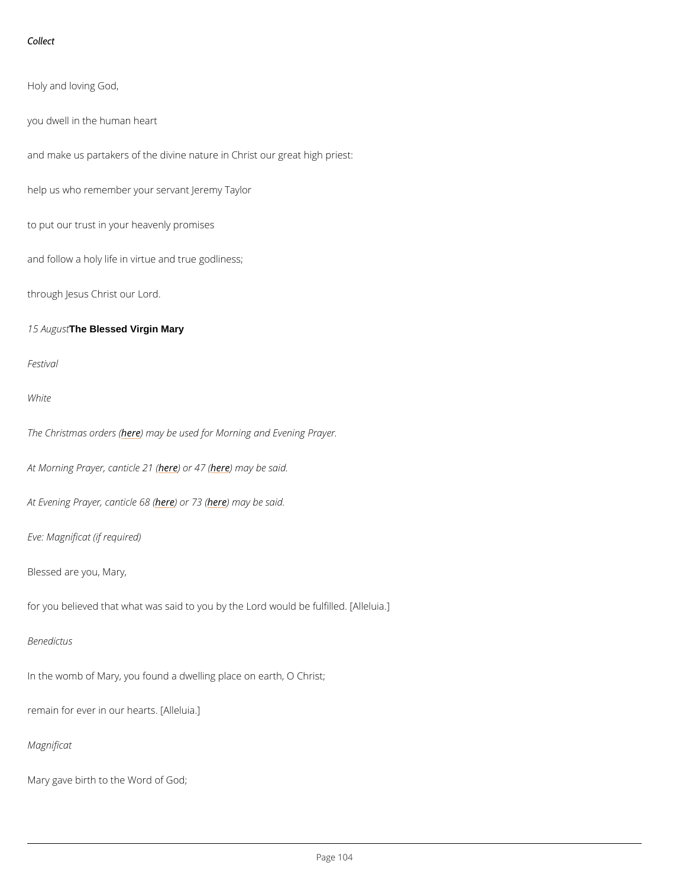*Collect*

Holy and loving God,

you dwell in the human heart

and make us partakers of the divine nature in Christ our great high priest:

help us who remember your servant Jeremy Taylor

to put our trust in your heavenly promises

and follow a holy life in virtue and true godliness;

through Jesus Christ our Lord.

*15 August* **The Blessed Virgin Mary**

*Festival*

*White*

*The Christmas orders (here) may be used for Morning and Evening Prayer.*

*At Morning Prayer, canticle 21 (here) or 47 (here) may be said.*

*At Evening Prayer, canticle 68 (here) or 73 (here) may be said.*

*Eve: Magnificat (if required)*

Blessed are you, Mary,

for you believed that what was said to you by the Lord would be fulfilled. [Alleluia.]

*Benedictus*

In the womb of Mary, you found a dwelling place on earth, O Christ;

remain for ever in our hearts. [Alleluia.]

*Magnificat*

Mary gave birth to the Word of God;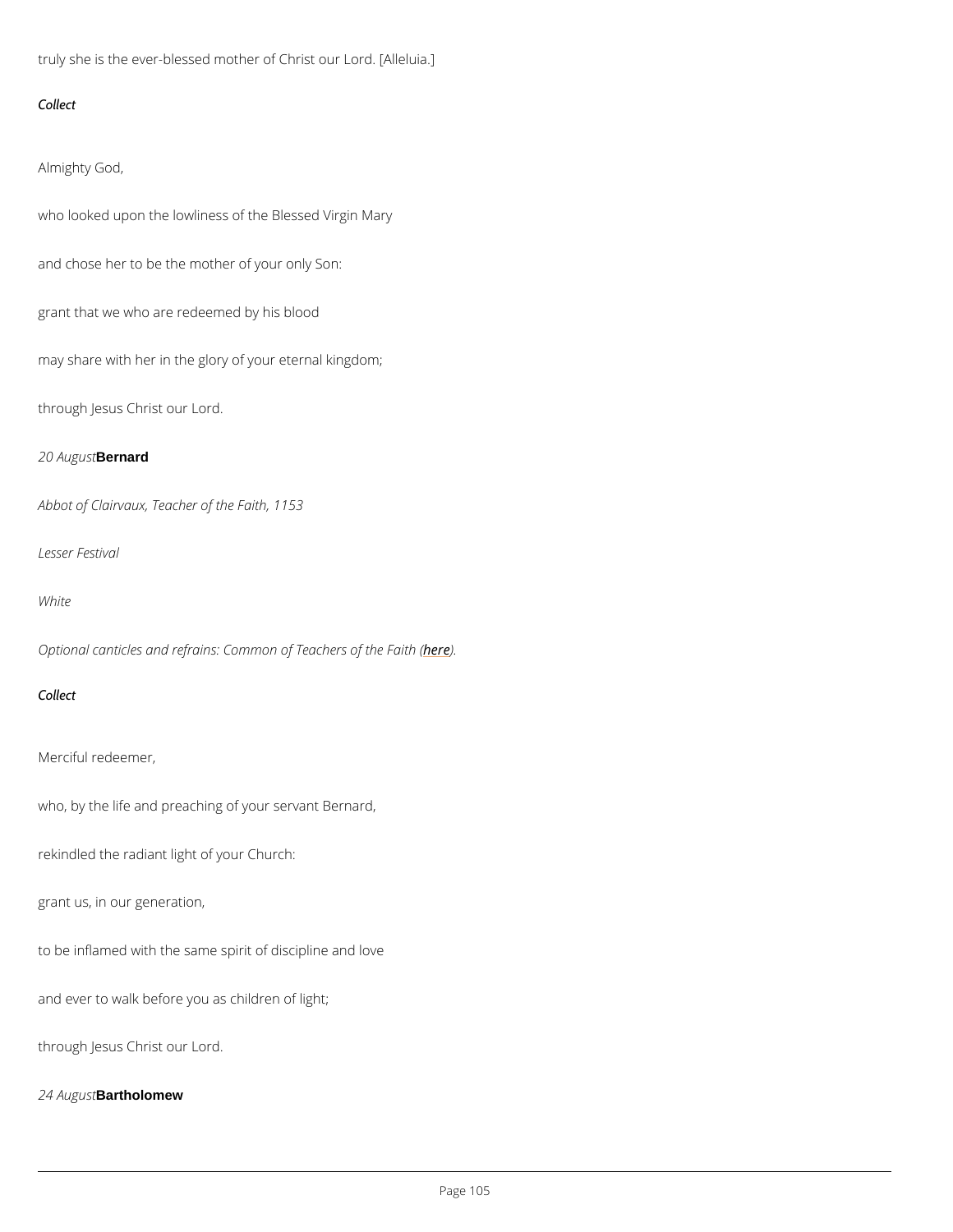truly she is the ever-blessed mother of Christ our Lord. [Alleluia.]

*Collect*

Almighty God,

who looked upon the lowliness of the Blessed Virgin Mary

and chose her to be the mother of your only Son:

grant that we who are redeemed by his blood

may share with her in the glory of your eternal kingdom;

through Jesus Christ our Lord.

### *20 August* **Bernard**

*Abbot of Clairvaux, Teacher of the Faith, 1153*

*Lesser Festival*

*White*

*Optional canticles and refrains: Common of Teachers of the Faith (here).*

*Collect*

Merciful redeemer,

who, by the life and preaching of your servant Bernard,

rekindled the radiant light of your Church:

grant us, in our generation,

to be inflamed with the same spirit of discipline and love

and ever to walk before you as children of light;

through Jesus Christ our Lord.

### *24 August* **Bartholomew**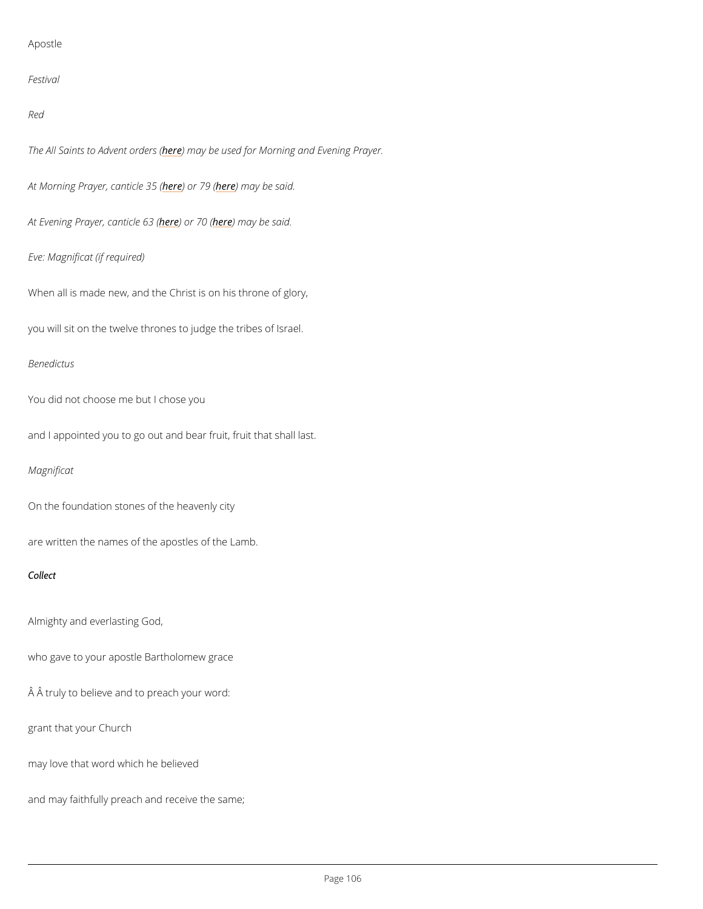Apostle

*Festival*

*Red*

*The All Saints to Advent orders (here) may be used for Morning and Evening Prayer.*

*At Morning Prayer, canticle 35 (here) or 79 (here) may be said.*

*At Evening Prayer, canticle 63 (here) or 70 (here) may be said.*

*Eve: Magnificat (if required)*

When all is made new, and the Christ is on his throne of glory,

you will sit on the twelve thrones to judge the tribes of Israel.

*Benedictus*

You did not choose me but I chose you

and I appointed you to go out and bear fruit, fruit that shall last.

*Magnificat*

On the foundation stones of the heavenly city

are written the names of the apostles of the Lamb.

***Collect***

Almighty and everlasting God,

who gave to your apostle Bartholomew grace

Â Â truly to believe and to preach your word:

grant that your Church

may love that word which he believed

and may faithfully preach and receive the same;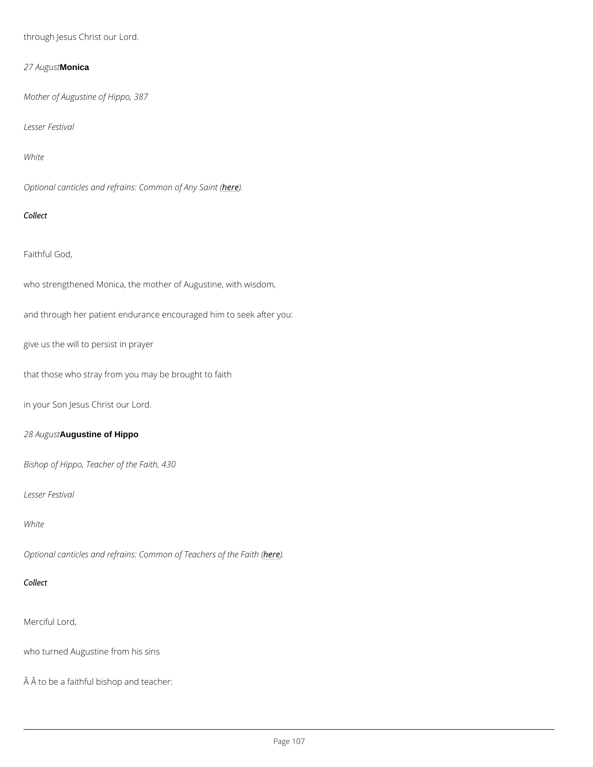through Jesus Christ our Lord.

*27 August* **Monica**

*Mother of Augustine of Hippo, 387*

*Lesser Festival*

*White*

*Optional canticles and refrains: Common of Any Saint (here).*

*Collect*

Faithful God,

who strengthened Monica, the mother of Augustine, with wisdom,

and through her patient endurance encouraged him to seek after you:

give us the will to persist in prayer

that those who stray from you may be brought to faith

in your Son Jesus Christ our Lord.

*28 August* **Augustine of Hippo**

*Bishop of Hippo, Teacher of the Faith, 430*

*Lesser Festival*

*White*

*Optional canticles and refrains: Common of Teachers of the Faith (here).*

*Collect*

Merciful Lord,

who turned Augustine from his sins

Â Â to be a faithful bishop and teacher: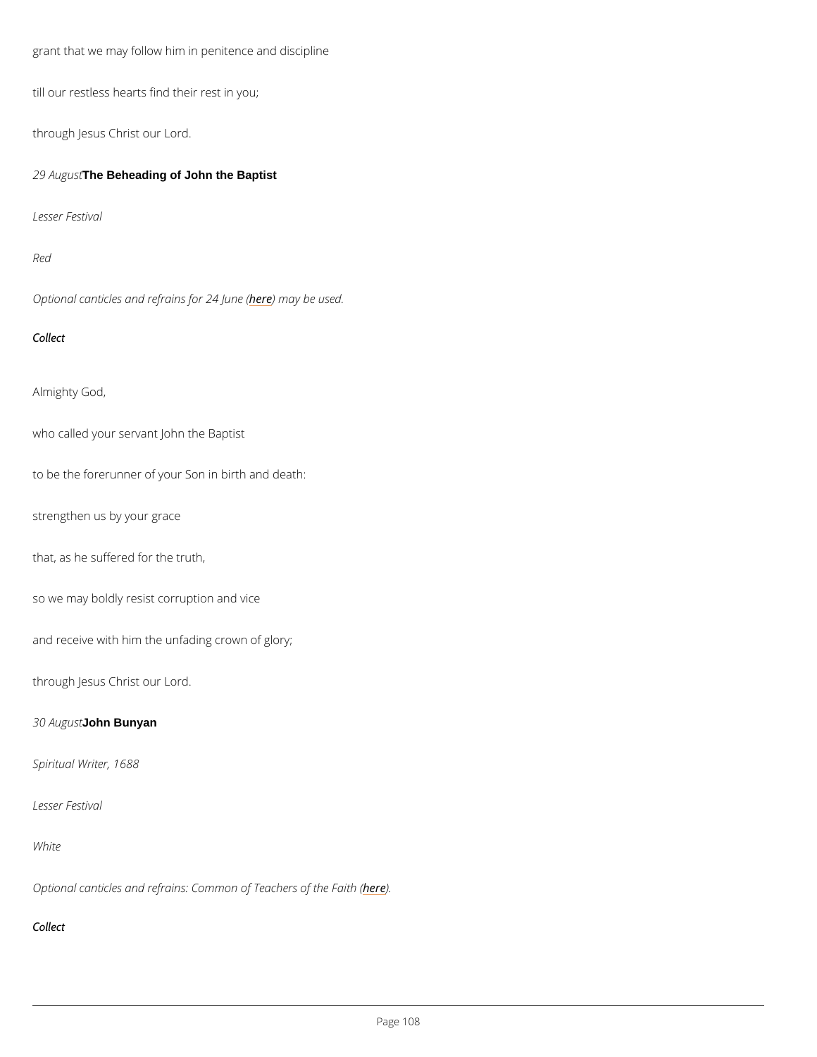grant that we may follow him in penitence and discipline

till our restless hearts find their rest in you;

through Jesus Christ our Lord.

*29 August* **The Beheading of John the Baptist**

*Lesser Festival*

*Red*

*Optional canticles and refrains for 24 June (here) may be used.*

*Collect*

Almighty God,

who called your servant John the Baptist

to be the forerunner of your Son in birth and death:

strengthen us by your grace

that, as he suffered for the truth,

so we may boldly resist corruption and vice

and receive with him the unfading crown of glory;

through Jesus Christ our Lord.

*30 August* **John Bunyan**

*Spiritual Writer, 1688*

*Lesser Festival*

*White*

*Optional canticles and refrains: Common of Teachers of the Faith (here).*

*Collect*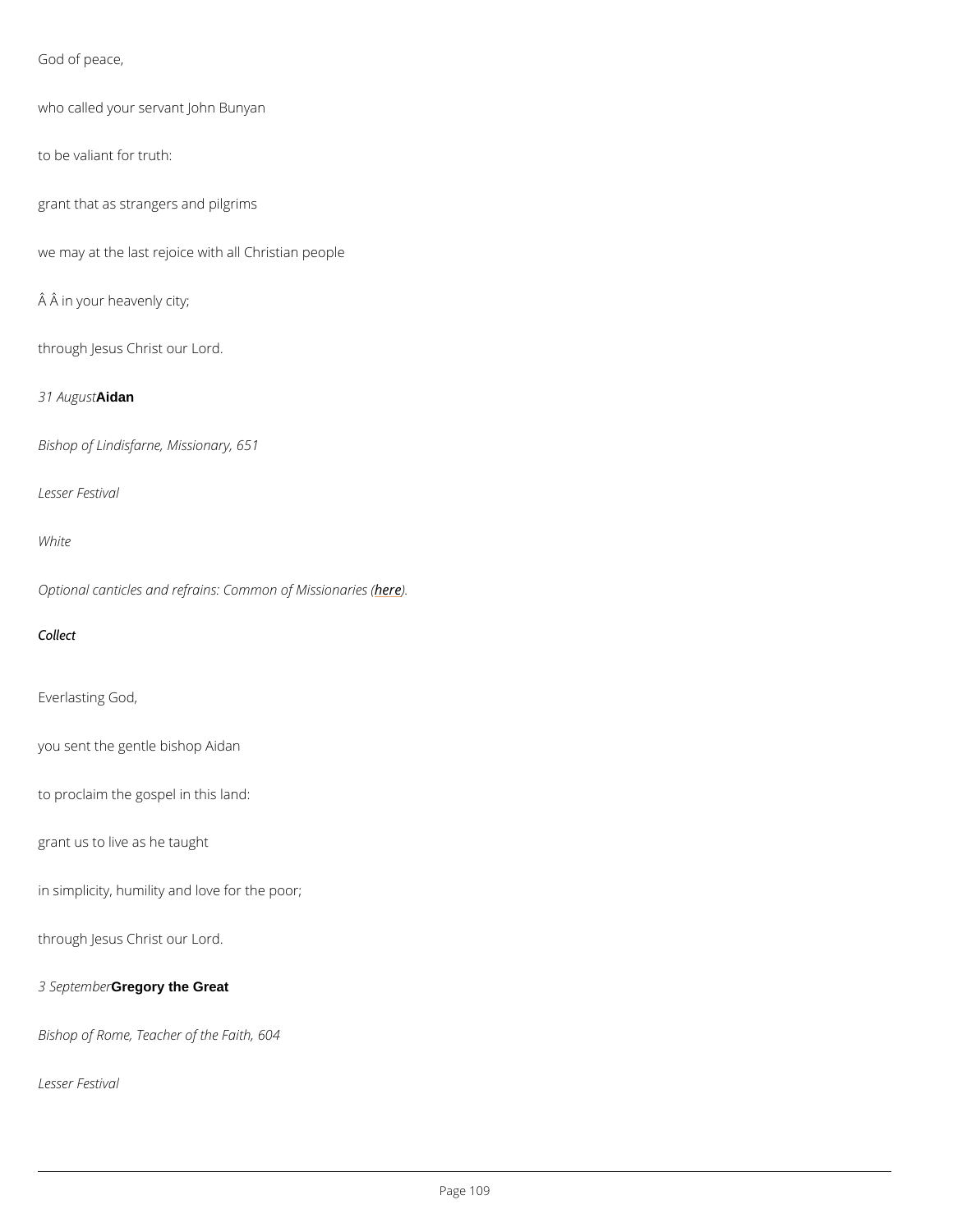God of peace,

who called your servant John Bunyan

to be valiant for truth:

grant that as strangers and pilgrims

we may at the last rejoice with all Christian people

Â Â in your heavenly city;

through Jesus Christ our Lord.

*31 August* **Aidan**

*Bishop of Lindisfarne, Missionary, 651*

*Lesser Festival*

*White*

*Optional canticles and refrains: Common of Missionaries (here).*

***Collect***

Everlasting God,

you sent the gentle bishop Aidan

to proclaim the gospel in this land:

grant us to live as he taught

in simplicity, humility and love for the poor;

through Jesus Christ our Lord.

*3 September* **Gregory the Great**

*Bishop of Rome, Teacher of the Faith, 604*

*Lesser Festival*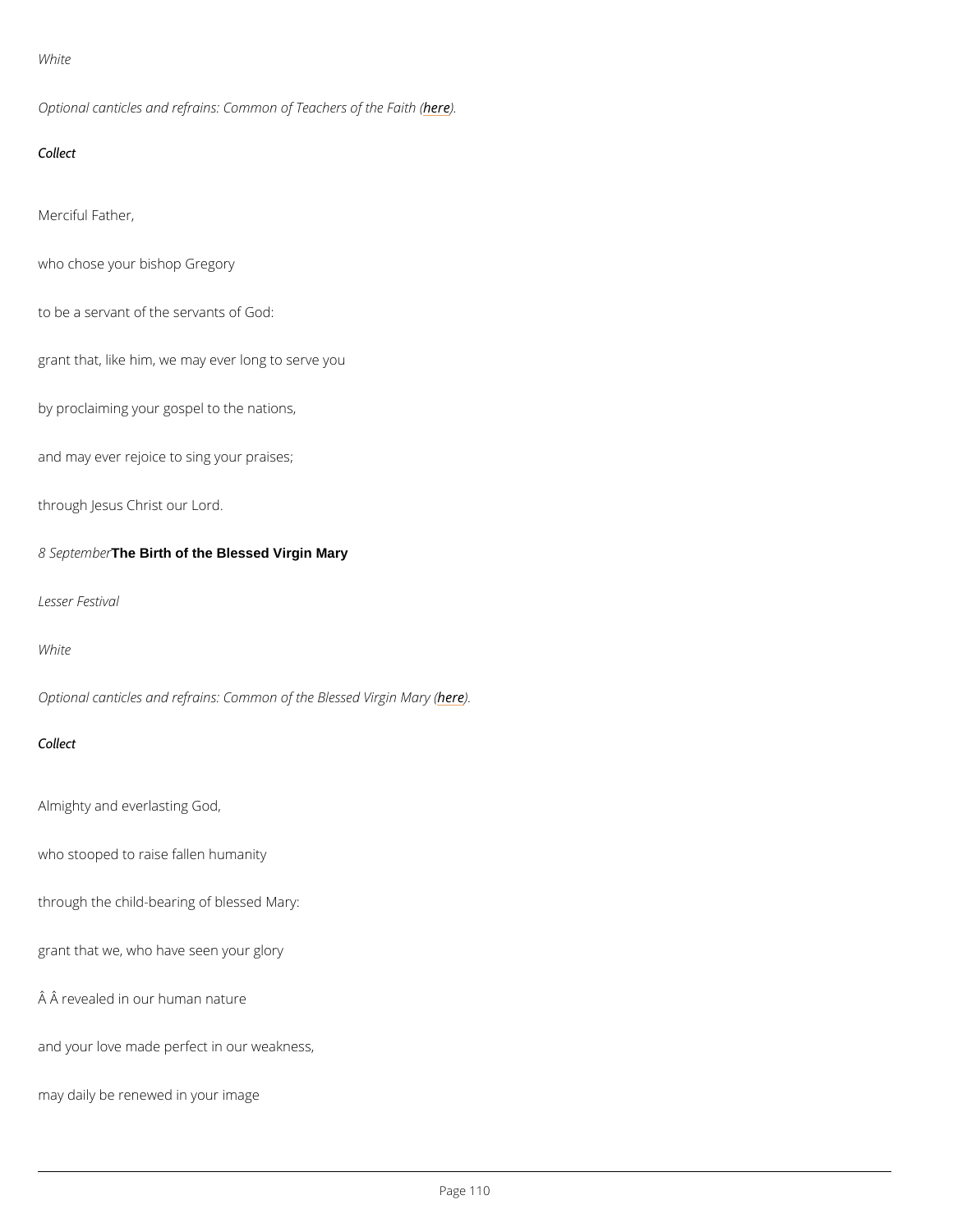*White*

*Optional canticles and refrains: Common of Teachers of the Faith (here).*

*Collect*

Merciful Father,

who chose your bishop Gregory

to be a servant of the servants of God:

grant that, like him, we may ever long to serve you

by proclaiming your gospel to the nations,

and may ever rejoice to sing your praises;

through Jesus Christ our Lord.

*8 September* **The Birth of the Blessed Virgin Mary**

*Lesser Festival*

*White*

*Optional canticles and refrains: Common of the Blessed Virgin Mary (here).*

*Collect*

Almighty and everlasting God,

who stooped to raise fallen humanity

through the child-bearing of blessed Mary:

grant that we, who have seen your glory

Â Â revealed in our human nature

and your love made perfect in our weakness,

may daily be renewed in your image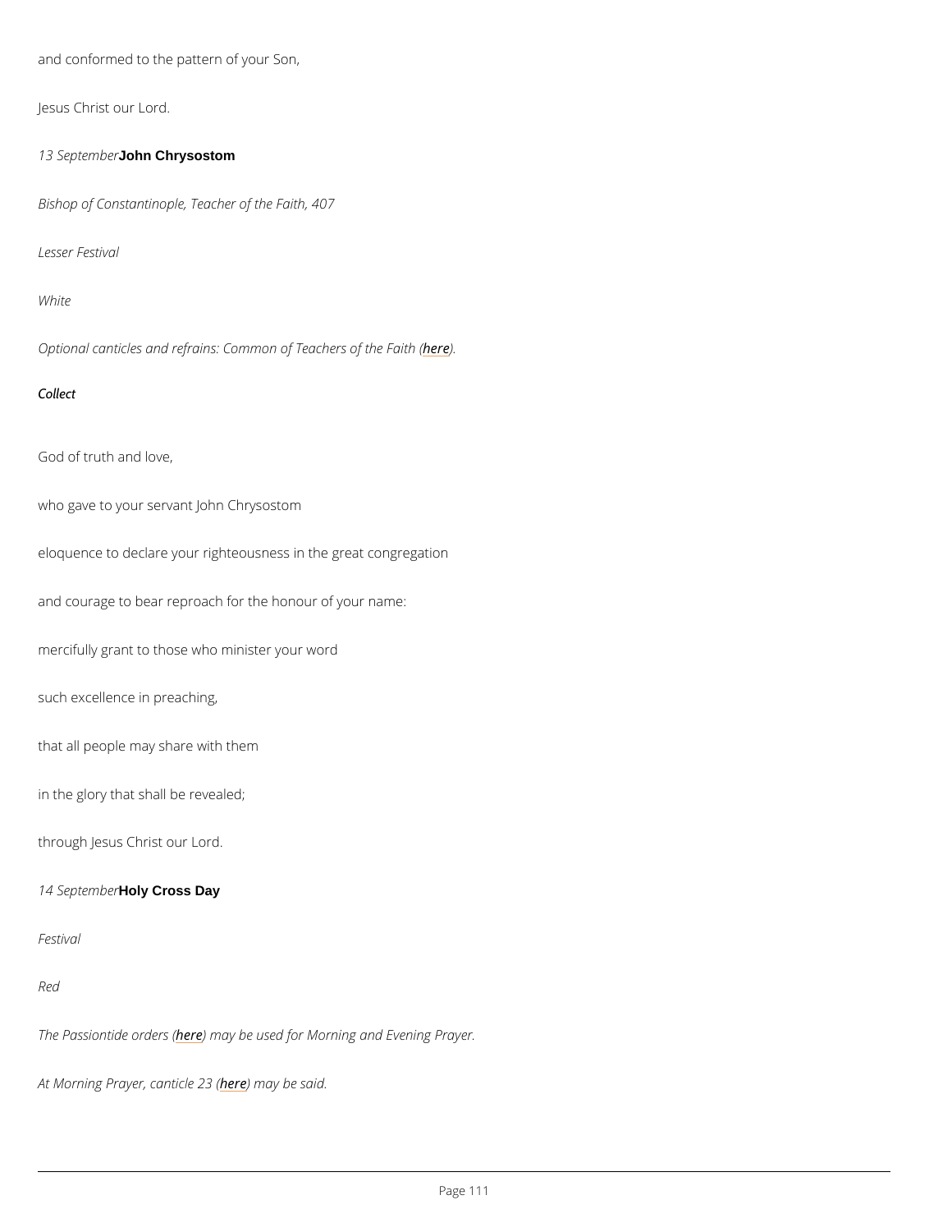and conformed to the pattern of your Son,

Jesus Christ our Lord.

*13 September* **John Chrysostom**

*Bishop of Constantinople, Teacher of the Faith, 407*

*Lesser Festival*

*White*

*Optional canticles and refrains: Common of Teachers of the Faith (here).*

*Collect*

God of truth and love,

who gave to your servant John Chrysostom

eloquence to declare your righteousness in the great congregation

and courage to bear reproach for the honour of your name:

mercifully grant to those who minister your word

such excellence in preaching,

that all people may share with them

in the glory that shall be revealed;

through Jesus Christ our Lord.

*14 September* **Holy Cross Day**

*Festival*

*Red*

*The Passiontide orders (here) may be used for Morning and Evening Prayer.*

*At Morning Prayer, canticle 23 (here) may be said.*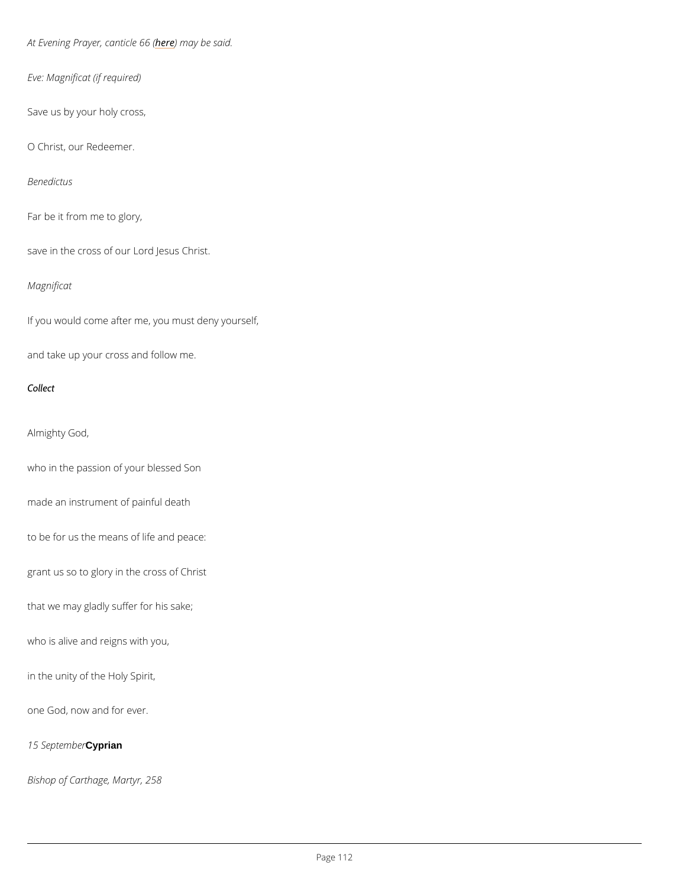*At Evening Prayer, canticle 66 (here) may be said.*

*Eve: Magnificat (if required)*

Save us by your holy cross,

O Christ, our Redeemer.

*Benedictus*

Far be it from me to glory,

save in the cross of our Lord Jesus Christ.

*Magnificat*

If you would come after me, you must deny yourself,

and take up your cross and follow me.

***Collect***

Almighty God,

who in the passion of your blessed Son

made an instrument of painful death

to be for us the means of life and peace:

grant us so to glory in the cross of Christ

that we may gladly suffer for his sake;

who is alive and reigns with you,

in the unity of the Holy Spirit,

one God, now and for ever.

*15 September* **Cyprian**

*Bishop of Carthage, Martyr, 258*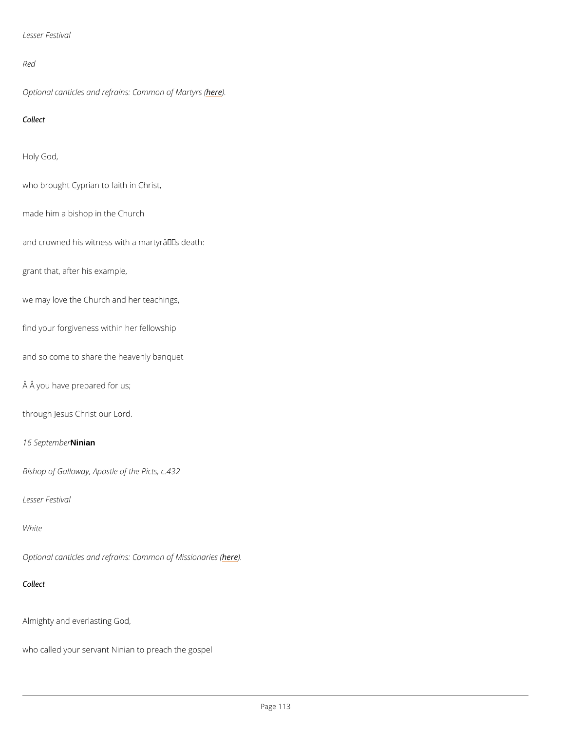*Lesser Festival*

*Red*

*Optional canticles and refrains: Common of Martyrs (here).*

*Collect*

Holy God,

who brought Cyprian to faith in Christ,

made him a bishop in the Church

and crowned his witness with a martyrâs death:

grant that, after his example,

we may love the Church and her teachings,

find your forgiveness within her fellowship

and so come to share the heavenly banquet

Â Â you have prepared for us;

through Jesus Christ our Lord.

*16 September* **Ninian**

*Bishop of Galloway, Apostle of the Picts, c.432*

*Lesser Festival*

*White*

*Optional canticles and refrains: Common of Missionaries (here).*

*Collect*

Almighty and everlasting God,

who called your servant Ninian to preach the gospel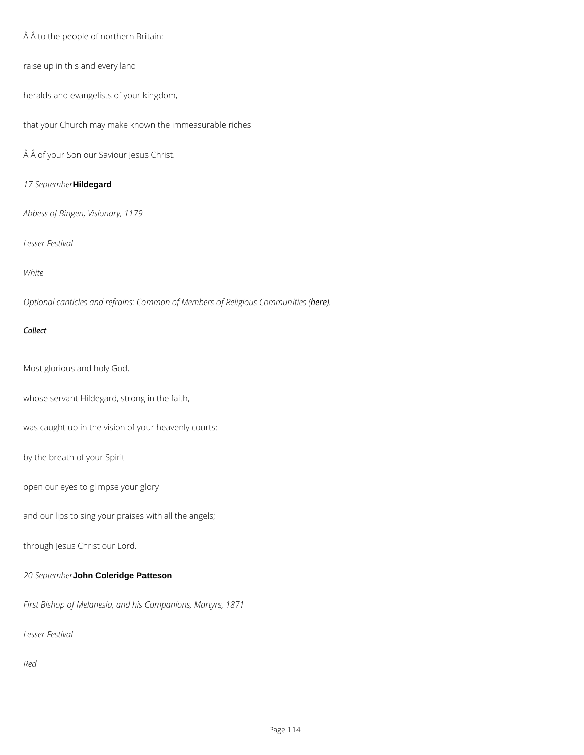Â Â to the people of northern Britain:

raise up in this and every land

heralds and evangelists of your kingdom,

that your Church may make known the immeasurable riches

Â Â of your Son our Saviour Jesus Christ.

*17 September* **Hildegard**

*Abbess of Bingen, Visionary, 1179*

*Lesser Festival*

*White*

*Optional canticles and refrains: Common of Members of Religious Communities (here).*

***Collect***

Most glorious and holy God,

whose servant Hildegard, strong in the faith,

was caught up in the vision of your heavenly courts:

by the breath of your Spirit

open our eyes to glimpse your glory

and our lips to sing your praises with all the angels;

through Jesus Christ our Lord.

*20 September* **John Coleridge Patteson**

*First Bishop of Melanesia, and his Companions, Martyrs, 1871*

*Lesser Festival*

*Red*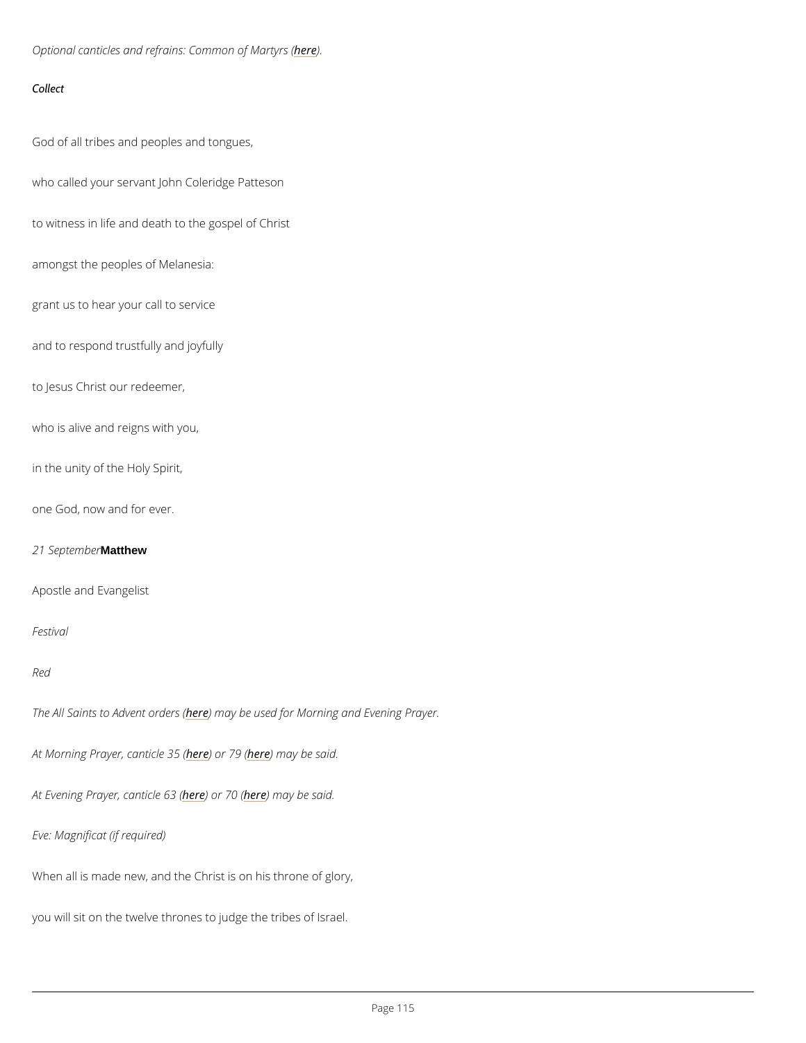*Optional canticles and refrains: Common of Martyrs (here).*

*Collect*

God of all tribes and peoples and tongues,

who called your servant John Coleridge Patteson

to witness in life and death to the gospel of Christ

amongst the peoples of Melanesia:

grant us to hear your call to service

and to respond trustfully and joyfully

to Jesus Christ our redeemer,

who is alive and reigns with you,

in the unity of the Holy Spirit,

one God, now and for ever.

*21 September* **Matthew**

Apostle and Evangelist

*Festival*

*Red*

*The All Saints to Advent orders (here) may be used for Morning and Evening Prayer.*

*At Morning Prayer, canticle 35 (here) or 79 (here) may be said.*

*At Evening Prayer, canticle 63 (here) or 70 (here) may be said.*

*Eve: Magnificat (if required)*

When all is made new, and the Christ is on his throne of glory,

you will sit on the twelve thrones to judge the tribes of Israel.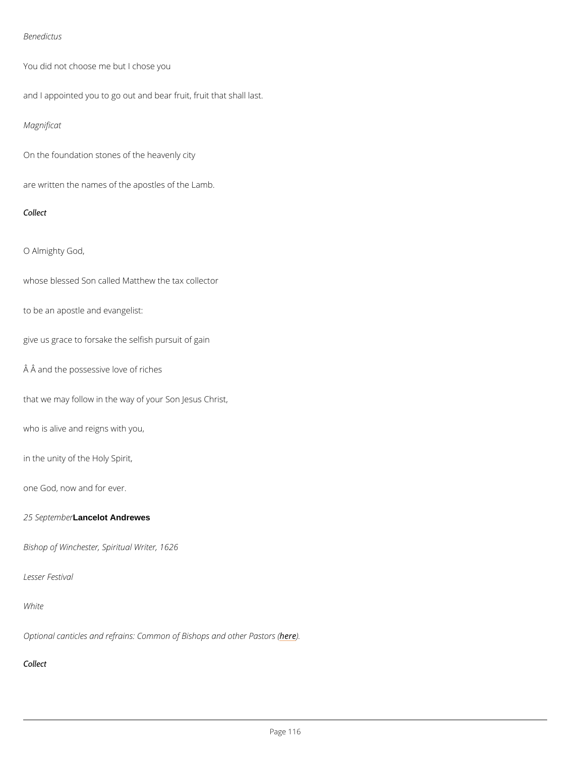*Benedictus*

You did not choose me but I chose you

and I appointed you to go out and bear fruit, fruit that shall last.

*Magnificat*

On the foundation stones of the heavenly city

are written the names of the apostles of the Lamb.

*Collect*

O Almighty God,

whose blessed Son called Matthew the tax collector

to be an apostle and evangelist:

give us grace to forsake the selfish pursuit of gain

Â Â and the possessive love of riches

that we may follow in the way of your Son Jesus Christ,

who is alive and reigns with you,

in the unity of the Holy Spirit,

one God, now and for ever.

*25 September* **Lancelot Andrewes**

*Bishop of Winchester, Spiritual Writer, 1626*

*Lesser Festival*

*White*

*Optional canticles and refrains: Common of Bishops and other Pastors (here).*

*Collect*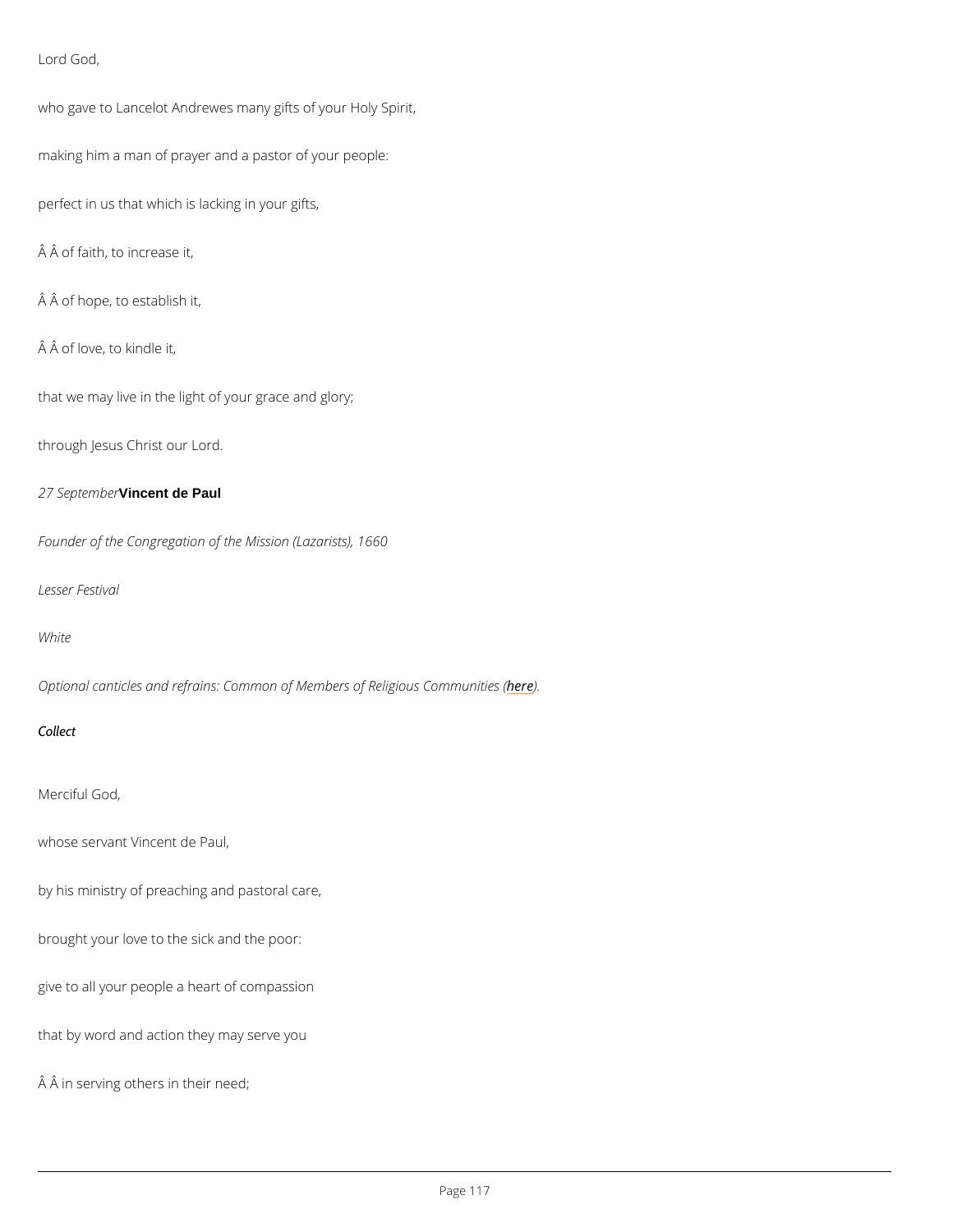Lord God,

who gave to Lancelot Andrewes many gifts of your Holy Spirit,

making him a man of prayer and a pastor of your people:

perfect in us that which is lacking in your gifts,

Â Â of faith, to increase it,

Â Â of hope, to establish it,

Â Â of love, to kindle it,

that we may live in the light of your grace and glory;

through Jesus Christ our Lord.

*27 September* **Vincent de Paul**

*Founder of the Congregation of the Mission (Lazarists), 1660*

*Lesser Festival*

*White*

*Optional canticles and refrains: Common of Members of Religious Communities (here).*

***Collect***

Merciful God,

whose servant Vincent de Paul,

by his ministry of preaching and pastoral care,

brought your love to the sick and the poor:

give to all your people a heart of compassion

that by word and action they may serve you

Â Â in serving others in their need;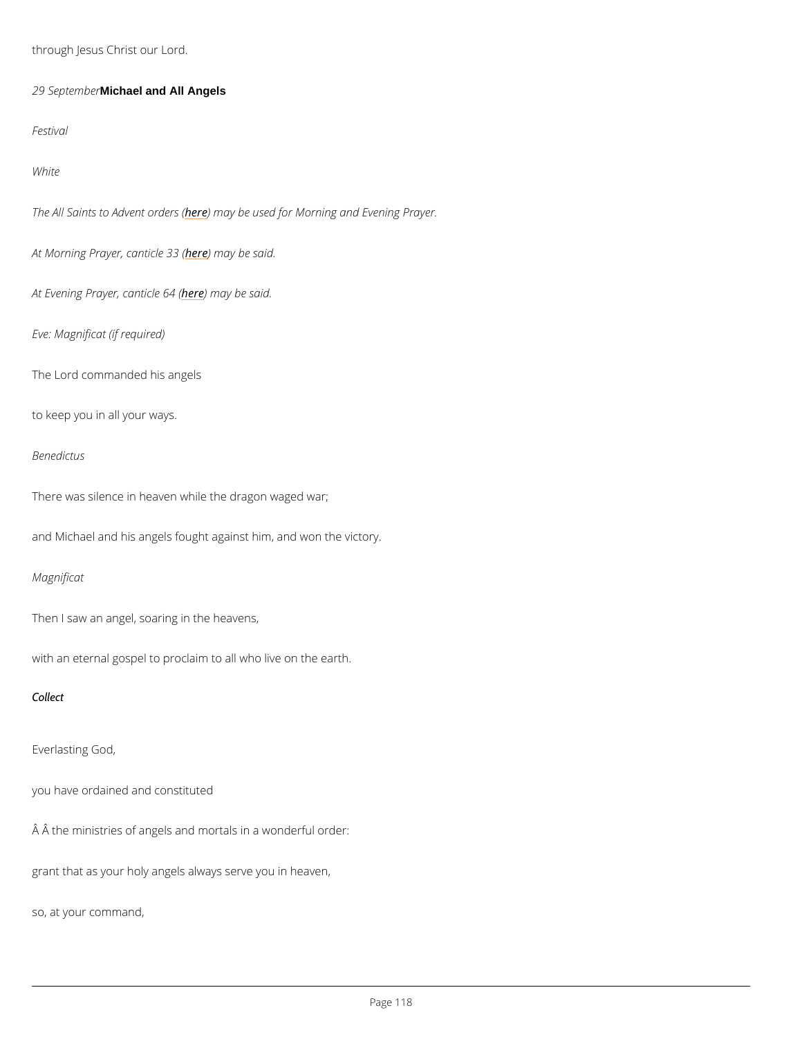through Jesus Christ our Lord.

*29 September* **Michael and All Angels**

*Festival*

*White*

*The All Saints to Advent orders (here) may be used for Morning and Evening Prayer.*

*At Morning Prayer, canticle 33 (here) may be said.*

*At Evening Prayer, canticle 64 (here) may be said.*

*Eve: Magnificat (if required)*

The Lord commanded his angels

to keep you in all your ways.

*Benedictus*

There was silence in heaven while the dragon waged war;

and Michael and his angels fought against him, and won the victory.

*Magnificat*

Then I saw an angel, soaring in the heavens,

with an eternal gospel to proclaim to all who live on the earth.

*Collect*

Everlasting God,

you have ordained and constituted

Â Â the ministries of angels and mortals in a wonderful order:

grant that as your holy angels always serve you in heaven,

so, at your command,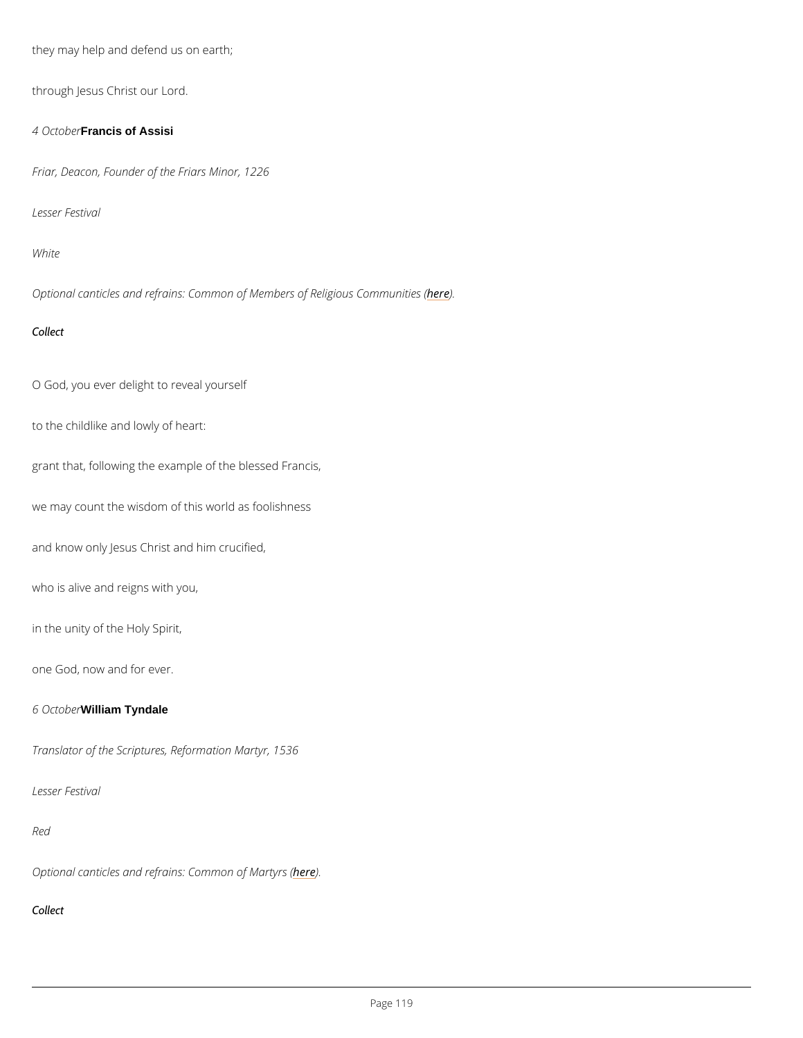they may help and defend us on earth;

through Jesus Christ our Lord.

*4 October* **Francis of Assisi**

*Friar, Deacon, Founder of the Friars Minor, 1226*

*Lesser Festival*

*White*

*Optional canticles and refrains: Common of Members of Religious Communities (here).*

*Collect*

O God, you ever delight to reveal yourself

to the childlike and lowly of heart:

grant that, following the example of the blessed Francis,

we may count the wisdom of this world as foolishness

and know only Jesus Christ and him crucified,

who is alive and reigns with you,

in the unity of the Holy Spirit,

one God, now and for ever.

*6 October* **William Tyndale**

*Translator of the Scriptures, Reformation Martyr, 1536*

*Lesser Festival*

*Red*

*Optional canticles and refrains: Common of Martyrs (here).*

*Collect*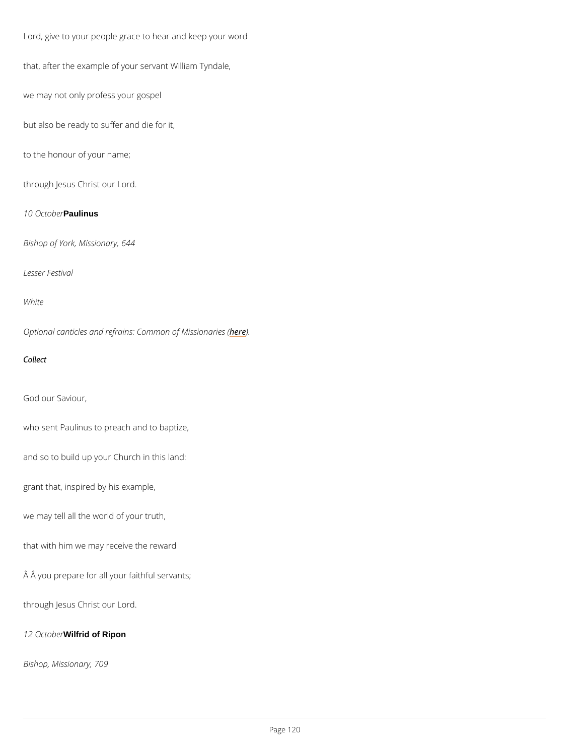Lord, give to your people grace to hear and keep your word

that, after the example of your servant William Tyndale,

we may not only profess your gospel

but also be ready to suffer and die for it,

to the honour of your name;

through Jesus Christ our Lord.

*10 October* **Paulinus**

*Bishop of York, Missionary, 644*

*Lesser Festival*

*White*

*Optional canticles and refrains: Common of Missionaries (here).*

*Collect*

God our Saviour,

who sent Paulinus to preach and to baptize,

and so to build up your Church in this land:

grant that, inspired by his example,

we may tell all the world of your truth,

that with him we may receive the reward

Â Â you prepare for all your faithful servants;

through Jesus Christ our Lord.

*12 October* **Wilfrid of Ripon**

*Bishop, Missionary, 709*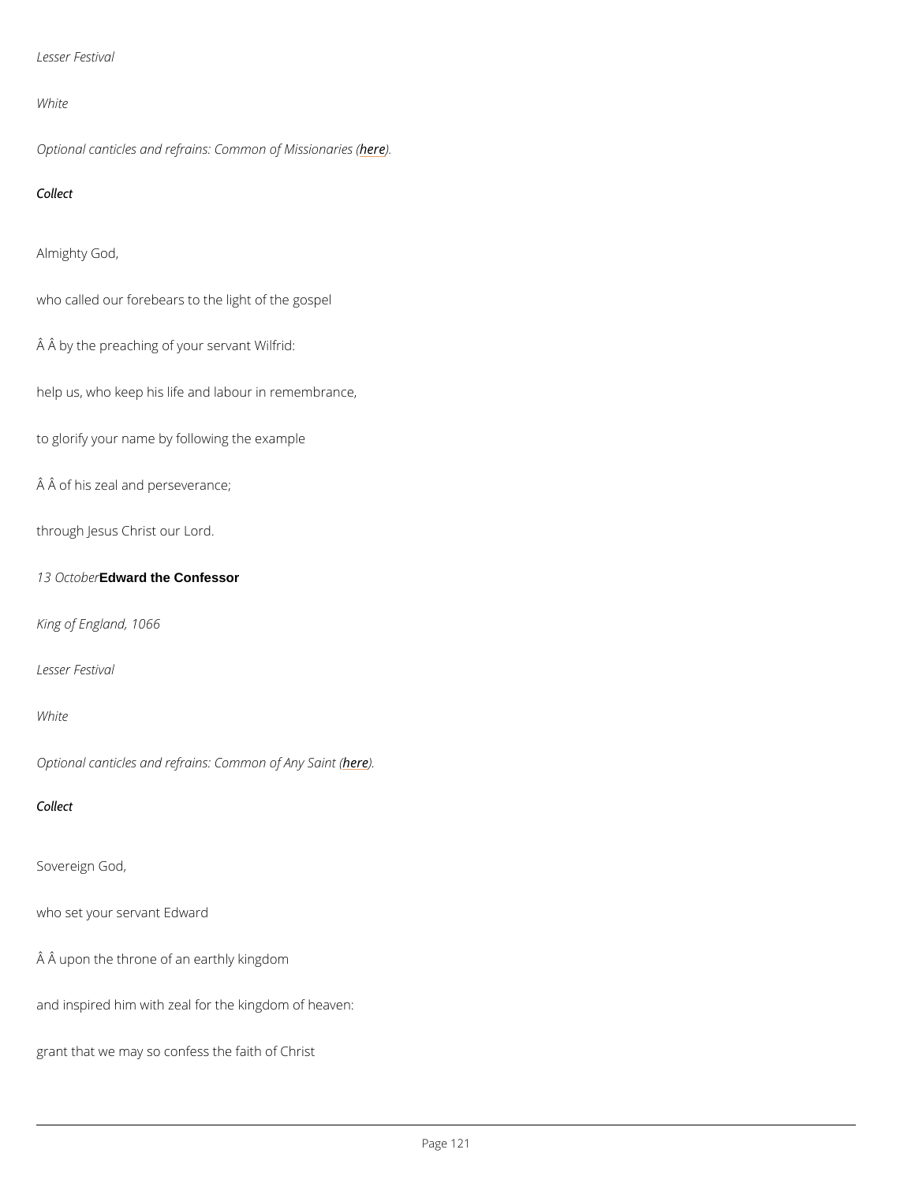*Lesser Festival*

*White*

*Optional canticles and refrains: Common of Missionaries (here).*

*Collect*

Almighty God,

who called our forebears to the light of the gospel

Â Â by the preaching of your servant Wilfrid:

help us, who keep his life and labour in remembrance,

to glorify your name by following the example

Â Â of his zeal and perseverance;

through Jesus Christ our Lord.

*13 October* **Edward the Confessor**

*King of England, 1066*

*Lesser Festival*

*White*

*Optional canticles and refrains: Common of Any Saint (here).*

*Collect*

Sovereign God,

who set your servant Edward

Â Â upon the throne of an earthly kingdom

and inspired him with zeal for the kingdom of heaven:

grant that we may so confess the faith of Christ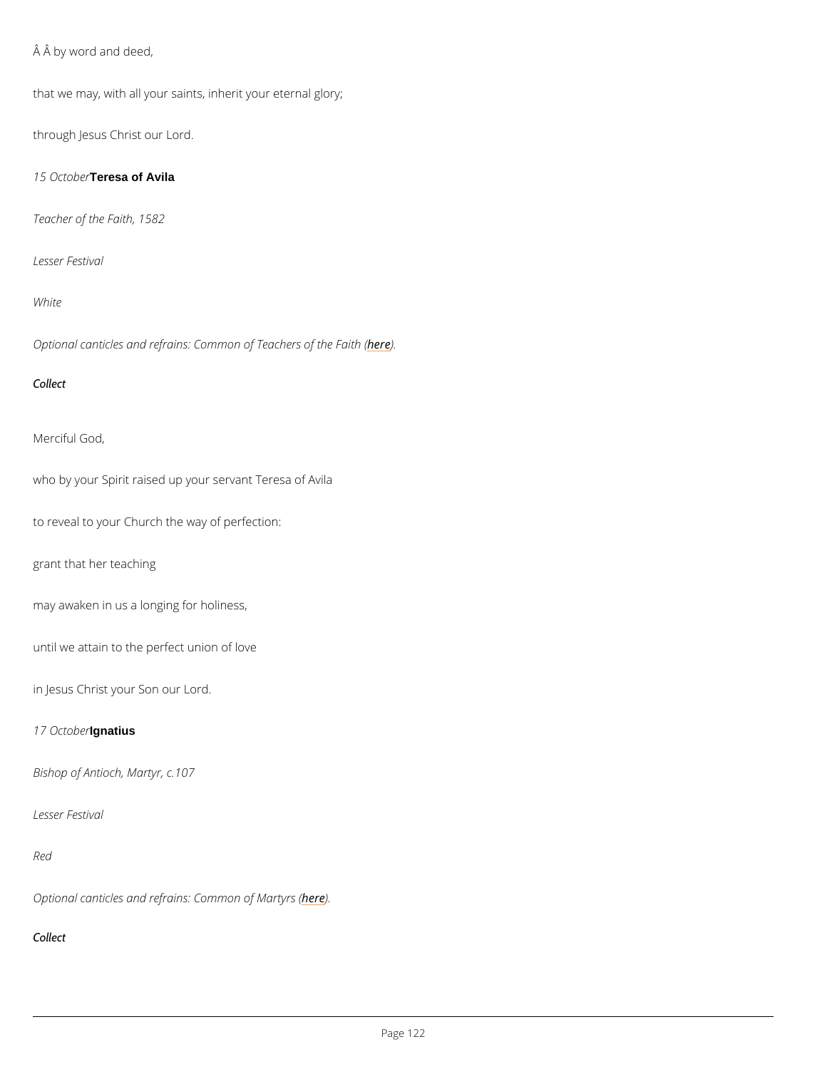by word and deed,

that we may, with all your saints, inherit your eternal glory;

through Jesus Christ our Lord.

*15 October* **Teresa of Avila**

*Teacher of the Faith, 1582*

*Lesser Festival*

*White*

*Optional canticles and refrains: Common of Teachers of the Faith (here).*

*Collect*

Merciful God,

who by your Spirit raised up your servant Teresa of Avila

to reveal to your Church the way of perfection:

grant that her teaching

may awaken in us a longing for holiness,

until we attain to the perfect union of love

in Jesus Christ your Son our Lord.

*17 October* **Ignatius**

*Bishop of Antioch, Martyr, c.107*

*Lesser Festival*

*Red*

*Optional canticles and refrains: Common of Martyrs (here).*

*Collect*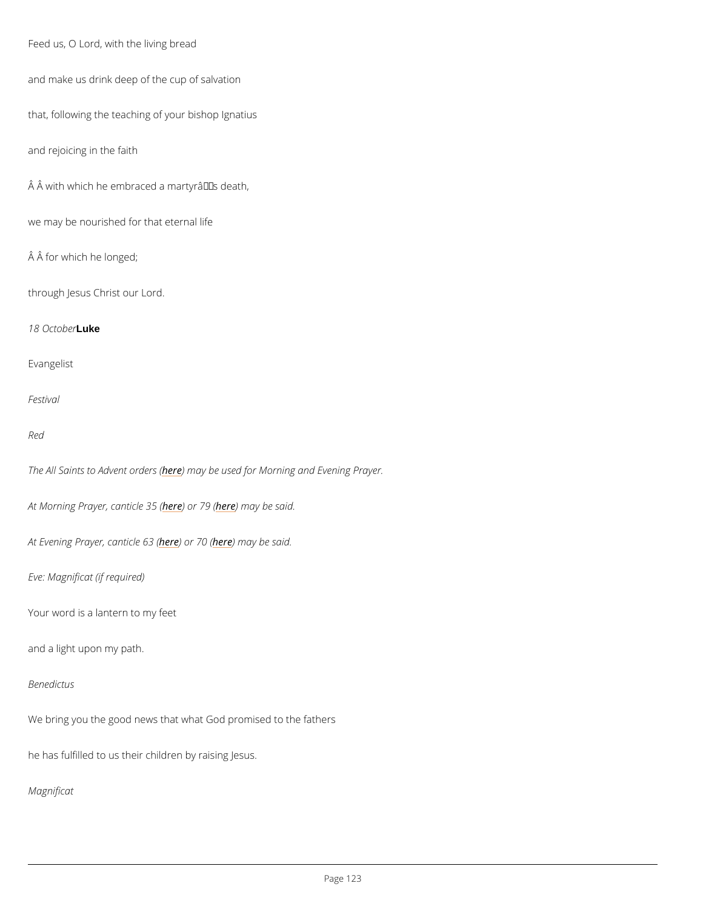Feed us, O Lord, with the living bread

and make us drink deep of the cup of salvation

that, following the teaching of your bishop Ignatius

and rejoicing in the faith

Â Â with which he embraced a martyrâs death,

we may be nourished for that eternal life

Â Â for which he longed;

through Jesus Christ our Lord.

*18 October* **Luke**

Evangelist

*Festival*

*Red*

*The All Saints to Advent orders (here) may be used for Morning and Evening Prayer.*

*At Morning Prayer, canticle 35 (here) or 79 (here) may be said.*

*At Evening Prayer, canticle 63 (here) or 70 (here) may be said.*

*Eve: Magnificat (if required)*

Your word is a lantern to my feet

and a light upon my path.

*Benedictus*

We bring you the good news that what God promised to the fathers

he has fulfilled to us their children by raising Jesus.

*Magnificat*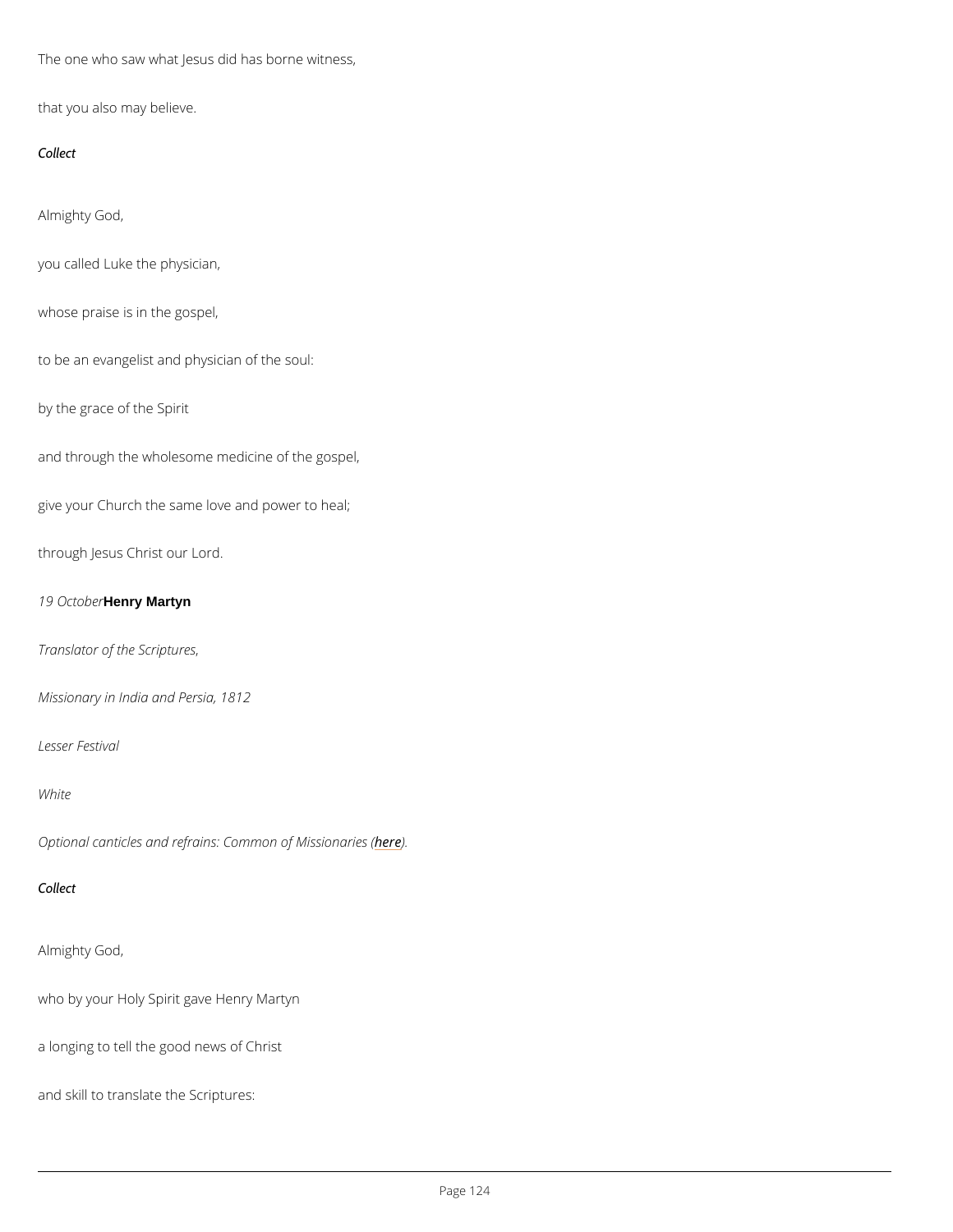The one who saw what Jesus did has borne witness,

that you also may believe.

*Collect*

Almighty God,

you called Luke the physician,

whose praise is in the gospel,

to be an evangelist and physician of the soul:

by the grace of the Spirit

and through the wholesome medicine of the gospel,

give your Church the same love and power to heal;

through Jesus Christ our Lord.

*19 October* **Henry Martyn**

*Translator of the Scriptures,*

*Missionary in India and Persia, 1812*

*Lesser Festival*

*White*

*Optional canticles and refrains: Common of Missionaries (here).*

*Collect*

Almighty God,

who by your Holy Spirit gave Henry Martyn

a longing to tell the good news of Christ

and skill to translate the Scriptures: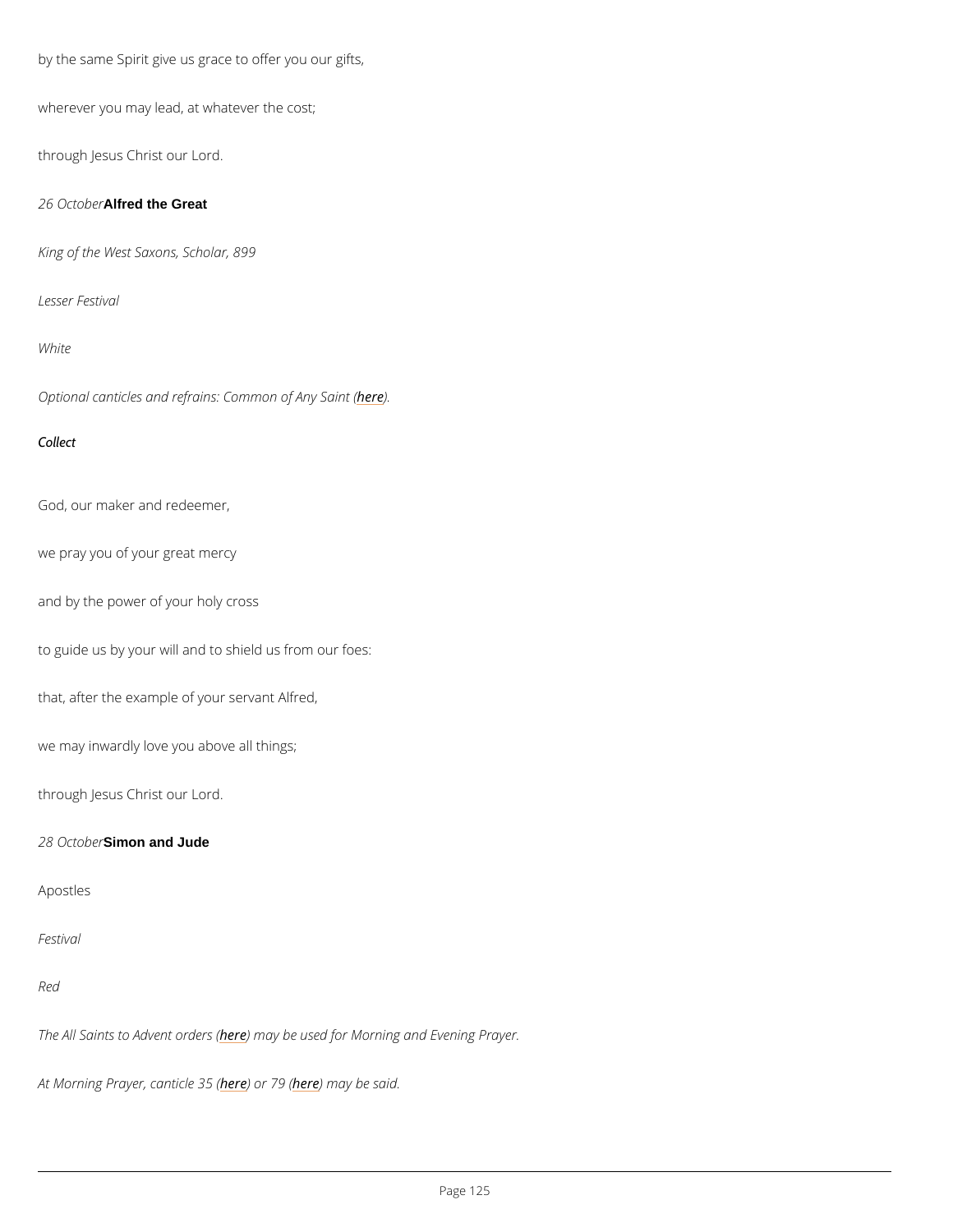by the same Spirit give us grace to offer you our gifts,

wherever you may lead, at whatever the cost;

through Jesus Christ our Lord.

*26 October* **Alfred the Great**

*King of the West Saxons, Scholar, 899*

*Lesser Festival*

*White*

*Optional canticles and refrains: Common of Any Saint (here).*

*Collect*

God, our maker and redeemer,

we pray you of your great mercy

and by the power of your holy cross

to guide us by your will and to shield us from our foes:

that, after the example of your servant Alfred,

we may inwardly love you above all things;

through Jesus Christ our Lord.

*28 October* **Simon and Jude**

Apostles

*Festival*

*Red*

*The All Saints to Advent orders (here) may be used for Morning and Evening Prayer.*

*At Morning Prayer, canticle 35 (here) or 79 (here) may be said.*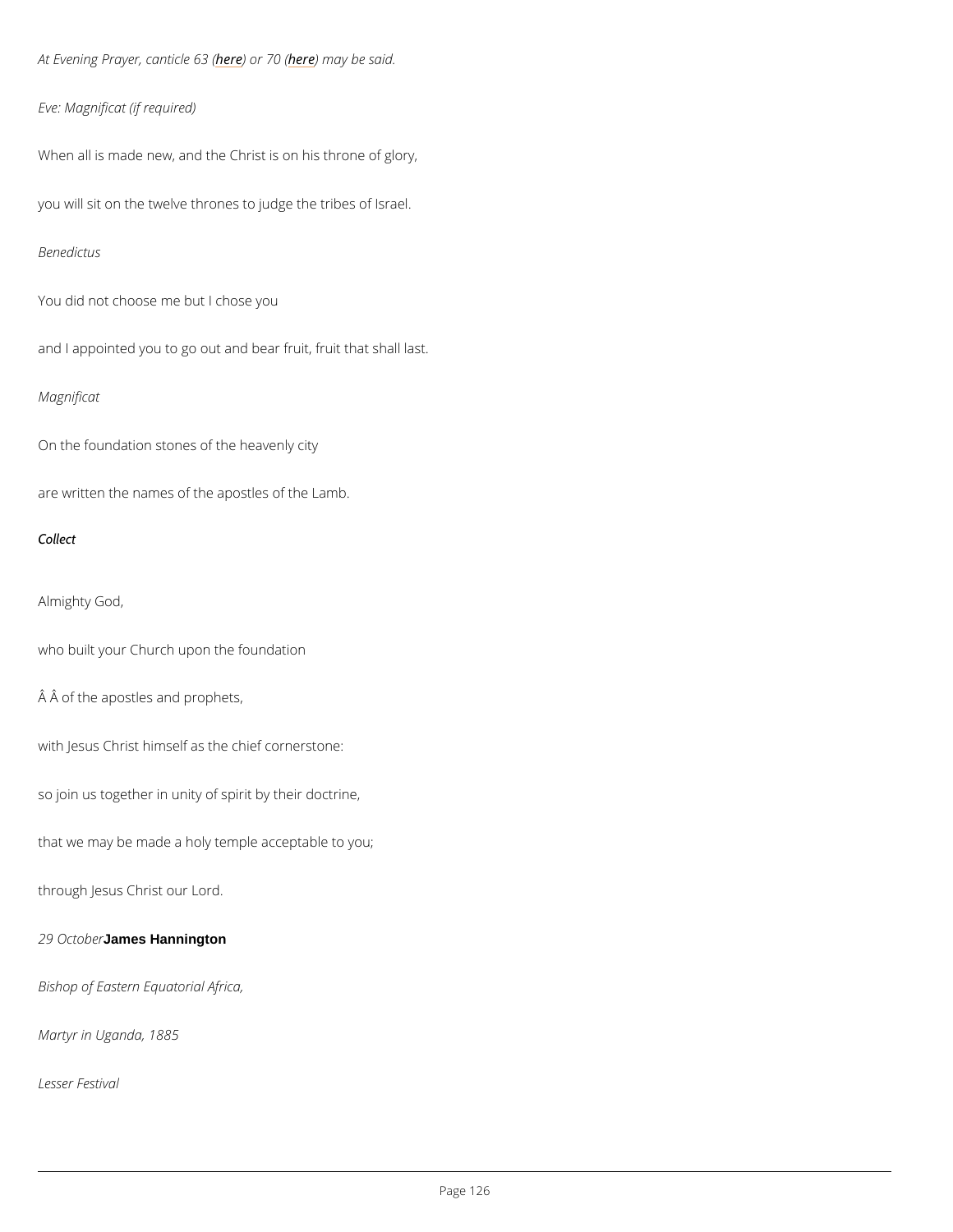*At Evening Prayer, canticle 63 (here) or 70 (here) may be said.*

*Eve: Magnificat (if required)*

When all is made new, and the Christ is on his throne of glory,

you will sit on the twelve thrones to judge the tribes of Israel.

*Benedictus*

You did not choose me but I chose you

and I appointed you to go out and bear fruit, fruit that shall last.

*Magnificat*

On the foundation stones of the heavenly city

are written the names of the apostles of the Lamb.

***Collect***

Almighty God,

who built your Church upon the foundation

Â Â of the apostles and prophets,

with Jesus Christ himself as the chief cornerstone:

so join us together in unity of spirit by their doctrine,

that we may be made a holy temple acceptable to you;

through Jesus Christ our Lord.

*29 October* **James Hannington**

*Bishop of Eastern Equatorial Africa,*

*Martyr in Uganda, 1885*

*Lesser Festival*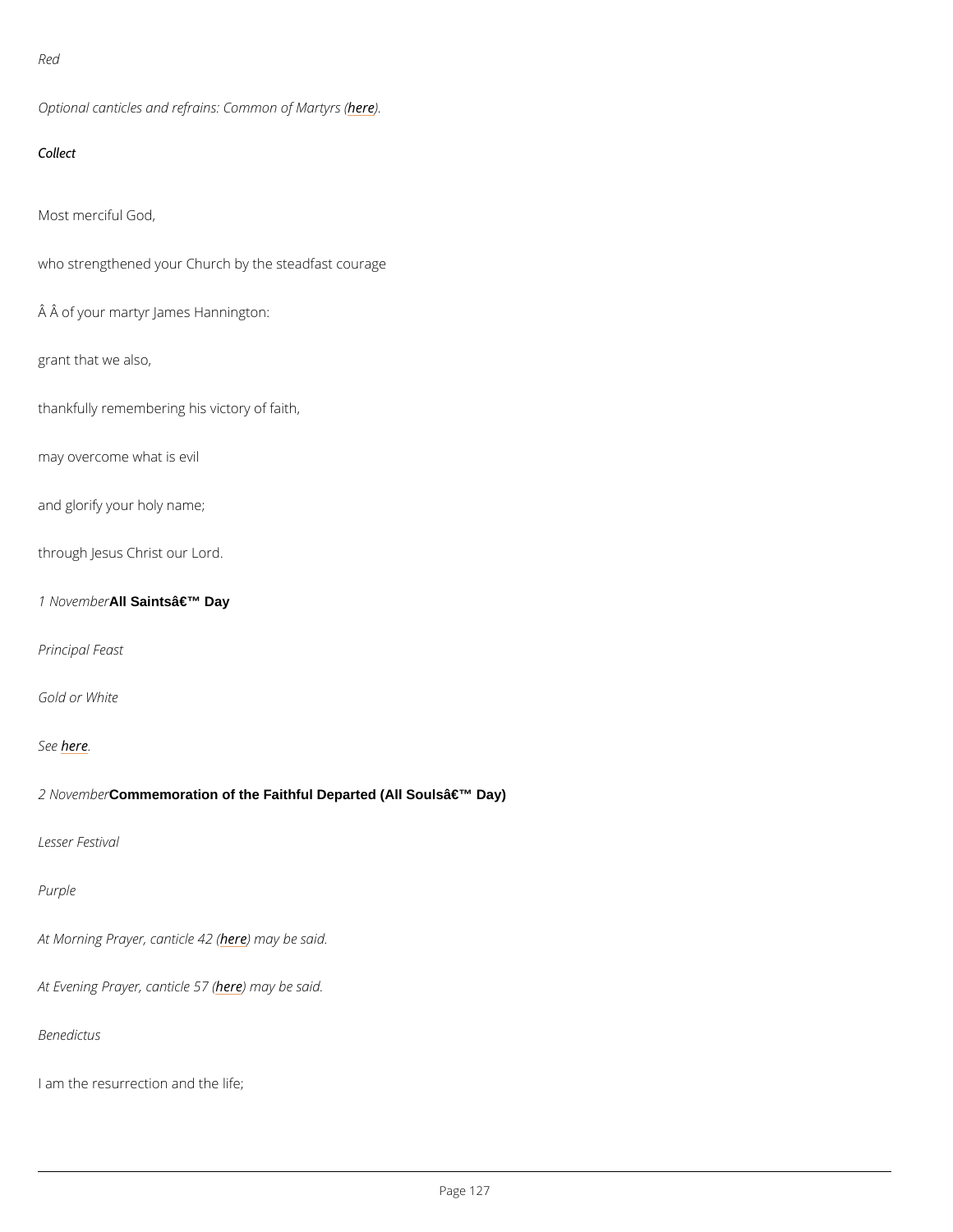*Red*

*Optional canticles and refrains: Common of Martyrs (here).*

*Collect*

Most merciful God,

who strengthened your Church by the steadfast courage

Â Â of your martyr James Hannington:

grant that we also,

thankfully remembering his victory of faith,

may overcome what is evil

and glorify your holy name;

through Jesus Christ our Lord.

*1 November* **All Saintsâ€™ Day**

*Principal Feast*

*Gold or White*

*See here.*

*2 November* **Commemoration of the Faithful Departed (All Soulsâ€™ Day)**

*Lesser Festival*

*Purple*

*At Morning Prayer, canticle 42 (here) may be said.*

*At Evening Prayer, canticle 57 (here) may be said.*

*Benedictus*

I am the resurrection and the life;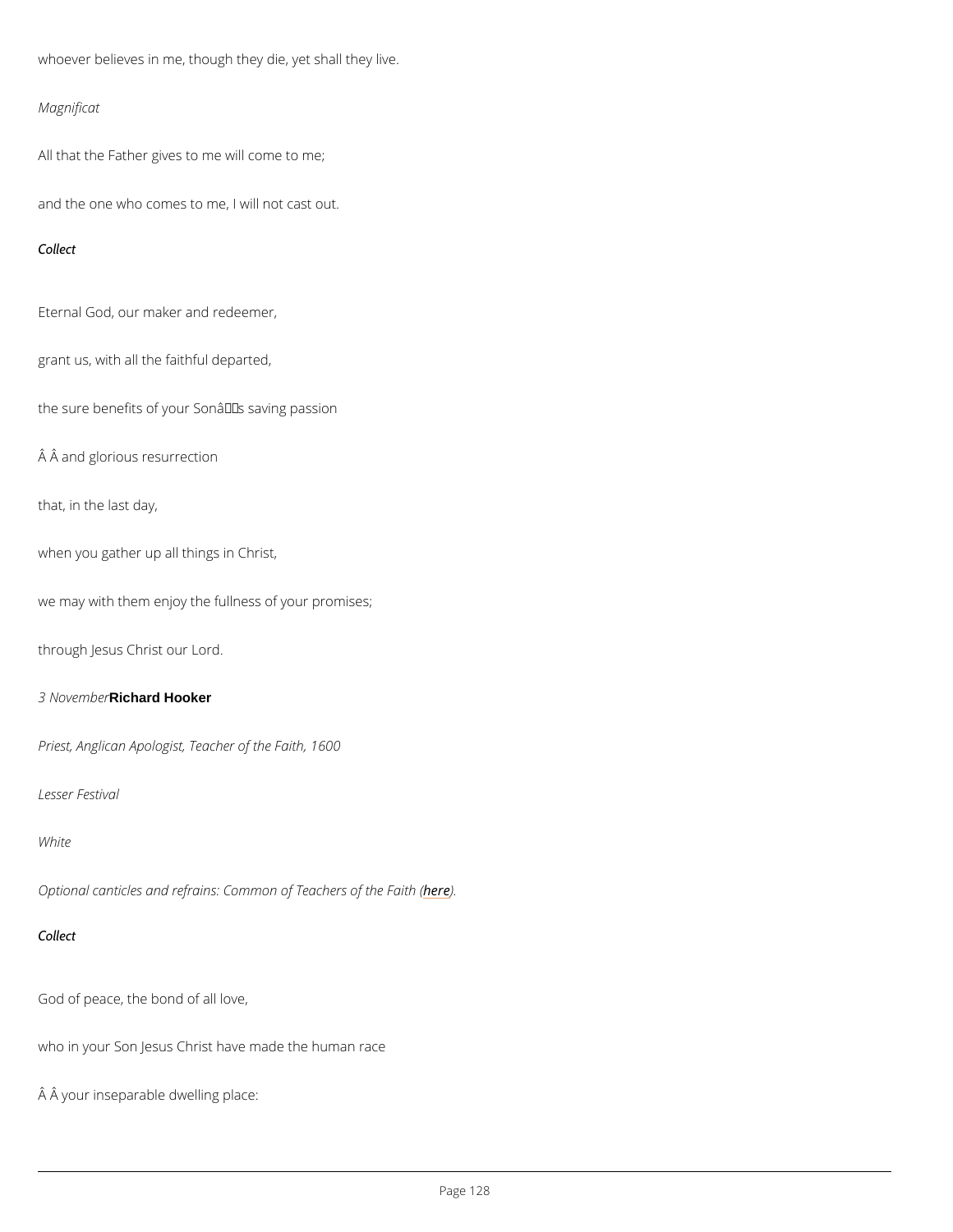whoever believes in me, though they die, yet shall they live.

*Magnificat*

All that the Father gives to me will come to me;

and the one who comes to me, I will not cast out.

*Collect*

Eternal God, our maker and redeemer,

grant us, with all the faithful departed,

the sure benefits of your Sonâs saving passion

Â Â and glorious resurrection

that, in the last day,

when you gather up all things in Christ,

we may with them enjoy the fullness of your promises;

through Jesus Christ our Lord.

*3 November* **Richard Hooker**

*Priest, Anglican Apologist, Teacher of the Faith, 1600*

*Lesser Festival*

*White*

*Optional canticles and refrains: Common of Teachers of the Faith (here).*

*Collect*

God of peace, the bond of all love,

who in your Son Jesus Christ have made the human race

Â Â your inseparable dwelling place: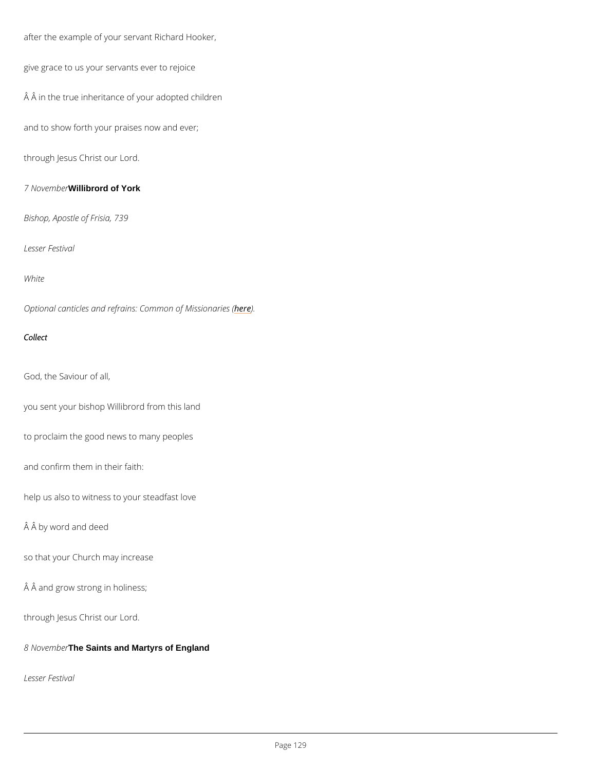after the example of your servant Richard Hooker,

give grace to us your servants ever to rejoice

Â Â in the true inheritance of your adopted children

and to show forth your praises now and ever;

through Jesus Christ our Lord.

*7 November* **Willibrord of York**

*Bishop, Apostle of Frisia, 739*

*Lesser Festival*

*White*

*Optional canticles and refrains: Common of Missionaries (here).*

***Collect***

God, the Saviour of all,

you sent your bishop Willibrord from this land

to proclaim the good news to many peoples

and confirm them in their faith:

help us also to witness to your steadfast love

Â Â by word and deed

so that your Church may increase

Â Â and grow strong in holiness;

through Jesus Christ our Lord.

*8 November* **The Saints and Martyrs of England**

*Lesser Festival*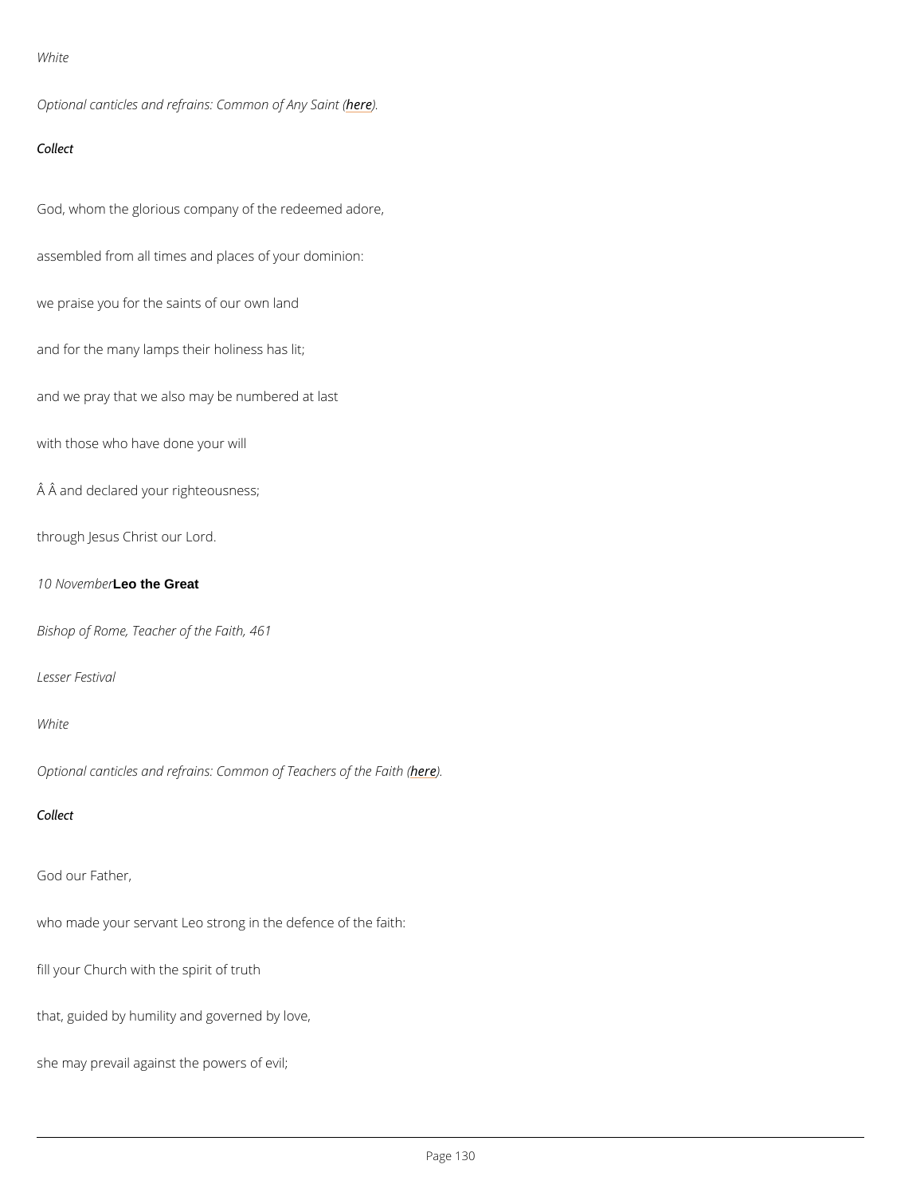*White*

*Optional canticles and refrains: Common of Any Saint (here).*

*Collect*

God, whom the glorious company of the redeemed adore,

assembled from all times and places of your dominion:

we praise you for the saints of our own land

and for the many lamps their holiness has lit;

and we pray that we also may be numbered at last

with those who have done your will

Â Â and declared your righteousness;

through Jesus Christ our Lord.

*10 November* **Leo the Great**

*Bishop of Rome, Teacher of the Faith, 461*

*Lesser Festival*

*White*

*Optional canticles and refrains: Common of Teachers of the Faith (here).*

*Collect*

God our Father,

who made your servant Leo strong in the defence of the faith:

fill your Church with the spirit of truth

that, guided by humility and governed by love,

she may prevail against the powers of evil;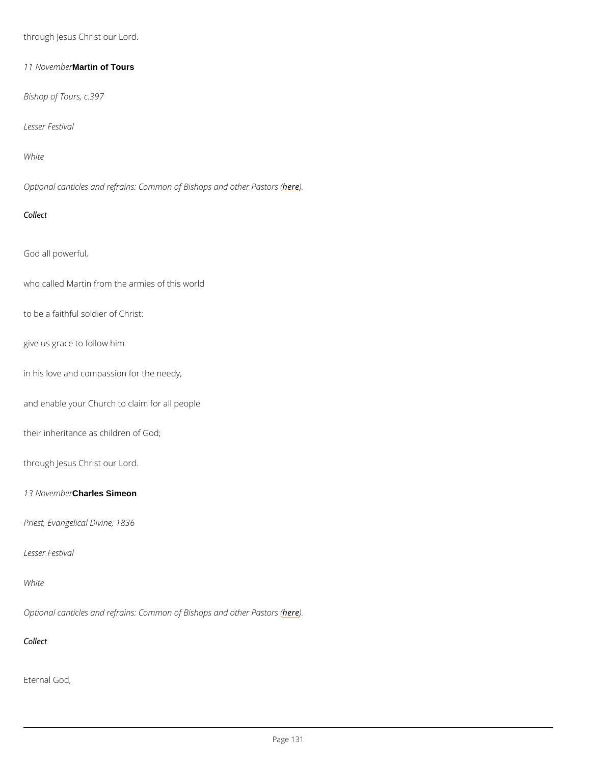through Jesus Christ our Lord.

*11 November* **Martin of Tours**

*Bishop of Tours, c.397*

*Lesser Festival*

*White*

*Optional canticles and refrains: Common of Bishops and other Pastors (here).*

*Collect*

God all powerful,

who called Martin from the armies of this world

to be a faithful soldier of Christ:

give us grace to follow him

in his love and compassion for the needy,

and enable your Church to claim for all people

their inheritance as children of God;

through Jesus Christ our Lord.

*13 November* **Charles Simeon**

*Priest, Evangelical Divine, 1836*

*Lesser Festival*

*White*

*Optional canticles and refrains: Common of Bishops and other Pastors (here).*

*Collect*

Eternal God,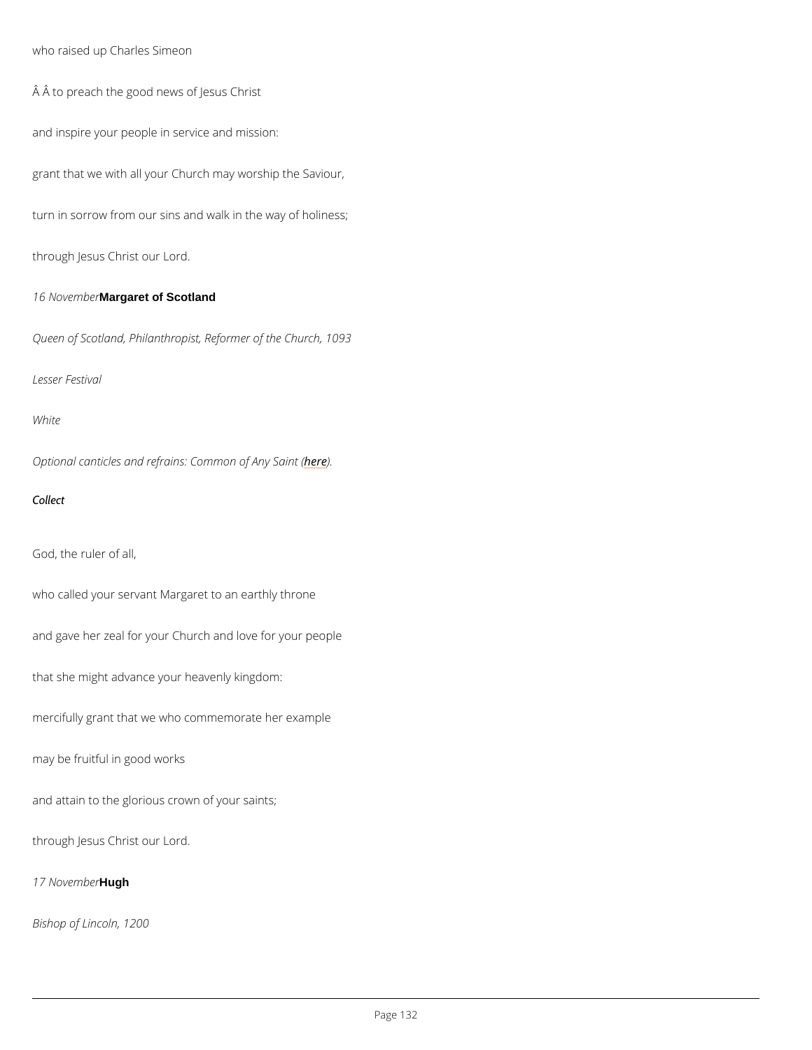who raised up Charles Simeon

Â Â to preach the good news of Jesus Christ

and inspire your people in service and mission:

grant that we with all your Church may worship the Saviour,

turn in sorrow from our sins and walk in the way of holiness;

through Jesus Christ our Lord.

*16 November* **Margaret of Scotland**

*Queen of Scotland, Philanthropist, Reformer of the Church, 1093*

*Lesser Festival*

*White*

*Optional canticles and refrains: Common of Any Saint (here).*

*Collect*

God, the ruler of all,

who called your servant Margaret to an earthly throne

and gave her zeal for your Church and love for your people

that she might advance your heavenly kingdom:

mercifully grant that we who commemorate her example

may be fruitful in good works

and attain to the glorious crown of your saints;

through Jesus Christ our Lord.

*17 November* **Hugh**

*Bishop of Lincoln, 1200*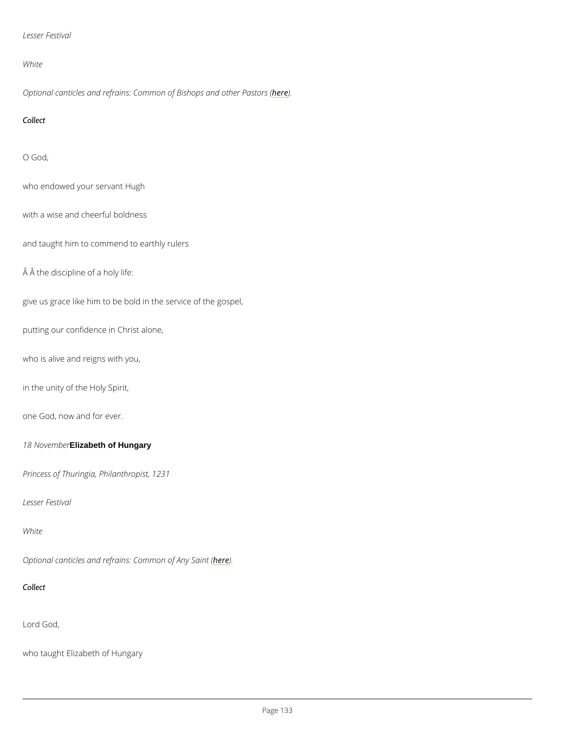*Lesser Festival*

*White*

*Optional canticles and refrains: Common of Bishops and other Pastors (here).*

*Collect*

O God,

who endowed your servant Hugh

with a wise and cheerful boldness

and taught him to commend to earthly rulers

Â Â the discipline of a holy life:

give us grace like him to be bold in the service of the gospel,

putting our confidence in Christ alone,

who is alive and reigns with you,

in the unity of the Holy Spirit,

one God, now and for ever.

*18 November* **Elizabeth of Hungary**

*Princess of Thuringia, Philanthropist, 1231*

*Lesser Festival*

*White*

*Optional canticles and refrains: Common of Any Saint (here).*

*Collect*

Lord God,

who taught Elizabeth of Hungary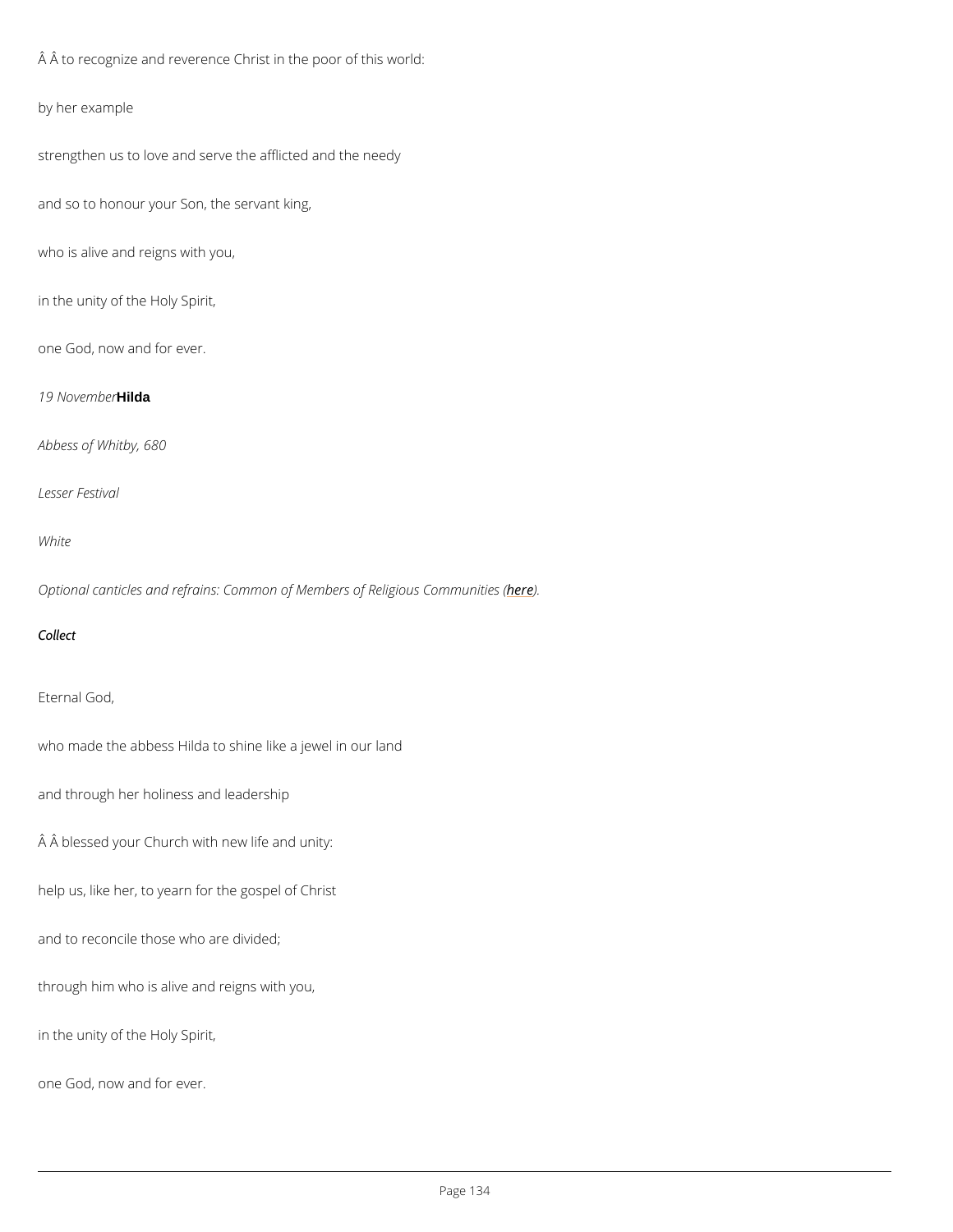Â Â to recognize and reverence Christ in the poor of this world:

by her example

strengthen us to love and serve the afflicted and the needy

and so to honour your Son, the servant king,

who is alive and reigns with you,

in the unity of the Holy Spirit,

one God, now and for ever.

*19 November* **Hilda**

*Abbess of Whitby, 680*

*Lesser Festival*

*White*

*Optional canticles and refrains: Common of Members of Religious Communities (here).*

***Collect***

Eternal God,

who made the abbess Hilda to shine like a jewel in our land

and through her holiness and leadership

Â Â blessed your Church with new life and unity:

help us, like her, to yearn for the gospel of Christ

and to reconcile those who are divided;

through him who is alive and reigns with you,

in the unity of the Holy Spirit,

one God, now and for ever.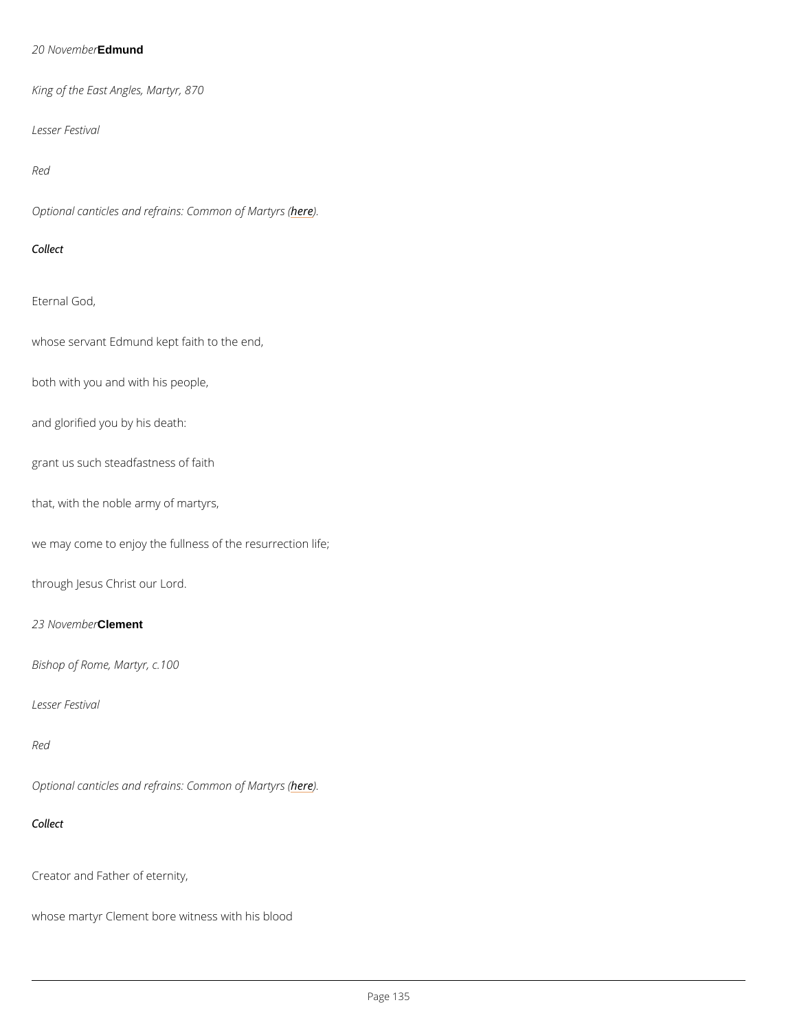*20 November* **Edmund**

*King of the East Angles, Martyr, 870*

*Lesser Festival*

*Red*

*Optional canticles and refrains: Common of Martyrs (here).*

*Collect*

Eternal God,

whose servant Edmund kept faith to the end,

both with you and with his people,

and glorified you by his death:

grant us such steadfastness of faith

that, with the noble army of martyrs,

we may come to enjoy the fullness of the resurrection life;

through Jesus Christ our Lord.

*23 November* **Clement**

*Bishop of Rome, Martyr, c.100*

*Lesser Festival*

*Red*

*Optional canticles and refrains: Common of Martyrs (here).*

*Collect*

Creator and Father of eternity,

whose martyr Clement bore witness with his blood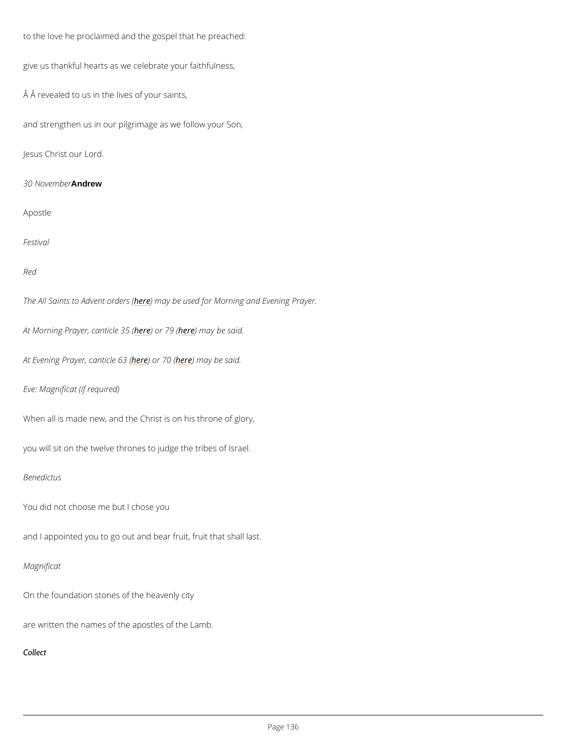to the love he proclaimed and the gospel that he preached:

give us thankful hearts as we celebrate your faithfulness,

Â Â revealed to us in the lives of your saints,

and strengthen us in our pilgrimage as we follow your Son,

Jesus Christ our Lord.

*30 November* **Andrew**

Apostle

*Festival*

*Red*

*The All Saints to Advent orders (here) may be used for Morning and Evening Prayer.*

*At Morning Prayer, canticle 35 (here) or 79 (here) may be said.*

*At Evening Prayer, canticle 63 (here) or 70 (here) may be said.*

*Eve: Magnificat (if required)*

When all is made new, and the Christ is on his throne of glory,

you will sit on the twelve thrones to judge the tribes of Israel.

*Benedictus*

You did not choose me but I chose you

and I appointed you to go out and bear fruit, fruit that shall last.

*Magnificat*

On the foundation stones of the heavenly city

are written the names of the apostles of the Lamb.

*Collect*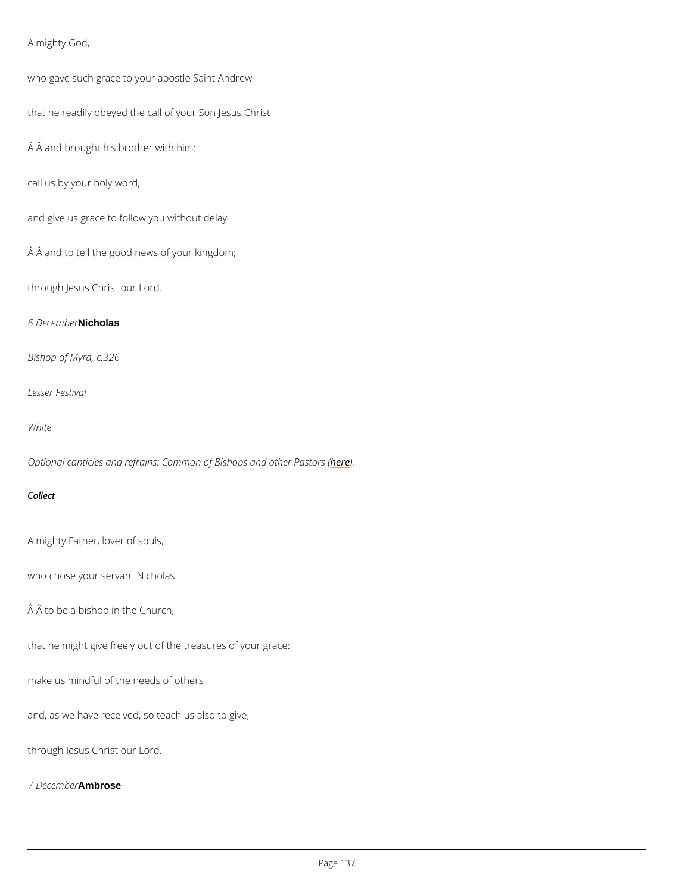Almighty God,

who gave such grace to your apostle Saint Andrew

that he readily obeyed the call of your Son Jesus Christ

Â Â and brought his brother with him:

call us by your holy word,

and give us grace to follow you without delay

Â Â and to tell the good news of your kingdom;

through Jesus Christ our Lord.

*6 December* **Nicholas**

*Bishop of Myra, c.326*

*Lesser Festival*

*White*

*Optional canticles and refrains: Common of Bishops and other Pastors (here).*

***Collect***

Almighty Father, lover of souls,

who chose your servant Nicholas

Â Â to be a bishop in the Church,

that he might give freely out of the treasures of your grace:

make us mindful of the needs of others

and, as we have received, so teach us also to give;

through Jesus Christ our Lord.

*7 December* **Ambrose**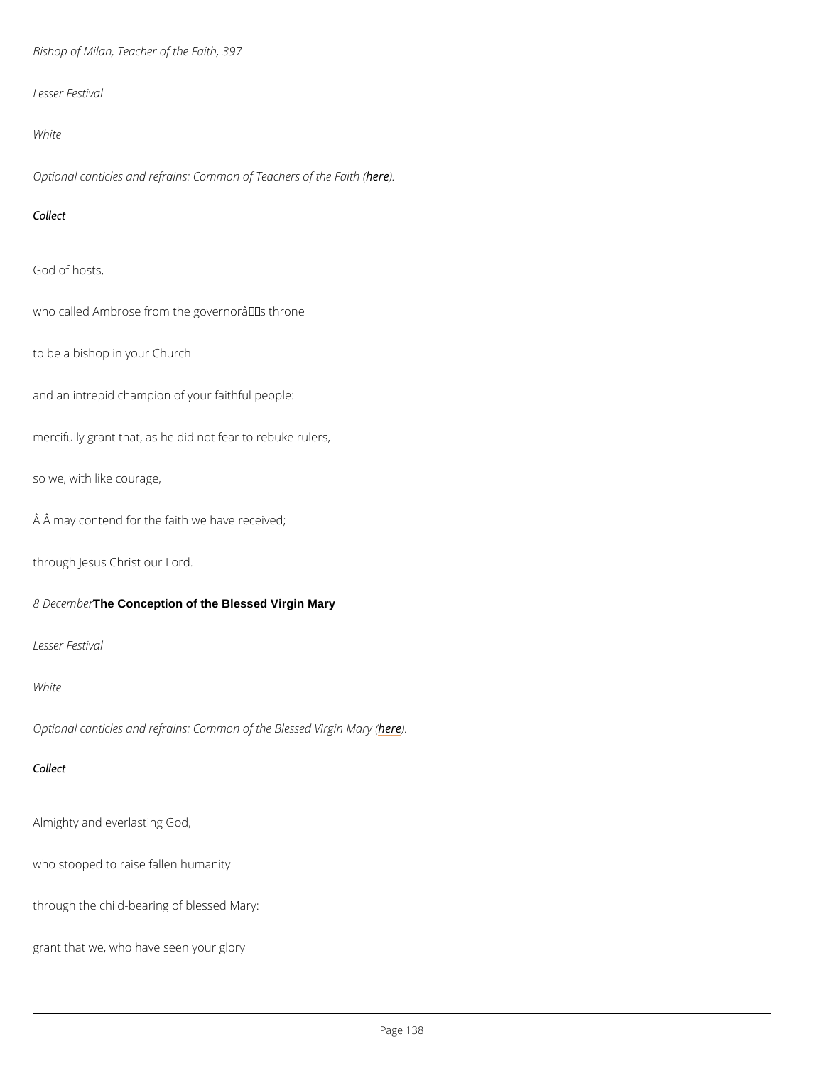*Bishop of Milan, Teacher of the Faith, 397*

*Lesser Festival*

*White*

*Optional canticles and refrains: Common of Teachers of the Faith (here).*

*Collect*

God of hosts,

who called Ambrose from the governorâs throne

to be a bishop in your Church

and an intrepid champion of your faithful people:

mercifully grant that, as he did not fear to rebuke rulers,

so we, with like courage,

Â Â may contend for the faith we have received;

through Jesus Christ our Lord.

*8 December* **The Conception of the Blessed Virgin Mary**

*Lesser Festival*

*White*

*Optional canticles and refrains: Common of the Blessed Virgin Mary (here).*

*Collect*

Almighty and everlasting God,

who stooped to raise fallen humanity

through the child-bearing of blessed Mary:

grant that we, who have seen your glory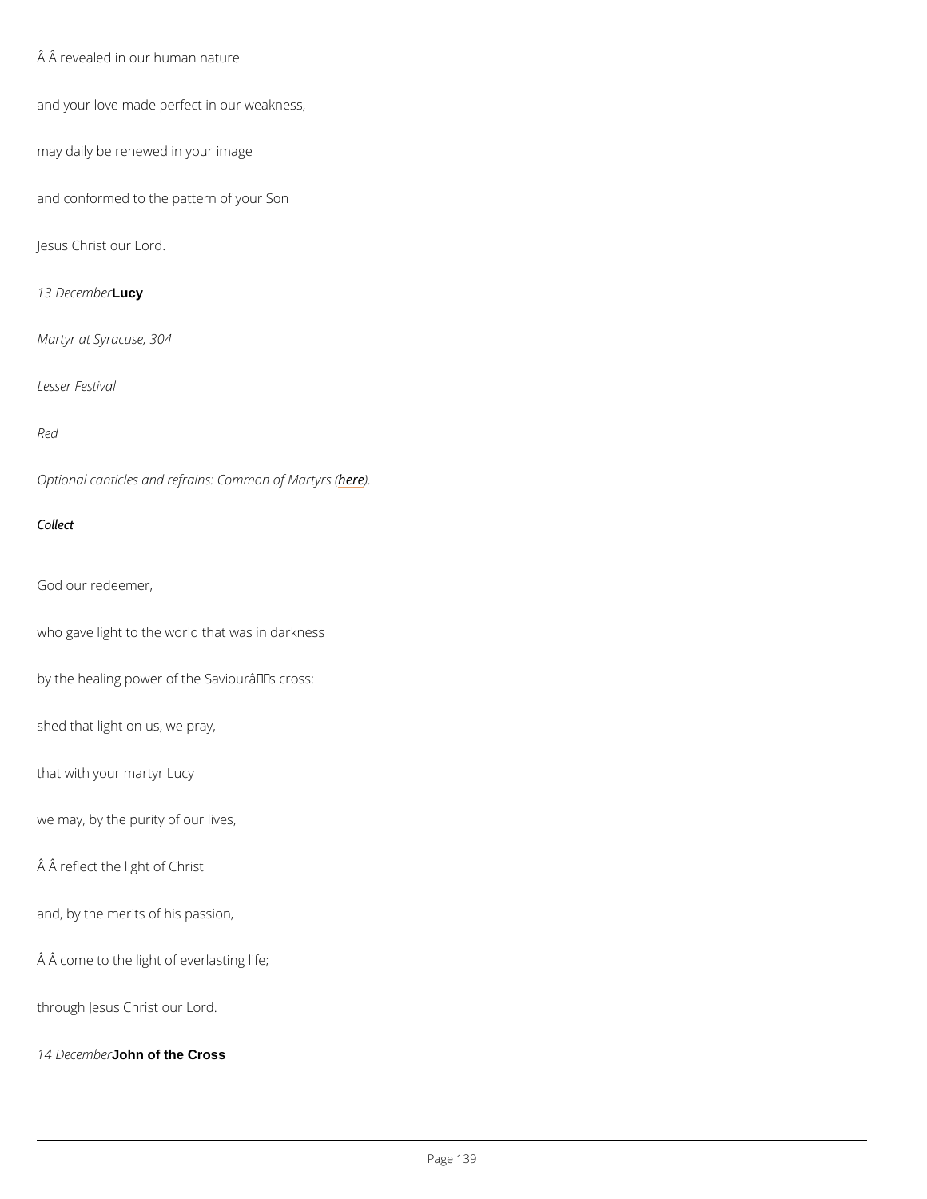Â Â revealed in our human nature

and your love made perfect in our weakness,

may daily be renewed in your image

and conformed to the pattern of your Son

Jesus Christ our Lord.

*13 December* **Lucy**

*Martyr at Syracuse, 304*

*Lesser Festival*

*Red*

*Optional canticles and refrains: Common of Martyrs (here).*

*Collect*

God our redeemer,

who gave light to the world that was in darkness

by the healing power of the Saviourâs cross:

shed that light on us, we pray,

that with your martyr Lucy

we may, by the purity of our lives,

Â Â reflect the light of Christ

and, by the merits of his passion,

Â Â come to the light of everlasting life;

through Jesus Christ our Lord.

*14 December* **John of the Cross**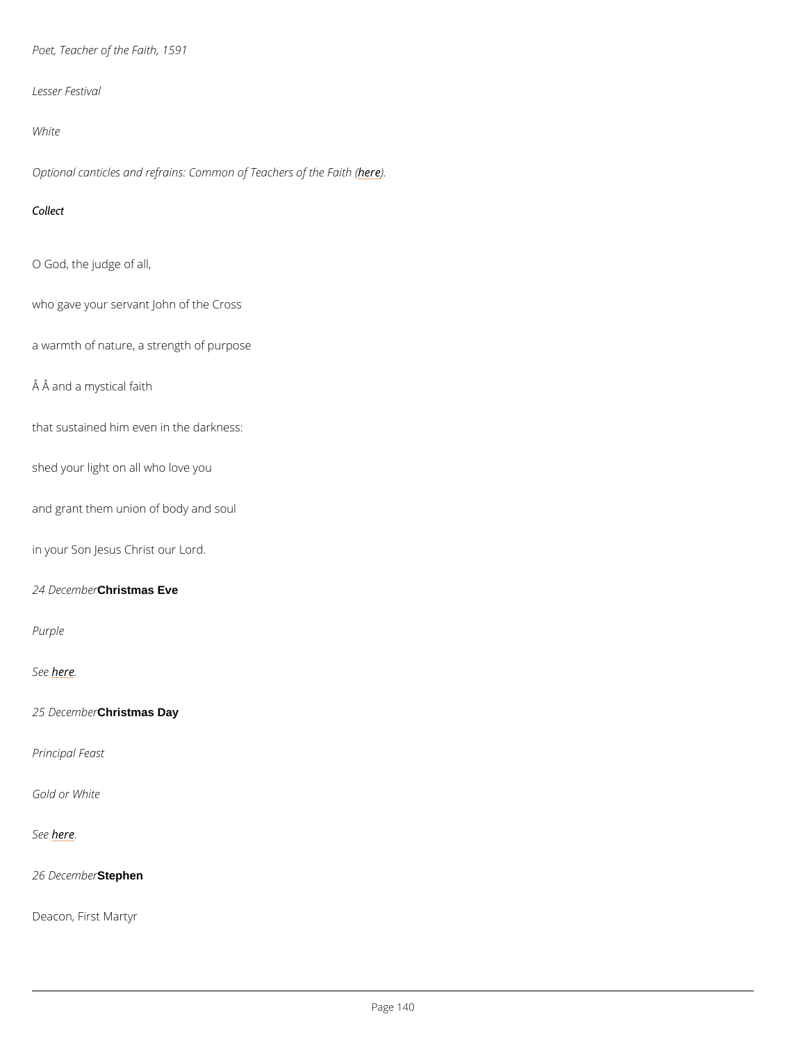*Poet, Teacher of the Faith, 1591*

*Lesser Festival*

*White*

*Optional canticles and refrains: Common of Teachers of the Faith (here).*

***Collect***

O God, the judge of all,

who gave your servant John of the Cross

a warmth of nature, a strength of purpose

Â Â and a mystical faith

that sustained him even in the darkness:

shed your light on all who love you

and grant them union of body and soul

in your Son Jesus Christ our Lord.

*24 December* **Christmas Eve**

*Purple*

*See here.*

*25 December* **Christmas Day**

*Principal Feast*

*Gold or White*

*See here.*

*26 December* **Stephen**

Deacon, First Martyr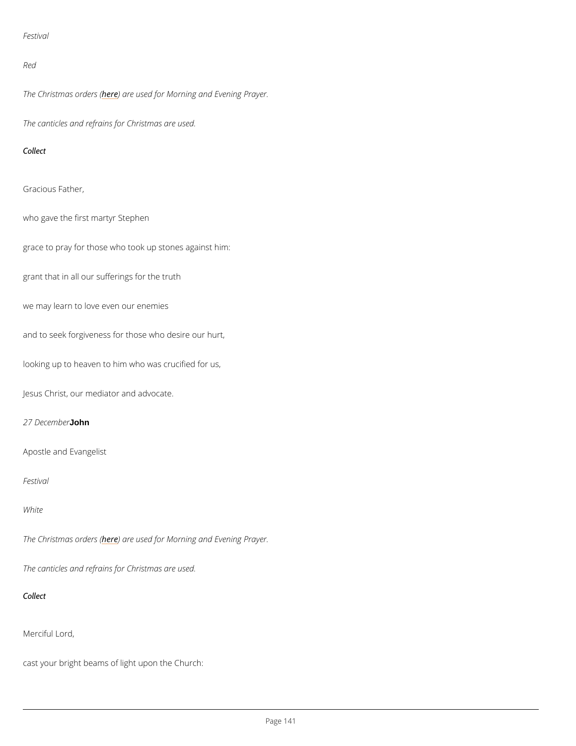*Festival*

*Red*

*The Christmas orders (here) are used for Morning and Evening Prayer.*

*The canticles and refrains for Christmas are used.*

*Collect*

Gracious Father,

who gave the first martyr Stephen

grace to pray for those who took up stones against him:

grant that in all our sufferings for the truth

we may learn to love even our enemies

and to seek forgiveness for those who desire our hurt,

looking up to heaven to him who was crucified for us,

Jesus Christ, our mediator and advocate.

*27 December* **John**

Apostle and Evangelist

*Festival*

*White*

*The Christmas orders (here) are used for Morning and Evening Prayer.*

*The canticles and refrains for Christmas are used.*

*Collect*

Merciful Lord,

cast your bright beams of light upon the Church: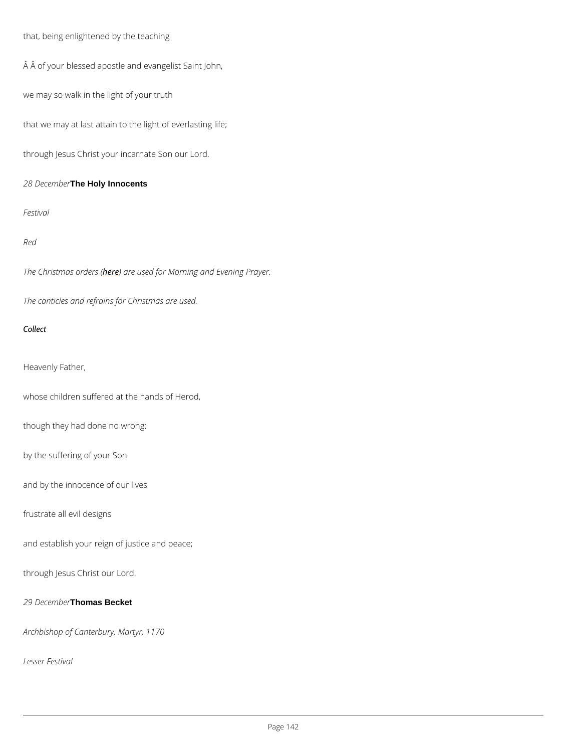that, being enlightened by the teaching

Â Â of your blessed apostle and evangelist Saint John,

we may so walk in the light of your truth

that we may at last attain to the light of everlasting life;

through Jesus Christ your incarnate Son our Lord.

*28 December* **The Holy Innocents**

*Festival*

*Red*

*The Christmas orders (here) are used for Morning and Evening Prayer.*

*The canticles and refrains for Christmas are used.*

*Collect*

Heavenly Father,

whose children suffered at the hands of Herod,

though they had done no wrong:

by the suffering of your Son

and by the innocence of our lives

frustrate all evil designs

and establish your reign of justice and peace;

through Jesus Christ our Lord.

*29 December* **Thomas Becket**

*Archbishop of Canterbury, Martyr, 1170*

*Lesser Festival*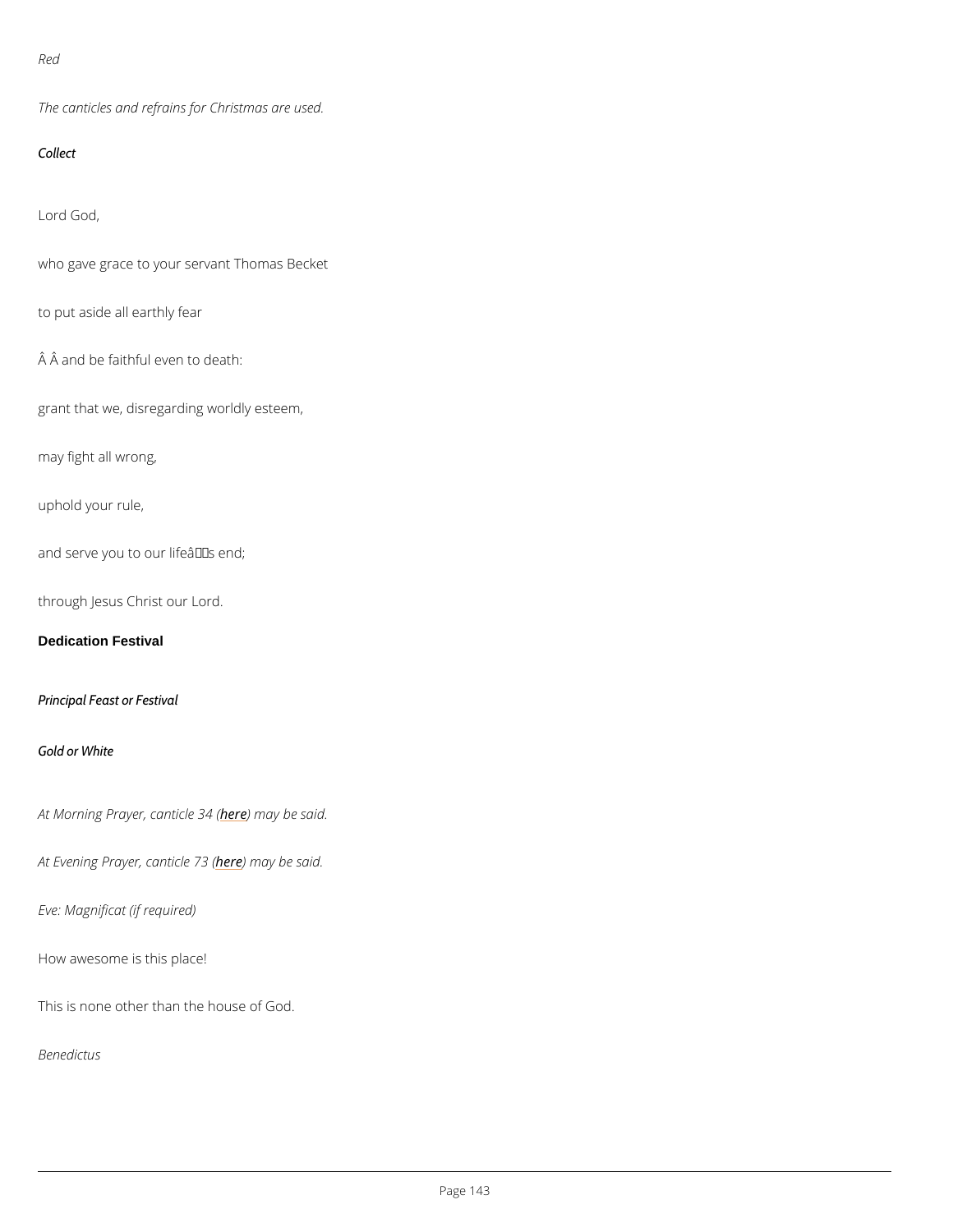*Red*

*The canticles and refrains for Christmas are used.*

*Collect*

Lord God,

who gave grace to your servant Thomas Becket

to put aside all earthly fear

Â Â and be faithful even to death:

grant that we, disregarding worldly esteem,

may fight all wrong,

uphold your rule,

and serve you to our lifeâs end;

through Jesus Christ our Lord.

## Dedication Festival

*Principal Feast or Festival*

*Gold or White*

*At Morning Prayer, canticle 34 (here) may be said.*

*At Evening Prayer, canticle 73 (here) may be said.*

*Eve: Magnificat (if required)*

How awesome is this place!

This is none other than the house of God.

*Benedictus*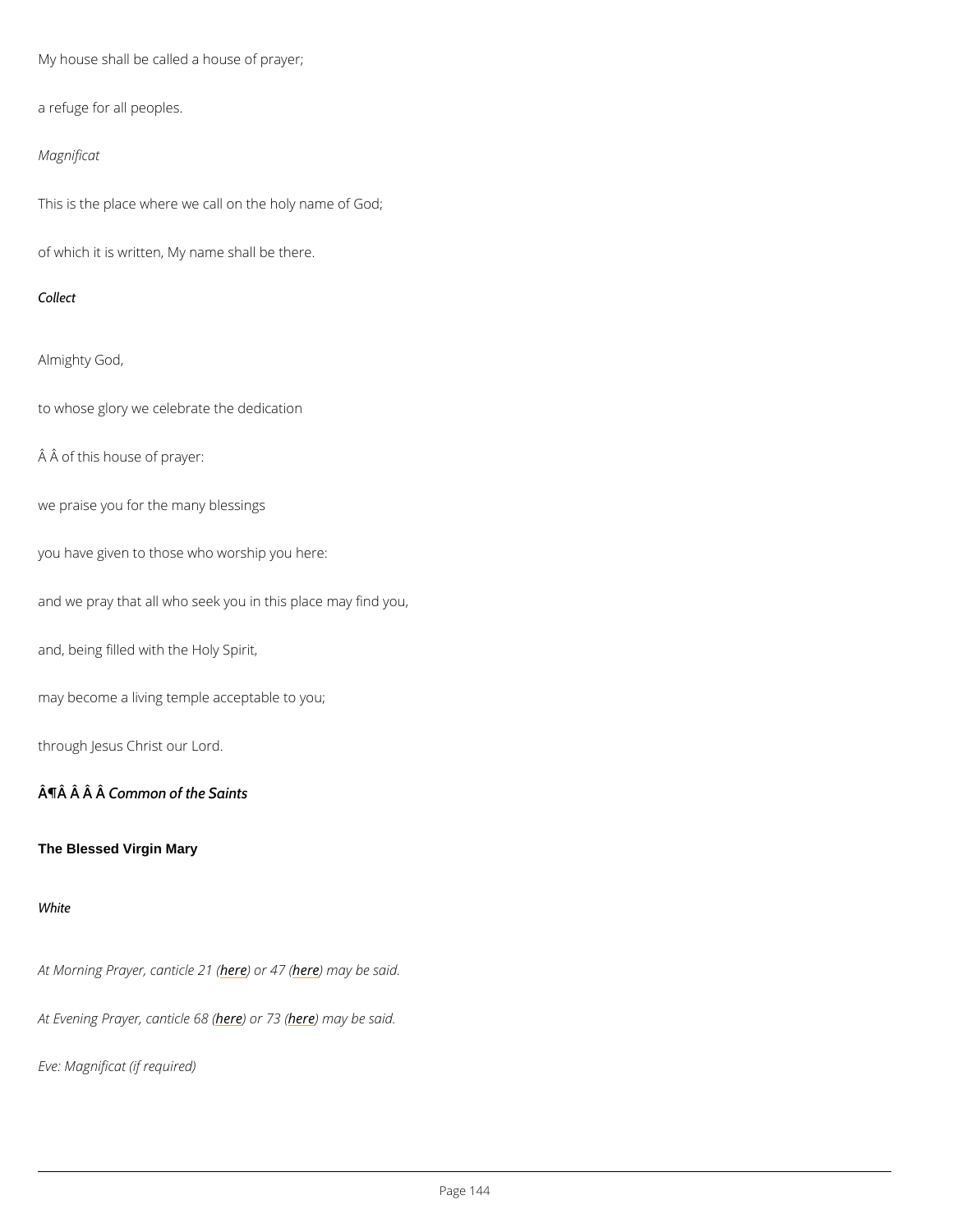My house shall be called a house of prayer;

a refuge for all peoples.

*Magnificat*

This is the place where we call on the holy name of God;

of which it is written, My name shall be there.

*Collect*

Almighty God,

to whose glory we celebrate the dedication

Â Â of this house of prayer:

we praise you for the many blessings

you have given to those who worship you here:

and we pray that all who seek you in this place may find you,

and, being filled with the Holy Spirit,

may become a living temple acceptable to you;

through Jesus Christ our Lord.

*Â¶Â Â Â Â Common of the Saints*

**The Blessed Virgin Mary**

*White*

*At Morning Prayer, canticle 21 (here) or 47 (here) may be said.*

*At Evening Prayer, canticle 68 (here) or 73 (here) may be said.*

*Eve: Magnificat (if required)*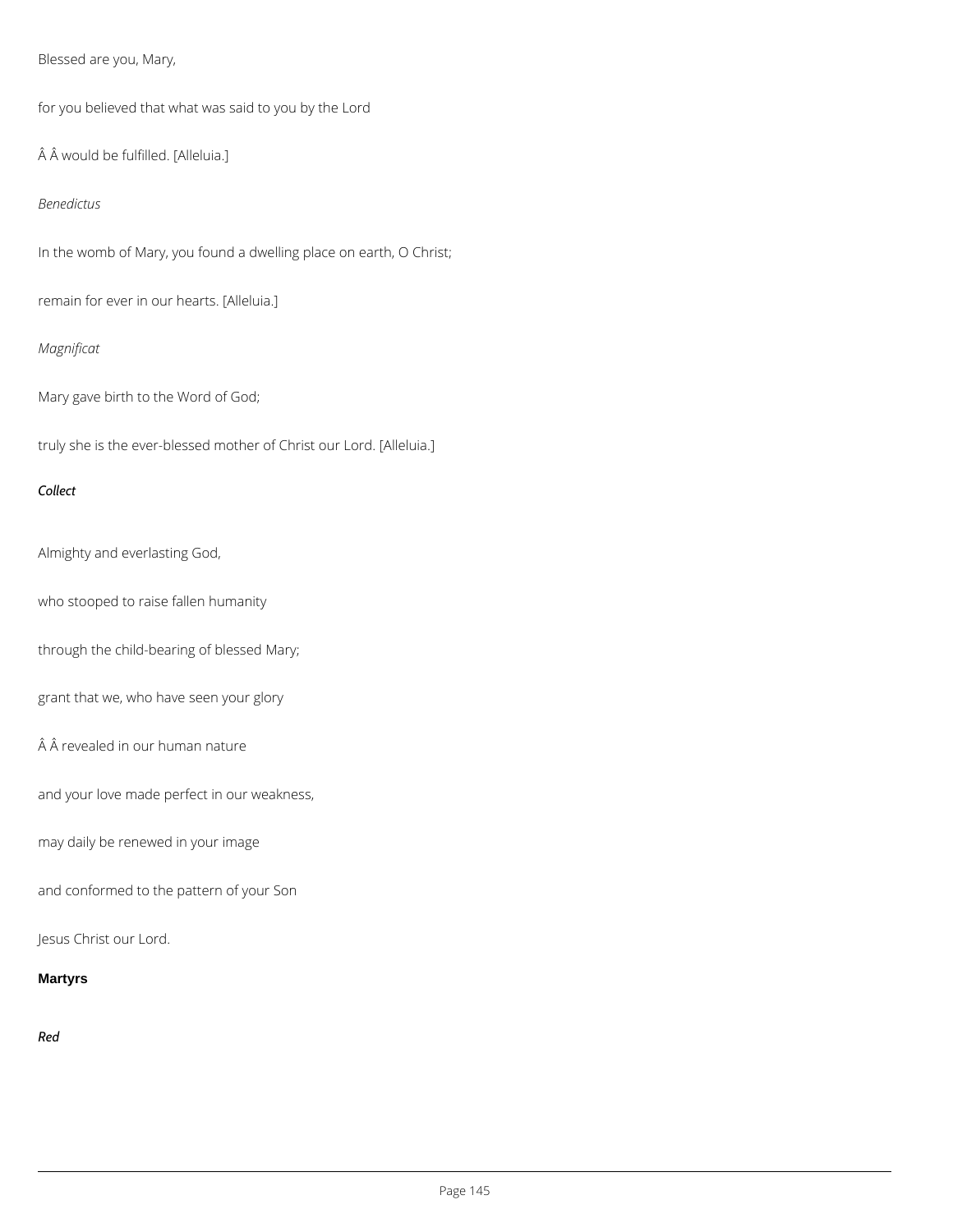Blessed are you, Mary,

for you believed that what was said to you by the Lord

Â Â would be fulfilled. [Alleluia.]

*Benedictus*

In the womb of Mary, you found a dwelling place on earth, O Christ;

remain for ever in our hearts. [Alleluia.]

*Magnificat*

Mary gave birth to the Word of God;

truly she is the ever-blessed mother of Christ our Lord. [Alleluia.]

***Collect***

Almighty and everlasting God,

who stooped to raise fallen humanity

through the child-bearing of blessed Mary;

grant that we, who have seen your glory

Â Â revealed in our human nature

and your love made perfect in our weakness,

may daily be renewed in your image

and conformed to the pattern of your Son

Jesus Christ our Lord.

**Martyrs**

***Red***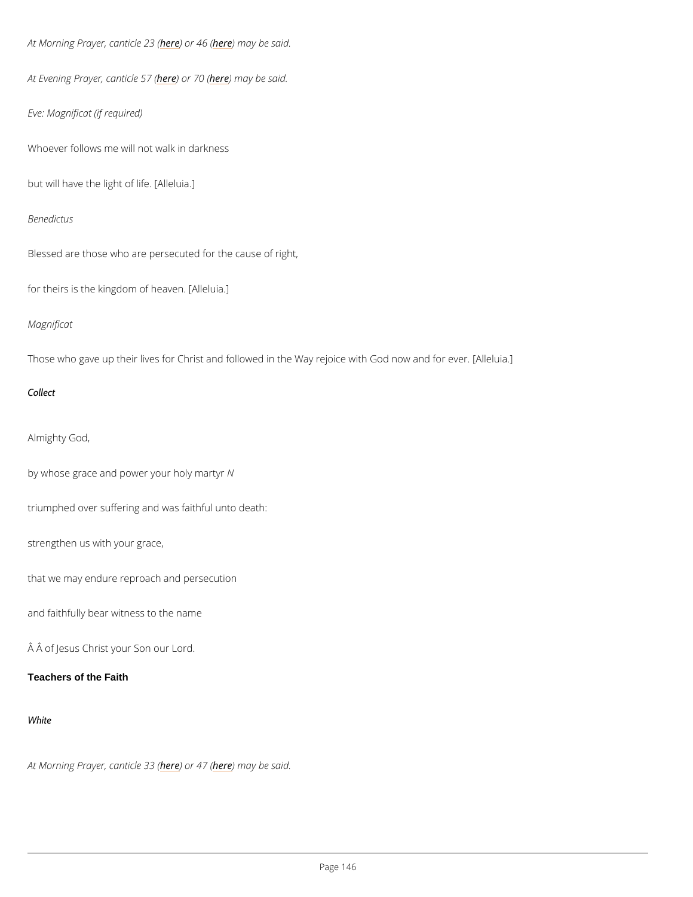*At Morning Prayer, canticle 23 (here) or 46 (here) may be said.*

*At Evening Prayer, canticle 57 (here) or 70 (here) may be said.*

*Eve: Magnificat (if required)*

Whoever follows me will not walk in darkness

but will have the light of life. [Alleluia.]

*Benedictus*

Blessed are those who are persecuted for the cause of right,

for theirs is the kingdom of heaven. [Alleluia.]

*Magnificat*

Those who gave up their lives for Christ and followed in the Way rejoice with God now and for ever. [Alleluia.]

*Collect*

Almighty God,

by whose grace and power your holy martyr *N*

triumphed over suffering and was faithful unto death:

strengthen us with your grace,

that we may endure reproach and persecution

and faithfully bear witness to the name

Â Â of Jesus Christ your Son our Lord.

**Teachers of the Faith**

*White*

*At Morning Prayer, canticle 33 (here) or 47 (here) may be said.*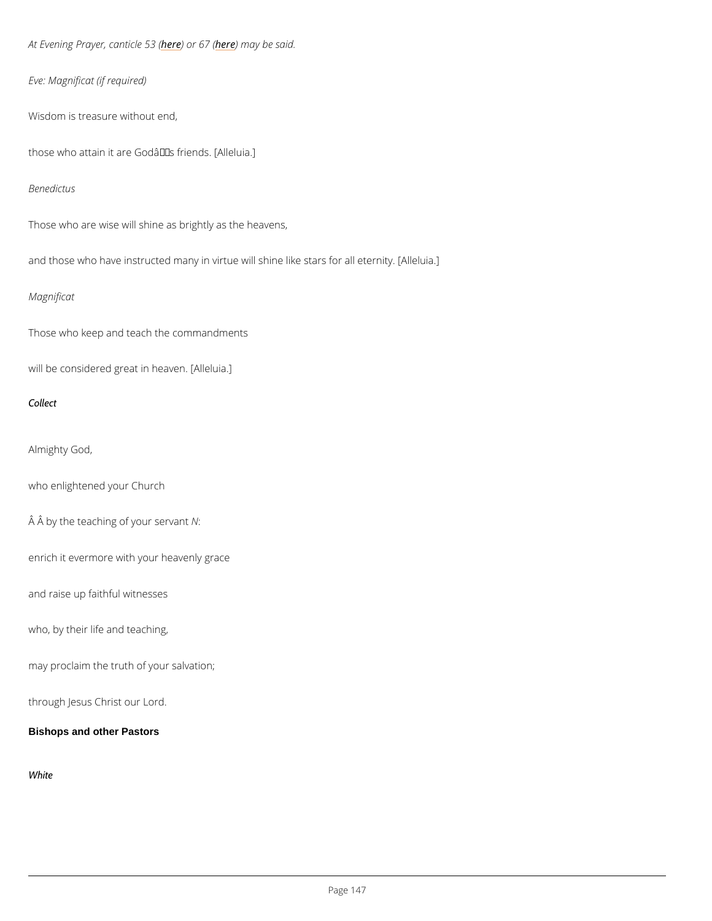*At Evening Prayer, canticle 53 (here) or 67 (here) may be said.*

*Eve: Magnificat (if required)*

Wisdom is treasure without end,

those who attain it are Godâs friends. [Alleluia.]

*Benedictus*

Those who are wise will shine as brightly as the heavens,

and those who have instructed many in virtue will shine like stars for all eternity. [Alleluia.]

*Magnificat*

Those who keep and teach the commandments

will be considered great in heaven. [Alleluia.]

*Collect*

Almighty God,

who enlightened your Church

Â Â by the teaching of your servant *N*:

enrich it evermore with your heavenly grace

and raise up faithful witnesses

who, by their life and teaching,

may proclaim the truth of your salvation;

through Jesus Christ our Lord.

**Bishops and other Pastors**

*White*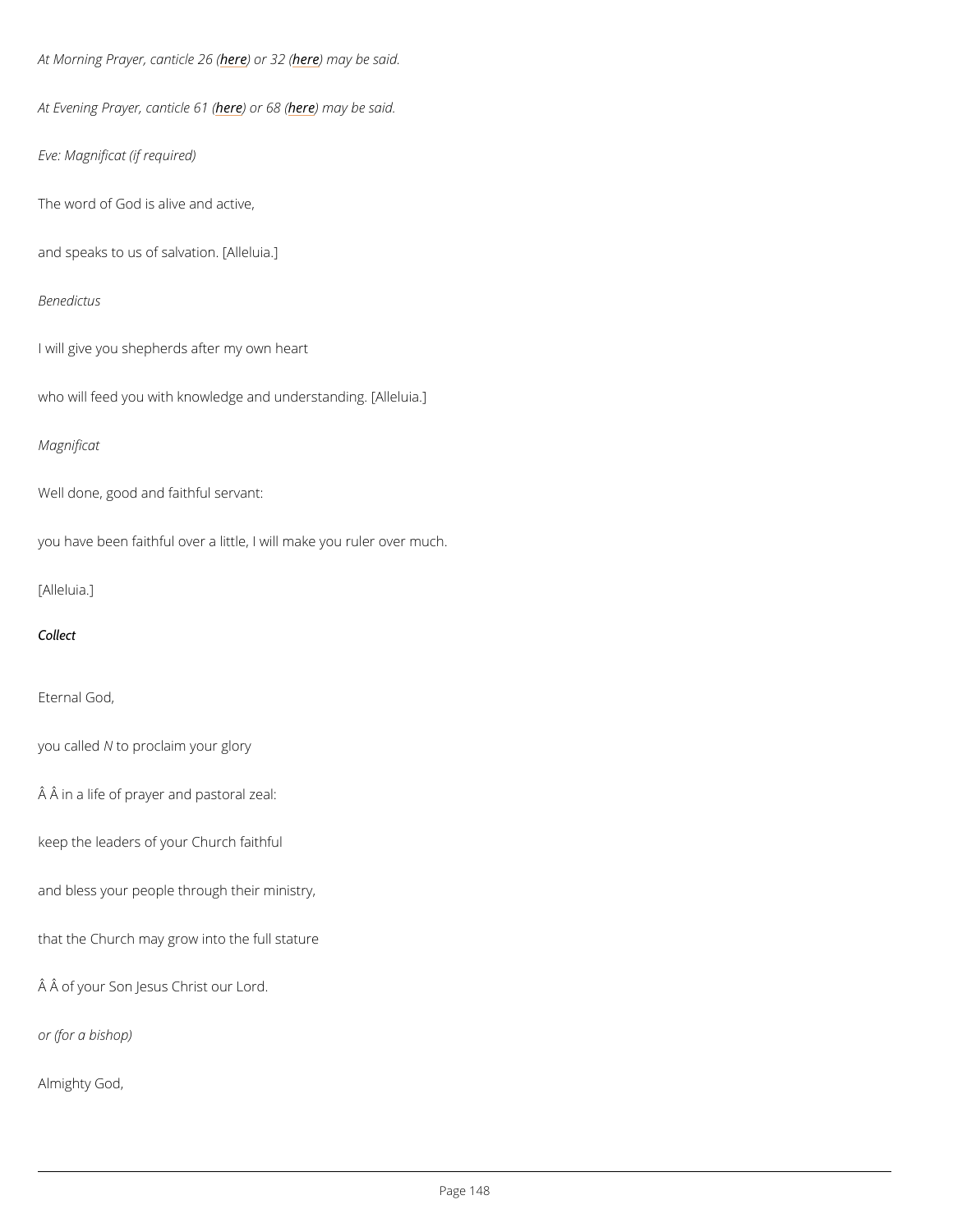*At Morning Prayer, canticle 26 (here) or 32 (here) may be said.*

*At Evening Prayer, canticle 61 (here) or 68 (here) may be said.*

*Eve: Magnificat (if required)*

The word of God is alive and active,

and speaks to us of salvation. [Alleluia.]

*Benedictus*

I will give you shepherds after my own heart

who will feed you with knowledge and understanding. [Alleluia.]

*Magnificat*

Well done, good and faithful servant:

you have been faithful over a little, I will make you ruler over much.

[Alleluia.]

***Collect***

Eternal God,

you called *N* to proclaim your glory

    in a life of prayer and pastoral zeal:

keep the leaders of your Church faithful

and bless your people through their ministry,

that the Church may grow into the full stature

    of your Son Jesus Christ our Lord.

*or (for a bishop)*

Almighty God,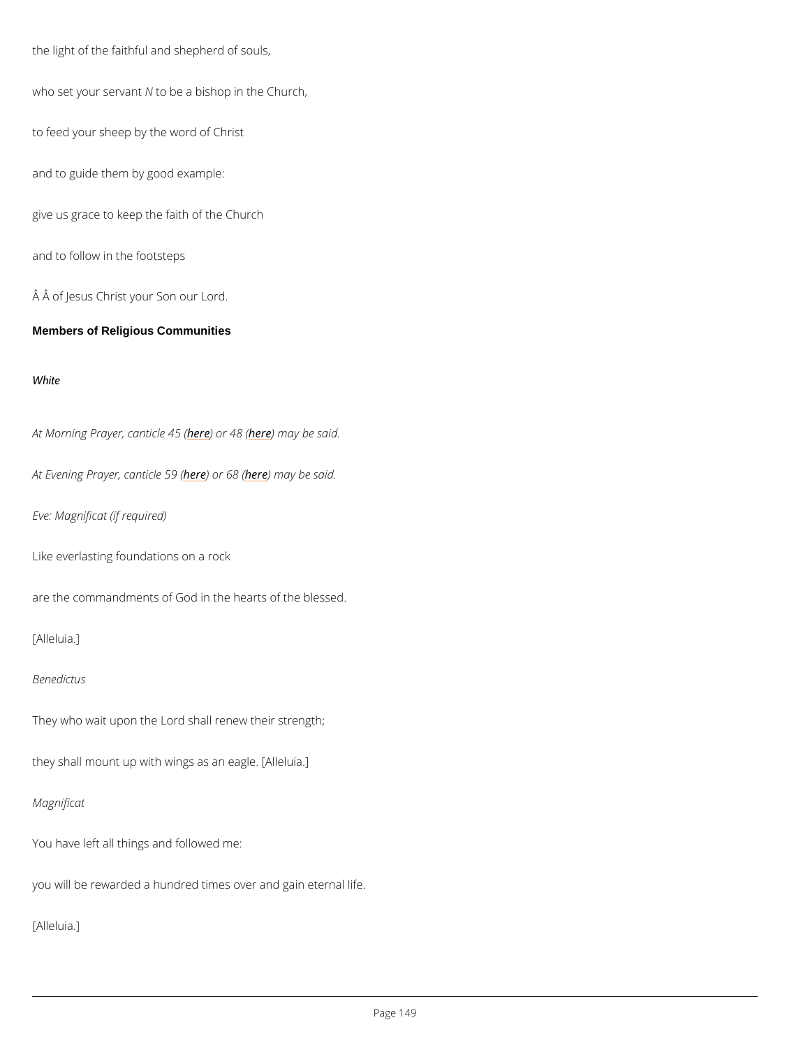the light of the faithful and shepherd of souls,

who set your servant *N* to be a bishop in the Church,

to feed your sheep by the word of Christ

and to guide them by good example:

give us grace to keep the faith of the Church

and to follow in the footsteps

Â Â of Jesus Christ your Son our Lord.

### Members of Religious Communities

*White*

*At Morning Prayer, canticle 45 (here) or 48 (here) may be said.*

*At Evening Prayer, canticle 59 (here) or 68 (here) may be said.*

*Eve: Magnificat (if required)*

Like everlasting foundations on a rock

are the commandments of God in the hearts of the blessed.

[Alleluia.]

*Benedictus*

They who wait upon the Lord shall renew their strength;

they shall mount up with wings as an eagle. [Alleluia.]

*Magnificat*

You have left all things and followed me:

you will be rewarded a hundred times over and gain eternal life.

[Alleluia.]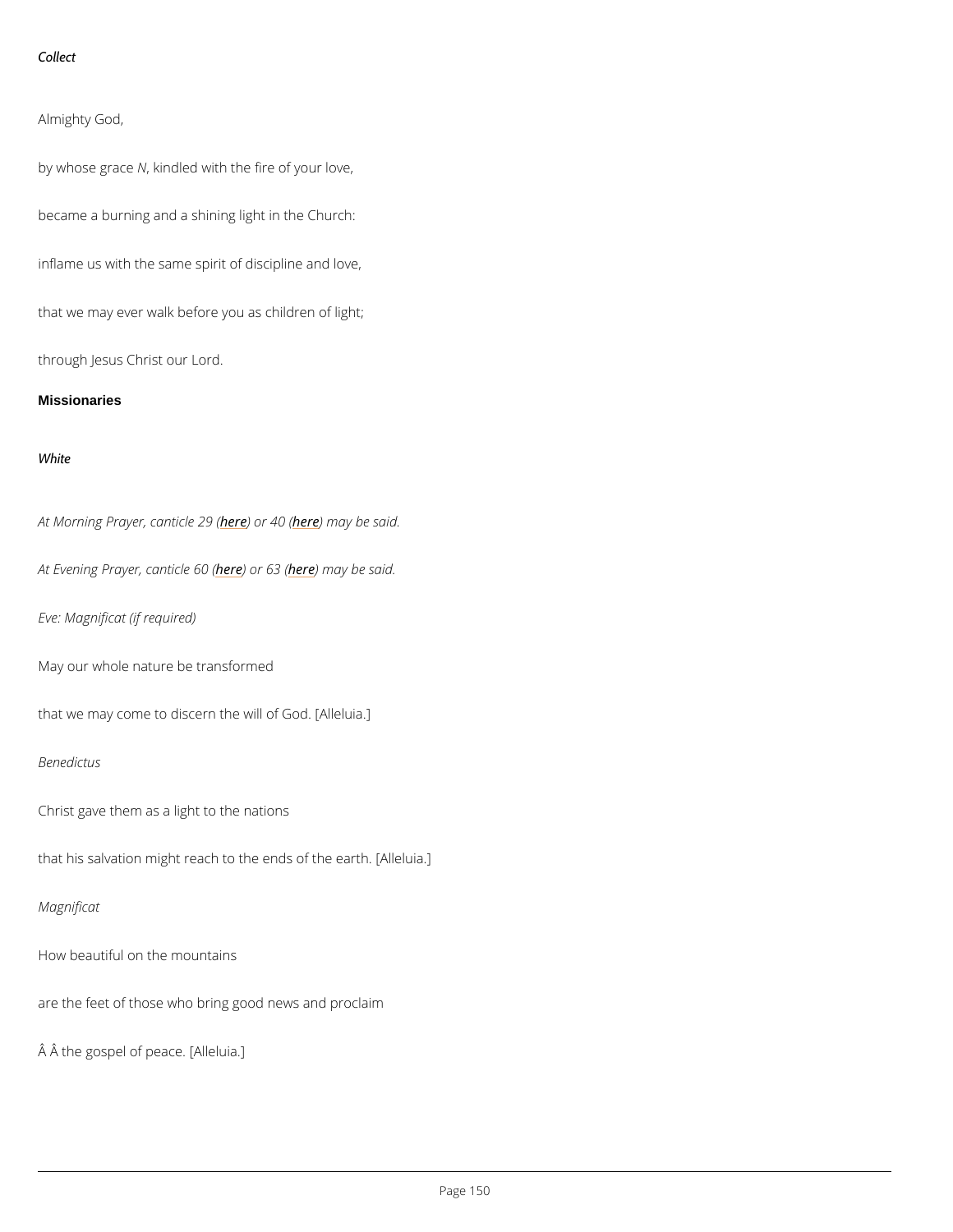*Collect*

Almighty God,

by whose grace *N*, kindled with the fire of your love,

became a burning and a shining light in the Church:

inflame us with the same spirit of discipline and love,

that we may ever walk before you as children of light;

through Jesus Christ our Lord.

**Missionaries**

*White*

*At Morning Prayer, canticle 29 (here) or 40 (here) may be said.*

*At Evening Prayer, canticle 60 (here) or 63 (here) may be said.*

*Eve: Magnificat (if required)*

May our whole nature be transformed

that we may come to discern the will of God. [Alleluia.]

*Benedictus*

Christ gave them as a light to the nations

that his salvation might reach to the ends of the earth. [Alleluia.]

*Magnificat*

How beautiful on the mountains

are the feet of those who bring good news and proclaim

Â Â the gospel of peace. [Alleluia.]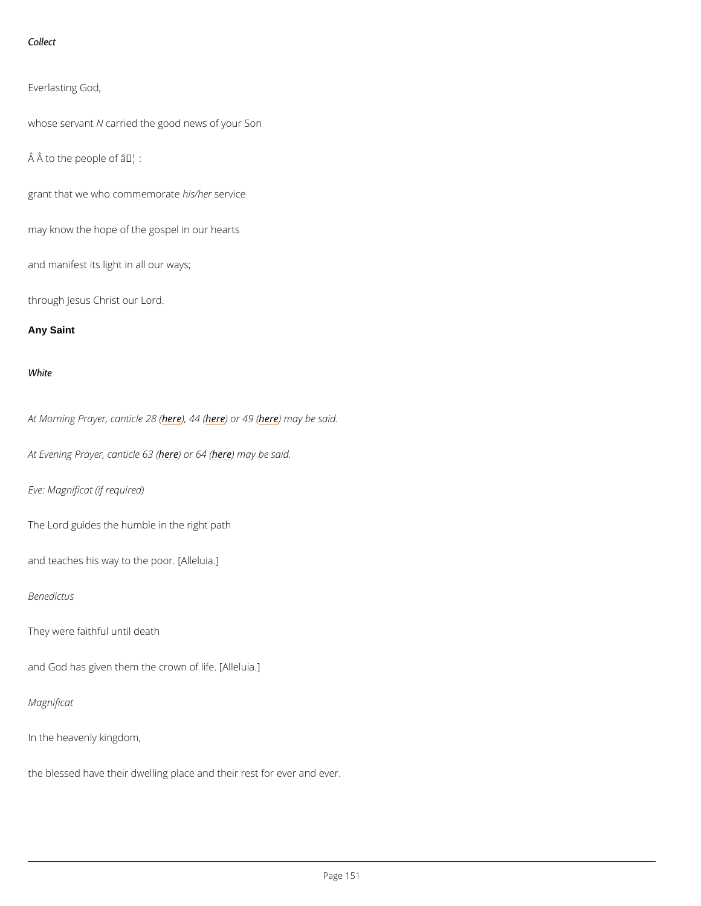*Collect*

Everlasting God,

whose servant *N* carried the good news of your Son

Â Â to the people of â€¦ :

grant that we who commemorate *his/her* service

may know the hope of the gospel in our hearts

and manifest its light in all our ways;

through Jesus Christ our Lord.

### Any Saint

*White*

*At Morning Prayer, canticle 28 (here), 44 (here) or 49 (here) may be said.*

*At Evening Prayer, canticle 63 (here) or 64 (here) may be said.*

*Eve: Magnificat (if required)*

The Lord guides the humble in the right path

and teaches his way to the poor. [Alleluia.]

*Benedictus*

They were faithful until death

and God has given them the crown of life. [Alleluia.]

*Magnificat*

In the heavenly kingdom,

the blessed have their dwelling place and their rest for ever and ever.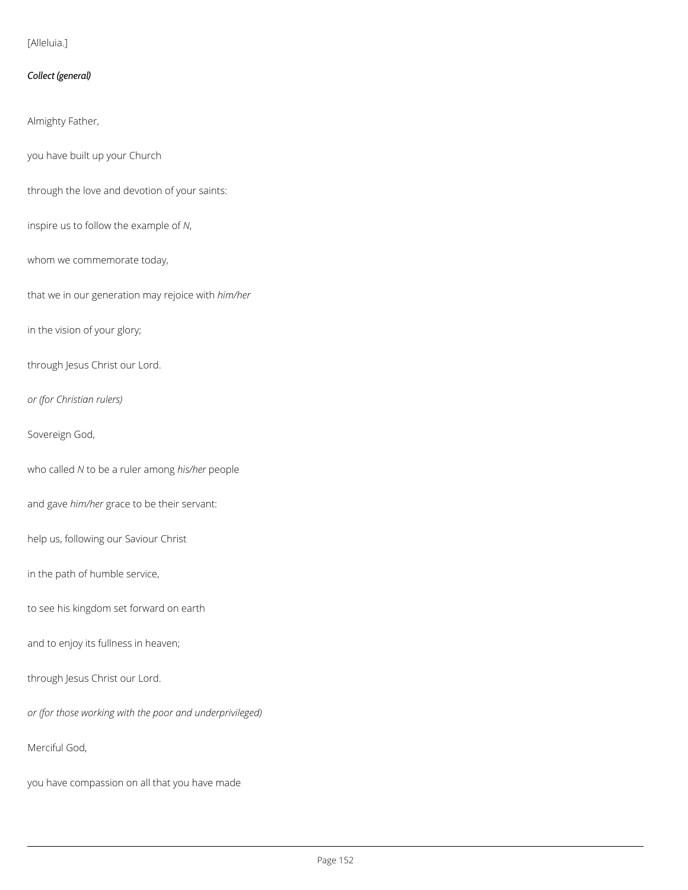[Alleluia.]

***Collect (general)***

Almighty Father,

you have built up your Church

through the love and devotion of your saints:

inspire us to follow the example of *N*,

whom we commemorate today,

that we in our generation may rejoice with *him/her*

in the vision of your glory;

through Jesus Christ our Lord.

*or (for Christian rulers)*

Sovereign God,

who called *N* to be a ruler among *his/her* people

and gave *him/her* grace to be their servant:

help us, following our Saviour Christ

in the path of humble service,

to see his kingdom set forward on earth

and to enjoy its fullness in heaven;

through Jesus Christ our Lord.

*or (for those working with the poor and underprivileged)*

Merciful God,

you have compassion on all that you have made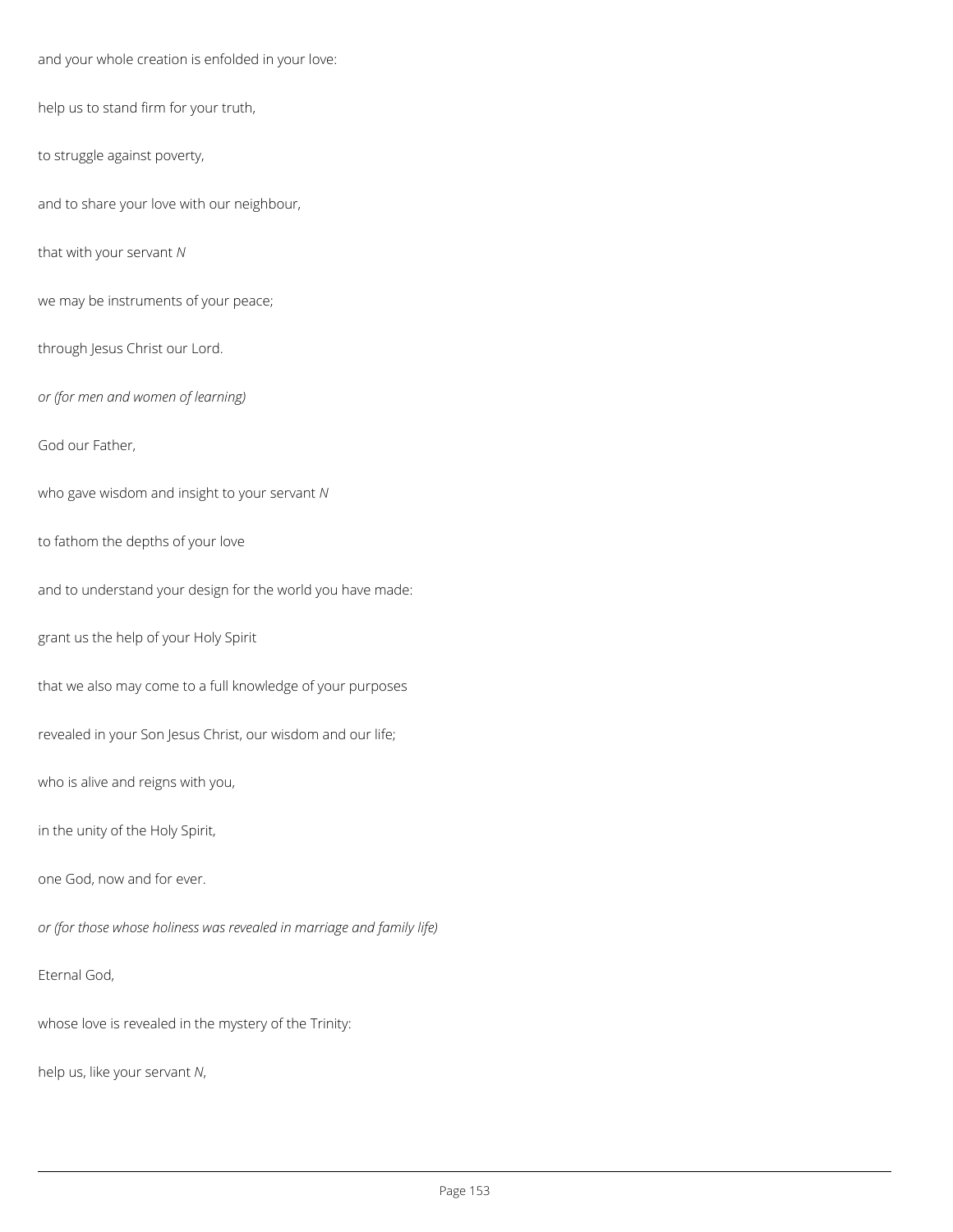and your whole creation is enfolded in your love:

help us to stand firm for your truth,

to struggle against poverty,

and to share your love with our neighbour,

that with your servant *N*

we may be instruments of your peace;

through Jesus Christ our Lord.

*or (for men and women of learning)*

God our Father,

who gave wisdom and insight to your servant *N*

to fathom the depths of your love

and to understand your design for the world you have made:

grant us the help of your Holy Spirit

that we also may come to a full knowledge of your purposes

revealed in your Son Jesus Christ, our wisdom and our life;

who is alive and reigns with you,

in the unity of the Holy Spirit,

one God, now and for ever.

*or (for those whose holiness was revealed in marriage and family life)*

Eternal God,

whose love is revealed in the mystery of the Trinity:

help us, like your servant *N*,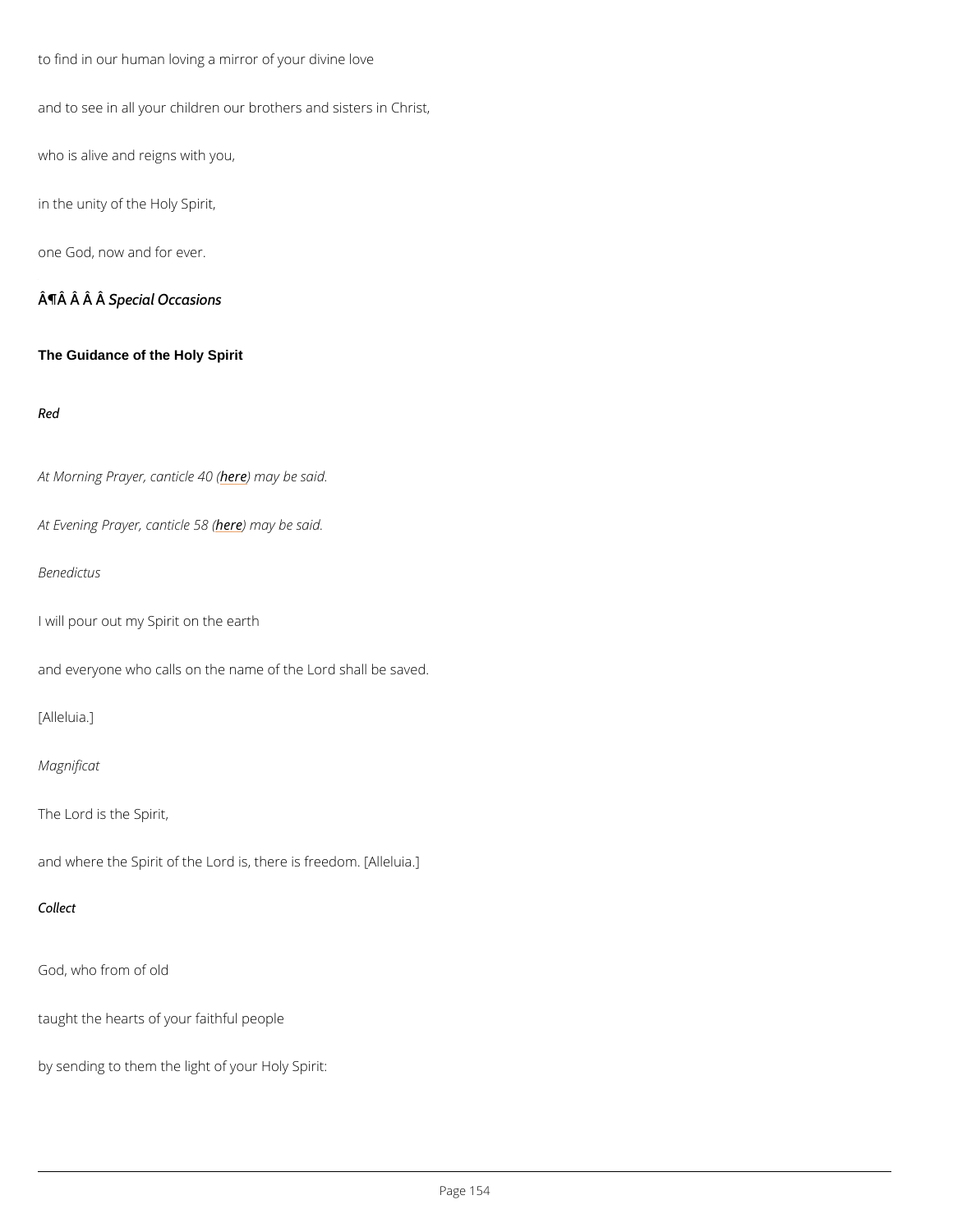to find in our human loving a mirror of your divine love

and to see in all your children our brothers and sisters in Christ,

who is alive and reigns with you,

in the unity of the Holy Spirit,

one God, now and for ever.

Â¶Â Â Â Â *Special Occasions*

### The Guidance of the Holy Spirit

*Red*

*At Morning Prayer, canticle 40 (here) may be said.*

*At Evening Prayer, canticle 58 (here) may be said.*

*Benedictus*

I will pour out my Spirit on the earth

and everyone who calls on the name of the Lord shall be saved.

[Alleluia.]

*Magnificat*

The Lord is the Spirit,

and where the Spirit of the Lord is, there is freedom. [Alleluia.]

*Collect*

God, who from of old

taught the hearts of your faithful people

by sending to them the light of your Holy Spirit: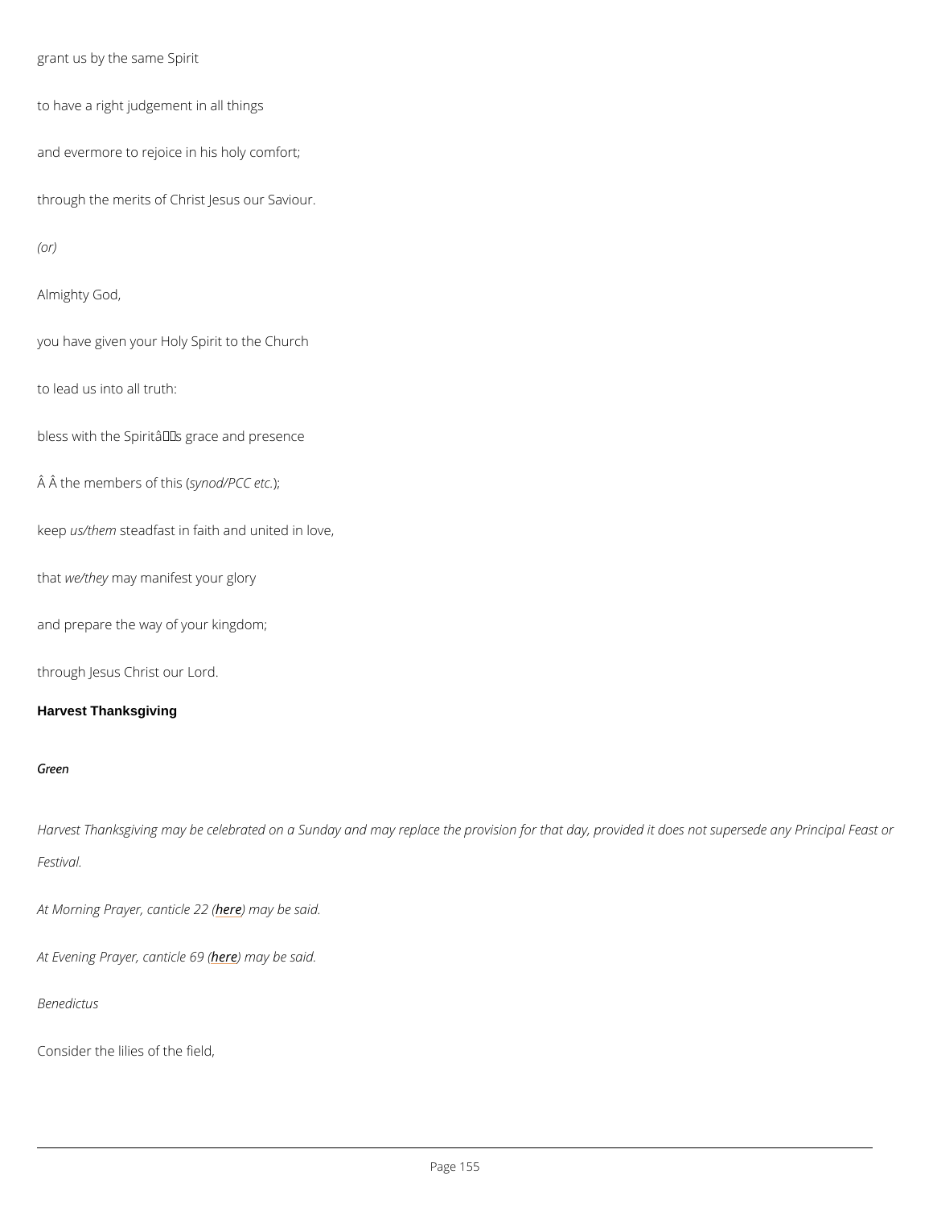grant us by the same Spirit

to have a right judgement in all things

and evermore to rejoice in his holy comfort;

through the merits of Christ Jesus our Saviour.

*(or)*

Almighty God,

you have given your Holy Spirit to the Church

to lead us into all truth:

bless with the Spiritâs grace and presence

Â Â the members of this (*synod/PCC etc.*);

keep *us/them* steadfast in faith and united in love,

that *we/they* may manifest your glory

and prepare the way of your kingdom;

through Jesus Christ our Lord.

**Harvest Thanksgiving**

*Green*

*Harvest Thanksgiving may be celebrated on a Sunday and may replace the provision for that day, provided it does not supersede any Principal Feast or Festival.*

*At Morning Prayer, canticle 22 (here) may be said.*

*At Evening Prayer, canticle 69 (here) may be said.*

*Benedictus*

Consider the lilies of the field,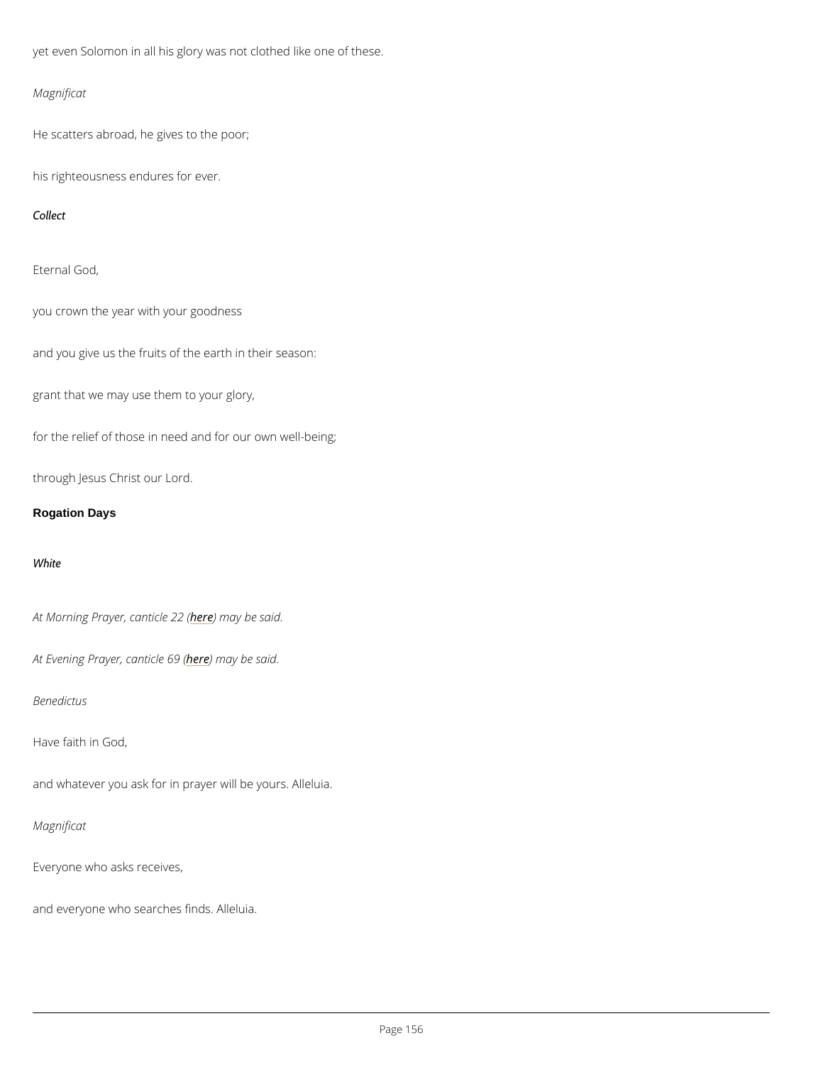yet even Solomon in all his glory was not clothed like one of these.

*Magnificat*

He scatters abroad, he gives to the poor;

his righteousness endures for ever.

*Collect*

Eternal God,

you crown the year with your goodness

and you give us the fruits of the earth in their season:

grant that we may use them to your glory,

for the relief of those in need and for our own well-being;

through Jesus Christ our Lord.

## Rogation Days

*White*

*At Morning Prayer, canticle 22 (here) may be said.*

*At Evening Prayer, canticle 69 (here) may be said.*

*Benedictus*

Have faith in God,

and whatever you ask for in prayer will be yours. Alleluia.

*Magnificat*

Everyone who asks receives,

and everyone who searches finds. Alleluia.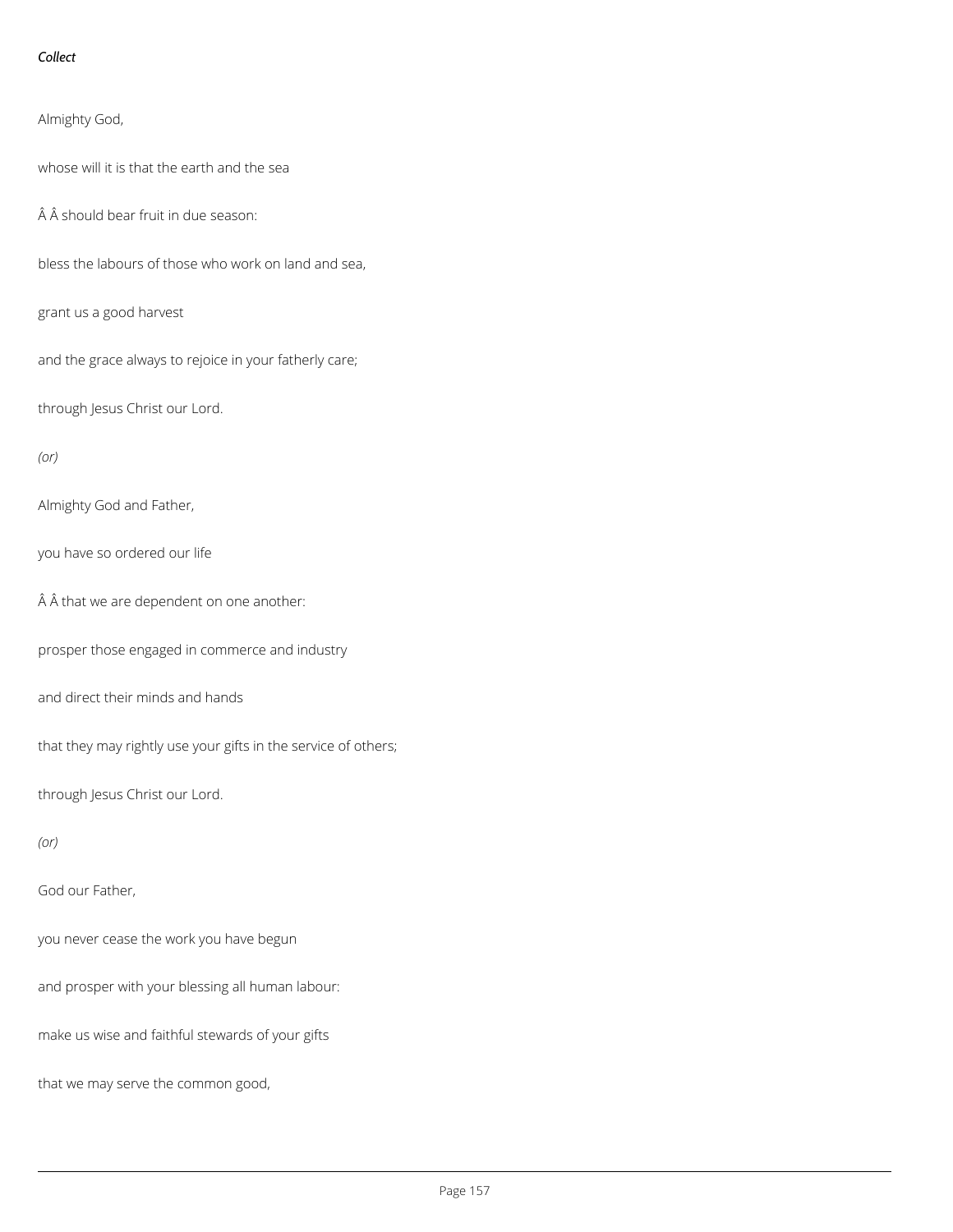*Collect*

Almighty God,

whose will it is that the earth and the sea

Â Â should bear fruit in due season:

bless the labours of those who work on land and sea,

grant us a good harvest

and the grace always to rejoice in your fatherly care;

through Jesus Christ our Lord.

*(or)*

Almighty God and Father,

you have so ordered our life

Â Â that we are dependent on one another:

prosper those engaged in commerce and industry

and direct their minds and hands

that they may rightly use your gifts in the service of others;

through Jesus Christ our Lord.

*(or)*

God our Father,

you never cease the work you have begun

and prosper with your blessing all human labour:

make us wise and faithful stewards of your gifts

that we may serve the common good,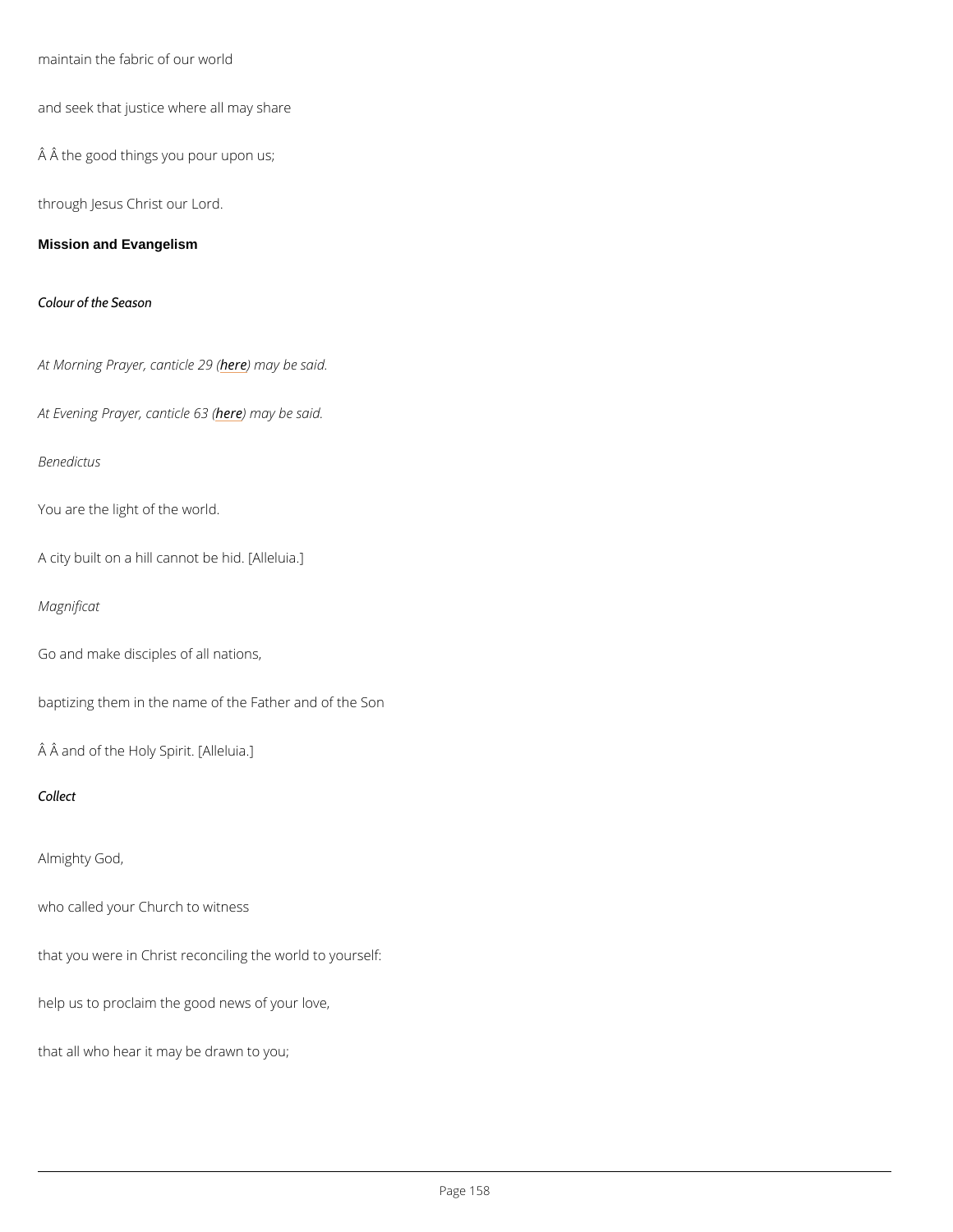maintain the fabric of our world

and seek that justice where all may share

Â Â the good things you pour upon us;

through Jesus Christ our Lord.

## Mission and Evangelism

*Colour of the Season*

*At Morning Prayer, canticle 29 (here) may be said.*

*At Evening Prayer, canticle 63 (here) may be said.*

*Benedictus*

You are the light of the world.

A city built on a hill cannot be hid. [Alleluia.]

*Magnificat*

Go and make disciples of all nations,

baptizing them in the name of the Father and of the Son

Â Â and of the Holy Spirit. [Alleluia.]

*Collect*

Almighty God,

who called your Church to witness

that you were in Christ reconciling the world to yourself:

help us to proclaim the good news of your love,

that all who hear it may be drawn to you;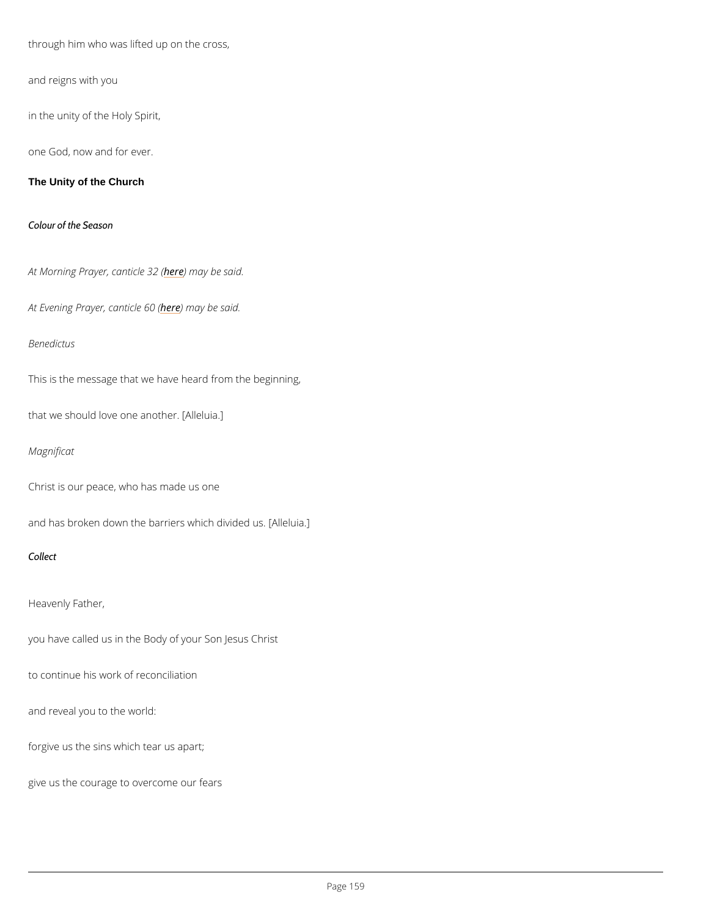through him who was lifted up on the cross,

and reigns with you

in the unity of the Holy Spirit,

one God, now and for ever.

**The Unity of the Church**

*Colour of the Season*

*At Morning Prayer, canticle 32 (here) may be said.*

*At Evening Prayer, canticle 60 (here) may be said.*

*Benedictus*

This is the message that we have heard from the beginning,

that we should love one another. [Alleluia.]

*Magnificat*

Christ is our peace, who has made us one

and has broken down the barriers which divided us. [Alleluia.]

*Collect*

Heavenly Father,

you have called us in the Body of your Son Jesus Christ

to continue his work of reconciliation

and reveal you to the world:

forgive us the sins which tear us apart;

give us the courage to overcome our fears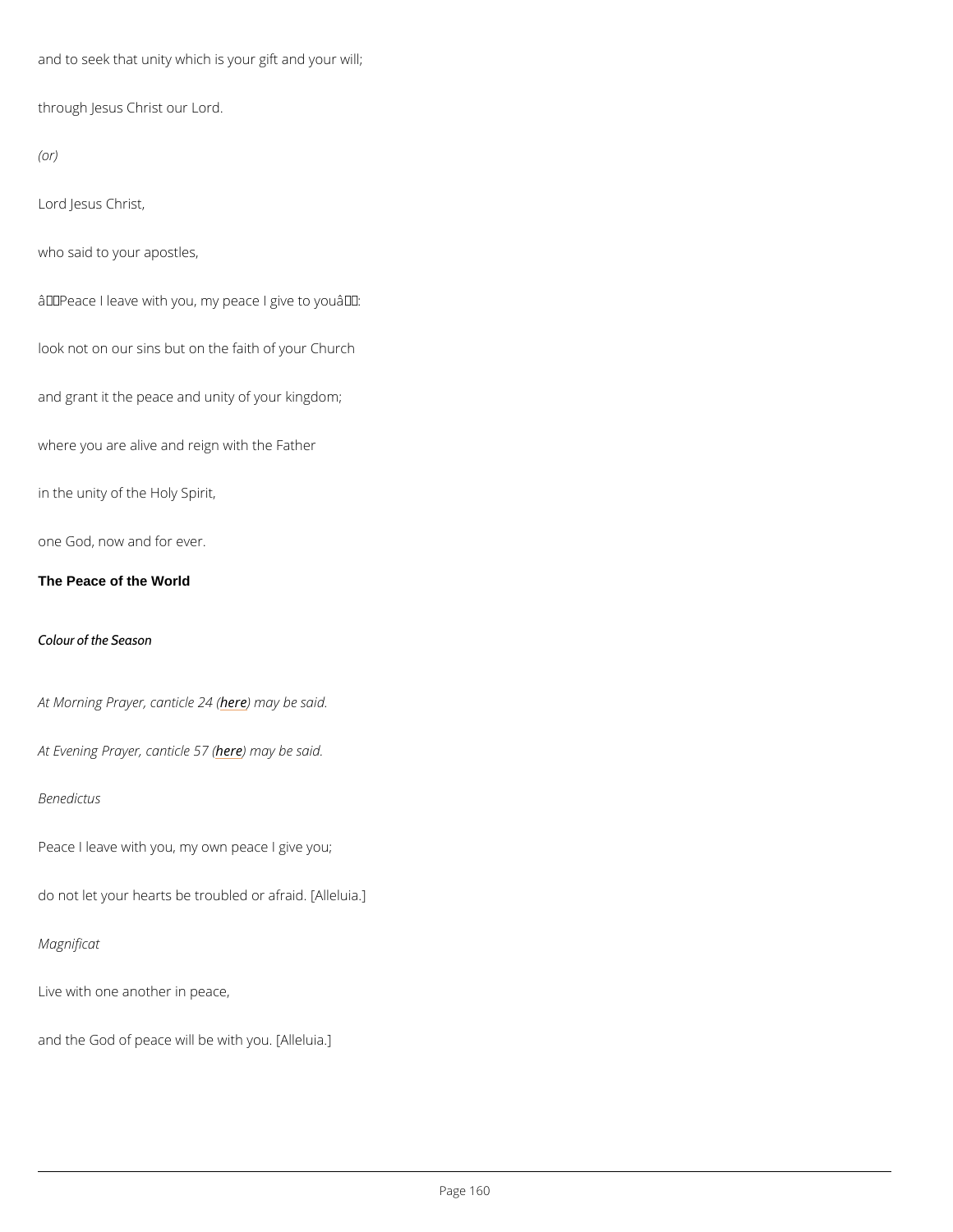and to seek that unity which is your gift and your will;

through Jesus Christ our Lord.

*(or)*

Lord Jesus Christ,

who said to your apostles,

â Peace I leave with you, my peace I give to youâ :

look not on our sins but on the faith of your Church

and grant it the peace and unity of your kingdom;

where you are alive and reign with the Father

in the unity of the Holy Spirit,

one God, now and for ever.

## The Peace of the World

*Colour of the Season*

*At Morning Prayer, canticle 24 (here) may be said.*

*At Evening Prayer, canticle 57 (here) may be said.*

*Benedictus*

Peace I leave with you, my own peace I give you;

do not let your hearts be troubled or afraid. [Alleluia.]

*Magnificat*

Live with one another in peace,

and the God of peace will be with you. [Alleluia.]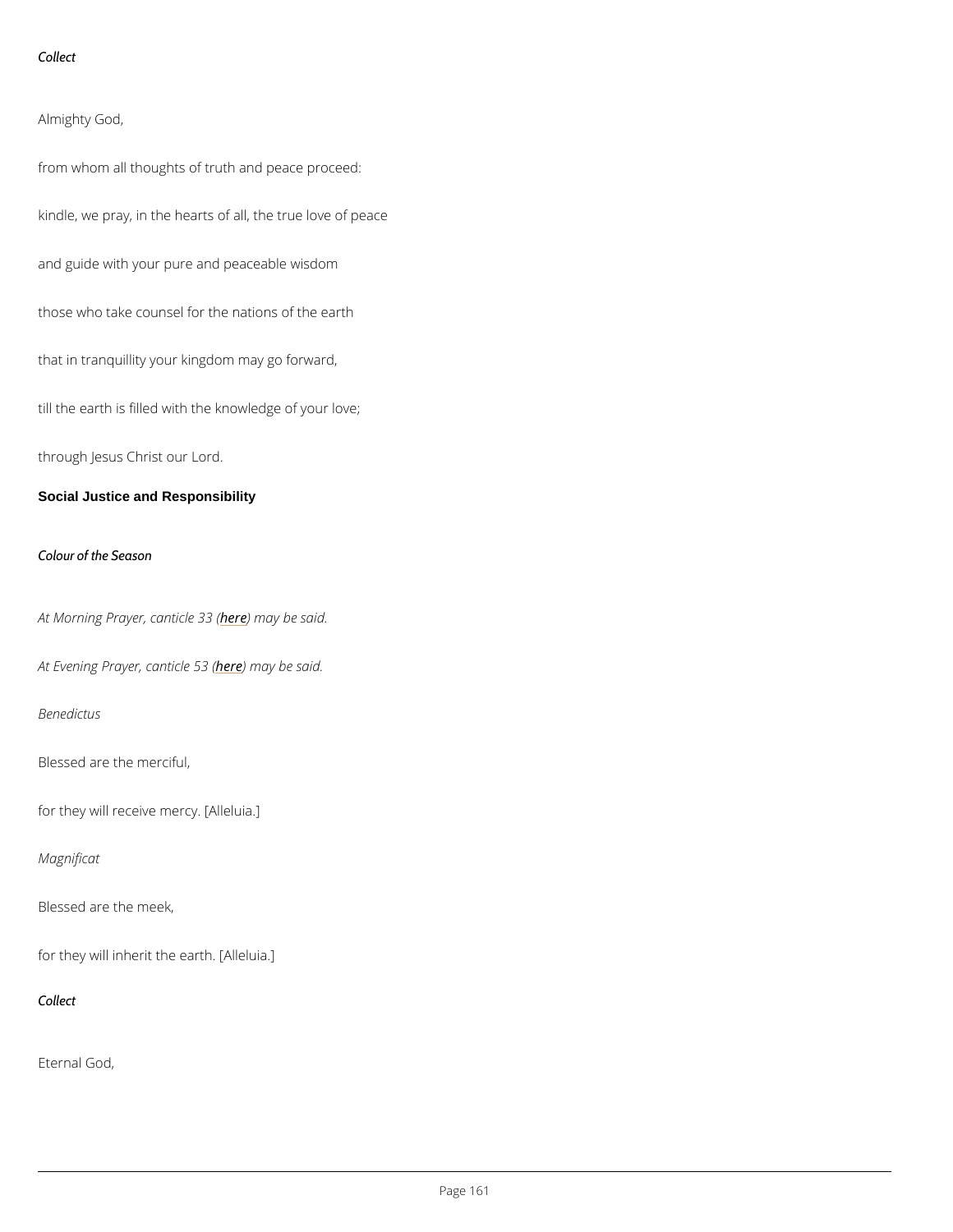*Collect*

Almighty God,

from whom all thoughts of truth and peace proceed:

kindle, we pray, in the hearts of all, the true love of peace

and guide with your pure and peaceable wisdom

those who take counsel for the nations of the earth

that in tranquillity your kingdom may go forward,

till the earth is filled with the knowledge of your love;

through Jesus Christ our Lord.

## Social Justice and Responsibility

*Colour of the Season*

*At Morning Prayer, canticle 33 (here) may be said.*

*At Evening Prayer, canticle 53 (here) may be said.*

*Benedictus*

Blessed are the merciful,

for they will receive mercy. [Alleluia.]

*Magnificat*

Blessed are the meek,

for they will inherit the earth. [Alleluia.]

*Collect*

Eternal God,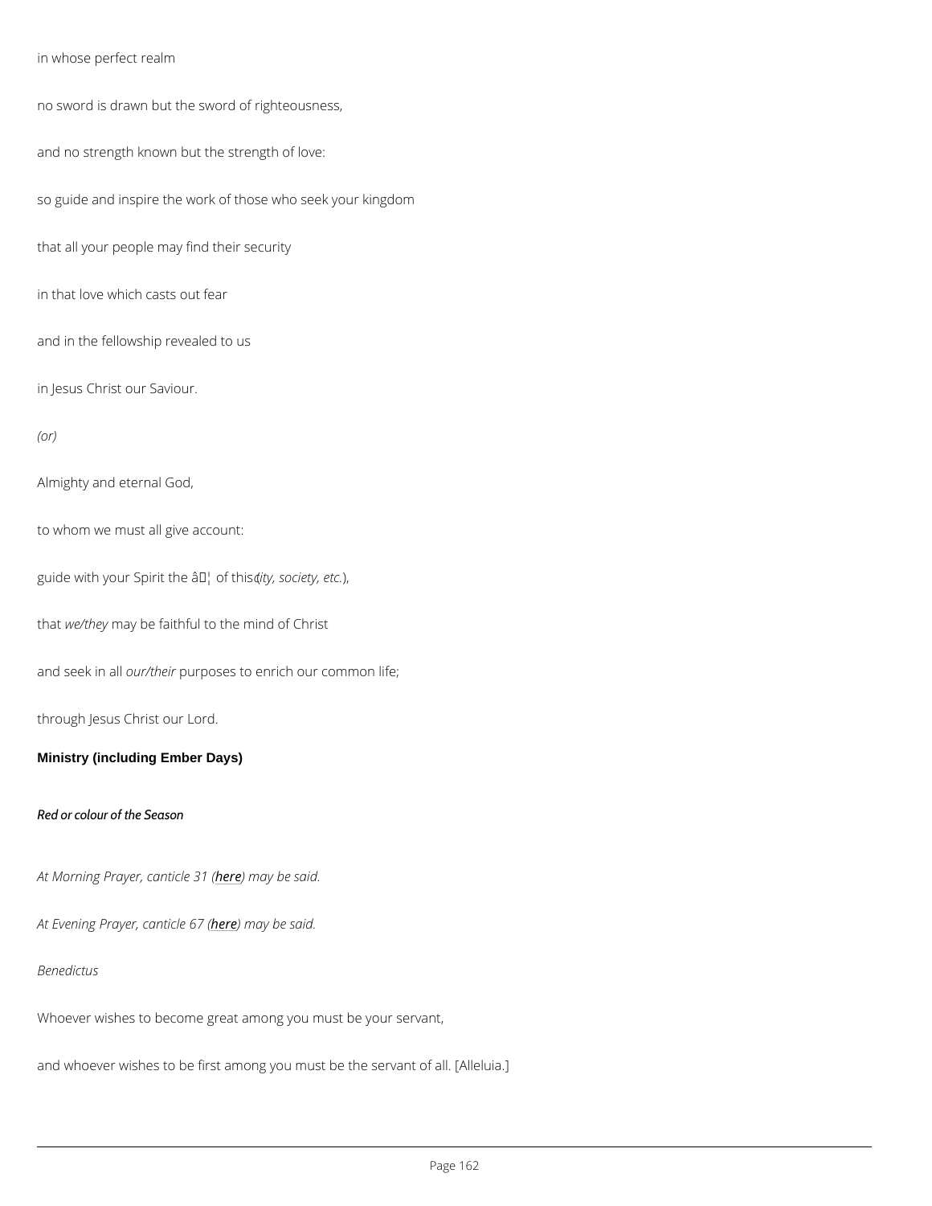in whose perfect realm

no sword is drawn but the sword of righteousness,

and no strength known but the strength of love:

so guide and inspire the work of those who seek your kingdom

that all your people may find their security

in that love which casts out fear

and in the fellowship revealed to us

in Jesus Christ our Saviour.

*(or)*

Almighty and eternal God,

to whom we must all give account:

guide with your Spirit the â€¦ of this (*city, society, etc.*),

that *we/they* may be faithful to the mind of Christ

and seek in all *our/their* purposes to enrich our common life;

through Jesus Christ our Lord.

**Ministry (including Ember Days)**

*Red or colour of the Season*

*At Morning Prayer, canticle 31 (here) may be said.*

*At Evening Prayer, canticle 67 (here) may be said.*

*Benedictus*

Whoever wishes to become great among you must be your servant,

and whoever wishes to be first among you must be the servant of all. [Alleluia.]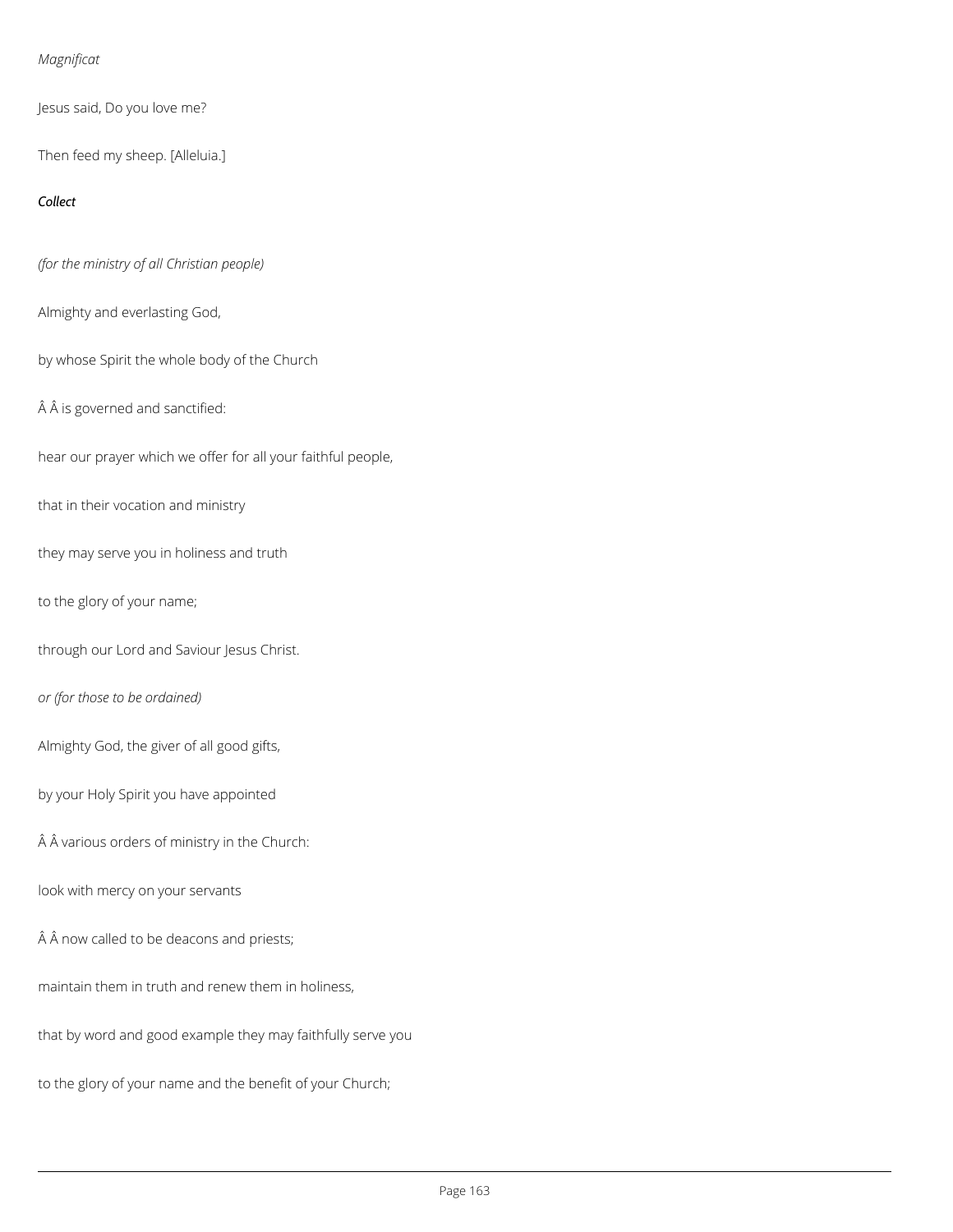*Magnificat*

Jesus said, Do you love me?

Then feed my sheep. [Alleluia.]

***Collect***

*(for the ministry of all Christian people)*

Almighty and everlasting God,

by whose Spirit the whole body of the Church

Â Â is governed and sanctified:

hear our prayer which we offer for all your faithful people,

that in their vocation and ministry

they may serve you in holiness and truth

to the glory of your name;

through our Lord and Saviour Jesus Christ.

*or (for those to be ordained)*

Almighty God, the giver of all good gifts,

by your Holy Spirit you have appointed

Â Â various orders of ministry in the Church:

look with mercy on your servants

Â Â now called to be deacons and priests;

maintain them in truth and renew them in holiness,

that by word and good example they may faithfully serve you

to the glory of your name and the benefit of your Church;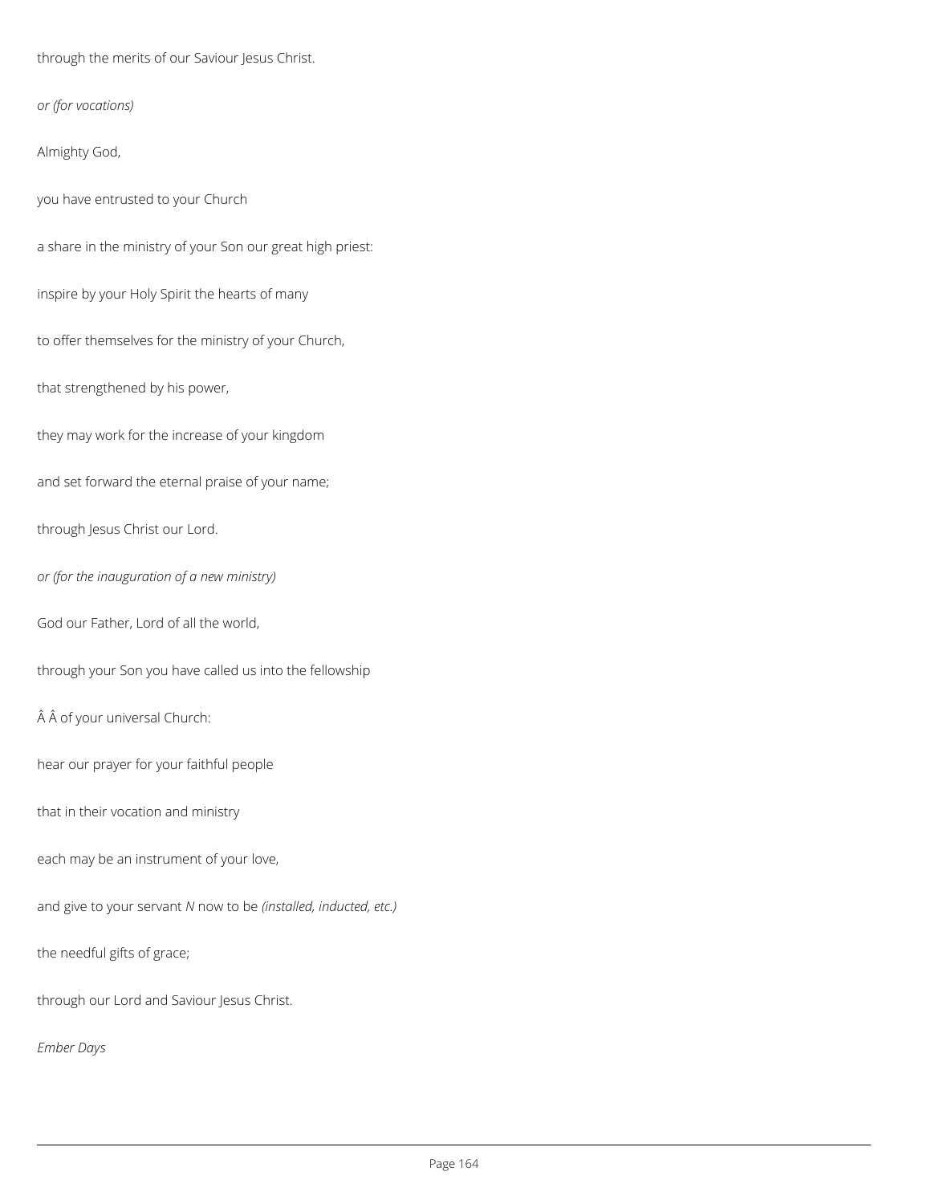through the merits of our Saviour Jesus Christ.

*or (for vocations)*

Almighty God,

you have entrusted to your Church

a share in the ministry of your Son our great high priest:

inspire by your Holy Spirit the hearts of many

to offer themselves for the ministry of your Church,

that strengthened by his power,

they may work for the increase of your kingdom

and set forward the eternal praise of your name;

through Jesus Christ our Lord.

*or (for the inauguration of a new ministry)*

God our Father, Lord of all the world,

through your Son you have called us into the fellowship

Â Â of your universal Church:

hear our prayer for your faithful people

that in their vocation and ministry

each may be an instrument of your love,

and give to your servant *N* now to be *(installed, inducted, etc.)*

the needful gifts of grace;

through our Lord and Saviour Jesus Christ.

*Ember Days*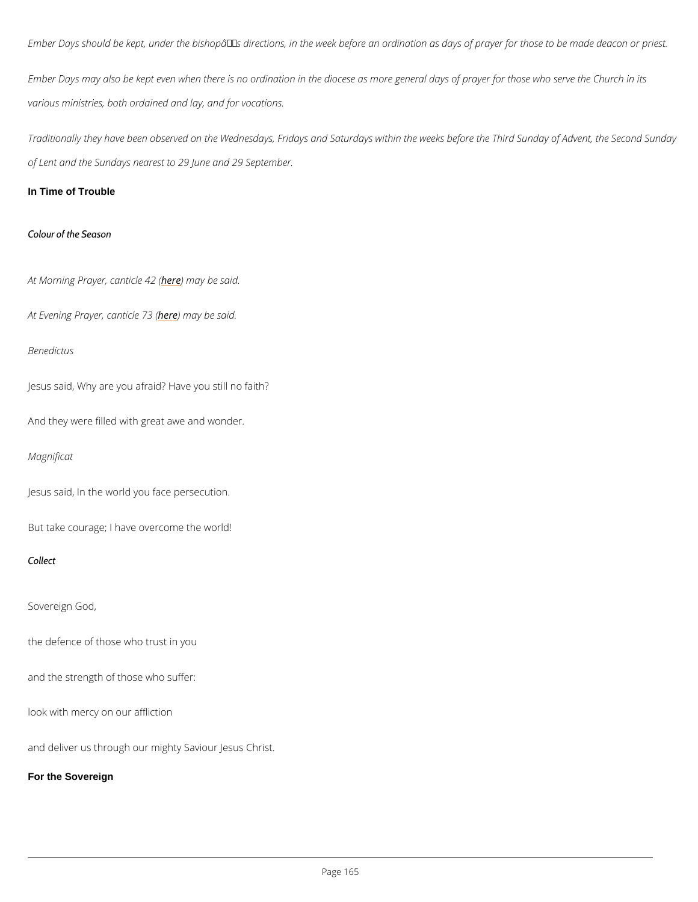*Ember Days should be kept, under the bishopâs directions, in the week before an ordination as days of prayer for those to be made deacon or priest.*

*Ember Days may also be kept even when there is no ordination in the diocese as more general days of prayer for those who serve the Church in its various ministries, both ordained and lay, and for vocations.*

*Traditionally they have been observed on the Wednesdays, Fridays and Saturdays within the weeks before the Third Sunday of Advent, the Second Sunday of Lent and the Sundays nearest to 29 June and 29 September.*

## In Time of Trouble

*Colour of the Season*

*At Morning Prayer, canticle 42 (here) may be said.*

*At Evening Prayer, canticle 73 (here) may be said.*

*Benedictus*

Jesus said, Why are you afraid? Have you still no faith?

And they were filled with great awe and wonder.

*Magnificat*

Jesus said, In the world you face persecution.

But take courage; I have overcome the world!

*Collect*

Sovereign God,

the defence of those who trust in you

and the strength of those who suffer:

look with mercy on our affliction

and deliver us through our mighty Saviour Jesus Christ.

## For the Sovereign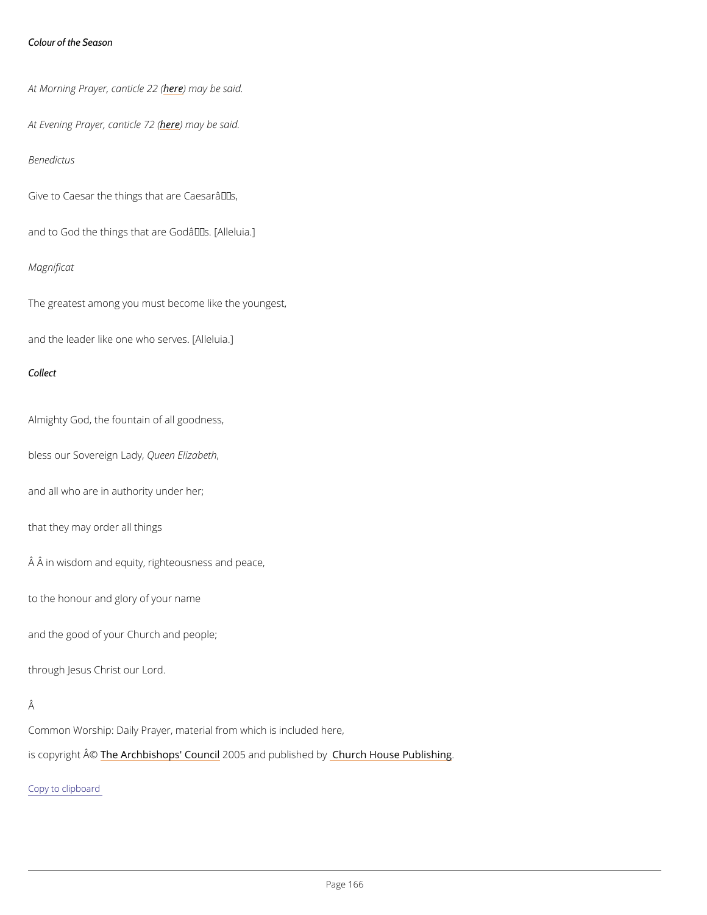*Colour of the Season*

*At Morning Prayer, canticle 22 (here) may be said.*

*At Evening Prayer, canticle 72 (here) may be said.*

*Benedictus*

Give to Caesar the things that are Caesarâs,

and to God the things that are Godâs. [Alleluia.]

*Magnificat*

The greatest among you must become like the youngest,

and the leader like one who serves. [Alleluia.]

***Collect***

Almighty God, the fountain of all goodness,

bless our Sovereign Lady, *Queen Elizabeth*,

and all who are in authority under her;

that they may order all things

Â Â in wisdom and equity, righteousness and peace,

to the honour and glory of your name

and the good of your Church and people;

through Jesus Christ our Lord.

Â

Common Worship: Daily Prayer, material from which is included here,

is copyright Â© The Archbishops' Council 2005 and published by Church House Publishing.

Copy to clipboard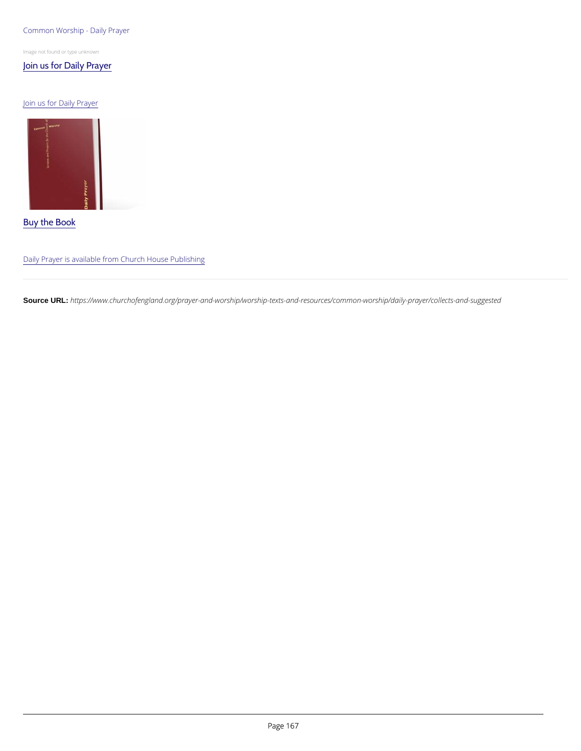Common Worship - Daily Prayer

Image not found or type unknown

[Join us for Daily Prayer]

[Join us for Daily Prayer]

[Buy the Book]

[Daily Prayer is available from Church House Publishing]

---

**Source URL:** *https://www.churchofengland.org/prayer-and-worship/worship-texts-and-resources/common-worship/daily-prayer/collects-and-suggested*